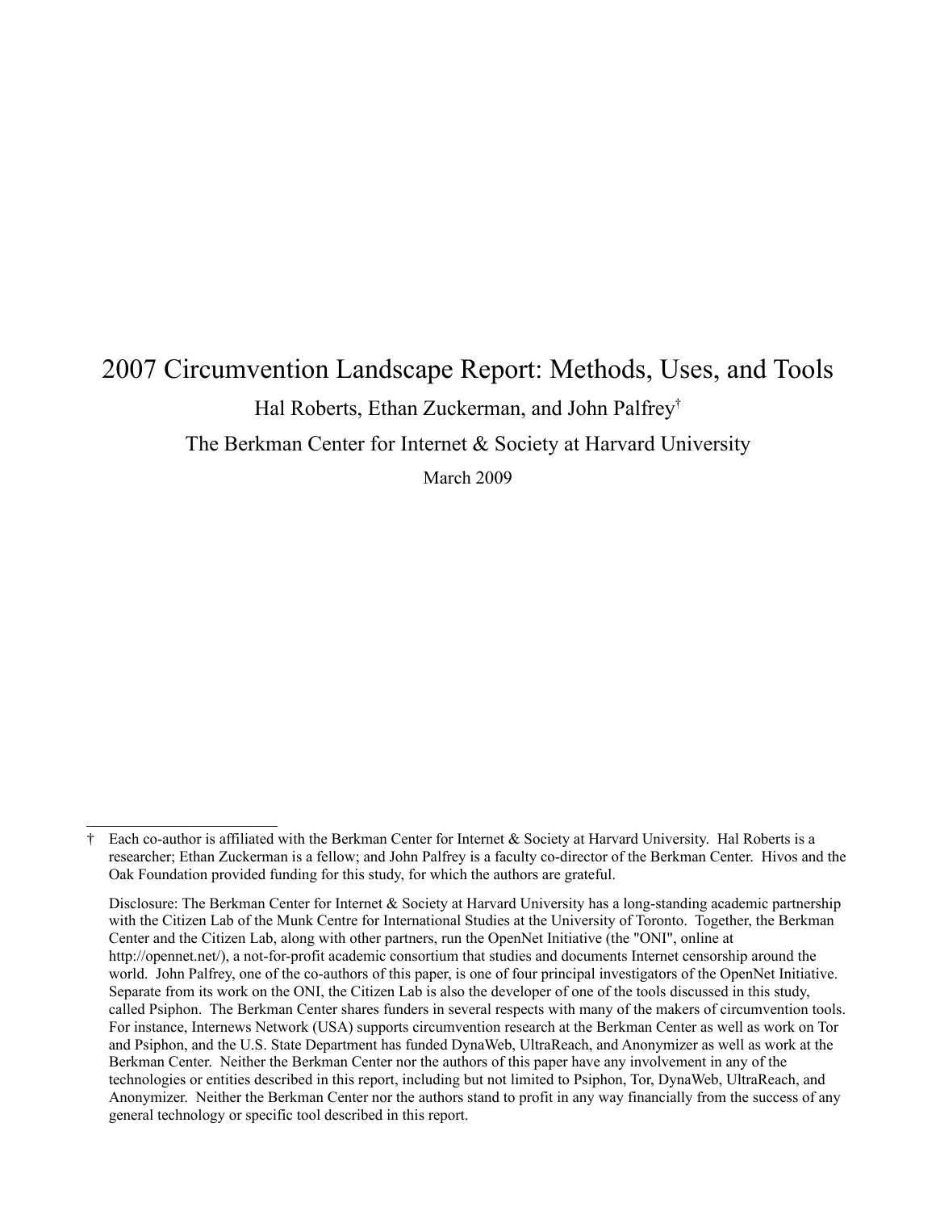# 2007 Circumvention Landscape Report: Methods, Uses, and Tools

Hal Roberts, Ethan Zuckerman, and John Palfrey[†]

The Berkman Center for Internet & Society at Harvard University

March 2009

---

† Each co-author is affiliated with the Berkman Center for Internet & Society at Harvard University. Hal Roberts is a researcher; Ethan Zuckerman is a fellow; and John Palfrey is a faculty co-director of the Berkman Center. Hivos and the Oak Foundation provided funding for this study, for which the authors are grateful.

Disclosure: The Berkman Center for Internet & Society at Harvard University has a long-standing academic partnership with the Citizen Lab of the Munk Centre for International Studies at the University of Toronto. Together, the Berkman Center and the Citizen Lab, along with other partners, run the OpenNet Initiative (the "ONI", online at http://opennet.net/), a not-for-profit academic consortium that studies and documents Internet censorship around the world. John Palfrey, one of the co-authors of this paper, is one of four principal investigators of the OpenNet Initiative. Separate from its work on the ONI, the Citizen Lab is also the developer of one of the tools discussed in this study, called Psiphon. The Berkman Center shares funders in several respects with many of the makers of circumvention tools. For instance, Internews Network (USA) supports circumvention research at the Berkman Center as well as work on Tor and Psiphon, and the U.S. State Department has funded DynaWeb, UltraReach, and Anonymizer as well as work at the Berkman Center. Neither the Berkman Center nor the authors of this paper have any involvement in any of the technologies or entities described in this report, including but not limited to Psiphon, Tor, DynaWeb, UltraReach, and Anonymizer. Neither the Berkman Center nor the authors stand to profit in any way financially from the success of any general technology or specific tool described in this report.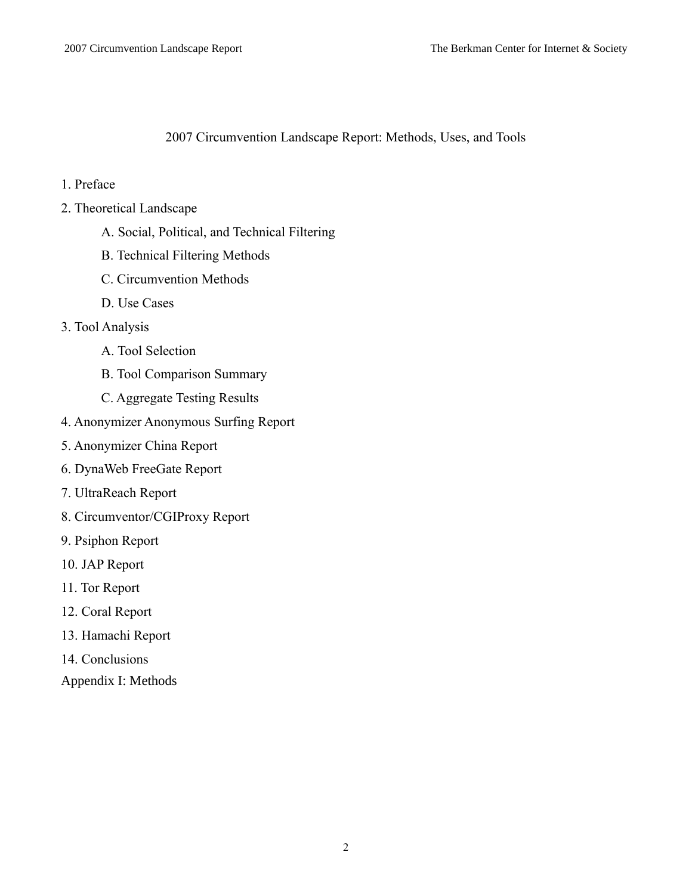# 2007 Circumvention Landscape Report: Methods, Uses, and Tools

1. Preface
2. Theoretical Landscape
   - A. Social, Political, and Technical Filtering
   - B. Technical Filtering Methods
   - C. Circumvention Methods
   - D. Use Cases
3. Tool Analysis
   - A. Tool Selection
   - B. Tool Comparison Summary
   - C. Aggregate Testing Results
4. Anonymizer Anonymous Surfing Report
5. Anonymizer China Report
6. DynaWeb FreeGate Report
7. UltraReach Report
8. Circumventor/CGIProxy Report
9. Psiphon Report
10. JAP Report
11. Tor Report
12. Coral Report
13. Hamachi Report
14. Conclusions

Appendix I: Methods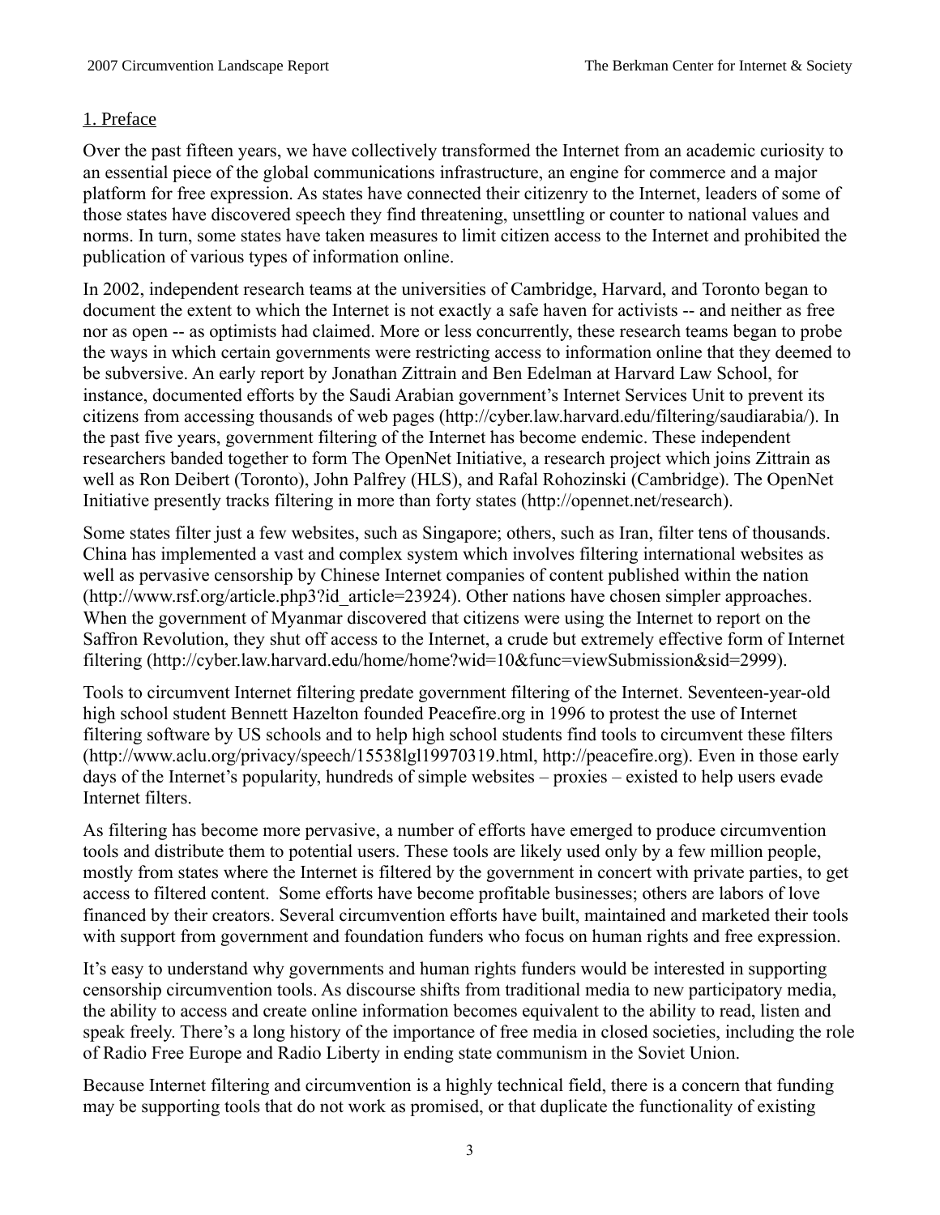## 1. Preface

Over the past fifteen years, we have collectively transformed the Internet from an academic curiosity to an essential piece of the global communications infrastructure, an engine for commerce and a major platform for free expression. As states have connected their citizenry to the Internet, leaders of some of those states have discovered speech they find threatening, unsettling or counter to national values and norms. In turn, some states have taken measures to limit citizen access to the Internet and prohibited the publication of various types of information online.

In 2002, independent research teams at the universities of Cambridge, Harvard, and Toronto began to document the extent to which the Internet is not exactly a safe haven for activists -- and neither as free nor as open -- as optimists had claimed. More or less concurrently, these research teams began to probe the ways in which certain governments were restricting access to information online that they deemed to be subversive. An early report by Jonathan Zittrain and Ben Edelman at Harvard Law School, for instance, documented efforts by the Saudi Arabian government's Internet Services Unit to prevent its citizens from accessing thousands of web pages (http://cyber.law.harvard.edu/filtering/saudiarabia/). In the past five years, government filtering of the Internet has become endemic. These independent researchers banded together to form The OpenNet Initiative, a research project which joins Zittrain as well as Ron Deibert (Toronto), John Palfrey (HLS), and Rafal Rohozinski (Cambridge). The OpenNet Initiative presently tracks filtering in more than forty states (http://opennet.net/research).

Some states filter just a few websites, such as Singapore; others, such as Iran, filter tens of thousands. China has implemented a vast and complex system which involves filtering international websites as well as pervasive censorship by Chinese Internet companies of content published within the nation (http://www.rsf.org/article.php3?id_article=23924). Other nations have chosen simpler approaches. When the government of Myanmar discovered that citizens were using the Internet to report on the Saffron Revolution, they shut off access to the Internet, a crude but extremely effective form of Internet filtering (http://cyber.law.harvard.edu/home/home?wid=10&func=viewSubmission&sid=2999).

Tools to circumvent Internet filtering predate government filtering of the Internet. Seventeen-year-old high school student Bennett Hazelton founded Peacefire.org in 1996 to protest the use of Internet filtering software by US schools and to help high school students find tools to circumvent these filters (http://www.aclu.org/privacy/speech/15538lgl19970319.html, http://peacefire.org). Even in those early days of the Internet's popularity, hundreds of simple websites – proxies – existed to help users evade Internet filters.

As filtering has become more pervasive, a number of efforts have emerged to produce circumvention tools and distribute them to potential users. These tools are likely used only by a few million people, mostly from states where the Internet is filtered by the government in concert with private parties, to get access to filtered content. Some efforts have become profitable businesses; others are labors of love financed by their creators. Several circumvention efforts have built, maintained and marketed their tools with support from government and foundation funders who focus on human rights and free expression.

It's easy to understand why governments and human rights funders would be interested in supporting censorship circumvention tools. As discourse shifts from traditional media to new participatory media, the ability to access and create online information becomes equivalent to the ability to read, listen and speak freely. There's a long history of the importance of free media in closed societies, including the role of Radio Free Europe and Radio Liberty in ending state communism in the Soviet Union.

Because Internet filtering and circumvention is a highly technical field, there is a concern that funding may be supporting tools that do not work as promised, or that duplicate the functionality of existing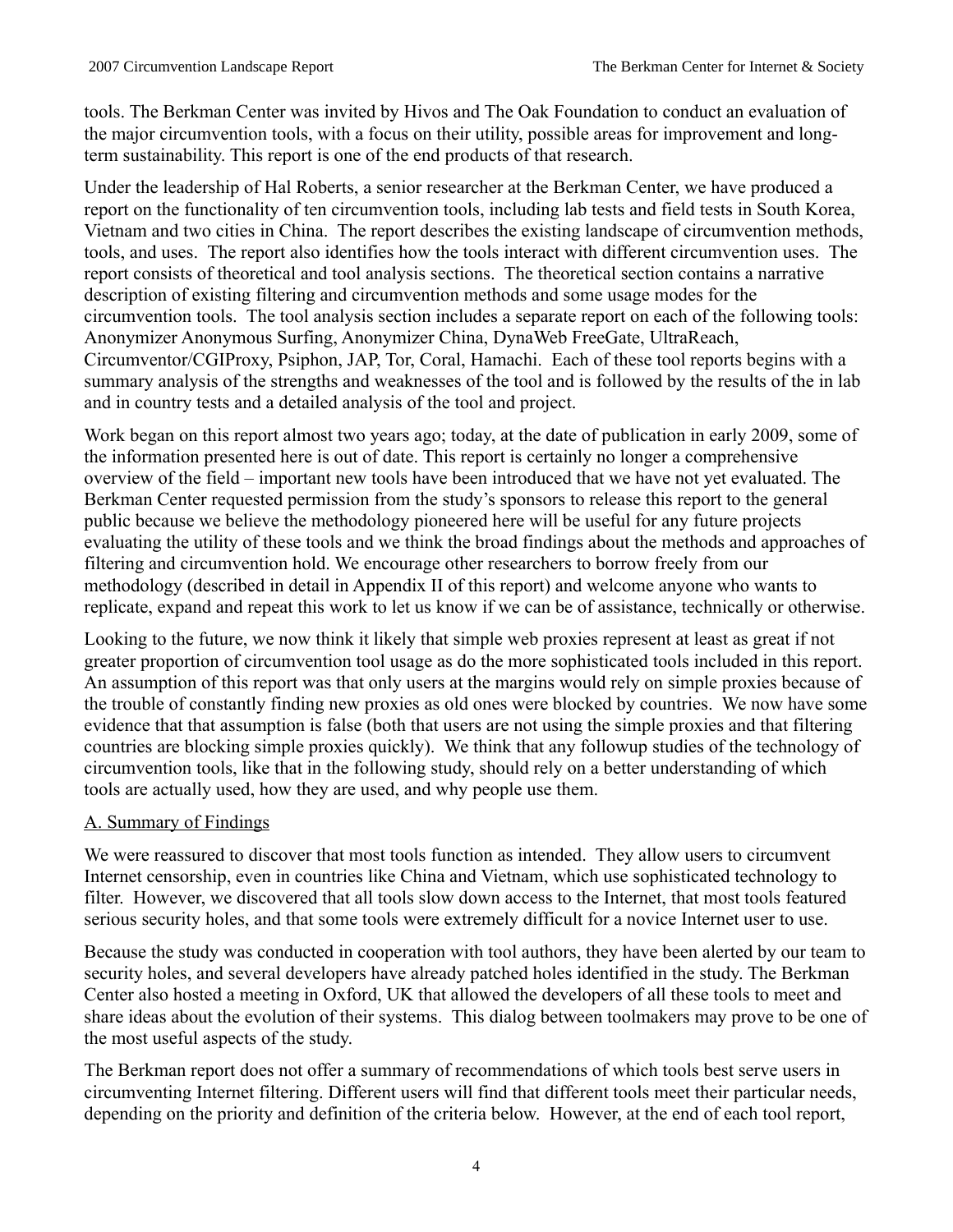tools. The Berkman Center was invited by Hivos and The Oak Foundation to conduct an evaluation of the major circumvention tools, with a focus on their utility, possible areas for improvement and long-term sustainability. This report is one of the end products of that research.

Under the leadership of Hal Roberts, a senior researcher at the Berkman Center, we have produced a report on the functionality of ten circumvention tools, including lab tests and field tests in South Korea, Vietnam and two cities in China. The report describes the existing landscape of circumvention methods, tools, and uses. The report also identifies how the tools interact with different circumvention uses. The report consists of theoretical and tool analysis sections. The theoretical section contains a narrative description of existing filtering and circumvention methods and some usage modes for the circumvention tools. The tool analysis section includes a separate report on each of the following tools: Anonymizer Anonymous Surfing, Anonymizer China, DynaWeb FreeGate, UltraReach, Circumventor/CGIProxy, Psiphon, JAP, Tor, Coral, Hamachi. Each of these tool reports begins with a summary analysis of the strengths and weaknesses of the tool and is followed by the results of the in lab and in country tests and a detailed analysis of the tool and project.

Work began on this report almost two years ago; today, at the date of publication in early 2009, some of the information presented here is out of date. This report is certainly no longer a comprehensive overview of the field – important new tools have been introduced that we have not yet evaluated. The Berkman Center requested permission from the study's sponsors to release this report to the general public because we believe the methodology pioneered here will be useful for any future projects evaluating the utility of these tools and we think the broad findings about the methods and approaches of filtering and circumvention hold. We encourage other researchers to borrow freely from our methodology (described in detail in Appendix II of this report) and welcome anyone who wants to replicate, expand and repeat this work to let us know if we can be of assistance, technically or otherwise.

Looking to the future, we now think it likely that simple web proxies represent at least as great if not greater proportion of circumvention tool usage as do the more sophisticated tools included in this report. An assumption of this report was that only users at the margins would rely on simple proxies because of the trouble of constantly finding new proxies as old ones were blocked by countries. We now have some evidence that that assumption is false (both that users are not using the simple proxies and that filtering countries are blocking simple proxies quickly). We think that any followup studies of the technology of circumvention tools, like that in the following study, should rely on a better understanding of which tools are actually used, how they are used, and why people use them.

## A. Summary of Findings

We were reassured to discover that most tools function as intended. They allow users to circumvent Internet censorship, even in countries like China and Vietnam, which use sophisticated technology to filter. However, we discovered that all tools slow down access to the Internet, that most tools featured serious security holes, and that some tools were extremely difficult for a novice Internet user to use.

Because the study was conducted in cooperation with tool authors, they have been alerted by our team to security holes, and several developers have already patched holes identified in the study. The Berkman Center also hosted a meeting in Oxford, UK that allowed the developers of all these tools to meet and share ideas about the evolution of their systems. This dialog between toolmakers may prove to be one of the most useful aspects of the study.

The Berkman report does not offer a summary of recommendations of which tools best serve users in circumventing Internet filtering. Different users will find that different tools meet their particular needs, depending on the priority and definition of the criteria below. However, at the end of each tool report,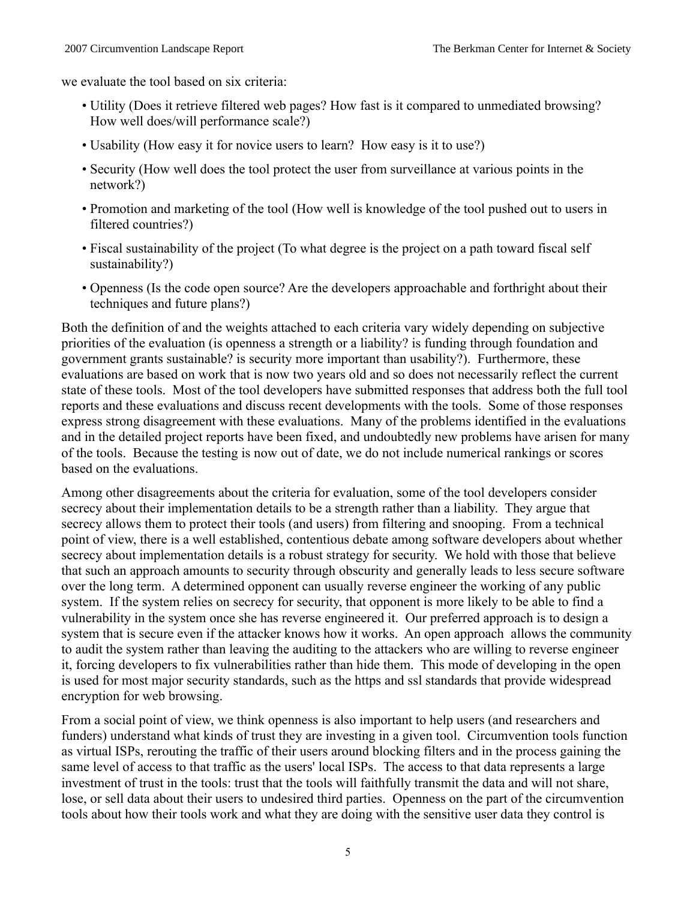we evaluate the tool based on six criteria:

- Utility (Does it retrieve filtered web pages? How fast is it compared to unmediated browsing? How well does/will performance scale?)
- Usability (How easy it for novice users to learn? How easy is it to use?)
- Security (How well does the tool protect the user from surveillance at various points in the network?)
- Promotion and marketing of the tool (How well is knowledge of the tool pushed out to users in filtered countries?)
- Fiscal sustainability of the project (To what degree is the project on a path toward fiscal self sustainability?)
- Openness (Is the code open source? Are the developers approachable and forthright about their techniques and future plans?)

Both the definition of and the weights attached to each criteria vary widely depending on subjective priorities of the evaluation (is openness a strength or a liability? is funding through foundation and government grants sustainable? is security more important than usability?). Furthermore, these evaluations are based on work that is now two years old and so does not necessarily reflect the current state of these tools. Most of the tool developers have submitted responses that address both the full tool reports and these evaluations and discuss recent developments with the tools. Some of those responses express strong disagreement with these evaluations. Many of the problems identified in the evaluations and in the detailed project reports have been fixed, and undoubtedly new problems have arisen for many of the tools. Because the testing is now out of date, we do not include numerical rankings or scores based on the evaluations.

Among other disagreements about the criteria for evaluation, some of the tool developers consider secrecy about their implementation details to be a strength rather than a liability. They argue that secrecy allows them to protect their tools (and users) from filtering and snooping. From a technical point of view, there is a well established, contentious debate among software developers about whether secrecy about implementation details is a robust strategy for security. We hold with those that believe that such an approach amounts to security through obscurity and generally leads to less secure software over the long term. A determined opponent can usually reverse engineer the working of any public system. If the system relies on secrecy for security, that opponent is more likely to be able to find a vulnerability in the system once she has reverse engineered it. Our preferred approach is to design a system that is secure even if the attacker knows how it works. An open approach allows the community to audit the system rather than leaving the auditing to the attackers who are willing to reverse engineer it, forcing developers to fix vulnerabilities rather than hide them. This mode of developing in the open is used for most major security standards, such as the https and ssl standards that provide widespread encryption for web browsing.

From a social point of view, we think openness is also important to help users (and researchers and funders) understand what kinds of trust they are investing in a given tool. Circumvention tools function as virtual ISPs, rerouting the traffic of their users around blocking filters and in the process gaining the same level of access to that traffic as the users' local ISPs. The access to that data represents a large investment of trust in the tools: trust that the tools will faithfully transmit the data and will not share, lose, or sell data about their users to undesired third parties. Openness on the part of the circumvention tools about how their tools work and what they are doing with the sensitive user data they control is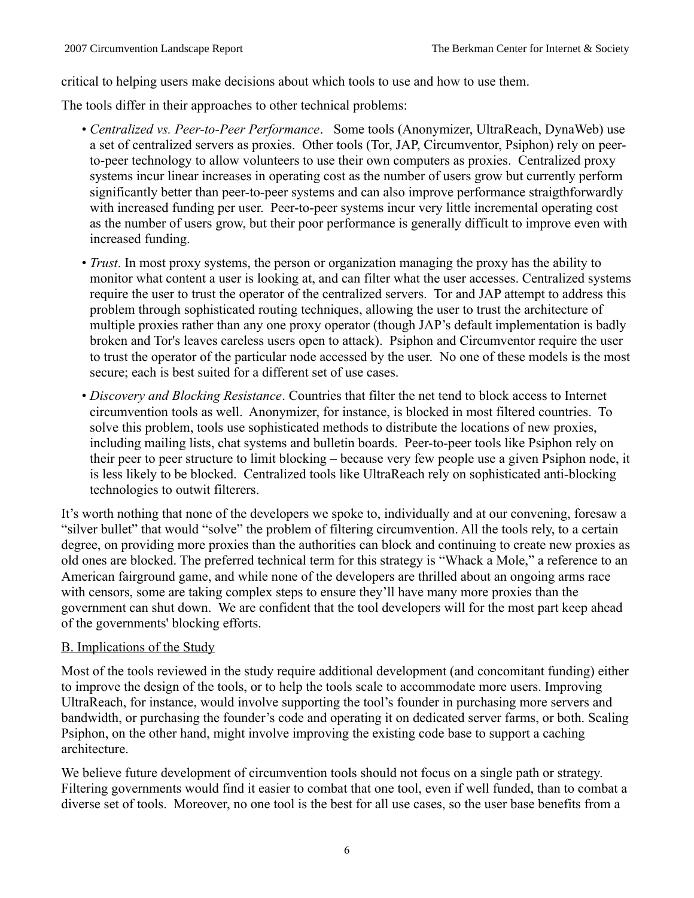critical to helping users make decisions about which tools to use and how to use them.

The tools differ in their approaches to other technical problems:

- *Centralized vs. Peer-to-Peer Performance*. Some tools (Anonymizer, UltraReach, DynaWeb) use a set of centralized servers as proxies. Other tools (Tor, JAP, Circumventor, Psiphon) rely on peer-to-peer technology to allow volunteers to use their own computers as proxies. Centralized proxy systems incur linear increases in operating cost as the number of users grow but currently perform significantly better than peer-to-peer systems and can also improve performance straigthforwardly with increased funding per user. Peer-to-peer systems incur very little incremental operating cost as the number of users grow, but their poor performance is generally difficult to improve even with increased funding.
- *Trust*. In most proxy systems, the person or organization managing the proxy has the ability to monitor what content a user is looking at, and can filter what the user accesses. Centralized systems require the user to trust the operator of the centralized servers. Tor and JAP attempt to address this problem through sophisticated routing techniques, allowing the user to trust the architecture of multiple proxies rather than any one proxy operator (though JAP's default implementation is badly broken and Tor's leaves careless users open to attack). Psiphon and Circumventor require the user to trust the operator of the particular node accessed by the user. No one of these models is the most secure; each is best suited for a different set of use cases.
- *Discovery and Blocking Resistance*. Countries that filter the net tend to block access to Internet circumvention tools as well. Anonymizer, for instance, is blocked in most filtered countries. To solve this problem, tools use sophisticated methods to distribute the locations of new proxies, including mailing lists, chat systems and bulletin boards. Peer-to-peer tools like Psiphon rely on their peer to peer structure to limit blocking – because very few people use a given Psiphon node, it is less likely to be blocked. Centralized tools like UltraReach rely on sophisticated anti-blocking technologies to outwit filterers.

It's worth nothing that none of the developers we spoke to, individually and at our convening, foresaw a "silver bullet" that would "solve" the problem of filtering circumvention. All the tools rely, to a certain degree, on providing more proxies than the authorities can block and continuing to create new proxies as old ones are blocked. The preferred technical term for this strategy is "Whack a Mole," a reference to an American fairground game, and while none of the developers are thrilled about an ongoing arms race with censors, some are taking complex steps to ensure they'll have many more proxies than the government can shut down. We are confident that the tool developers will for the most part keep ahead of the governments' blocking efforts.

## B. Implications of the Study

Most of the tools reviewed in the study require additional development (and concomitant funding) either to improve the design of the tools, or to help the tools scale to accommodate more users. Improving UltraReach, for instance, would involve supporting the tool's founder in purchasing more servers and bandwidth, or purchasing the founder's code and operating it on dedicated server farms, or both. Scaling Psiphon, on the other hand, might involve improving the existing code base to support a caching architecture.

We believe future development of circumvention tools should not focus on a single path or strategy. Filtering governments would find it easier to combat that one tool, even if well funded, than to combat a diverse set of tools. Moreover, no one tool is the best for all use cases, so the user base benefits from a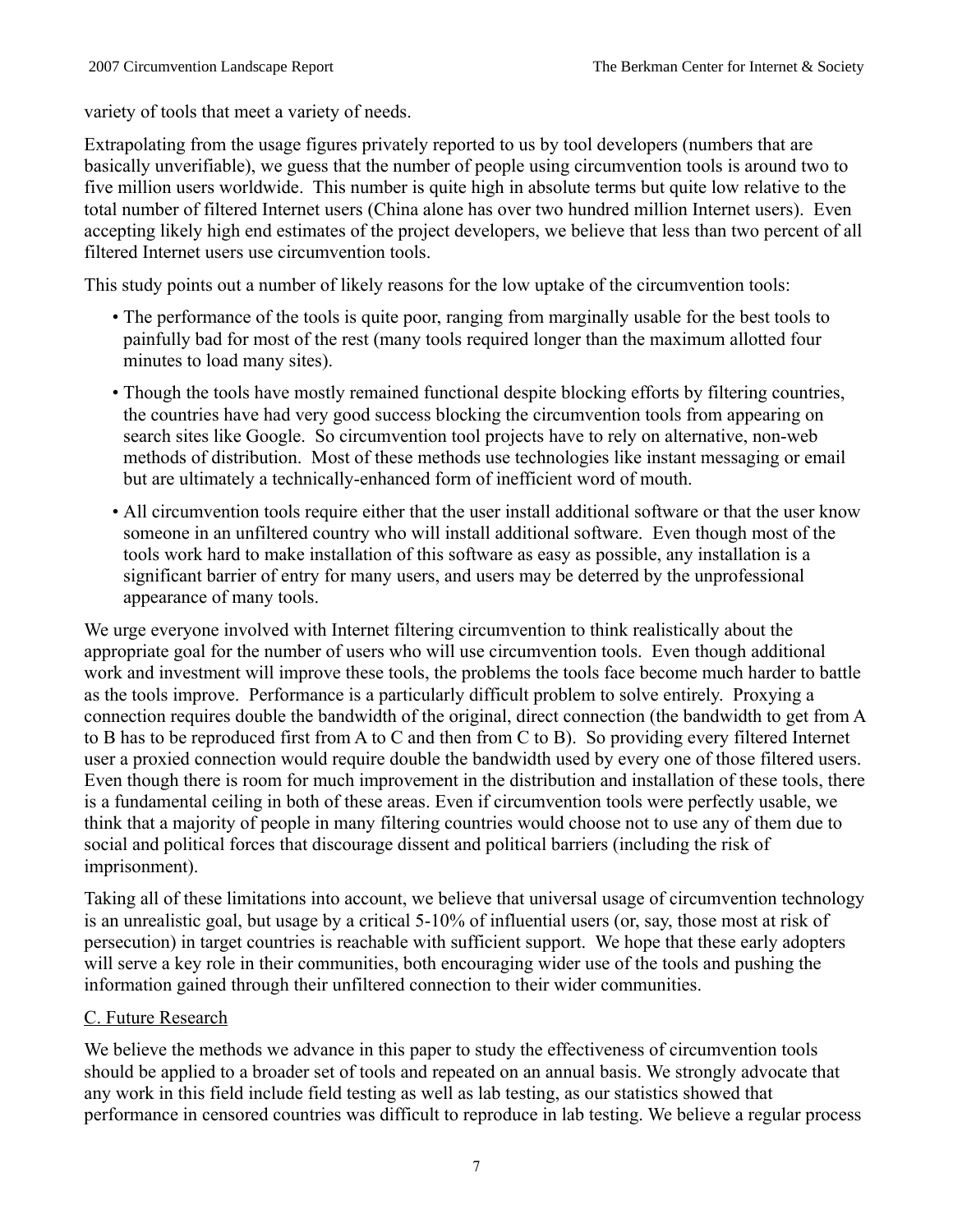variety of tools that meet a variety of needs.

Extrapolating from the usage figures privately reported to us by tool developers (numbers that are basically unverifiable), we guess that the number of people using circumvention tools is around two to five million users worldwide. This number is quite high in absolute terms but quite low relative to the total number of filtered Internet users (China alone has over two hundred million Internet users). Even accepting likely high end estimates of the project developers, we believe that less than two percent of all filtered Internet users use circumvention tools.

This study points out a number of likely reasons for the low uptake of the circumvention tools:

- The performance of the tools is quite poor, ranging from marginally usable for the best tools to painfully bad for most of the rest (many tools required longer than the maximum allotted four minutes to load many sites).
- Though the tools have mostly remained functional despite blocking efforts by filtering countries, the countries have had very good success blocking the circumvention tools from appearing on search sites like Google. So circumvention tool projects have to rely on alternative, non-web methods of distribution. Most of these methods use technologies like instant messaging or email but are ultimately a technically-enhanced form of inefficient word of mouth.
- All circumvention tools require either that the user install additional software or that the user know someone in an unfiltered country who will install additional software. Even though most of the tools work hard to make installation of this software as easy as possible, any installation is a significant barrier of entry for many users, and users may be deterred by the unprofessional appearance of many tools.

We urge everyone involved with Internet filtering circumvention to think realistically about the appropriate goal for the number of users who will use circumvention tools. Even though additional work and investment will improve these tools, the problems the tools face become much harder to battle as the tools improve. Performance is a particularly difficult problem to solve entirely. Proxying a connection requires double the bandwidth of the original, direct connection (the bandwidth to get from A to B has to be reproduced first from A to C and then from C to B). So providing every filtered Internet user a proxied connection would require double the bandwidth used by every one of those filtered users. Even though there is room for much improvement in the distribution and installation of these tools, there is a fundamental ceiling in both of these areas. Even if circumvention tools were perfectly usable, we think that a majority of people in many filtering countries would choose not to use any of them due to social and political forces that discourage dissent and political barriers (including the risk of imprisonment).

Taking all of these limitations into account, we believe that universal usage of circumvention technology is an unrealistic goal, but usage by a critical 5-10% of influential users (or, say, those most at risk of persecution) in target countries is reachable with sufficient support. We hope that these early adopters will serve a key role in their communities, both encouraging wider use of the tools and pushing the information gained through their unfiltered connection to their wider communities.

### C. Future Research

We believe the methods we advance in this paper to study the effectiveness of circumvention tools should be applied to a broader set of tools and repeated on an annual basis. We strongly advocate that any work in this field include field testing as well as lab testing, as our statistics showed that performance in censored countries was difficult to reproduce in lab testing. We believe a regular process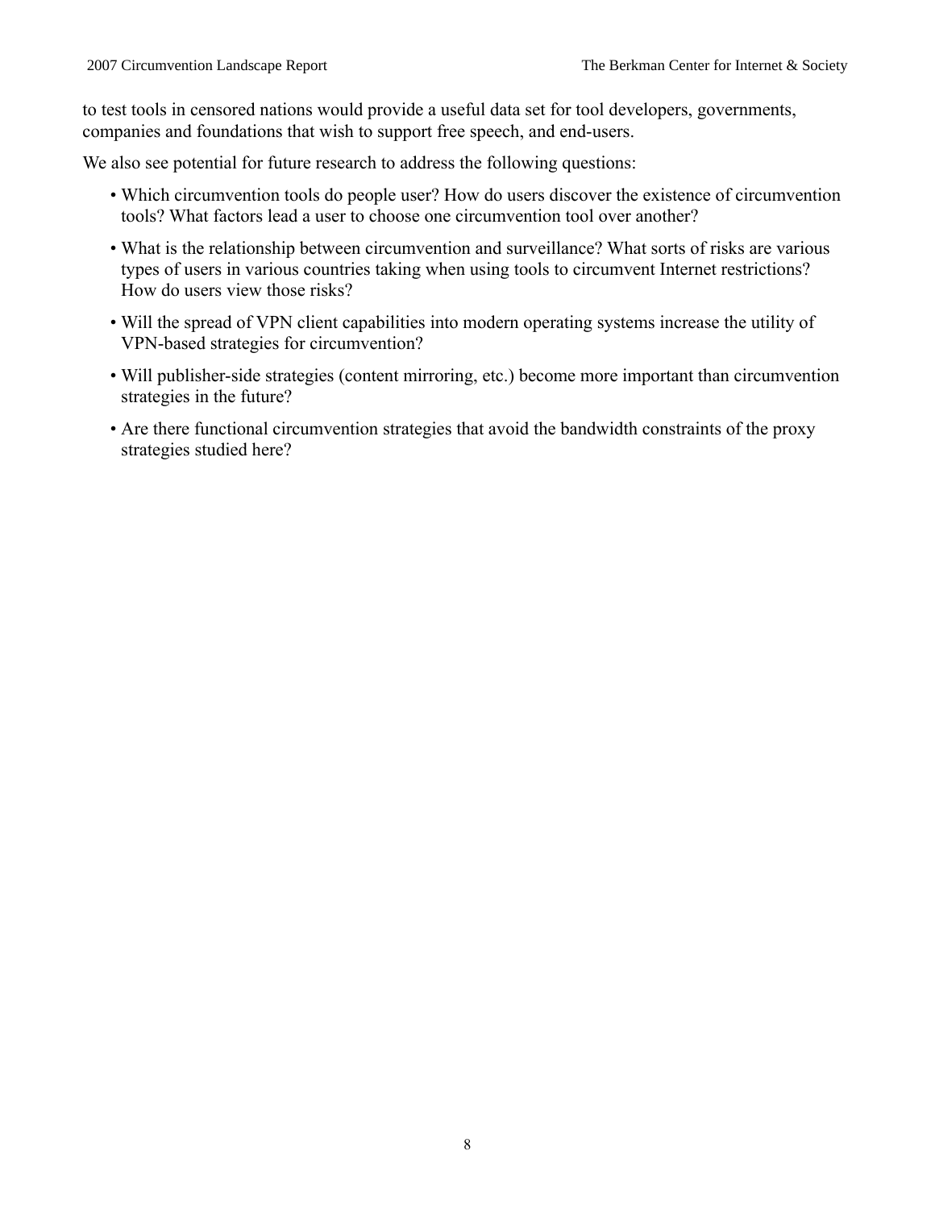to test tools in censored nations would provide a useful data set for tool developers, governments, companies and foundations that wish to support free speech, and end-users.

We also see potential for future research to address the following questions:

- Which circumvention tools do people user? How do users discover the existence of circumvention tools? What factors lead a user to choose one circumvention tool over another?
- What is the relationship between circumvention and surveillance? What sorts of risks are various types of users in various countries taking when using tools to circumvent Internet restrictions? How do users view those risks?
- Will the spread of VPN client capabilities into modern operating systems increase the utility of VPN-based strategies for circumvention?
- Will publisher-side strategies (content mirroring, etc.) become more important than circumvention strategies in the future?
- Are there functional circumvention strategies that avoid the bandwidth constraints of the proxy strategies studied here?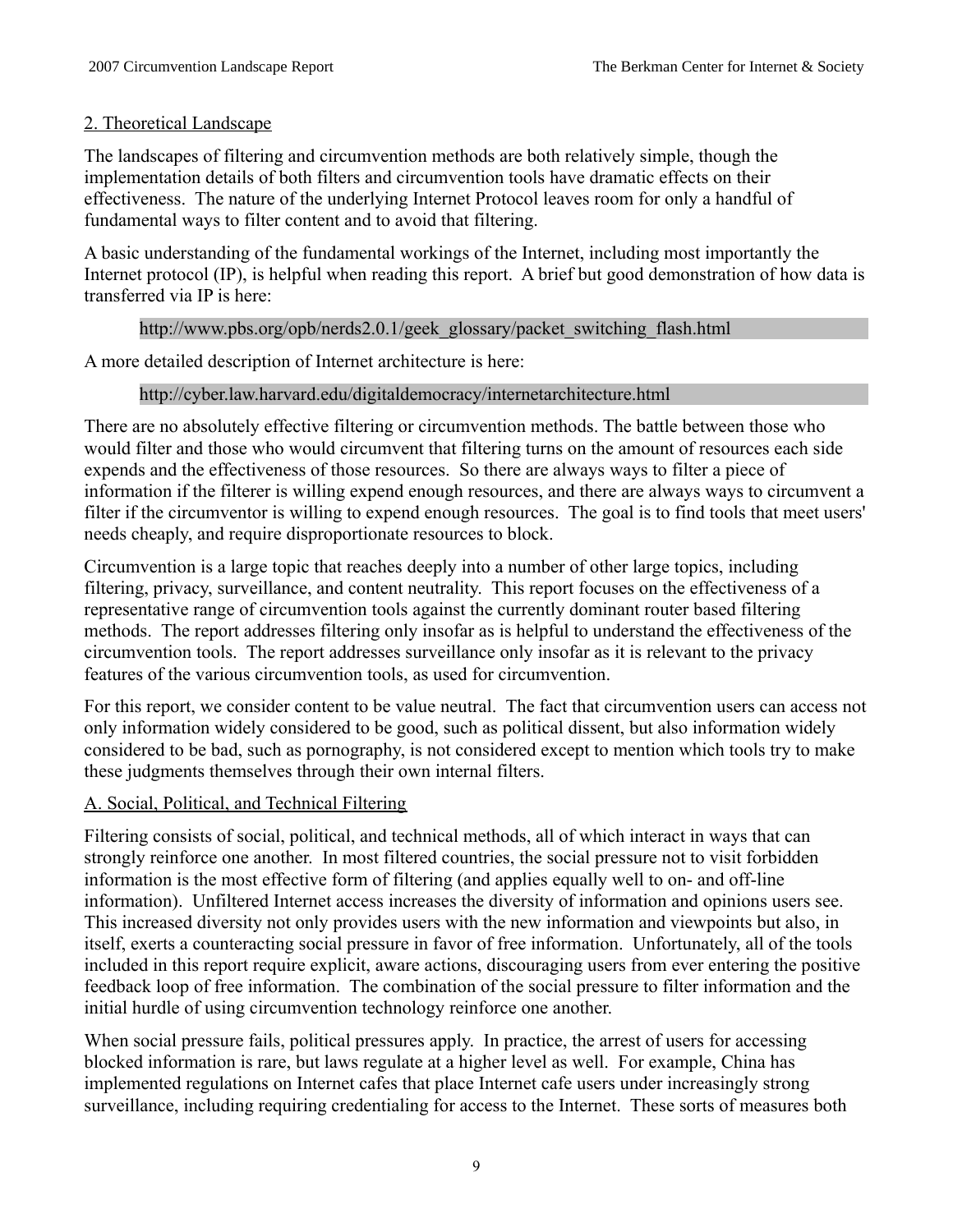## 2. Theoretical Landscape

The landscapes of filtering and circumvention methods are both relatively simple, though the implementation details of both filters and circumvention tools have dramatic effects on their effectiveness. The nature of the underlying Internet Protocol leaves room for only a handful of fundamental ways to filter content and to avoid that filtering.

A basic understanding of the fundamental workings of the Internet, including most importantly the Internet protocol (IP), is helpful when reading this report. A brief but good demonstration of how data is transferred via IP is here:

```
http://www.pbs.org/opb/nerds2.0.1/geek_glossary/packet_switching_flash.html
```

A more detailed description of Internet architecture is here:

```
http://cyber.law.harvard.edu/digitaldemocracy/internetarchitecture.html
```

There are no absolutely effective filtering or circumvention methods. The battle between those who would filter and those who would circumvent that filtering turns on the amount of resources each side expends and the effectiveness of those resources. So there are always ways to filter a piece of information if the filterer is willing expend enough resources, and there are always ways to circumvent a filter if the circumventor is willing to expend enough resources. The goal is to find tools that meet users' needs cheaply, and require disproportionate resources to block.

Circumvention is a large topic that reaches deeply into a number of other large topics, including filtering, privacy, surveillance, and content neutrality. This report focuses on the effectiveness of a representative range of circumvention tools against the currently dominant router based filtering methods. The report addresses filtering only insofar as is helpful to understand the effectiveness of the circumvention tools. The report addresses surveillance only insofar as it is relevant to the privacy features of the various circumvention tools, as used for circumvention.

For this report, we consider content to be value neutral. The fact that circumvention users can access not only information widely considered to be good, such as political dissent, but also information widely considered to be bad, such as pornography, is not considered except to mention which tools try to make these judgments themselves through their own internal filters.

### A. Social, Political, and Technical Filtering

Filtering consists of social, political, and technical methods, all of which interact in ways that can strongly reinforce one another. In most filtered countries, the social pressure not to visit forbidden information is the most effective form of filtering (and applies equally well to on- and off-line information). Unfiltered Internet access increases the diversity of information and opinions users see. This increased diversity not only provides users with the new information and viewpoints but also, in itself, exerts a counteracting social pressure in favor of free information. Unfortunately, all of the tools included in this report require explicit, aware actions, discouraging users from ever entering the positive feedback loop of free information. The combination of the social pressure to filter information and the initial hurdle of using circumvention technology reinforce one another.

When social pressure fails, political pressures apply. In practice, the arrest of users for accessing blocked information is rare, but laws regulate at a higher level as well. For example, China has implemented regulations on Internet cafes that place Internet cafe users under increasingly strong surveillance, including requiring credentialing for access to the Internet. These sorts of measures both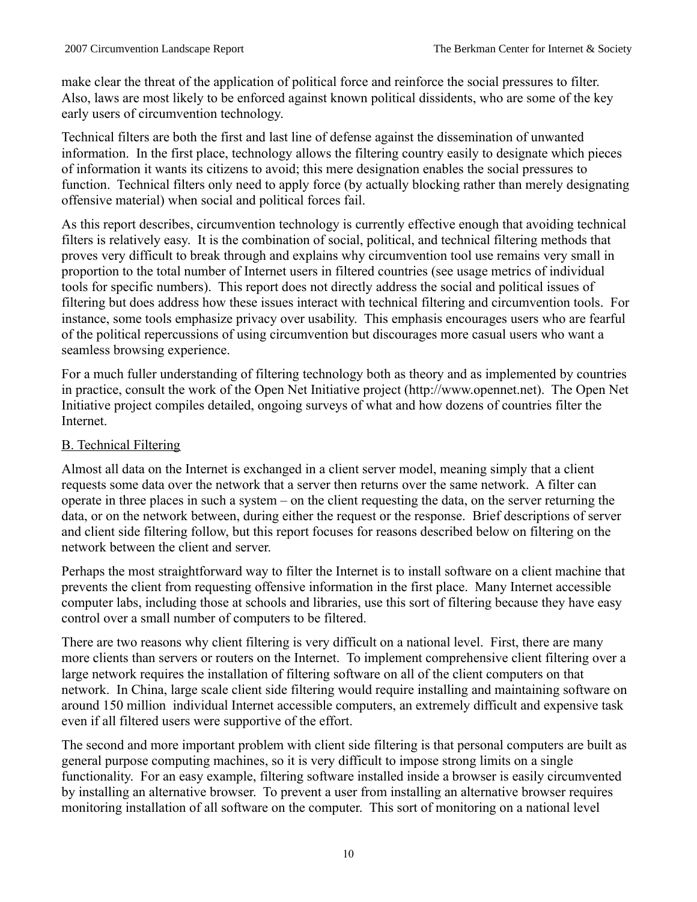make clear the threat of the application of political force and reinforce the social pressures to filter. Also, laws are most likely to be enforced against known political dissidents, who are some of the key early users of circumvention technology.

Technical filters are both the first and last line of defense against the dissemination of unwanted information. In the first place, technology allows the filtering country easily to designate which pieces of information it wants its citizens to avoid; this mere designation enables the social pressures to function. Technical filters only need to apply force (by actually blocking rather than merely designating offensive material) when social and political forces fail.

As this report describes, circumvention technology is currently effective enough that avoiding technical filters is relatively easy. It is the combination of social, political, and technical filtering methods that proves very difficult to break through and explains why circumvention tool use remains very small in proportion to the total number of Internet users in filtered countries (see usage metrics of individual tools for specific numbers). This report does not directly address the social and political issues of filtering but does address how these issues interact with technical filtering and circumvention tools. For instance, some tools emphasize privacy over usability. This emphasis encourages users who are fearful of the political repercussions of using circumvention but discourages more casual users who want a seamless browsing experience.

For a much fuller understanding of filtering technology both as theory and as implemented by countries in practice, consult the work of the Open Net Initiative project (http://www.opennet.net). The Open Net Initiative project compiles detailed, ongoing surveys of what and how dozens of countries filter the Internet.

## B. Technical Filtering

Almost all data on the Internet is exchanged in a client server model, meaning simply that a client requests some data over the network that a server then returns over the same network. A filter can operate in three places in such a system – on the client requesting the data, on the server returning the data, or on the network between, during either the request or the response. Brief descriptions of server and client side filtering follow, but this report focuses for reasons described below on filtering on the network between the client and server.

Perhaps the most straightforward way to filter the Internet is to install software on a client machine that prevents the client from requesting offensive information in the first place. Many Internet accessible computer labs, including those at schools and libraries, use this sort of filtering because they have easy control over a small number of computers to be filtered.

There are two reasons why client filtering is very difficult on a national level. First, there are many more clients than servers or routers on the Internet. To implement comprehensive client filtering over a large network requires the installation of filtering software on all of the client computers on that network. In China, large scale client side filtering would require installing and maintaining software on around 150 million individual Internet accessible computers, an extremely difficult and expensive task even if all filtered users were supportive of the effort.

The second and more important problem with client side filtering is that personal computers are built as general purpose computing machines, so it is very difficult to impose strong limits on a single functionality. For an easy example, filtering software installed inside a browser is easily circumvented by installing an alternative browser. To prevent a user from installing an alternative browser requires monitoring installation of all software on the computer. This sort of monitoring on a national level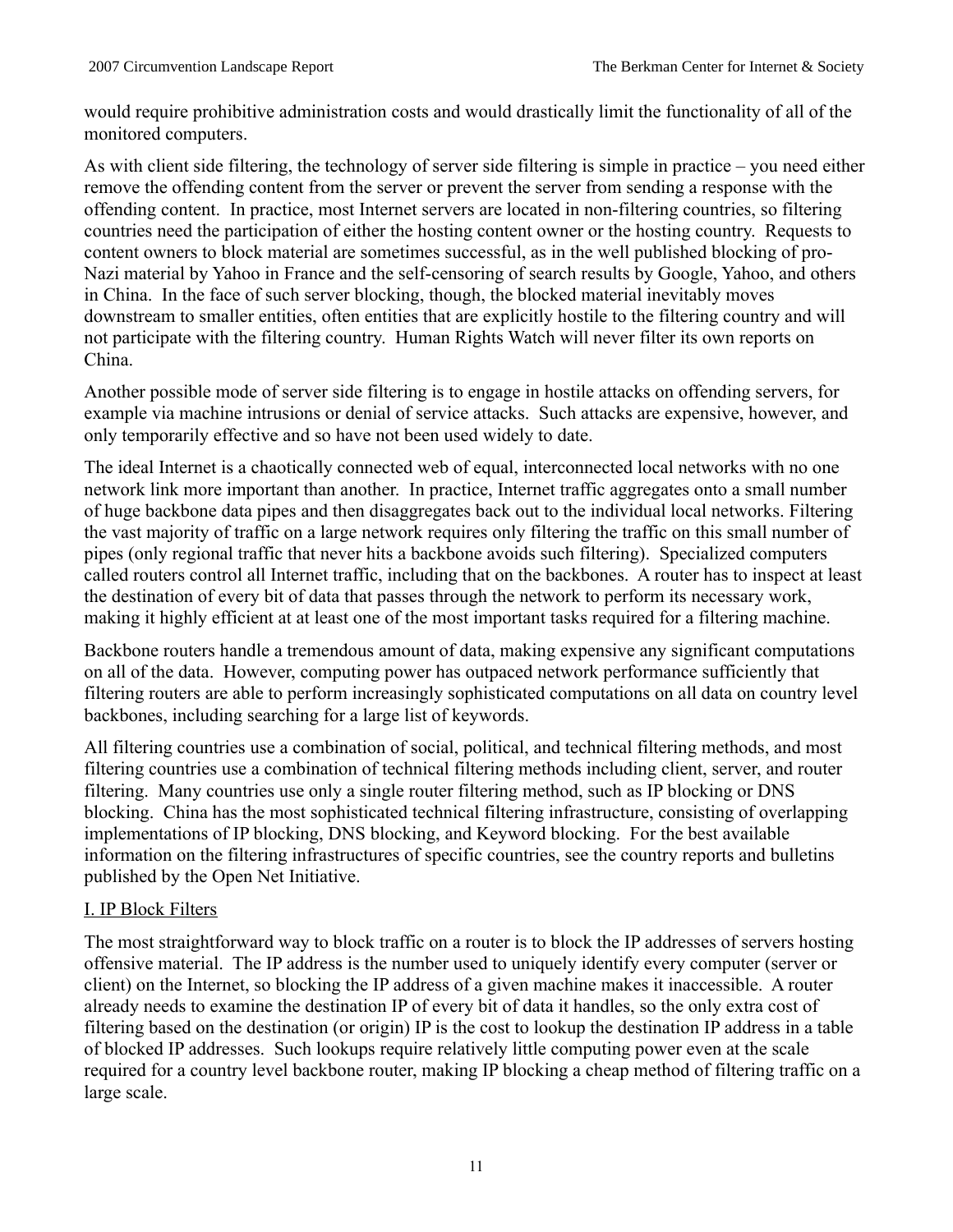would require prohibitive administration costs and would drastically limit the functionality of all of the monitored computers.

As with client side filtering, the technology of server side filtering is simple in practice – you need either remove the offending content from the server or prevent the server from sending a response with the offending content. In practice, most Internet servers are located in non-filtering countries, so filtering countries need the participation of either the hosting content owner or the hosting country. Requests to content owners to block material are sometimes successful, as in the well published blocking of pro-Nazi material by Yahoo in France and the self-censoring of search results by Google, Yahoo, and others in China. In the face of such server blocking, though, the blocked material inevitably moves downstream to smaller entities, often entities that are explicitly hostile to the filtering country and will not participate with the filtering country. Human Rights Watch will never filter its own reports on China.

Another possible mode of server side filtering is to engage in hostile attacks on offending servers, for example via machine intrusions or denial of service attacks. Such attacks are expensive, however, and only temporarily effective and so have not been used widely to date.

The ideal Internet is a chaotically connected web of equal, interconnected local networks with no one network link more important than another. In practice, Internet traffic aggregates onto a small number of huge backbone data pipes and then disaggregates back out to the individual local networks. Filtering the vast majority of traffic on a large network requires only filtering the traffic on this small number of pipes (only regional traffic that never hits a backbone avoids such filtering). Specialized computers called routers control all Internet traffic, including that on the backbones. A router has to inspect at least the destination of every bit of data that passes through the network to perform its necessary work, making it highly efficient at at least one of the most important tasks required for a filtering machine.

Backbone routers handle a tremendous amount of data, making expensive any significant computations on all of the data. However, computing power has outpaced network performance sufficiently that filtering routers are able to perform increasingly sophisticated computations on all data on country level backbones, including searching for a large list of keywords.

All filtering countries use a combination of social, political, and technical filtering methods, and most filtering countries use a combination of technical filtering methods including client, server, and router filtering. Many countries use only a single router filtering method, such as IP blocking or DNS blocking. China has the most sophisticated technical filtering infrastructure, consisting of overlapping implementations of IP blocking, DNS blocking, and Keyword blocking. For the best available information on the filtering infrastructures of specific countries, see the country reports and bulletins published by the Open Net Initiative.

## I. IP Block Filters

The most straightforward way to block traffic on a router is to block the IP addresses of servers hosting offensive material. The IP address is the number used to uniquely identify every computer (server or client) on the Internet, so blocking the IP address of a given machine makes it inaccessible. A router already needs to examine the destination IP of every bit of data it handles, so the only extra cost of filtering based on the destination (or origin) IP is the cost to lookup the destination IP address in a table of blocked IP addresses. Such lookups require relatively little computing power even at the scale required for a country level backbone router, making IP blocking a cheap method of filtering traffic on a large scale.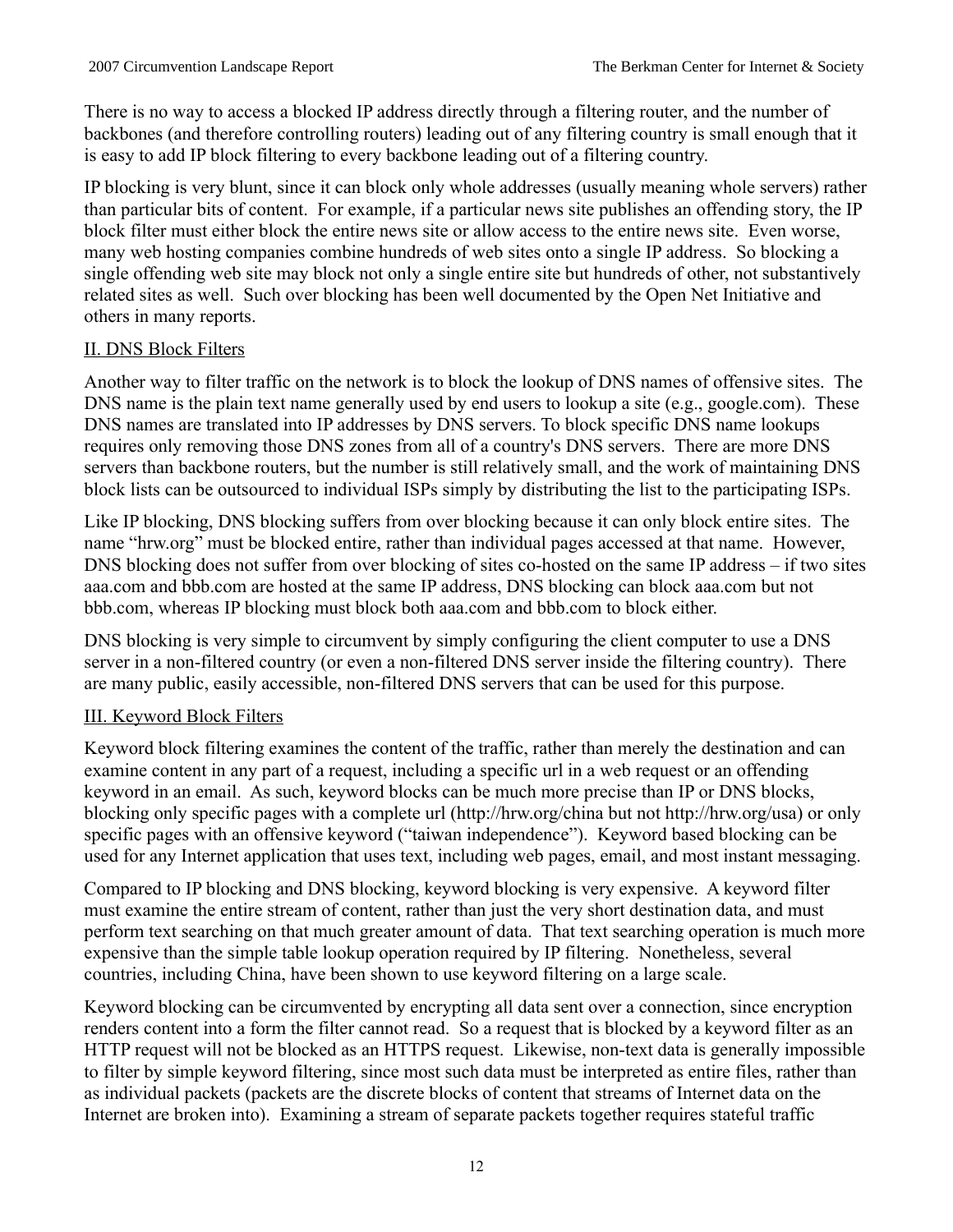There is no way to access a blocked IP address directly through a filtering router, and the number of backbones (and therefore controlling routers) leading out of any filtering country is small enough that it is easy to add IP block filtering to every backbone leading out of a filtering country.

IP blocking is very blunt, since it can block only whole addresses (usually meaning whole servers) rather than particular bits of content. For example, if a particular news site publishes an offending story, the IP block filter must either block the entire news site or allow access to the entire news site. Even worse, many web hosting companies combine hundreds of web sites onto a single IP address. So blocking a single offending web site may block not only a single entire site but hundreds of other, not substantively related sites as well. Such over blocking has been well documented by the Open Net Initiative and others in many reports.

II. DNS Block Filters

Another way to filter traffic on the network is to block the lookup of DNS names of offensive sites. The DNS name is the plain text name generally used by end users to lookup a site (e.g., google.com). These DNS names are translated into IP addresses by DNS servers. To block specific DNS name lookups requires only removing those DNS zones from all of a country's DNS servers. There are more DNS servers than backbone routers, but the number is still relatively small, and the work of maintaining DNS block lists can be outsourced to individual ISPs simply by distributing the list to the participating ISPs.

Like IP blocking, DNS blocking suffers from over blocking because it can only block entire sites. The name "hrw.org" must be blocked entire, rather than individual pages accessed at that name. However, DNS blocking does not suffer from over blocking of sites co-hosted on the same IP address – if two sites aaa.com and bbb.com are hosted at the same IP address, DNS blocking can block aaa.com but not bbb.com, whereas IP blocking must block both aaa.com and bbb.com to block either.

DNS blocking is very simple to circumvent by simply configuring the client computer to use a DNS server in a non-filtered country (or even a non-filtered DNS server inside the filtering country). There are many public, easily accessible, non-filtered DNS servers that can be used for this purpose.

III. Keyword Block Filters

Keyword block filtering examines the content of the traffic, rather than merely the destination and can examine content in any part of a request, including a specific url in a web request or an offending keyword in an email. As such, keyword blocks can be much more precise than IP or DNS blocks, blocking only specific pages with a complete url (http://hrw.org/china but not http://hrw.org/usa) or only specific pages with an offensive keyword ("taiwan independence"). Keyword based blocking can be used for any Internet application that uses text, including web pages, email, and most instant messaging.

Compared to IP blocking and DNS blocking, keyword blocking is very expensive. A keyword filter must examine the entire stream of content, rather than just the very short destination data, and must perform text searching on that much greater amount of data. That text searching operation is much more expensive than the simple table lookup operation required by IP filtering. Nonetheless, several countries, including China, have been shown to use keyword filtering on a large scale.

Keyword blocking can be circumvented by encrypting all data sent over a connection, since encryption renders content into a form the filter cannot read. So a request that is blocked by a keyword filter as an HTTP request will not be blocked as an HTTPS request. Likewise, non-text data is generally impossible to filter by simple keyword filtering, since most such data must be interpreted as entire files, rather than as individual packets (packets are the discrete blocks of content that streams of Internet data on the Internet are broken into). Examining a stream of separate packets together requires stateful traffic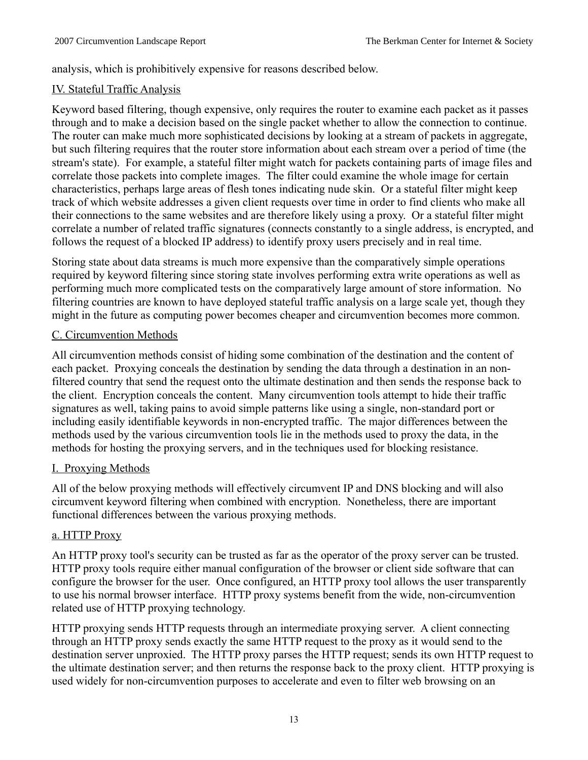analysis, which is prohibitively expensive for reasons described below.

### IV. Stateful Traffic Analysis

Keyword based filtering, though expensive, only requires the router to examine each packet as it passes through and to make a decision based on the single packet whether to allow the connection to continue. The router can make much more sophisticated decisions by looking at a stream of packets in aggregate, but such filtering requires that the router store information about each stream over a period of time (the stream's state). For example, a stateful filter might watch for packets containing parts of image files and correlate those packets into complete images. The filter could examine the whole image for certain characteristics, perhaps large areas of flesh tones indicating nude skin. Or a stateful filter might keep track of which website addresses a given client requests over time in order to find clients who make all their connections to the same websites and are therefore likely using a proxy. Or a stateful filter might correlate a number of related traffic signatures (connects constantly to a single address, is encrypted, and follows the request of a blocked IP address) to identify proxy users precisely and in real time.

Storing state about data streams is much more expensive than the comparatively simple operations required by keyword filtering since storing state involves performing extra write operations as well as performing much more complicated tests on the comparatively large amount of store information. No filtering countries are known to have deployed stateful traffic analysis on a large scale yet, though they might in the future as computing power becomes cheaper and circumvention becomes more common.

## C. Circumvention Methods

All circumvention methods consist of hiding some combination of the destination and the content of each packet. Proxying conceals the destination by sending the data through a destination in an non-filtered country that send the request onto the ultimate destination and then sends the response back to the client. Encryption conceals the content. Many circumvention tools attempt to hide their traffic signatures as well, taking pains to avoid simple patterns like using a single, non-standard port or including easily identifiable keywords in non-encrypted traffic. The major differences between the methods used by the various circumvention tools lie in the methods used to proxy the data, in the methods for hosting the proxying servers, and in the techniques used for blocking resistance.

### I. Proxying Methods

All of the below proxying methods will effectively circumvent IP and DNS blocking and will also circumvent keyword filtering when combined with encryption. Nonetheless, there are important functional differences between the various proxying methods.

#### a. HTTP Proxy

An HTTP proxy tool's security can be trusted as far as the operator of the proxy server can be trusted. HTTP proxy tools require either manual configuration of the browser or client side software that can configure the browser for the user. Once configured, an HTTP proxy tool allows the user transparently to use his normal browser interface. HTTP proxy systems benefit from the wide, non-circumvention related use of HTTP proxying technology.

HTTP proxying sends HTTP requests through an intermediate proxying server. A client connecting through an HTTP proxy sends exactly the same HTTP request to the proxy as it would send to the destination server unproxied. The HTTP proxy parses the HTTP request; sends its own HTTP request to the ultimate destination server; and then returns the response back to the proxy client. HTTP proxying is used widely for non-circumvention purposes to accelerate and even to filter web browsing on an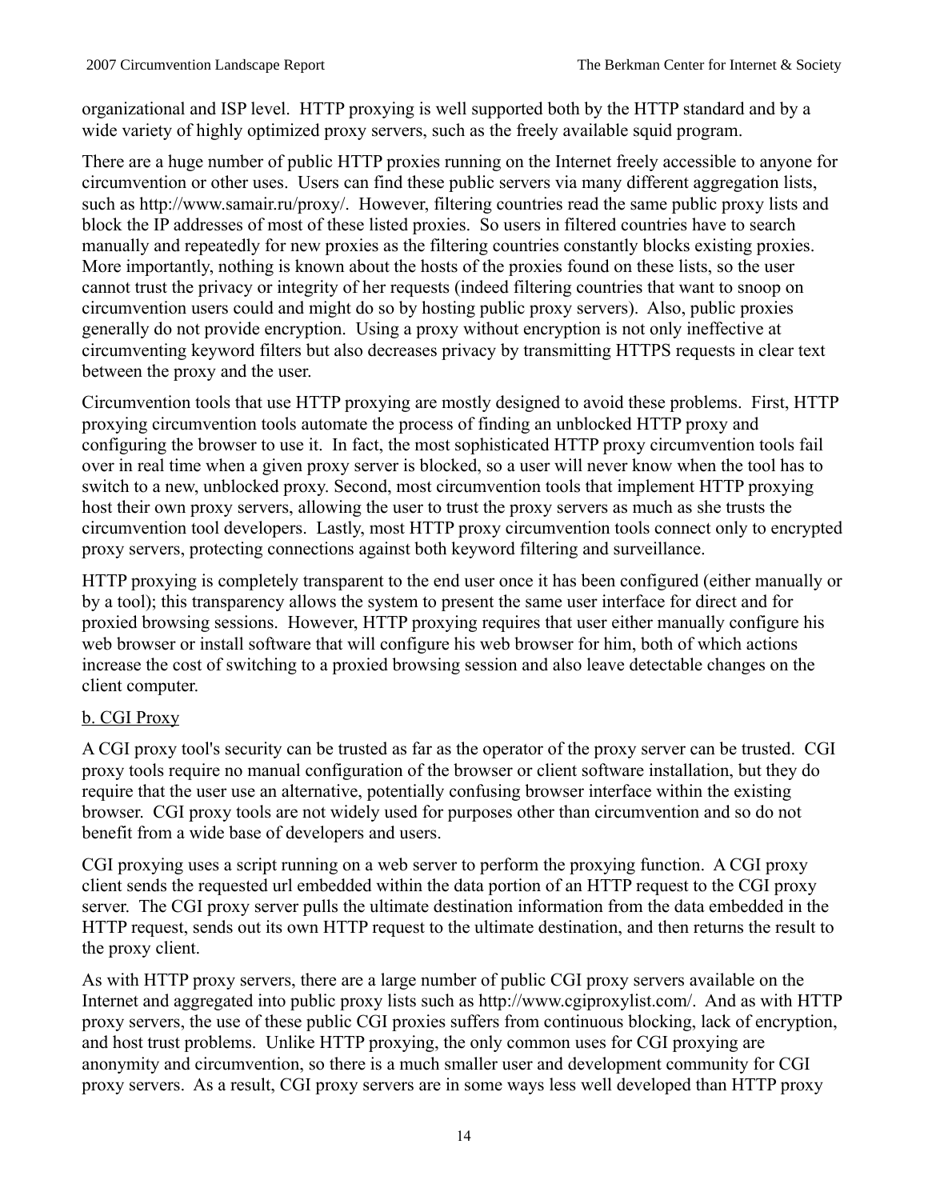organizational and ISP level. HTTP proxying is well supported both by the HTTP standard and by a wide variety of highly optimized proxy servers, such as the freely available squid program.

There are a huge number of public HTTP proxies running on the Internet freely accessible to anyone for circumvention or other uses. Users can find these public servers via many different aggregation lists, such as http://www.samair.ru/proxy/. However, filtering countries read the same public proxy lists and block the IP addresses of most of these listed proxies. So users in filtered countries have to search manually and repeatedly for new proxies as the filtering countries constantly blocks existing proxies. More importantly, nothing is known about the hosts of the proxies found on these lists, so the user cannot trust the privacy or integrity of her requests (indeed filtering countries that want to snoop on circumvention users could and might do so by hosting public proxy servers). Also, public proxies generally do not provide encryption. Using a proxy without encryption is not only ineffective at circumventing keyword filters but also decreases privacy by transmitting HTTPS requests in clear text between the proxy and the user.

Circumvention tools that use HTTP proxying are mostly designed to avoid these problems. First, HTTP proxying circumvention tools automate the process of finding an unblocked HTTP proxy and configuring the browser to use it. In fact, the most sophisticated HTTP proxy circumvention tools fail over in real time when a given proxy server is blocked, so a user will never know when the tool has to switch to a new, unblocked proxy. Second, most circumvention tools that implement HTTP proxying host their own proxy servers, allowing the user to trust the proxy servers as much as she trusts the circumvention tool developers. Lastly, most HTTP proxy circumvention tools connect only to encrypted proxy servers, protecting connections against both keyword filtering and surveillance.

HTTP proxying is completely transparent to the end user once it has been configured (either manually or by a tool); this transparency allows the system to present the same user interface for direct and for proxied browsing sessions. However, HTTP proxying requires that user either manually configure his web browser or install software that will configure his web browser for him, both of which actions increase the cost of switching to a proxied browsing session and also leave detectable changes on the client computer.

<u>b. CGI Proxy</u>

A CGI proxy tool's security can be trusted as far as the operator of the proxy server can be trusted. CGI proxy tools require no manual configuration of the browser or client software installation, but they do require that the user use an alternative, potentially confusing browser interface within the existing browser. CGI proxy tools are not widely used for purposes other than circumvention and so do not benefit from a wide base of developers and users.

CGI proxying uses a script running on a web server to perform the proxying function. A CGI proxy client sends the requested url embedded within the data portion of an HTTP request to the CGI proxy server. The CGI proxy server pulls the ultimate destination information from the data embedded in the HTTP request, sends out its own HTTP request to the ultimate destination, and then returns the result to the proxy client.

As with HTTP proxy servers, there are a large number of public CGI proxy servers available on the Internet and aggregated into public proxy lists such as http://www.cgiproxylist.com/. And as with HTTP proxy servers, the use of these public CGI proxies suffers from continuous blocking, lack of encryption, and host trust problems. Unlike HTTP proxying, the only common uses for CGI proxying are anonymity and circumvention, so there is a much smaller user and development community for CGI proxy servers. As a result, CGI proxy servers are in some ways less well developed than HTTP proxy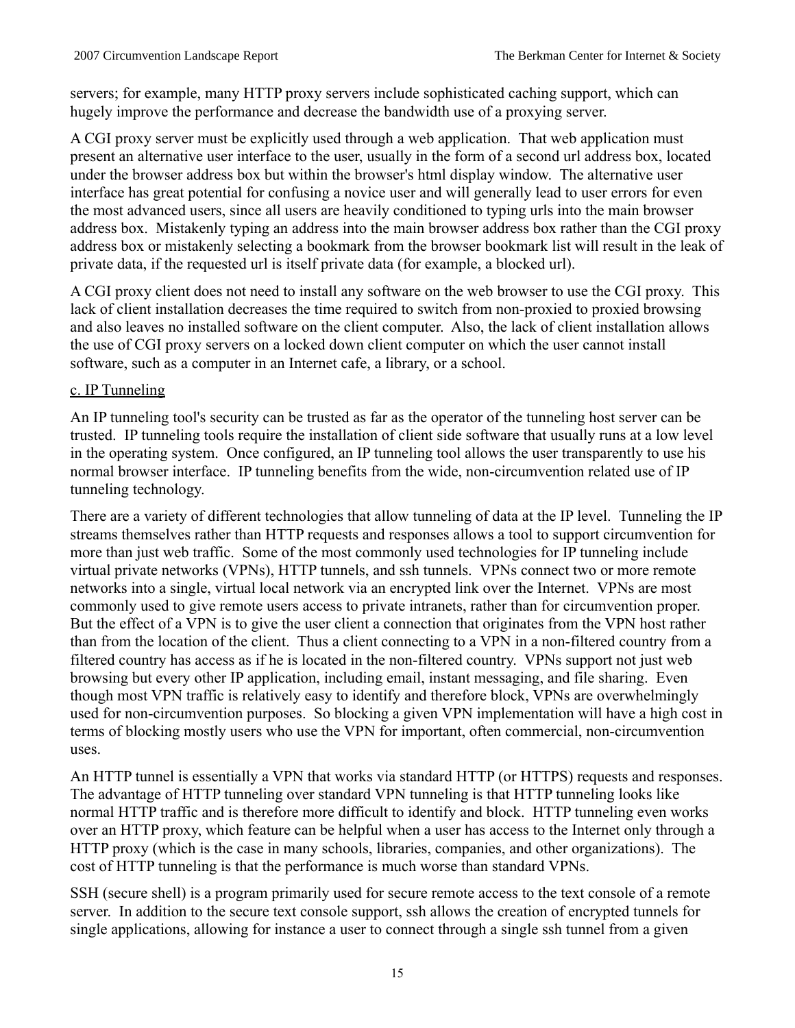servers; for example, many HTTP proxy servers include sophisticated caching support, which can hugely improve the performance and decrease the bandwidth use of a proxying server.

A CGI proxy server must be explicitly used through a web application. That web application must present an alternative user interface to the user, usually in the form of a second url address box, located under the browser address box but within the browser's html display window. The alternative user interface has great potential for confusing a novice user and will generally lead to user errors for even the most advanced users, since all users are heavily conditioned to typing urls into the main browser address box. Mistakenly typing an address into the main browser address box rather than the CGI proxy address box or mistakenly selecting a bookmark from the browser bookmark list will result in the leak of private data, if the requested url is itself private data (for example, a blocked url).

A CGI proxy client does not need to install any software on the web browser to use the CGI proxy. This lack of client installation decreases the time required to switch from non-proxied to proxied browsing and also leaves no installed software on the client computer. Also, the lack of client installation allows the use of CGI proxy servers on a locked down client computer on which the user cannot install software, such as a computer in an Internet cafe, a library, or a school.

c. IP Tunneling

An IP tunneling tool's security can be trusted as far as the operator of the tunneling host server can be trusted. IP tunneling tools require the installation of client side software that usually runs at a low level in the operating system. Once configured, an IP tunneling tool allows the user transparently to use his normal browser interface. IP tunneling benefits from the wide, non-circumvention related use of IP tunneling technology.

There are a variety of different technologies that allow tunneling of data at the IP level. Tunneling the IP streams themselves rather than HTTP requests and responses allows a tool to support circumvention for more than just web traffic. Some of the most commonly used technologies for IP tunneling include virtual private networks (VPNs), HTTP tunnels, and ssh tunnels. VPNs connect two or more remote networks into a single, virtual local network via an encrypted link over the Internet. VPNs are most commonly used to give remote users access to private intranets, rather than for circumvention proper. But the effect of a VPN is to give the user client a connection that originates from the VPN host rather than from the location of the client. Thus a client connecting to a VPN in a non-filtered country from a filtered country has access as if he is located in the non-filtered country. VPNs support not just web browsing but every other IP application, including email, instant messaging, and file sharing. Even though most VPN traffic is relatively easy to identify and therefore block, VPNs are overwhelmingly used for non-circumvention purposes. So blocking a given VPN implementation will have a high cost in terms of blocking mostly users who use the VPN for important, often commercial, non-circumvention uses.

An HTTP tunnel is essentially a VPN that works via standard HTTP (or HTTPS) requests and responses. The advantage of HTTP tunneling over standard VPN tunneling is that HTTP tunneling looks like normal HTTP traffic and is therefore more difficult to identify and block. HTTP tunneling even works over an HTTP proxy, which feature can be helpful when a user has access to the Internet only through a HTTP proxy (which is the case in many schools, libraries, companies, and other organizations). The cost of HTTP tunneling is that the performance is much worse than standard VPNs.

SSH (secure shell) is a program primarily used for secure remote access to the text console of a remote server. In addition to the secure text console support, ssh allows the creation of encrypted tunnels for single applications, allowing for instance a user to connect through a single ssh tunnel from a given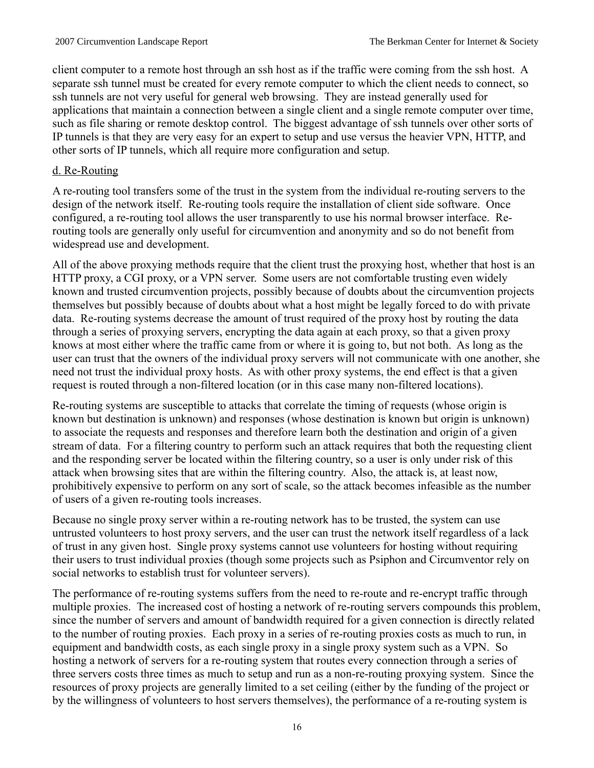client computer to a remote host through an ssh host as if the traffic were coming from the ssh host. A separate ssh tunnel must be created for every remote computer to which the client needs to connect, so ssh tunnels are not very useful for general web browsing. They are instead generally used for applications that maintain a connection between a single client and a single remote computer over time, such as file sharing or remote desktop control. The biggest advantage of ssh tunnels over other sorts of IP tunnels is that they are very easy for an expert to setup and use versus the heavier VPN, HTTP, and other sorts of IP tunnels, which all require more configuration and setup.

#### d. Re-Routing

A re-routing tool transfers some of the trust in the system from the individual re-routing servers to the design of the network itself. Re-routing tools require the installation of client side software. Once configured, a re-routing tool allows the user transparently to use his normal browser interface. Re-routing tools are generally only useful for circumvention and anonymity and so do not benefit from widespread use and development.

All of the above proxying methods require that the client trust the proxying host, whether that host is an HTTP proxy, a CGI proxy, or a VPN server. Some users are not comfortable trusting even widely known and trusted circumvention projects, possibly because of doubts about the circumvention projects themselves but possibly because of doubts about what a host might be legally forced to do with private data. Re-routing systems decrease the amount of trust required of the proxy host by routing the data through a series of proxying servers, encrypting the data again at each proxy, so that a given proxy knows at most either where the traffic came from or where it is going to, but not both. As long as the user can trust that the owners of the individual proxy servers will not communicate with one another, she need not trust the individual proxy hosts. As with other proxy systems, the end effect is that a given request is routed through a non-filtered location (or in this case many non-filtered locations).

Re-routing systems are susceptible to attacks that correlate the timing of requests (whose origin is known but destination is unknown) and responses (whose destination is known but origin is unknown) to associate the requests and responses and therefore learn both the destination and origin of a given stream of data. For a filtering country to perform such an attack requires that both the requesting client and the responding server be located within the filtering country, so a user is only under risk of this attack when browsing sites that are within the filtering country. Also, the attack is, at least now, prohibitively expensive to perform on any sort of scale, so the attack becomes infeasible as the number of users of a given re-routing tools increases.

Because no single proxy server within a re-routing network has to be trusted, the system can use untrusted volunteers to host proxy servers, and the user can trust the network itself regardless of a lack of trust in any given host. Single proxy systems cannot use volunteers for hosting without requiring their users to trust individual proxies (though some projects such as Psiphon and Circumventor rely on social networks to establish trust for volunteer servers).

The performance of re-routing systems suffers from the need to re-route and re-encrypt traffic through multiple proxies. The increased cost of hosting a network of re-routing servers compounds this problem, since the number of servers and amount of bandwidth required for a given connection is directly related to the number of routing proxies. Each proxy in a series of re-routing proxies costs as much to run, in equipment and bandwidth costs, as each single proxy in a single proxy system such as a VPN. So hosting a network of servers for a re-routing system that routes every connection through a series of three servers costs three times as much to setup and run as a non-re-routing proxying system. Since the resources of proxy projects are generally limited to a set ceiling (either by the funding of the project or by the willingness of volunteers to host servers themselves), the performance of a re-routing system is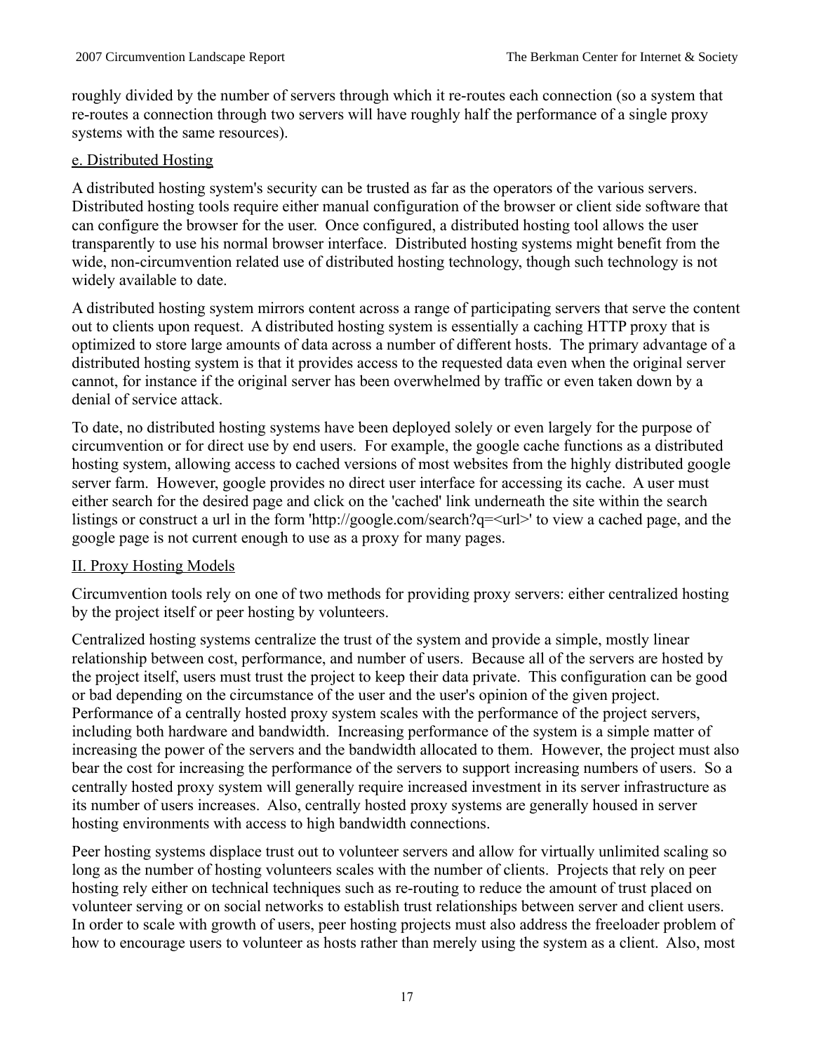roughly divided by the number of servers through which it re-routes each connection (so a system that re-routes a connection through two servers will have roughly half the performance of a single proxy systems with the same resources).

### e. Distributed Hosting

A distributed hosting system's security can be trusted as far as the operators of the various servers. Distributed hosting tools require either manual configuration of the browser or client side software that can configure the browser for the user. Once configured, a distributed hosting tool allows the user transparently to use his normal browser interface. Distributed hosting systems might benefit from the wide, non-circumvention related use of distributed hosting technology, though such technology is not widely available to date.

A distributed hosting system mirrors content across a range of participating servers that serve the content out to clients upon request. A distributed hosting system is essentially a caching HTTP proxy that is optimized to store large amounts of data across a number of different hosts. The primary advantage of a distributed hosting system is that it provides access to the requested data even when the original server cannot, for instance if the original server has been overwhelmed by traffic or even taken down by a denial of service attack.

To date, no distributed hosting systems have been deployed solely or even largely for the purpose of circumvention or for direct use by end users. For example, the google cache functions as a distributed hosting system, allowing access to cached versions of most websites from the highly distributed google server farm. However, google provides no direct user interface for accessing its cache. A user must either search for the desired page and click on the 'cached' link underneath the site within the search listings or construct a url in the form 'http://google.com/search?q=<url>' to view a cached page, and the google page is not current enough to use as a proxy for many pages.

## II. Proxy Hosting Models

Circumvention tools rely on one of two methods for providing proxy servers: either centralized hosting by the project itself or peer hosting by volunteers.

Centralized hosting systems centralize the trust of the system and provide a simple, mostly linear relationship between cost, performance, and number of users. Because all of the servers are hosted by the project itself, users must trust the project to keep their data private. This configuration can be good or bad depending on the circumstance of the user and the user's opinion of the given project. Performance of a centrally hosted proxy system scales with the performance of the project servers, including both hardware and bandwidth. Increasing performance of the system is a simple matter of increasing the power of the servers and the bandwidth allocated to them. However, the project must also bear the cost for increasing the performance of the servers to support increasing numbers of users. So a centrally hosted proxy system will generally require increased investment in its server infrastructure as its number of users increases. Also, centrally hosted proxy systems are generally housed in server hosting environments with access to high bandwidth connections.

Peer hosting systems displace trust out to volunteer servers and allow for virtually unlimited scaling so long as the number of hosting volunteers scales with the number of clients. Projects that rely on peer hosting rely either on technical techniques such as re-routing to reduce the amount of trust placed on volunteer serving or on social networks to establish trust relationships between server and client users. In order to scale with growth of users, peer hosting projects must also address the freeloader problem of how to encourage users to volunteer as hosts rather than merely using the system as a client. Also, most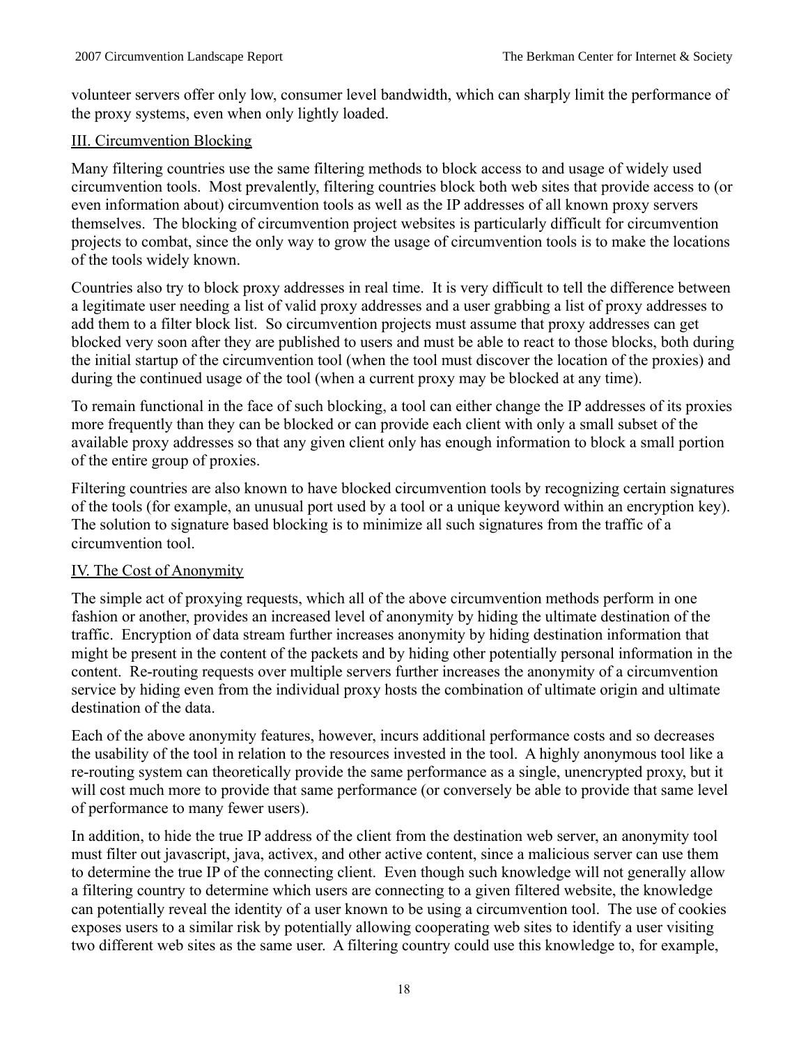volunteer servers offer only low, consumer level bandwidth, which can sharply limit the performance of the proxy systems, even when only lightly loaded.

## III. Circumvention Blocking

Many filtering countries use the same filtering methods to block access to and usage of widely used circumvention tools. Most prevalently, filtering countries block both web sites that provide access to (or even information about) circumvention tools as well as the IP addresses of all known proxy servers themselves. The blocking of circumvention project websites is particularly difficult for circumvention projects to combat, since the only way to grow the usage of circumvention tools is to make the locations of the tools widely known.

Countries also try to block proxy addresses in real time. It is very difficult to tell the difference between a legitimate user needing a list of valid proxy addresses and a user grabbing a list of proxy addresses to add them to a filter block list. So circumvention projects must assume that proxy addresses can get blocked very soon after they are published to users and must be able to react to those blocks, both during the initial startup of the circumvention tool (when the tool must discover the location of the proxies) and during the continued usage of the tool (when a current proxy may be blocked at any time).

To remain functional in the face of such blocking, a tool can either change the IP addresses of its proxies more frequently than they can be blocked or can provide each client with only a small subset of the available proxy addresses so that any given client only has enough information to block a small portion of the entire group of proxies.

Filtering countries are also known to have blocked circumvention tools by recognizing certain signatures of the tools (for example, an unusual port used by a tool or a unique keyword within an encryption key). The solution to signature based blocking is to minimize all such signatures from the traffic of a circumvention tool.

## IV. The Cost of Anonymity

The simple act of proxying requests, which all of the above circumvention methods perform in one fashion or another, provides an increased level of anonymity by hiding the ultimate destination of the traffic. Encryption of data stream further increases anonymity by hiding destination information that might be present in the content of the packets and by hiding other potentially personal information in the content. Re-routing requests over multiple servers further increases the anonymity of a circumvention service by hiding even from the individual proxy hosts the combination of ultimate origin and ultimate destination of the data.

Each of the above anonymity features, however, incurs additional performance costs and so decreases the usability of the tool in relation to the resources invested in the tool. A highly anonymous tool like a re-routing system can theoretically provide the same performance as a single, unencrypted proxy, but it will cost much more to provide that same performance (or conversely be able to provide that same level of performance to many fewer users).

In addition, to hide the true IP address of the client from the destination web server, an anonymity tool must filter out javascript, java, activex, and other active content, since a malicious server can use them to determine the true IP of the connecting client. Even though such knowledge will not generally allow a filtering country to determine which users are connecting to a given filtered website, the knowledge can potentially reveal the identity of a user known to be using a circumvention tool. The use of cookies exposes users to a similar risk by potentially allowing cooperating web sites to identify a user visiting two different web sites as the same user. A filtering country could use this knowledge to, for example,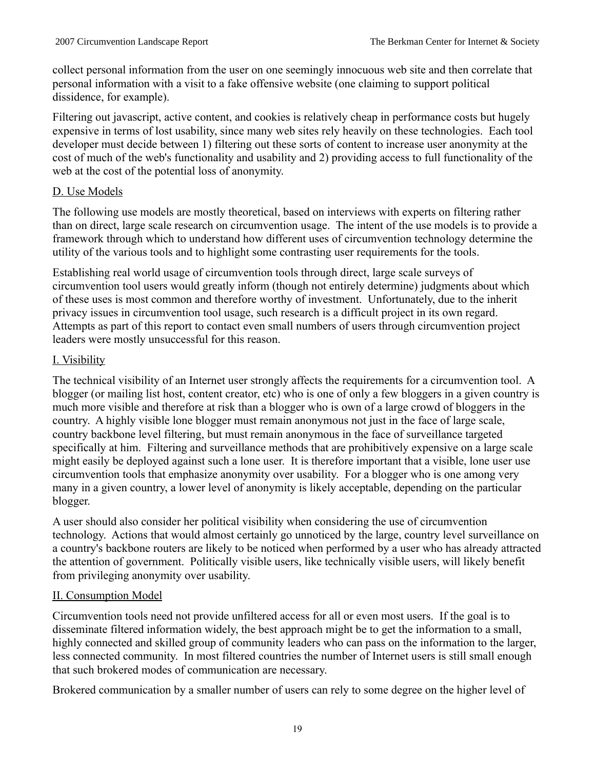collect personal information from the user on one seemingly innocuous web site and then correlate that personal information with a visit to a fake offensive website (one claiming to support political dissidence, for example).

Filtering out javascript, active content, and cookies is relatively cheap in performance costs but hugely expensive in terms of lost usability, since many web sites rely heavily on these technologies. Each tool developer must decide between 1) filtering out these sorts of content to increase user anonymity at the cost of much of the web's functionality and usability and 2) providing access to full functionality of the web at the cost of the potential loss of anonymity.

## D. Use Models

The following use models are mostly theoretical, based on interviews with experts on filtering rather than on direct, large scale research on circumvention usage. The intent of the use models is to provide a framework through which to understand how different uses of circumvention technology determine the utility of the various tools and to highlight some contrasting user requirements for the tools.

Establishing real world usage of circumvention tools through direct, large scale surveys of circumvention tool users would greatly inform (though not entirely determine) judgments about which of these uses is most common and therefore worthy of investment. Unfortunately, due to the inherit privacy issues in circumvention tool usage, such research is a difficult project in its own regard. Attempts as part of this report to contact even small numbers of users through circumvention project leaders were mostly unsuccessful for this reason.

### I. Visibility

The technical visibility of an Internet user strongly affects the requirements for a circumvention tool. A blogger (or mailing list host, content creator, etc) who is one of only a few bloggers in a given country is much more visible and therefore at risk than a blogger who is own of a large crowd of bloggers in the country. A highly visible lone blogger must remain anonymous not just in the face of large scale, country backbone level filtering, but must remain anonymous in the face of surveillance targeted specifically at him. Filtering and surveillance methods that are prohibitively expensive on a large scale might easily be deployed against such a lone user. It is therefore important that a visible, lone user use circumvention tools that emphasize anonymity over usability. For a blogger who is one among very many in a given country, a lower level of anonymity is likely acceptable, depending on the particular blogger.

A user should also consider her political visibility when considering the use of circumvention technology. Actions that would almost certainly go unnoticed by the large, country level surveillance on a country's backbone routers are likely to be noticed when performed by a user who has already attracted the attention of government. Politically visible users, like technically visible users, will likely benefit from privileging anonymity over usability.

### II. Consumption Model

Circumvention tools need not provide unfiltered access for all or even most users. If the goal is to disseminate filtered information widely, the best approach might be to get the information to a small, highly connected and skilled group of community leaders who can pass on the information to the larger, less connected community. In most filtered countries the number of Internet users is still small enough that such brokered modes of communication are necessary.

Brokered communication by a smaller number of users can rely to some degree on the higher level of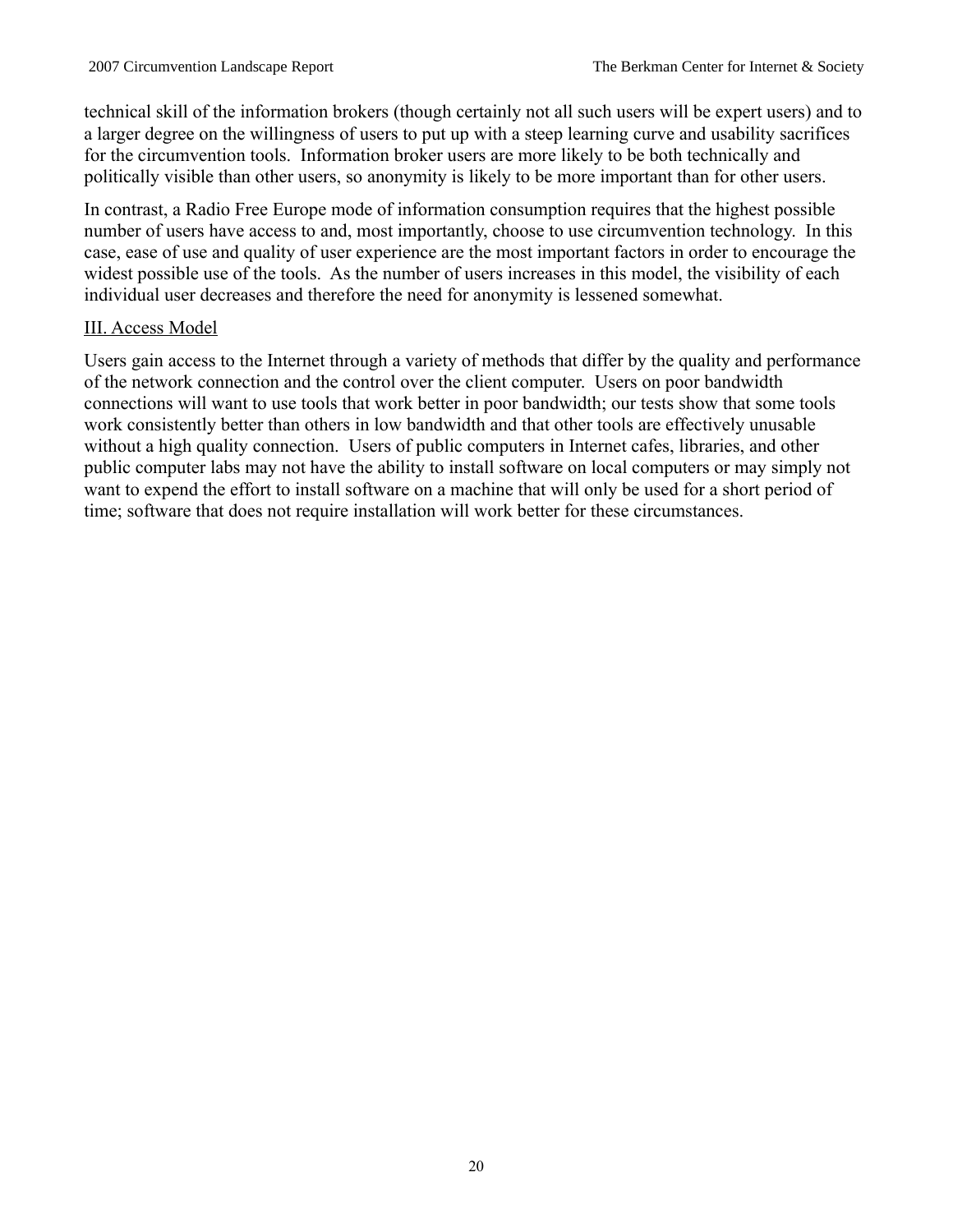technical skill of the information brokers (though certainly not all such users will be expert users) and to a larger degree on the willingness of users to put up with a steep learning curve and usability sacrifices for the circumvention tools. Information broker users are more likely to be both technically and politically visible than other users, so anonymity is likely to be more important than for other users.

In contrast, a Radio Free Europe mode of information consumption requires that the highest possible number of users have access to and, most importantly, choose to use circumvention technology. In this case, ease of use and quality of user experience are the most important factors in order to encourage the widest possible use of the tools. As the number of users increases in this model, the visibility of each individual user decreases and therefore the need for anonymity is lessened somewhat.

III. Access Model

Users gain access to the Internet through a variety of methods that differ by the quality and performance of the network connection and the control over the client computer. Users on poor bandwidth connections will want to use tools that work better in poor bandwidth; our tests show that some tools work consistently better than others in low bandwidth and that other tools are effectively unusable without a high quality connection. Users of public computers in Internet cafes, libraries, and other public computer labs may not have the ability to install software on local computers or may simply not want to expend the effort to install software on a machine that will only be used for a short period of time; software that does not require installation will work better for these circumstances.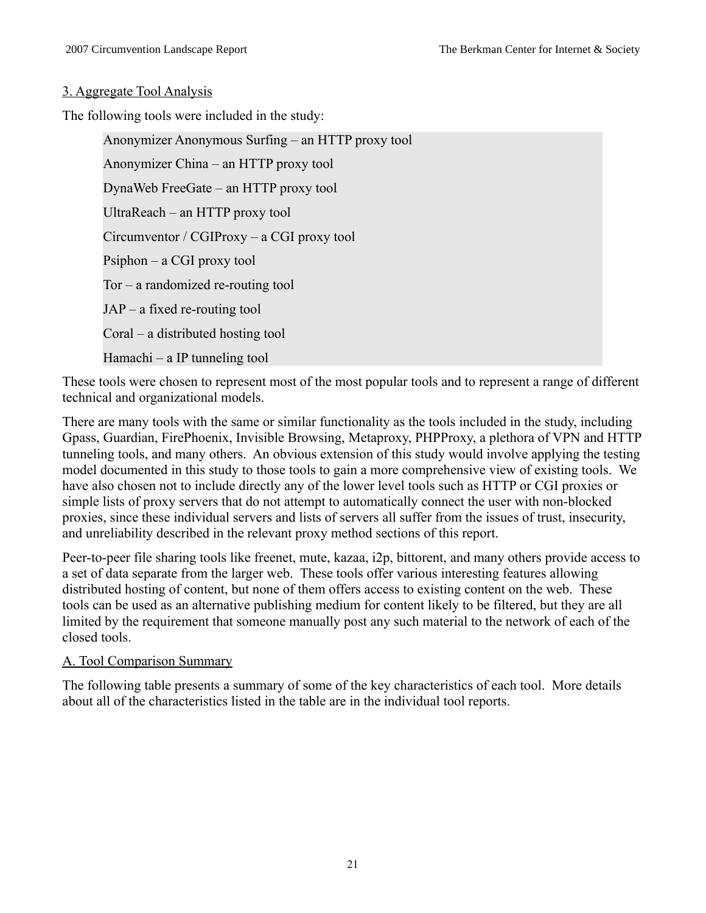## 3. Aggregate Tool Analysis

The following tools were included in the study:

> Anonymizer Anonymous Surfing – an HTTP proxy tool
>
> Anonymizer China – an HTTP proxy tool
>
> DynaWeb FreeGate – an HTTP proxy tool
>
> UltraReach – an HTTP proxy tool
>
> Circumventor / CGIProxy – a CGI proxy tool
>
> Psiphon – a CGI proxy tool
>
> Tor – a randomized re-routing tool
>
> JAP – a fixed re-routing tool
>
> Coral – a distributed hosting tool
>
> Hamachi – a IP tunneling tool

These tools were chosen to represent most of the most popular tools and to represent a range of different technical and organizational models.

There are many tools with the same or similar functionality as the tools included in the study, including Gpass, Guardian, FirePhoenix, Invisible Browsing, Metaproxy, PHPProxy, a plethora of VPN and HTTP tunneling tools, and many others. An obvious extension of this study would involve applying the testing model documented in this study to those tools to gain a more comprehensive view of existing tools. We have also chosen not to include directly any of the lower level tools such as HTTP or CGI proxies or simple lists of proxy servers that do not attempt to automatically connect the user with non-blocked proxies, since these individual servers and lists of servers all suffer from the issues of trust, insecurity, and unreliability described in the relevant proxy method sections of this report.

Peer-to-peer file sharing tools like freenet, mute, kazaa, i2p, bittorent, and many others provide access to a set of data separate from the larger web. These tools offer various interesting features allowing distributed hosting of content, but none of them offers access to existing content on the web. These tools can be used as an alternative publishing medium for content likely to be filtered, but they are all limited by the requirement that someone manually post any such material to the network of each of the closed tools.

### A. Tool Comparison Summary

The following table presents a summary of some of the key characteristics of each tool. More details about all of the characteristics listed in the table are in the individual tool reports.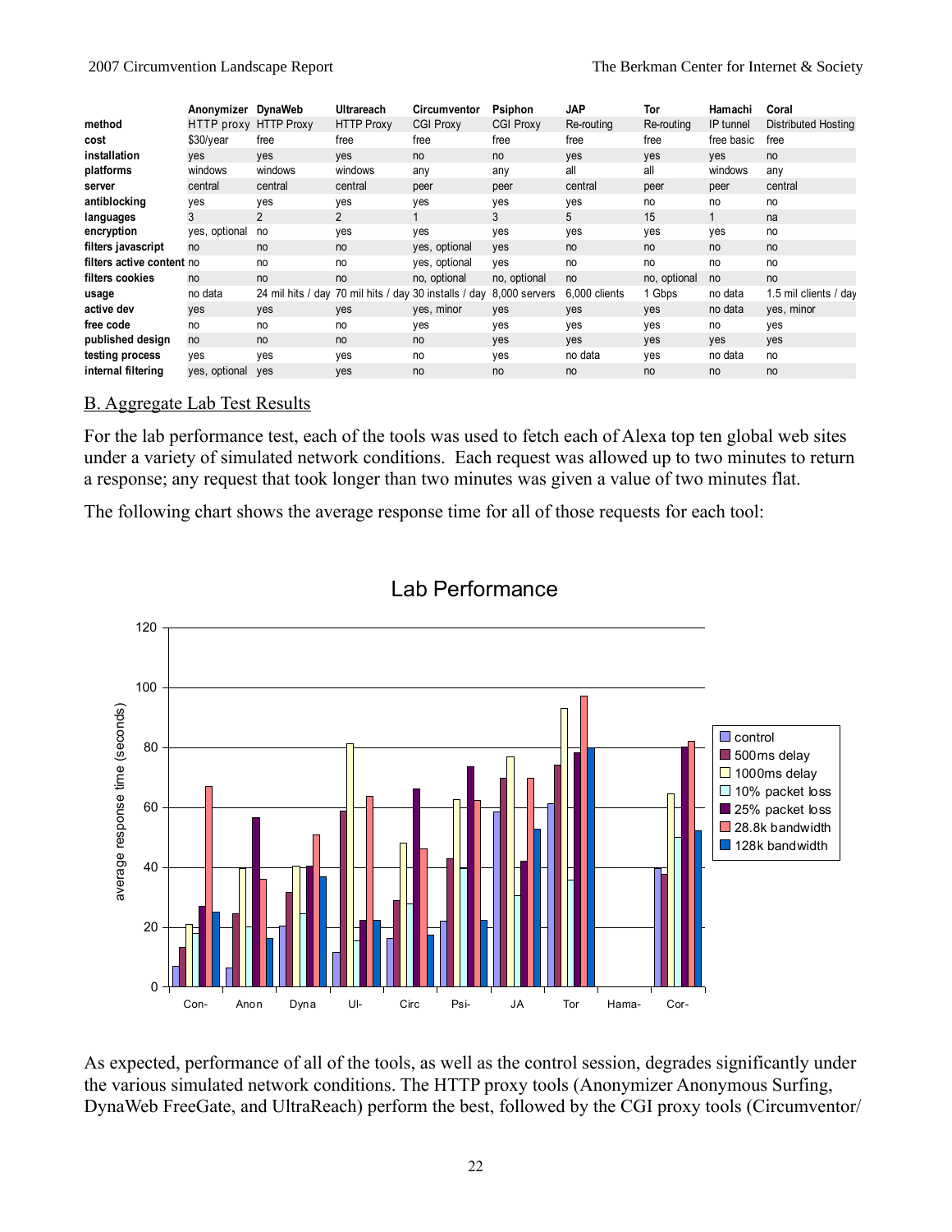| | Anonymizer | DynaWeb | Ultrareach | Circumventor | Psiphon | JAP | Tor | Hamachi | Coral |
|---|---|---|---|---|---|---|---|---|---|
| **method** | HTTP proxy | HTTP Proxy | HTTP Proxy | CGI Proxy | CGI Proxy | Re-routing | Re-routing | IP tunnel | Distributed Hosting |
| **cost** | $30/year | free | free | free | free | free | free | free basic | free |
| **installation** | yes | yes | yes | no | no | yes | yes | yes | no |
| **platforms** | windows | windows | windows | any | any | all | all | windows | any |
| **server** | central | central | central | peer | peer | central | peer | peer | central |
| **antiblocking** | yes | yes | yes | yes | yes | yes | no | no | no |
| **languages** | 3 | 2 | 2 | 1 | 3 | 5 | 15 | 1 | na |
| **encryption** | yes, optional | no | yes | yes | yes | yes | yes | yes | no |
| **filters javascript** | no | no | no | yes, optional | yes | no | no | no | no |
| **filters active content** | no | no | no | yes, optional | yes | no | no | no | no |
| **filters cookies** | no | no | no | no, optional | no, optional | no | no, optional | no | no |
| **usage** | no data | 24 mil hits / day | 70 mil hits / day | 30 installs / day | 8,000 servers | 6,000 clients | 1 Gbps | no data | 1.5 mil clients / day |
| **active dev** | yes | yes | yes | yes, minor | yes | yes | yes | no data | yes, minor |
| **free code** | no | no | no | yes | yes | yes | yes | no | yes |
| **published design** | no | no | no | no | yes | yes | yes | yes | yes |
| **testing process** | yes | yes | yes | no | yes | no data | yes | no data | no |
| **internal filtering** | yes, optional | yes | yes | no | no | no | no | no | no |

## B. Aggregate Lab Test Results

For the lab performance test, each of the tools was used to fetch each of Alexa top ten global web sites under a variety of simulated network conditions. Each request was allowed up to two minutes to return a response; any request that took longer than two minutes was given a value of two minutes flat.

The following chart shows the average response time for all of those requests for each tool:

**Lab Performance**

[Bar chart: average response time (seconds), 0–120, for Con-, Anon, Dyna, Ul-, Circ, Psi-, JA, Tor, Hama-, Cor-; series: control, 500ms delay, 1000ms delay, 10% packet loss, 25% packet loss, 28.8k bandwidth, 128k bandwidth]

As expected, performance of all of the tools, as well as the control session, degrades significantly under the various simulated network conditions. The HTTP proxy tools (Anonymizer Anonymous Surfing, DynaWeb FreeGate, and UltraReach) perform the best, followed by the CGI proxy tools (Circumventor/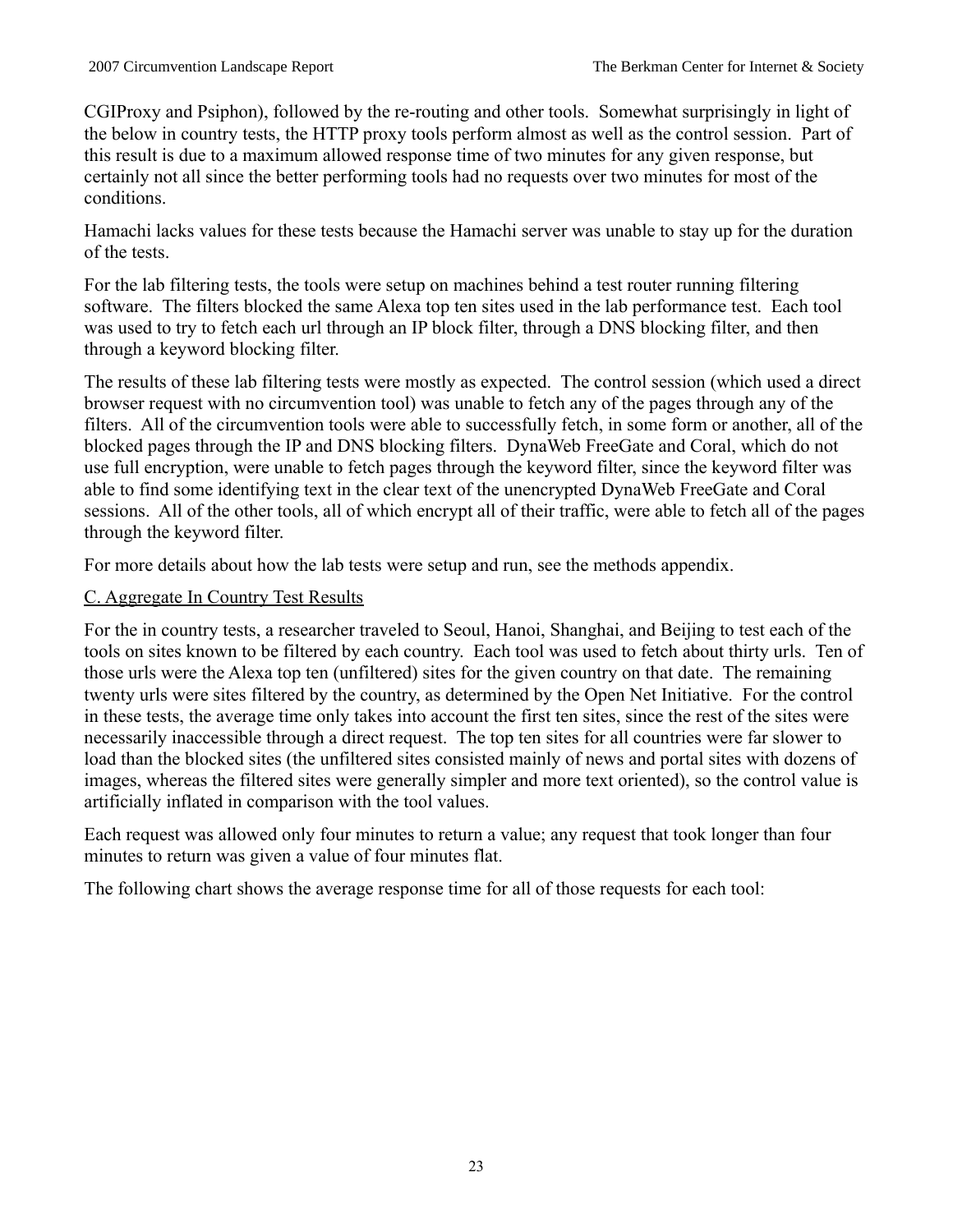CGIProxy and Psiphon), followed by the re-routing and other tools. Somewhat surprisingly in light of the below in country tests, the HTTP proxy tools perform almost as well as the control session. Part of this result is due to a maximum allowed response time of two minutes for any given response, but certainly not all since the better performing tools had no requests over two minutes for most of the conditions.

Hamachi lacks values for these tests because the Hamachi server was unable to stay up for the duration of the tests.

For the lab filtering tests, the tools were setup on machines behind a test router running filtering software. The filters blocked the same Alexa top ten sites used in the lab performance test. Each tool was used to try to fetch each url through an IP block filter, through a DNS blocking filter, and then through a keyword blocking filter.

The results of these lab filtering tests were mostly as expected. The control session (which used a direct browser request with no circumvention tool) was unable to fetch any of the pages through any of the filters. All of the circumvention tools were able to successfully fetch, in some form or another, all of the blocked pages through the IP and DNS blocking filters. DynaWeb FreeGate and Coral, which do not use full encryption, were unable to fetch pages through the keyword filter, since the keyword filter was able to find some identifying text in the clear text of the unencrypted DynaWeb FreeGate and Coral sessions. All of the other tools, all of which encrypt all of their traffic, were able to fetch all of the pages through the keyword filter.

For more details about how the lab tests were setup and run, see the methods appendix.

## C. Aggregate In Country Test Results

For the in country tests, a researcher traveled to Seoul, Hanoi, Shanghai, and Beijing to test each of the tools on sites known to be filtered by each country. Each tool was used to fetch about thirty urls. Ten of those urls were the Alexa top ten (unfiltered) sites for the given country on that date. The remaining twenty urls were sites filtered by the country, as determined by the Open Net Initiative. For the control in these tests, the average time only takes into account the first ten sites, since the rest of the sites were necessarily inaccessible through a direct request. The top ten sites for all countries were far slower to load than the blocked sites (the unfiltered sites consisted mainly of news and portal sites with dozens of images, whereas the filtered sites were generally simpler and more text oriented), so the control value is artificially inflated in comparison with the tool values.

Each request was allowed only four minutes to return a value; any request that took longer than four minutes to return was given a value of four minutes flat.

The following chart shows the average response time for all of those requests for each tool: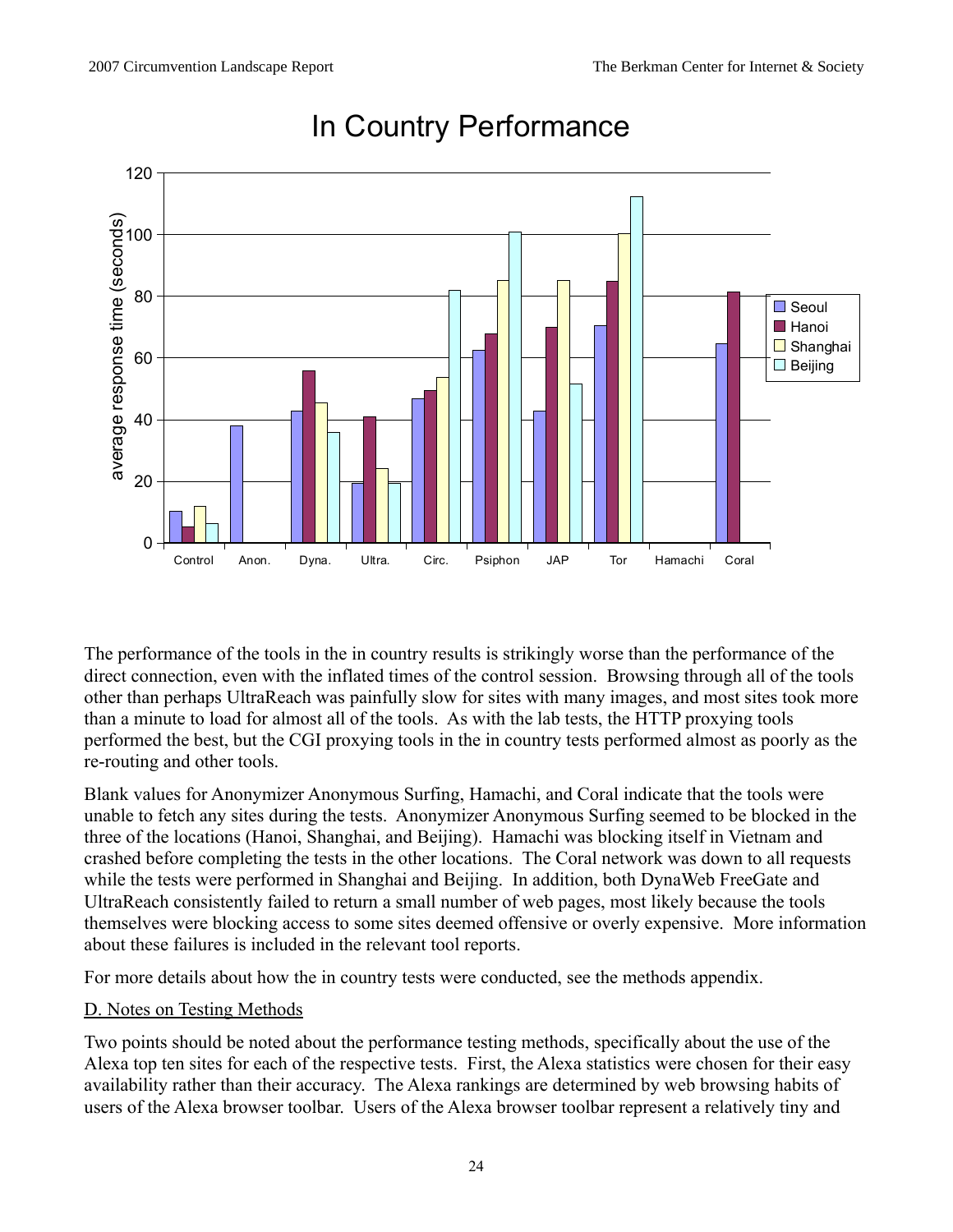The performance of the tools in the in country results is strikingly worse than the performance of the direct connection, even with the inflated times of the control session. Browsing through all of the tools other than perhaps UltraReach was painfully slow for sites with many images, and most sites took more than a minute to load for almost all of the tools. As with the lab tests, the HTTP proxying tools performed the best, but the CGI proxying tools in the in country tests performed almost as poorly as the re-routing and other tools.

Blank values for Anonymizer Anonymous Surfing, Hamachi, and Coral indicate that the tools were unable to fetch any sites during the tests. Anonymizer Anonymous Surfing seemed to be blocked in the three of the locations (Hanoi, Shanghai, and Beijing). Hamachi was blocking itself in Vietnam and crashed before completing the tests in the other locations. The Coral network was down to all requests while the tests were performed in Shanghai and Beijing. In addition, both DynaWeb FreeGate and UltraReach consistently failed to return a small number of web pages, most likely because the tools themselves were blocking access to some sites deemed offensive or overly expensive. More information about these failures is included in the relevant tool reports.

For more details about how the in country tests were conducted, see the methods appendix.

D. Notes on Testing Methods

Two points should be noted about the performance testing methods, specifically about the use of the Alexa top ten sites for each of the respective tests. First, the Alexa statistics were chosen for their easy availability rather than their accuracy. The Alexa rankings are determined by web browsing habits of users of the Alexa browser toolbar. Users of the Alexa browser toolbar represent a relatively tiny and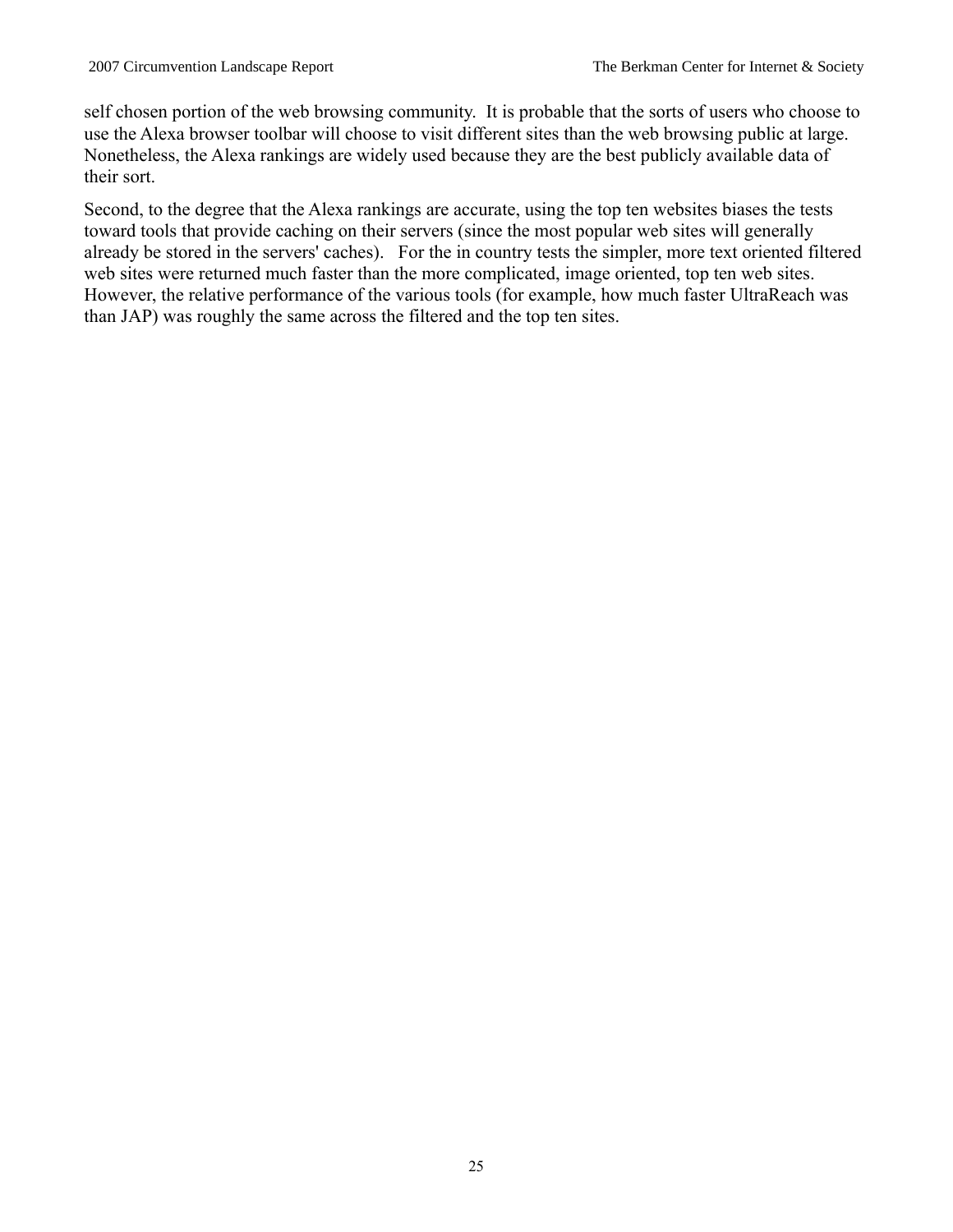self chosen portion of the web browsing community. It is probable that the sorts of users who choose to use the Alexa browser toolbar will choose to visit different sites than the web browsing public at large. Nonetheless, the Alexa rankings are widely used because they are the best publicly available data of their sort.

Second, to the degree that the Alexa rankings are accurate, using the top ten websites biases the tests toward tools that provide caching on their servers (since the most popular web sites will generally already be stored in the servers' caches). For the in country tests the simpler, more text oriented filtered web sites were returned much faster than the more complicated, image oriented, top ten web sites. However, the relative performance of the various tools (for example, how much faster UltraReach was than JAP) was roughly the same across the filtered and the top ten sites.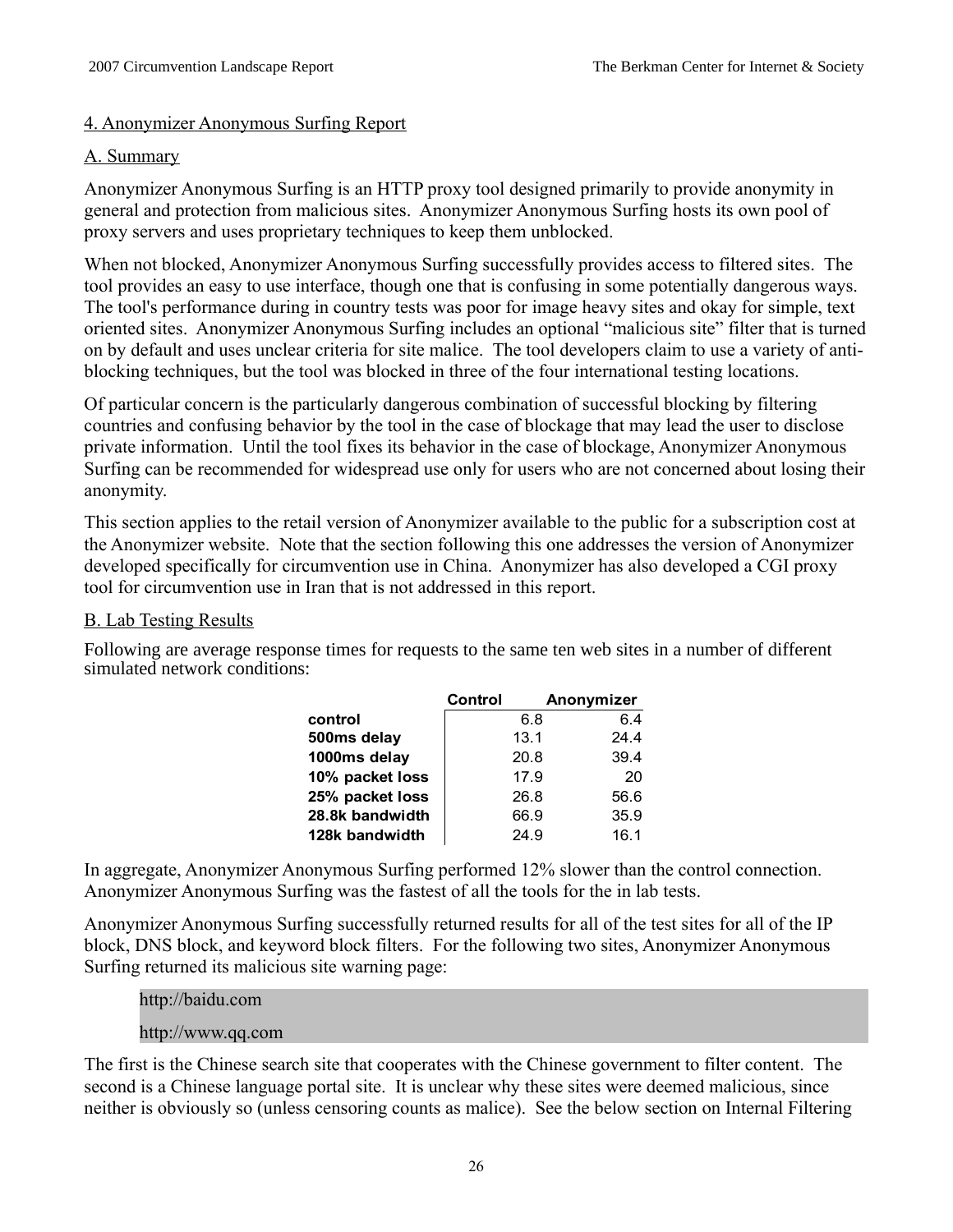## 4. Anonymizer Anonymous Surfing Report

### A. Summary

Anonymizer Anonymous Surfing is an HTTP proxy tool designed primarily to provide anonymity in general and protection from malicious sites. Anonymizer Anonymous Surfing hosts its own pool of proxy servers and uses proprietary techniques to keep them unblocked.

When not blocked, Anonymizer Anonymous Surfing successfully provides access to filtered sites. The tool provides an easy to use interface, though one that is confusing in some potentially dangerous ways. The tool's performance during in country tests was poor for image heavy sites and okay for simple, text oriented sites. Anonymizer Anonymous Surfing includes an optional "malicious site" filter that is turned on by default and uses unclear criteria for site malice. The tool developers claim to use a variety of anti-blocking techniques, but the tool was blocked in three of the four international testing locations.

Of particular concern is the particularly dangerous combination of successful blocking by filtering countries and confusing behavior by the tool in the case of blockage that may lead the user to disclose private information. Until the tool fixes its behavior in the case of blockage, Anonymizer Anonymous Surfing can be recommended for widespread use only for users who are not concerned about losing their anonymity.

This section applies to the retail version of Anonymizer available to the public for a subscription cost at the Anonymizer website. Note that the section following this one addresses the version of Anonymizer developed specifically for circumvention use in China. Anonymizer has also developed a CGI proxy tool for circumvention use in Iran that is not addressed in this report.

### B. Lab Testing Results

Following are average response times for requests to the same ten web sites in a number of different simulated network conditions:

| | Control | Anonymizer |
|---|---|---|
| **control** | 6.8 | 6.4 |
| **500ms delay** | 13.1 | 24.4 |
| **1000ms delay** | 20.8 | 39.4 |
| **10% packet loss** | 17.9 | 20 |
| **25% packet loss** | 26.8 | 56.6 |
| **28.8k bandwidth** | 66.9 | 35.9 |
| **128k bandwidth** | 24.9 | 16.1 |

In aggregate, Anonymizer Anonymous Surfing performed 12% slower than the control connection. Anonymizer Anonymous Surfing was the fastest of all the tools for the in lab tests.

Anonymizer Anonymous Surfing successfully returned results for all of the test sites for all of the IP block, DNS block, and keyword block filters. For the following two sites, Anonymizer Anonymous Surfing returned its malicious site warning page:

http://baidu.com
http://www.qq.com

The first is the Chinese search site that cooperates with the Chinese government to filter content. The second is a Chinese language portal site. It is unclear why these sites were deemed malicious, since neither is obviously so (unless censoring counts as malice). See the below section on Internal Filtering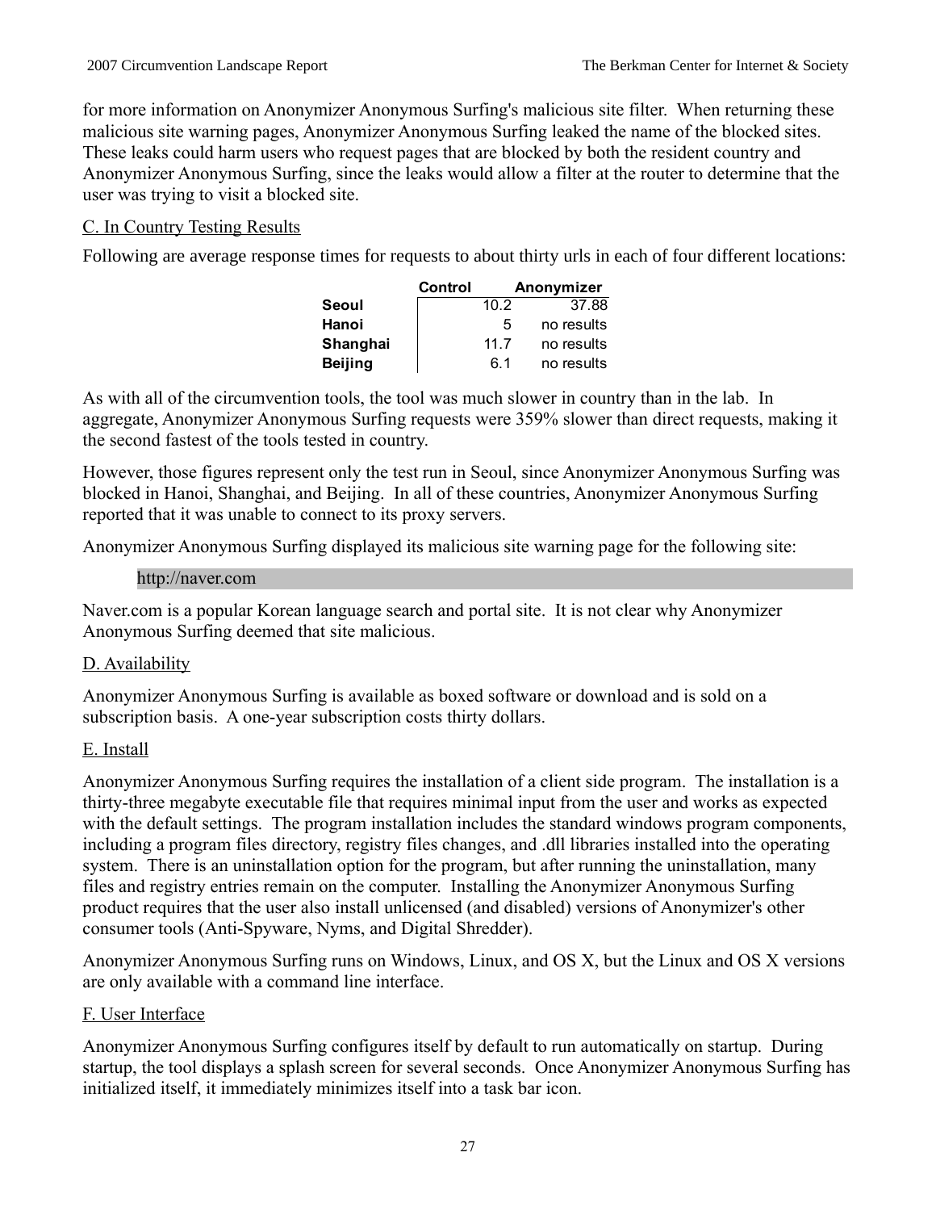for more information on Anonymizer Anonymous Surfing's malicious site filter. When returning these malicious site warning pages, Anonymizer Anonymous Surfing leaked the name of the blocked sites. These leaks could harm users who request pages that are blocked by both the resident country and Anonymizer Anonymous Surfing, since the leaks would allow a filter at the router to determine that the user was trying to visit a blocked site.

C. In Country Testing Results

Following are average response times for requests to about thirty urls in each of four different locations:

| | Control | Anonymizer |
|---|---|---|
| **Seoul** | 10.2 | 37.88 |
| **Hanoi** | 5 | no results |
| **Shanghai** | 11.7 | no results |
| **Beijing** | 6.1 | no results |

As with all of the circumvention tools, the tool was much slower in country than in the lab. In aggregate, Anonymizer Anonymous Surfing requests were 359% slower than direct requests, making it the second fastest of the tools tested in country.

However, those figures represent only the test run in Seoul, since Anonymizer Anonymous Surfing was blocked in Hanoi, Shanghai, and Beijing. In all of these countries, Anonymizer Anonymous Surfing reported that it was unable to connect to its proxy servers.

Anonymizer Anonymous Surfing displayed its malicious site warning page for the following site:

```
http://naver.com
```

Naver.com is a popular Korean language search and portal site. It is not clear why Anonymizer Anonymous Surfing deemed that site malicious.

D. Availability

Anonymizer Anonymous Surfing is available as boxed software or download and is sold on a subscription basis. A one-year subscription costs thirty dollars.

E. Install

Anonymizer Anonymous Surfing requires the installation of a client side program. The installation is a thirty-three megabyte executable file that requires minimal input from the user and works as expected with the default settings. The program installation includes the standard windows program components, including a program files directory, registry files changes, and .dll libraries installed into the operating system. There is an uninstallation option for the program, but after running the uninstallation, many files and registry entries remain on the computer. Installing the Anonymizer Anonymous Surfing product requires that the user also install unlicensed (and disabled) versions of Anonymizer's other consumer tools (Anti-Spyware, Nyms, and Digital Shredder).

Anonymizer Anonymous Surfing runs on Windows, Linux, and OS X, but the Linux and OS X versions are only available with a command line interface.

F. User Interface

Anonymizer Anonymous Surfing configures itself by default to run automatically on startup. During startup, the tool displays a splash screen for several seconds. Once Anonymizer Anonymous Surfing has initialized itself, it immediately minimizes itself into a task bar icon.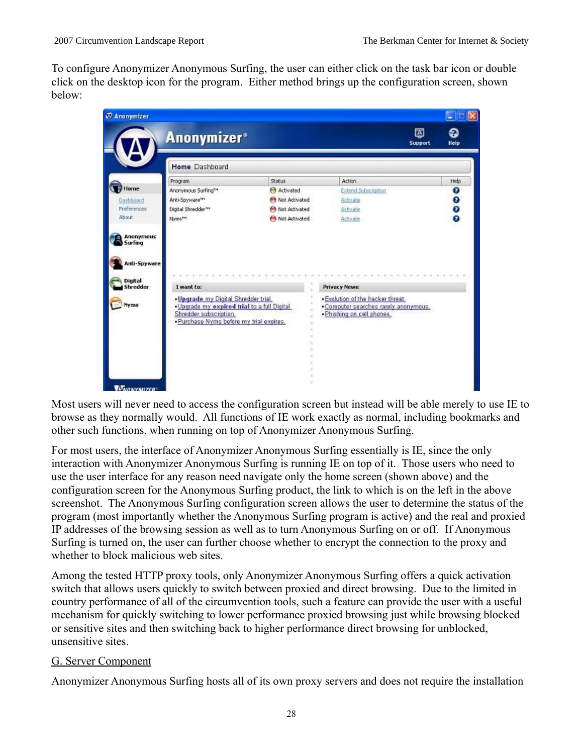To configure Anonymizer Anonymous Surfing, the user can either click on the task bar icon or double click on the desktop icon for the program. Either method brings up the configuration screen, shown below:

Most users will never need to access the configuration screen but instead will be able merely to use IE to browse as they normally would. All functions of IE work exactly as normal, including bookmarks and other such functions, when running on top of Anonymizer Anonymous Surfing.

For most users, the interface of Anonymizer Anonymous Surfing essentially is IE, since the only interaction with Anonymizer Anonymous Surfing is running IE on top of it. Those users who need to use the user interface for any reason need navigate only the home screen (shown above) and the configuration screen for the Anonymous Surfing product, the link to which is on the left in the above screenshot. The Anonymous Surfing configuration screen allows the user to determine the status of the program (most importantly whether the Anonymous Surfing program is active) and the real and proxied IP addresses of the browsing session as well as to turn Anonymous Surfing on or off. If Anonymous Surfing is turned on, the user can further choose whether to encrypt the connection to the proxy and whether to block malicious web sites.

Among the tested HTTP proxy tools, only Anonymizer Anonymous Surfing offers a quick activation switch that allows users quickly to switch between proxied and direct browsing. Due to the limited in country performance of all of the circumvention tools, such a feature can provide the user with a useful mechanism for quickly switching to lower performance proxied browsing just while browsing blocked or sensitive sites and then switching back to higher performance direct browsing for unblocked, unsensitive sites.

G. Server Component

Anonymizer Anonymous Surfing hosts all of its own proxy servers and does not require the installation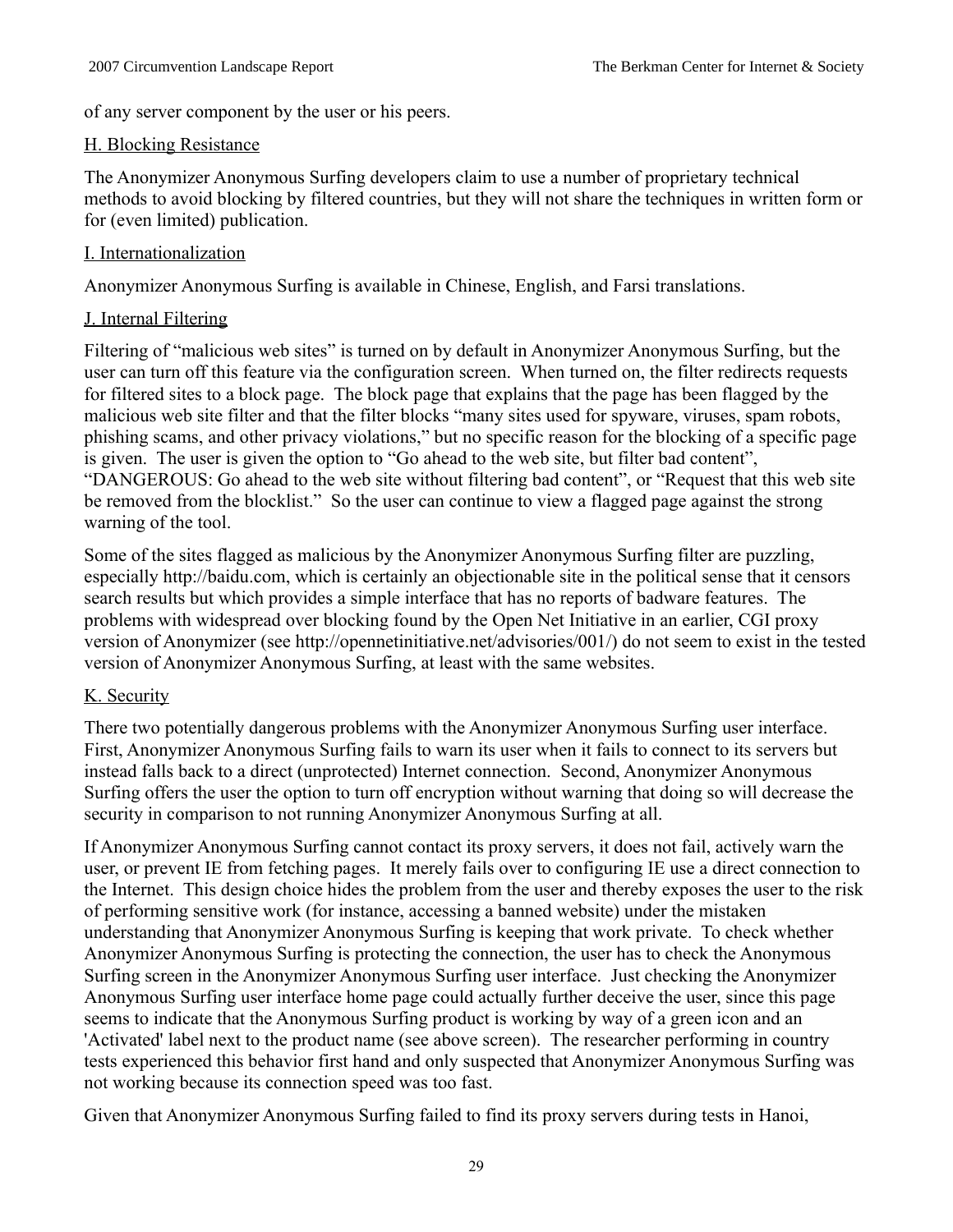of any server component by the user or his peers.

### H. Blocking Resistance

The Anonymizer Anonymous Surfing developers claim to use a number of proprietary technical methods to avoid blocking by filtered countries, but they will not share the techniques in written form or for (even limited) publication.

### I. Internationalization

Anonymizer Anonymous Surfing is available in Chinese, English, and Farsi translations.

### J. Internal Filtering

Filtering of "malicious web sites" is turned on by default in Anonymizer Anonymous Surfing, but the user can turn off this feature via the configuration screen. When turned on, the filter redirects requests for filtered sites to a block page. The block page that explains that the page has been flagged by the malicious web site filter and that the filter blocks "many sites used for spyware, viruses, spam robots, phishing scams, and other privacy violations," but no specific reason for the blocking of a specific page is given. The user is given the option to "Go ahead to the web site, but filter bad content", "DANGEROUS: Go ahead to the web site without filtering bad content", or "Request that this web site be removed from the blocklist." So the user can continue to view a flagged page against the strong warning of the tool.

Some of the sites flagged as malicious by the Anonymizer Anonymous Surfing filter are puzzling, especially http://baidu.com, which is certainly an objectionable site in the political sense that it censors search results but which provides a simple interface that has no reports of badware features. The problems with widespread over blocking found by the Open Net Initiative in an earlier, CGI proxy version of Anonymizer (see http://opennetinitiative.net/advisories/001/) do not seem to exist in the tested version of Anonymizer Anonymous Surfing, at least with the same websites.

### K. Security

There two potentially dangerous problems with the Anonymizer Anonymous Surfing user interface. First, Anonymizer Anonymous Surfing fails to warn its user when it fails to connect to its servers but instead falls back to a direct (unprotected) Internet connection. Second, Anonymizer Anonymous Surfing offers the user the option to turn off encryption without warning that doing so will decrease the security in comparison to not running Anonymizer Anonymous Surfing at all.

If Anonymizer Anonymous Surfing cannot contact its proxy servers, it does not fail, actively warn the user, or prevent IE from fetching pages. It merely fails over to configuring IE use a direct connection to the Internet. This design choice hides the problem from the user and thereby exposes the user to the risk of performing sensitive work (for instance, accessing a banned website) under the mistaken understanding that Anonymizer Anonymous Surfing is keeping that work private. To check whether Anonymizer Anonymous Surfing is protecting the connection, the user has to check the Anonymous Surfing screen in the Anonymizer Anonymous Surfing user interface. Just checking the Anonymizer Anonymous Surfing user interface home page could actually further deceive the user, since this page seems to indicate that the Anonymous Surfing product is working by way of a green icon and an 'Activated' label next to the product name (see above screen). The researcher performing in country tests experienced this behavior first hand and only suspected that Anonymizer Anonymous Surfing was not working because its connection speed was too fast.

Given that Anonymizer Anonymous Surfing failed to find its proxy servers during tests in Hanoi,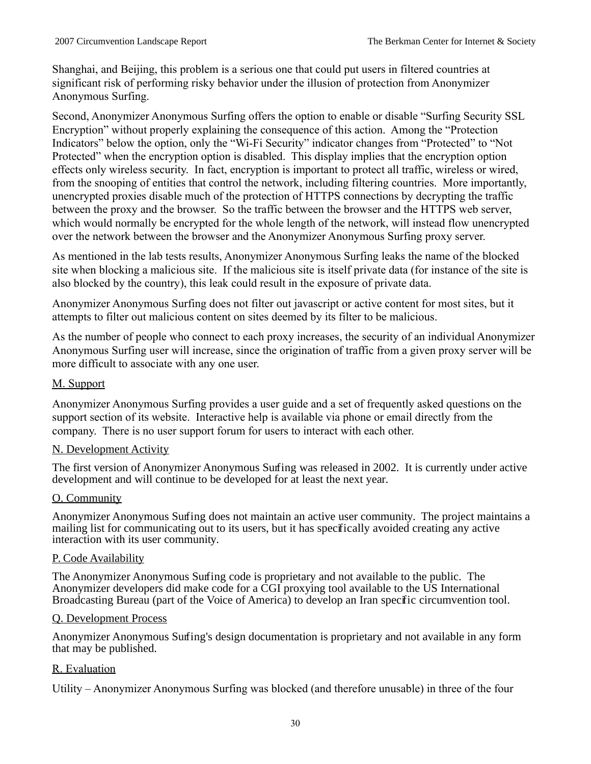Shanghai, and Beijing, this problem is a serious one that could put users in filtered countries at significant risk of performing risky behavior under the illusion of protection from Anonymizer Anonymous Surfing.

Second, Anonymizer Anonymous Surfing offers the option to enable or disable "Surfing Security SSL Encryption" without properly explaining the consequence of this action. Among the "Protection Indicators" below the option, only the "Wi-Fi Security" indicator changes from "Protected" to "Not Protected" when the encryption option is disabled. This display implies that the encryption option effects only wireless security. In fact, encryption is important to protect all traffic, wireless or wired, from the snooping of entities that control the network, including filtering countries. More importantly, unencrypted proxies disable much of the protection of HTTPS connections by decrypting the traffic between the proxy and the browser. So the traffic between the browser and the HTTPS web server, which would normally be encrypted for the whole length of the network, will instead flow unencrypted over the network between the browser and the Anonymizer Anonymous Surfing proxy server.

As mentioned in the lab tests results, Anonymizer Anonymous Surfing leaks the name of the blocked site when blocking a malicious site. If the malicious site is itself private data (for instance of the site is also blocked by the country), this leak could result in the exposure of private data.

Anonymizer Anonymous Surfing does not filter out javascript or active content for most sites, but it attempts to filter out malicious content on sites deemed by its filter to be malicious.

As the number of people who connect to each proxy increases, the security of an individual Anonymizer Anonymous Surfing user will increase, since the origination of traffic from a given proxy server will be more difficult to associate with any one user.

M. Support

Anonymizer Anonymous Surfing provides a user guide and a set of frequently asked questions on the support section of its website. Interactive help is available via phone or email directly from the company. There is no user support forum for users to interact with each other.

N. Development Activity

The first version of Anonymizer Anonymous Surfing was released in 2002. It is currently under active development and will continue to be developed for at least the next year.

O. Community

Anonymizer Anonymous Surfing does not maintain an active user community. The project maintains a mailing list for communicating out to its users, but it has specifically avoided creating any active interaction with its user community.

P. Code Availability

The Anonymizer Anonymous Surfing code is proprietary and not available to the public. The Anonymizer developers did make code for a CGI proxying tool available to the US International Broadcasting Bureau (part of the Voice of America) to develop an Iran specific circumvention tool.

Q. Development Process

Anonymizer Anonymous Surfing's design documentation is proprietary and not available in any form that may be published.

R. Evaluation

Utility – Anonymizer Anonymous Surfing was blocked (and therefore unusable) in three of the four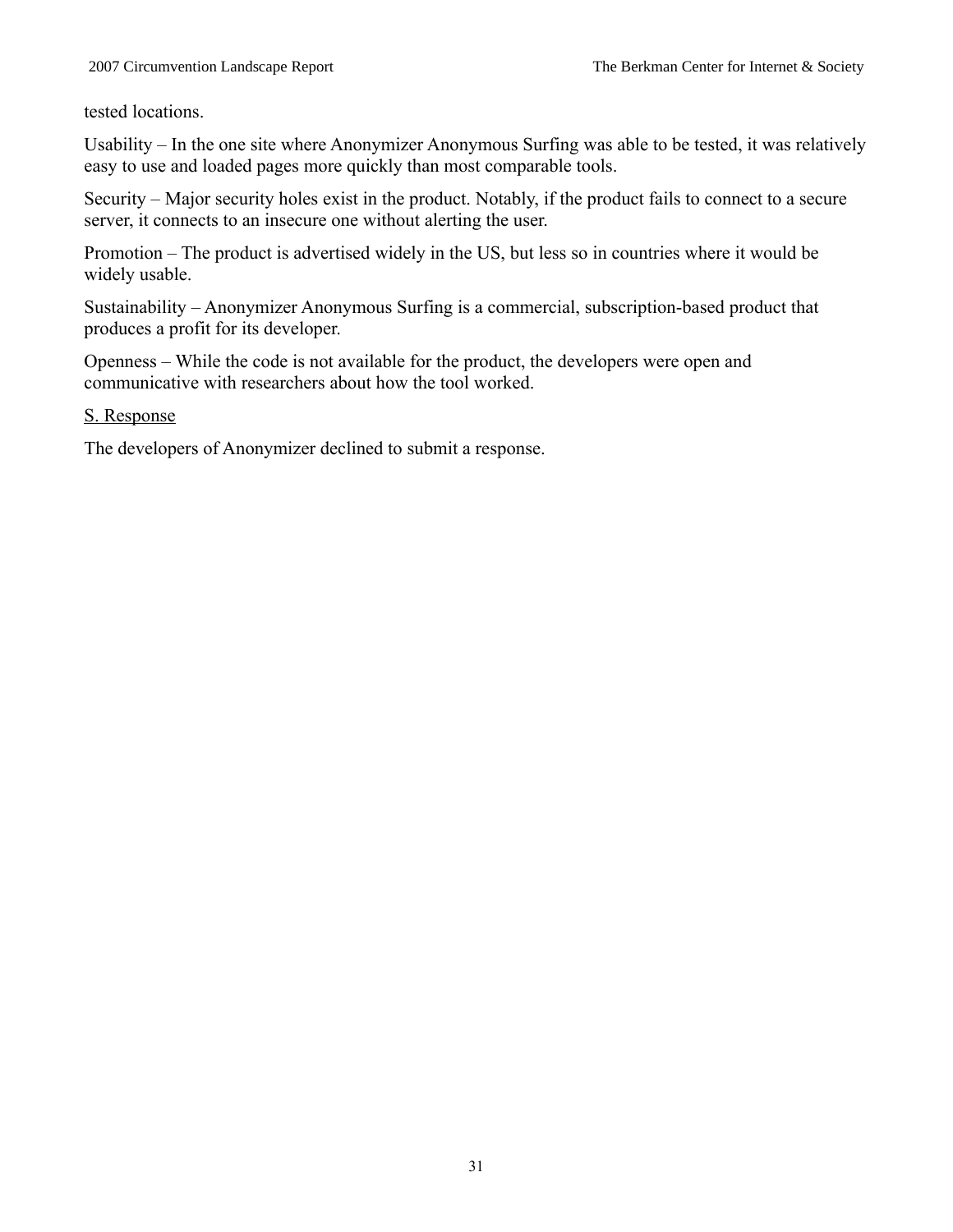tested locations.

Usability – In the one site where Anonymizer Anonymous Surfing was able to be tested, it was relatively easy to use and loaded pages more quickly than most comparable tools.

Security – Major security holes exist in the product. Notably, if the product fails to connect to a secure server, it connects to an insecure one without alerting the user.

Promotion – The product is advertised widely in the US, but less so in countries where it would be widely usable.

Sustainability – Anonymizer Anonymous Surfing is a commercial, subscription-based product that produces a profit for its developer.

Openness – While the code is not available for the product, the developers were open and communicative with researchers about how the tool worked.

<u>S. Response</u>

The developers of Anonymizer declined to submit a response.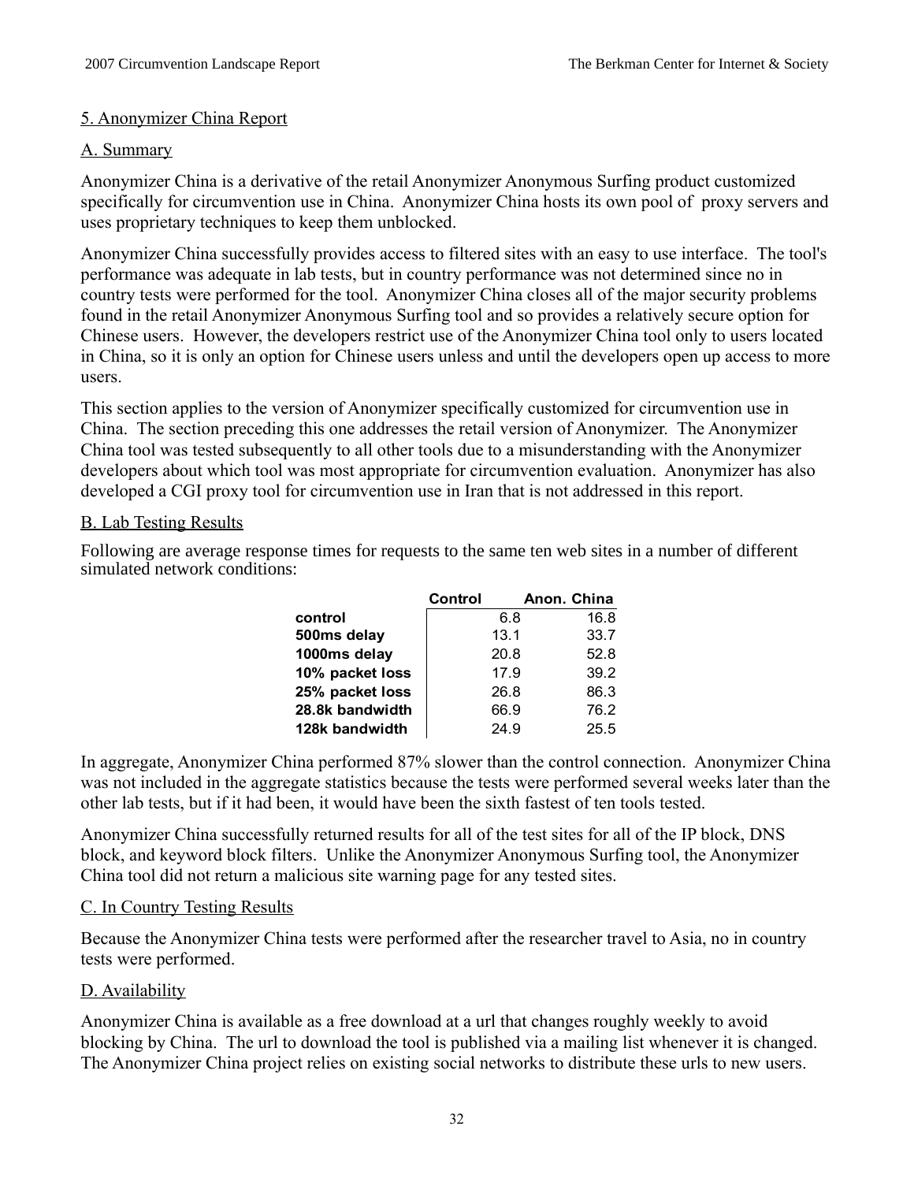## 5. Anonymizer China Report

### A. Summary

Anonymizer China is a derivative of the retail Anonymizer Anonymous Surfing product customized specifically for circumvention use in China. Anonymizer China hosts its own pool of proxy servers and uses proprietary techniques to keep them unblocked.

Anonymizer China successfully provides access to filtered sites with an easy to use interface. The tool's performance was adequate in lab tests, but in country performance was not determined since no in country tests were performed for the tool. Anonymizer China closes all of the major security problems found in the retail Anonymizer Anonymous Surfing tool and so provides a relatively secure option for Chinese users. However, the developers restrict use of the Anonymizer China tool only to users located in China, so it is only an option for Chinese users unless and until the developers open up access to more users.

This section applies to the version of Anonymizer specifically customized for circumvention use in China. The section preceding this one addresses the retail version of Anonymizer. The Anonymizer China tool was tested subsequently to all other tools due to a misunderstanding with the Anonymizer developers about which tool was most appropriate for circumvention evaluation. Anonymizer has also developed a CGI proxy tool for circumvention use in Iran that is not addressed in this report.

### B. Lab Testing Results

Following are average response times for requests to the same ten web sites in a number of different simulated network conditions:

| | Control | Anon. China |
|---|---|---|
| **control** | 6.8 | 16.8 |
| **500ms delay** | 13.1 | 33.7 |
| **1000ms delay** | 20.8 | 52.8 |
| **10% packet loss** | 17.9 | 39.2 |
| **25% packet loss** | 26.8 | 86.3 |
| **28.8k bandwidth** | 66.9 | 76.2 |
| **128k bandwidth** | 24.9 | 25.5 |

In aggregate, Anonymizer China performed 87% slower than the control connection. Anonymizer China was not included in the aggregate statistics because the tests were performed several weeks later than the other lab tests, but if it had been, it would have been the sixth fastest of ten tools tested.

Anonymizer China successfully returned results for all of the test sites for all of the IP block, DNS block, and keyword block filters. Unlike the Anonymizer Anonymous Surfing tool, the Anonymizer China tool did not return a malicious site warning page for any tested sites.

### C. In Country Testing Results

Because the Anonymizer China tests were performed after the researcher travel to Asia, no in country tests were performed.

### D. Availability

Anonymizer China is available as a free download at a url that changes roughly weekly to avoid blocking by China. The url to download the tool is published via a mailing list whenever it is changed. The Anonymizer China project relies on existing social networks to distribute these urls to new users.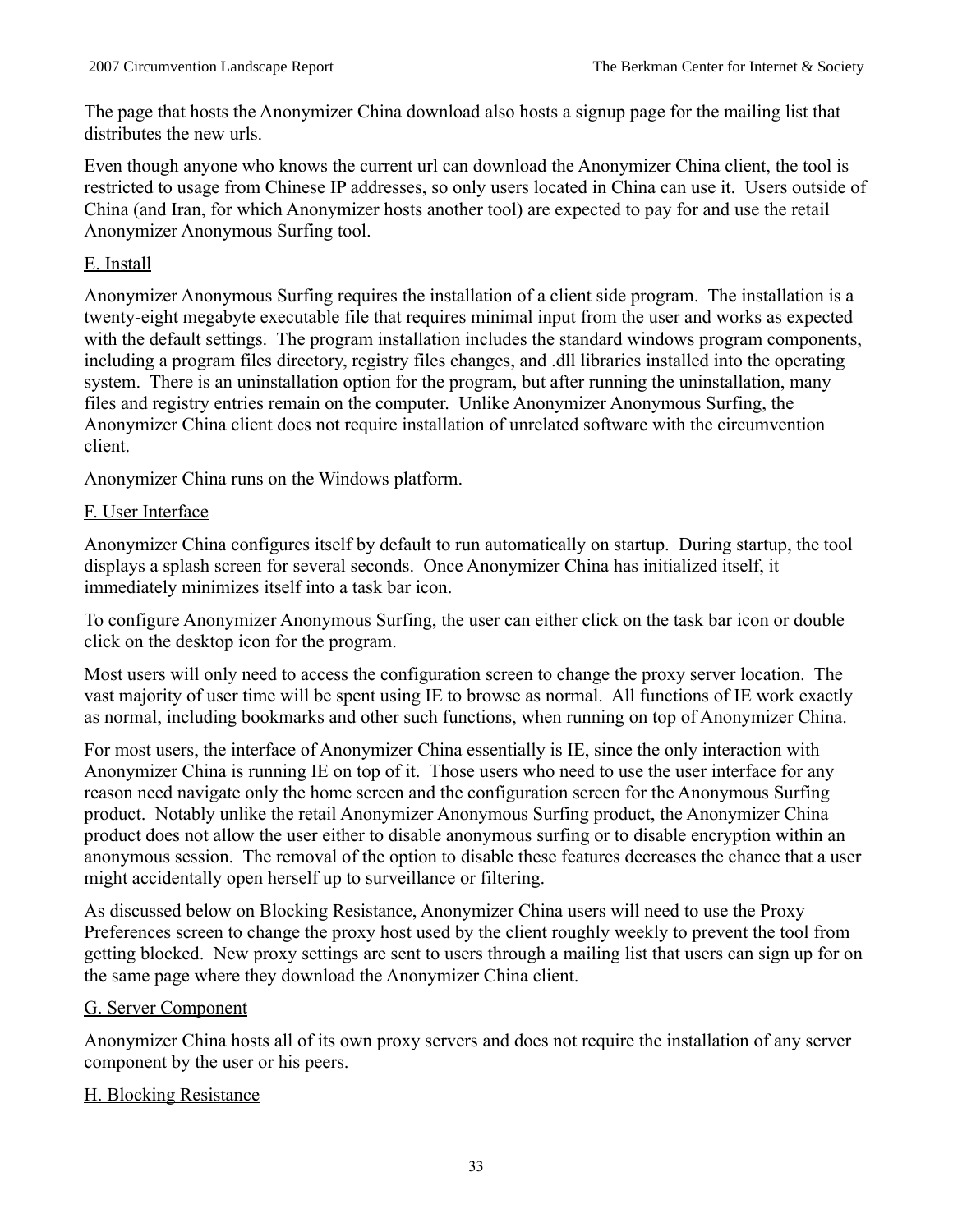The page that hosts the Anonymizer China download also hosts a signup page for the mailing list that distributes the new urls.

Even though anyone who knows the current url can download the Anonymizer China client, the tool is restricted to usage from Chinese IP addresses, so only users located in China can use it. Users outside of China (and Iran, for which Anonymizer hosts another tool) are expected to pay for and use the retail Anonymizer Anonymous Surfing tool.

<u>E. Install</u>

Anonymizer Anonymous Surfing requires the installation of a client side program. The installation is a twenty-eight megabyte executable file that requires minimal input from the user and works as expected with the default settings. The program installation includes the standard windows program components, including a program files directory, registry files changes, and .dll libraries installed into the operating system. There is an uninstallation option for the program, but after running the uninstallation, many files and registry entries remain on the computer. Unlike Anonymizer Anonymous Surfing, the Anonymizer China client does not require installation of unrelated software with the circumvention client.

Anonymizer China runs on the Windows platform.

<u>F. User Interface</u>

Anonymizer China configures itself by default to run automatically on startup. During startup, the tool displays a splash screen for several seconds. Once Anonymizer China has initialized itself, it immediately minimizes itself into a task bar icon.

To configure Anonymizer Anonymous Surfing, the user can either click on the task bar icon or double click on the desktop icon for the program.

Most users will only need to access the configuration screen to change the proxy server location. The vast majority of user time will be spent using IE to browse as normal. All functions of IE work exactly as normal, including bookmarks and other such functions, when running on top of Anonymizer China.

For most users, the interface of Anonymizer China essentially is IE, since the only interaction with Anonymizer China is running IE on top of it. Those users who need to use the user interface for any reason need navigate only the home screen and the configuration screen for the Anonymous Surfing product. Notably unlike the retail Anonymizer Anonymous Surfing product, the Anonymizer China product does not allow the user either to disable anonymous surfing or to disable encryption within an anonymous session. The removal of the option to disable these features decreases the chance that a user might accidentally open herself up to surveillance or filtering.

As discussed below on Blocking Resistance, Anonymizer China users will need to use the Proxy Preferences screen to change the proxy host used by the client roughly weekly to prevent the tool from getting blocked. New proxy settings are sent to users through a mailing list that users can sign up for on the same page where they download the Anonymizer China client.

<u>G. Server Component</u>

Anonymizer China hosts all of its own proxy servers and does not require the installation of any server component by the user or his peers.

<u>H. Blocking Resistance</u>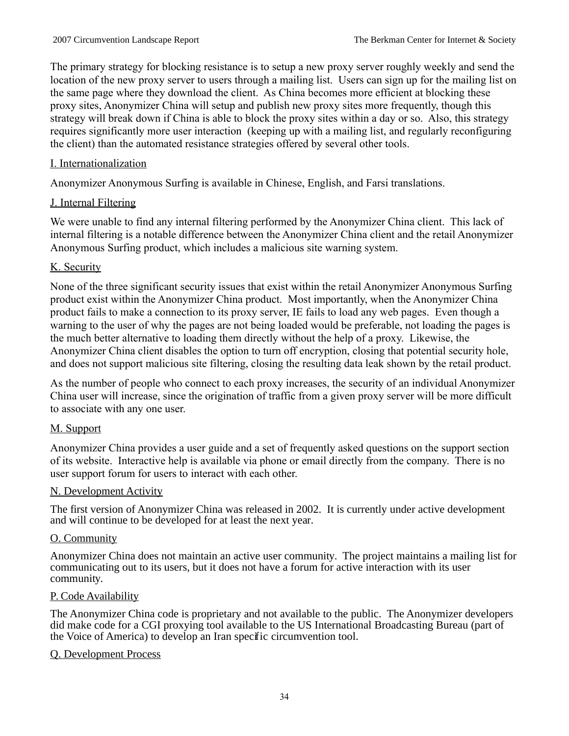The primary strategy for blocking resistance is to setup a new proxy server roughly weekly and send the location of the new proxy server to users through a mailing list. Users can sign up for the mailing list on the same page where they download the client. As China becomes more efficient at blocking these proxy sites, Anonymizer China will setup and publish new proxy sites more frequently, though this strategy will break down if China is able to block the proxy sites within a day or so. Also, this strategy requires significantly more user interaction (keeping up with a mailing list, and regularly reconfiguring the client) than the automated resistance strategies offered by several other tools.

### I. Internationalization

Anonymizer Anonymous Surfing is available in Chinese, English, and Farsi translations.

### J. Internal Filtering

We were unable to find any internal filtering performed by the Anonymizer China client. This lack of internal filtering is a notable difference between the Anonymizer China client and the retail Anonymizer Anonymous Surfing product, which includes a malicious site warning system.

### K. Security

None of the three significant security issues that exist within the retail Anonymizer Anonymous Surfing product exist within the Anonymizer China product. Most importantly, when the Anonymizer China product fails to make a connection to its proxy server, IE fails to load any web pages. Even though a warning to the user of why the pages are not being loaded would be preferable, not loading the pages is the much better alternative to loading them directly without the help of a proxy. Likewise, the Anonymizer China client disables the option to turn off encryption, closing that potential security hole, and does not support malicious site filtering, closing the resulting data leak shown by the retail product.

As the number of people who connect to each proxy increases, the security of an individual Anonymizer China user will increase, since the origination of traffic from a given proxy server will be more difficult to associate with any one user.

### M. Support

Anonymizer China provides a user guide and a set of frequently asked questions on the support section of its website. Interactive help is available via phone or email directly from the company. There is no user support forum for users to interact with each other.

### N. Development Activity

The first version of Anonymizer China was released in 2002. It is currently under active development and will continue to be developed for at least the next year.

### O. Community

Anonymizer China does not maintain an active user community. The project maintains a mailing list for communicating out to its users, but it does not have a forum for active interaction with its user community.

### P. Code Availability

The Anonymizer China code is proprietary and not available to the public. The Anonymizer developers did make code for a CGI proxying tool available to the US International Broadcasting Bureau (part of the Voice of America) to develop an Iran specific circumvention tool.

### Q. Development Process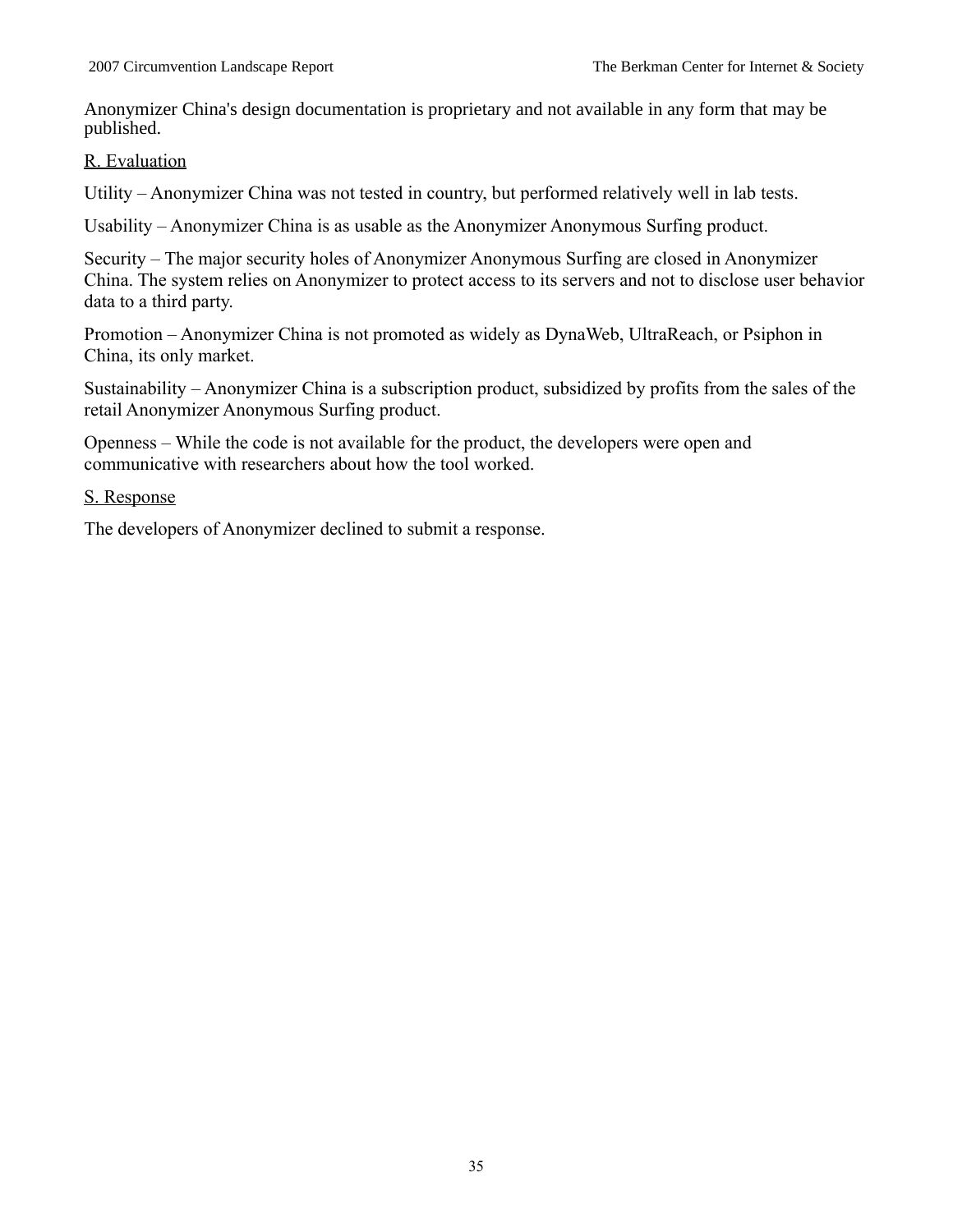Anonymizer China's design documentation is proprietary and not available in any form that may be published.

R. Evaluation

Utility – Anonymizer China was not tested in country, but performed relatively well in lab tests.

Usability – Anonymizer China is as usable as the Anonymizer Anonymous Surfing product.

Security – The major security holes of Anonymizer Anonymous Surfing are closed in Anonymizer China. The system relies on Anonymizer to protect access to its servers and not to disclose user behavior data to a third party.

Promotion – Anonymizer China is not promoted as widely as DynaWeb, UltraReach, or Psiphon in China, its only market.

Sustainability – Anonymizer China is a subscription product, subsidized by profits from the sales of the retail Anonymizer Anonymous Surfing product.

Openness – While the code is not available for the product, the developers were open and communicative with researchers about how the tool worked.

S. Response

The developers of Anonymizer declined to submit a response.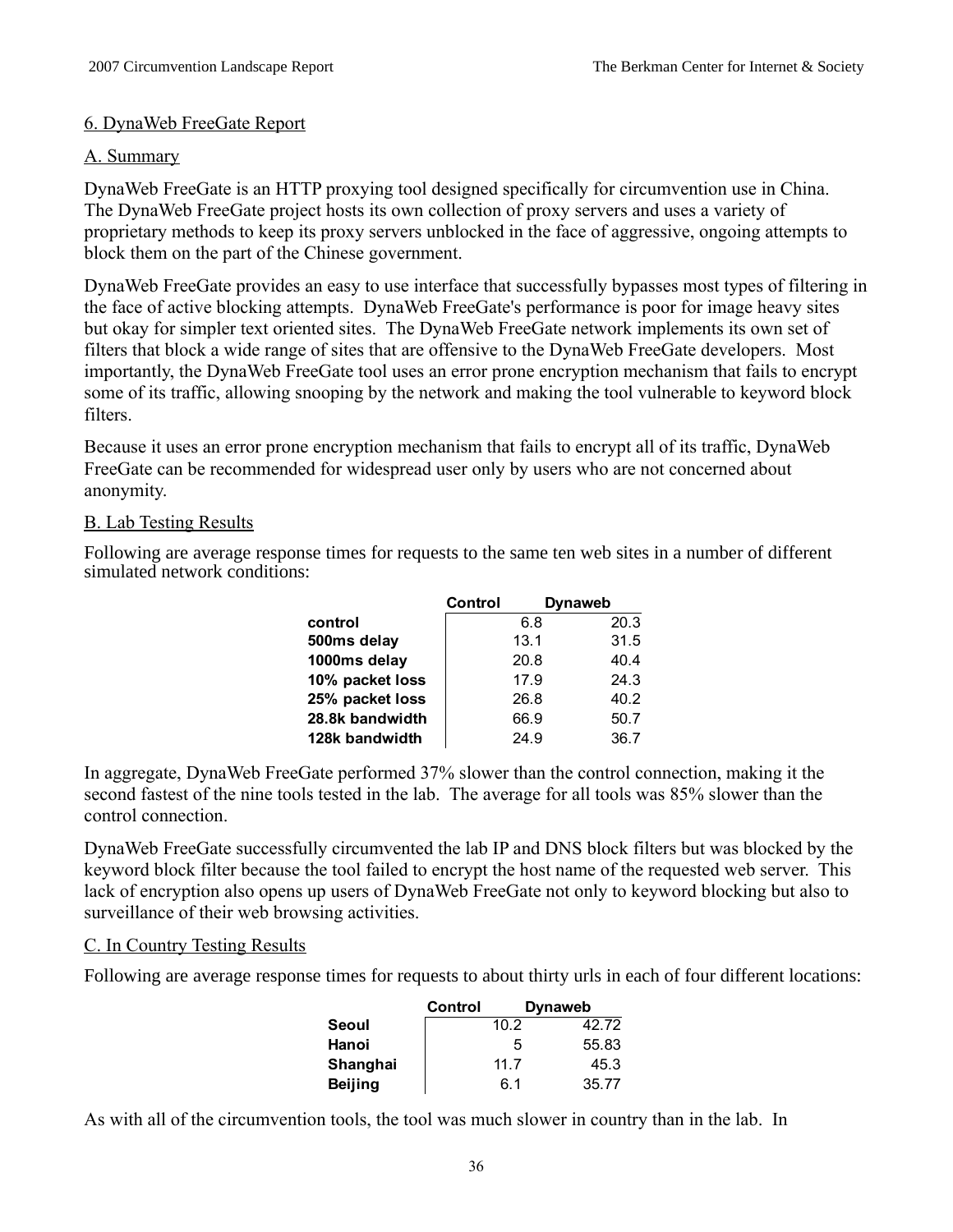## 6. DynaWeb FreeGate Report

### A. Summary

DynaWeb FreeGate is an HTTP proxying tool designed specifically for circumvention use in China. The DynaWeb FreeGate project hosts its own collection of proxy servers and uses a variety of proprietary methods to keep its proxy servers unblocked in the face of aggressive, ongoing attempts to block them on the part of the Chinese government.

DynaWeb FreeGate provides an easy to use interface that successfully bypasses most types of filtering in the face of active blocking attempts. DynaWeb FreeGate's performance is poor for image heavy sites but okay for simpler text oriented sites. The DynaWeb FreeGate network implements its own set of filters that block a wide range of sites that are offensive to the DynaWeb FreeGate developers. Most importantly, the DynaWeb FreeGate tool uses an error prone encryption mechanism that fails to encrypt some of its traffic, allowing snooping by the network and making the tool vulnerable to keyword block filters.

Because it uses an error prone encryption mechanism that fails to encrypt all of its traffic, DynaWeb FreeGate can be recommended for widespread user only by users who are not concerned about anonymity.

### B. Lab Testing Results

Following are average response times for requests to the same ten web sites in a number of different simulated network conditions:

| | Control | Dynaweb |
|---|---|---|
| **control** | 6.8 | 20.3 |
| **500ms delay** | 13.1 | 31.5 |
| **1000ms delay** | 20.8 | 40.4 |
| **10% packet loss** | 17.9 | 24.3 |
| **25% packet loss** | 26.8 | 40.2 |
| **28.8k bandwidth** | 66.9 | 50.7 |
| **128k bandwidth** | 24.9 | 36.7 |

In aggregate, DynaWeb FreeGate performed 37% slower than the control connection, making it the second fastest of the nine tools tested in the lab. The average for all tools was 85% slower than the control connection.

DynaWeb FreeGate successfully circumvented the lab IP and DNS block filters but was blocked by the keyword block filter because the tool failed to encrypt the host name of the requested web server. This lack of encryption also opens up users of DynaWeb FreeGate not only to keyword blocking but also to surveillance of their web browsing activities.

### C. In Country Testing Results

Following are average response times for requests to about thirty urls in each of four different locations:

| | Control | Dynaweb |
|---|---|---|
| **Seoul** | 10.2 | 42.72 |
| **Hanoi** | 5 | 55.83 |
| **Shanghai** | 11.7 | 45.3 |
| **Beijing** | 6.1 | 35.77 |

As with all of the circumvention tools, the tool was much slower in country than in the lab. In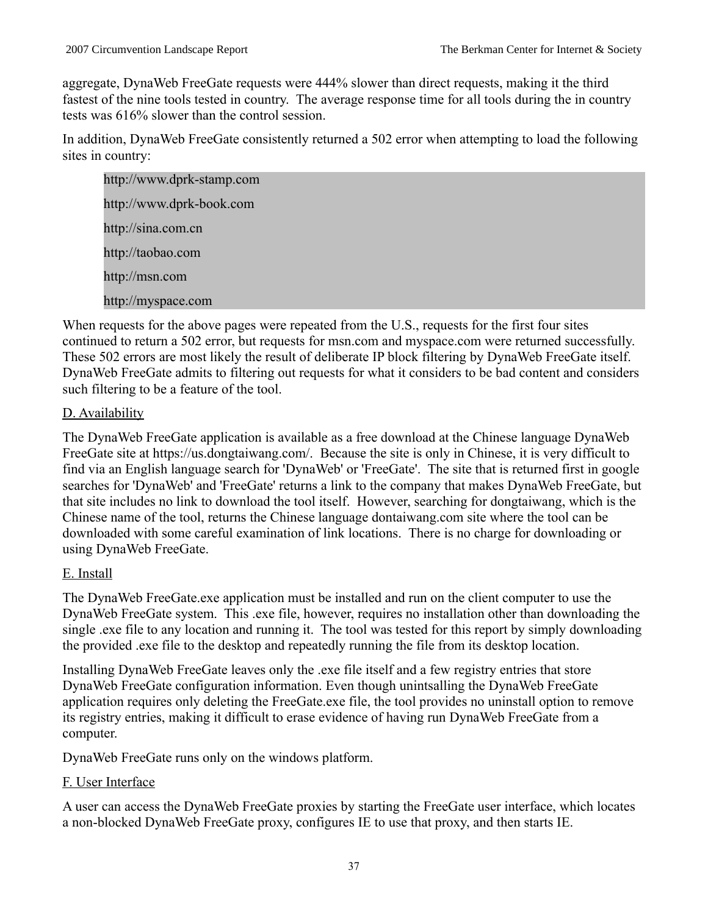aggregate, DynaWeb FreeGate requests were 444% slower than direct requests, making it the third fastest of the nine tools tested in country. The average response time for all tools during the in country tests was 616% slower than the control session.

In addition, DynaWeb FreeGate consistently returned a 502 error when attempting to load the following sites in country:

```
http://www.dprk-stamp.com
http://www.dprk-book.com
http://sina.com.cn
http://taobao.com
http://msn.com
http://myspace.com
```

When requests for the above pages were repeated from the U.S., requests for the first four sites continued to return a 502 error, but requests for msn.com and myspace.com were returned successfully. These 502 errors are most likely the result of deliberate IP block filtering by DynaWeb FreeGate itself. DynaWeb FreeGate admits to filtering out requests for what it considers to be bad content and considers such filtering to be a feature of the tool.

D. Availability

The DynaWeb FreeGate application is available as a free download at the Chinese language DynaWeb FreeGate site at https://us.dongtaiwang.com/. Because the site is only in Chinese, it is very difficult to find via an English language search for 'DynaWeb' or 'FreeGate'. The site that is returned first in google searches for 'DynaWeb' and 'FreeGate' returns a link to the company that makes DynaWeb FreeGate, but that site includes no link to download the tool itself. However, searching for dongtaiwang, which is the Chinese name of the tool, returns the Chinese language dontaiwang.com site where the tool can be downloaded with some careful examination of link locations. There is no charge for downloading or using DynaWeb FreeGate.

E. Install

The DynaWeb FreeGate.exe application must be installed and run on the client computer to use the DynaWeb FreeGate system. This .exe file, however, requires no installation other than downloading the single .exe file to any location and running it. The tool was tested for this report by simply downloading the provided .exe file to the desktop and repeatedly running the file from its desktop location.

Installing DynaWeb FreeGate leaves only the .exe file itself and a few registry entries that store DynaWeb FreeGate configuration information. Even though unintsalling the DynaWeb FreeGate application requires only deleting the FreeGate.exe file, the tool provides no uninstall option to remove its registry entries, making it difficult to erase evidence of having run DynaWeb FreeGate from a computer.

DynaWeb FreeGate runs only on the windows platform.

F. User Interface

A user can access the DynaWeb FreeGate proxies by starting the FreeGate user interface, which locates a non-blocked DynaWeb FreeGate proxy, configures IE to use that proxy, and then starts IE.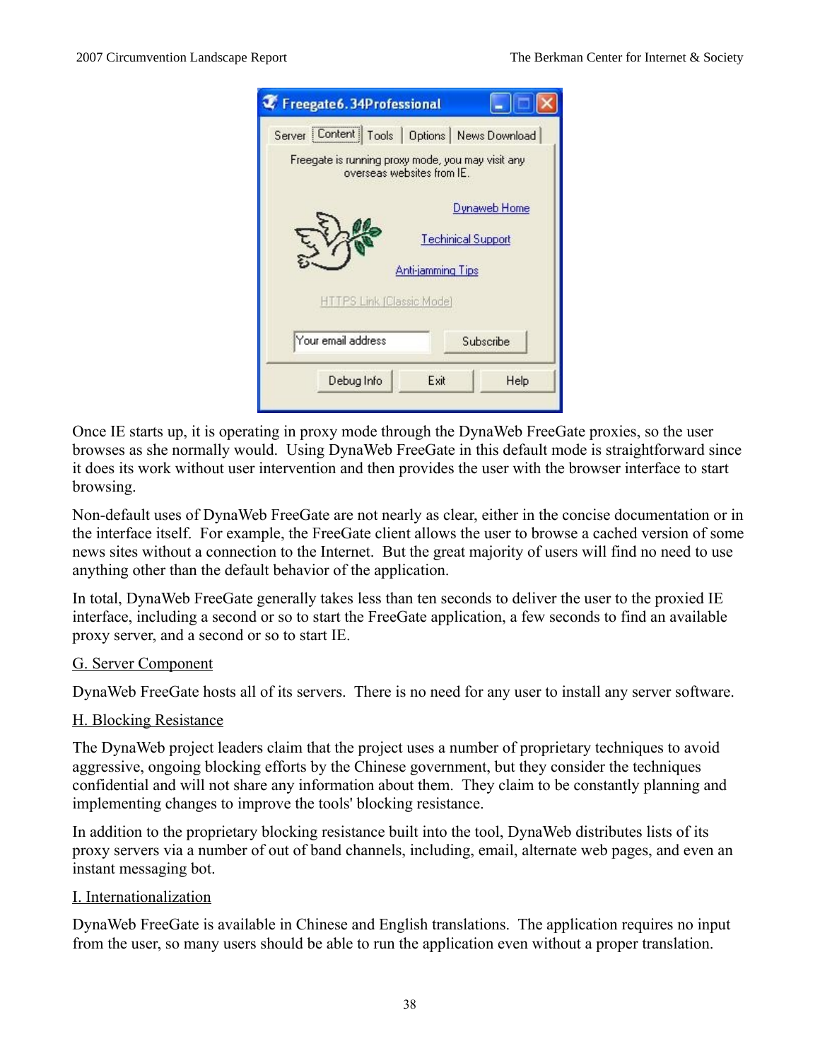Once IE starts up, it is operating in proxy mode through the DynaWeb FreeGate proxies, so the user browses as she normally would. Using DynaWeb FreeGate in this default mode is straightforward since it does its work without user intervention and then provides the user with the browser interface to start browsing.

Non-default uses of DynaWeb FreeGate are not nearly as clear, either in the concise documentation or in the interface itself. For example, the FreeGate client allows the user to browse a cached version of some news sites without a connection to the Internet. But the great majority of users will find no need to use anything other than the default behavior of the application.

In total, DynaWeb FreeGate generally takes less than ten seconds to deliver the user to the proxied IE interface, including a second or so to start the FreeGate application, a few seconds to find an available proxy server, and a second or so to start IE.

G. Server Component

DynaWeb FreeGate hosts all of its servers. There is no need for any user to install any server software.

H. Blocking Resistance

The DynaWeb project leaders claim that the project uses a number of proprietary techniques to avoid aggressive, ongoing blocking efforts by the Chinese government, but they consider the techniques confidential and will not share any information about them. They claim to be constantly planning and implementing changes to improve the tools' blocking resistance.

In addition to the proprietary blocking resistance built into the tool, DynaWeb distributes lists of its proxy servers via a number of out of band channels, including, email, alternate web pages, and even an instant messaging bot.

I. Internationalization

DynaWeb FreeGate is available in Chinese and English translations. The application requires no input from the user, so many users should be able to run the application even without a proper translation.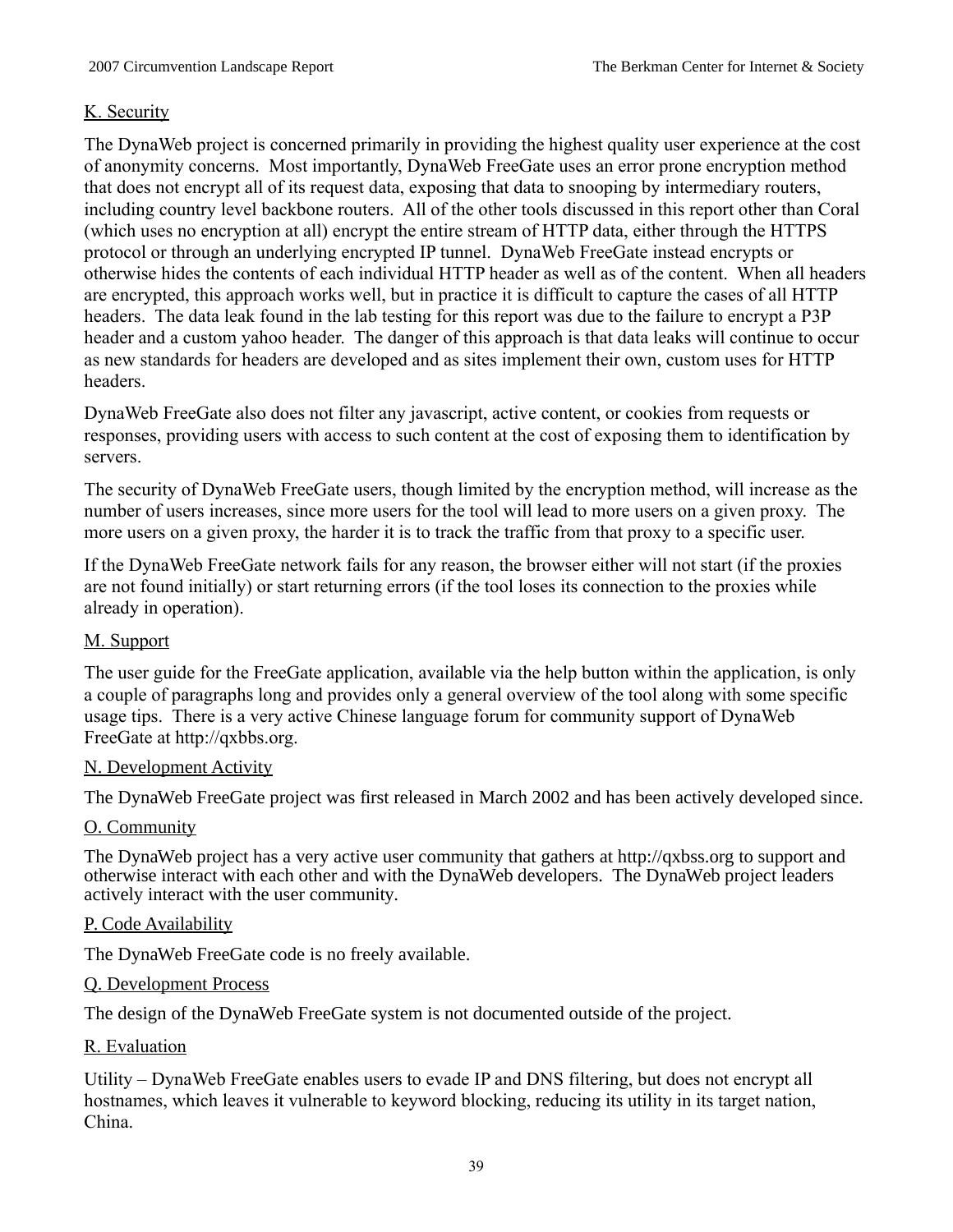K. Security

The DynaWeb project is concerned primarily in providing the highest quality user experience at the cost of anonymity concerns. Most importantly, DynaWeb FreeGate uses an error prone encryption method that does not encrypt all of its request data, exposing that data to snooping by intermediary routers, including country level backbone routers. All of the other tools discussed in this report other than Coral (which uses no encryption at all) encrypt the entire stream of HTTP data, either through the HTTPS protocol or through an underlying encrypted IP tunnel. DynaWeb FreeGate instead encrypts or otherwise hides the contents of each individual HTTP header as well as of the content. When all headers are encrypted, this approach works well, but in practice it is difficult to capture the cases of all HTTP headers. The data leak found in the lab testing for this report was due to the failure to encrypt a P3P header and a custom yahoo header. The danger of this approach is that data leaks will continue to occur as new standards for headers are developed and as sites implement their own, custom uses for HTTP headers.

DynaWeb FreeGate also does not filter any javascript, active content, or cookies from requests or responses, providing users with access to such content at the cost of exposing them to identification by servers.

The security of DynaWeb FreeGate users, though limited by the encryption method, will increase as the number of users increases, since more users for the tool will lead to more users on a given proxy. The more users on a given proxy, the harder it is to track the traffic from that proxy to a specific user.

If the DynaWeb FreeGate network fails for any reason, the browser either will not start (if the proxies are not found initially) or start returning errors (if the tool loses its connection to the proxies while already in operation).

M. Support

The user guide for the FreeGate application, available via the help button within the application, is only a couple of paragraphs long and provides only a general overview of the tool along with some specific usage tips. There is a very active Chinese language forum for community support of DynaWeb FreeGate at http://qxbbs.org.

N. Development Activity

The DynaWeb FreeGate project was first released in March 2002 and has been actively developed since.

O. Community

The DynaWeb project has a very active user community that gathers at http://qxbss.org to support and otherwise interact with each other and with the DynaWeb developers. The DynaWeb project leaders actively interact with the user community.

P. Code Availability

The DynaWeb FreeGate code is no freely available.

Q. Development Process

The design of the DynaWeb FreeGate system is not documented outside of the project.

R. Evaluation

Utility – DynaWeb FreeGate enables users to evade IP and DNS filtering, but does not encrypt all hostnames, which leaves it vulnerable to keyword blocking, reducing its utility in its target nation, China.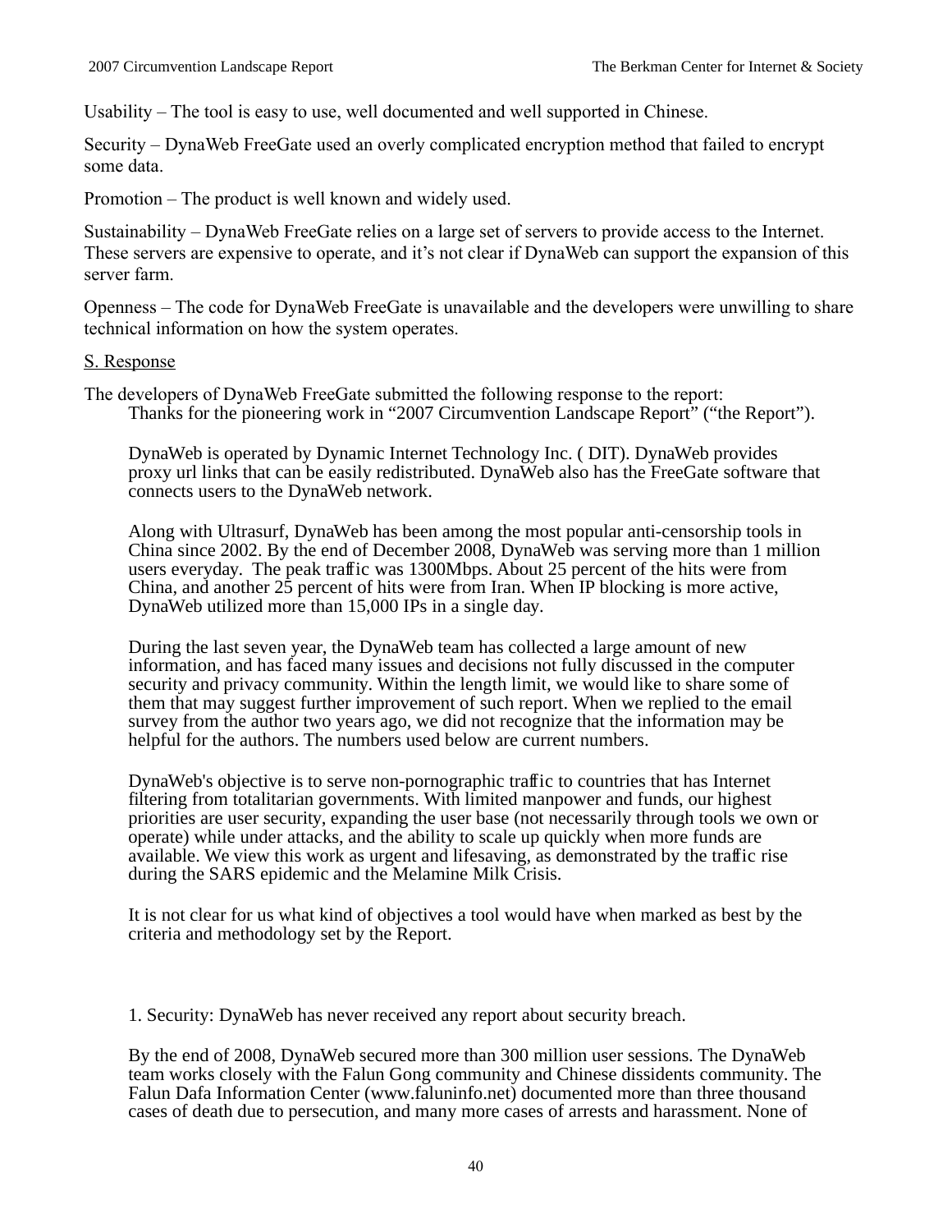Usability – The tool is easy to use, well documented and well supported in Chinese.

Security – DynaWeb FreeGate used an overly complicated encryption method that failed to encrypt some data.

Promotion – The product is well known and widely used.

Sustainability – DynaWeb FreeGate relies on a large set of servers to provide access to the Internet. These servers are expensive to operate, and it's not clear if DynaWeb can support the expansion of this server farm.

Openness – The code for DynaWeb FreeGate is unavailable and the developers were unwilling to share technical information on how the system operates.

S. Response

The developers of DynaWeb FreeGate submitted the following response to the report:

> Thanks for the pioneering work in "2007 Circumvention Landscape Report" ("the Report").
>
> DynaWeb is operated by Dynamic Internet Technology Inc. ( DIT). DynaWeb provides proxy url links that can be easily redistributed. DynaWeb also has the FreeGate software that connects users to the DynaWeb network.
>
> Along with Ultrasurf, DynaWeb has been among the most popular anti-censorship tools in China since 2002. By the end of December 2008, DynaWeb was serving more than 1 million users everyday. The peak traffic was 1300Mbps. About 25 percent of the hits were from China, and another 25 percent of hits were from Iran. When IP blocking is more active, DynaWeb utilized more than 15,000 IPs in a single day.
>
> During the last seven year, the DynaWeb team has collected a large amount of new information, and has faced many issues and decisions not fully discussed in the computer security and privacy community. Within the length limit, we would like to share some of them that may suggest further improvement of such report. When we replied to the email survey from the author two years ago, we did not recognize that the information may be helpful for the authors. The numbers used below are current numbers.
>
> DynaWeb's objective is to serve non-pornographic traffic to countries that has Internet filtering from totalitarian governments. With limited manpower and funds, our highest priorities are user security, expanding the user base (not necessarily through tools we own or operate) while under attacks, and the ability to scale up quickly when more funds are available. We view this work as urgent and lifesaving, as demonstrated by the traffic rise during the SARS epidemic and the Melamine Milk Crisis.
>
> It is not clear for us what kind of objectives a tool would have when marked as best by the criteria and methodology set by the Report.
>
> 1. Security: DynaWeb has never received any report about security breach.
>
> By the end of 2008, DynaWeb secured more than 300 million user sessions. The DynaWeb team works closely with the Falun Gong community and Chinese dissidents community. The Falun Dafa Information Center (www.faluninfo.net) documented more than three thousand cases of death due to persecution, and many more cases of arrests and harassment. None of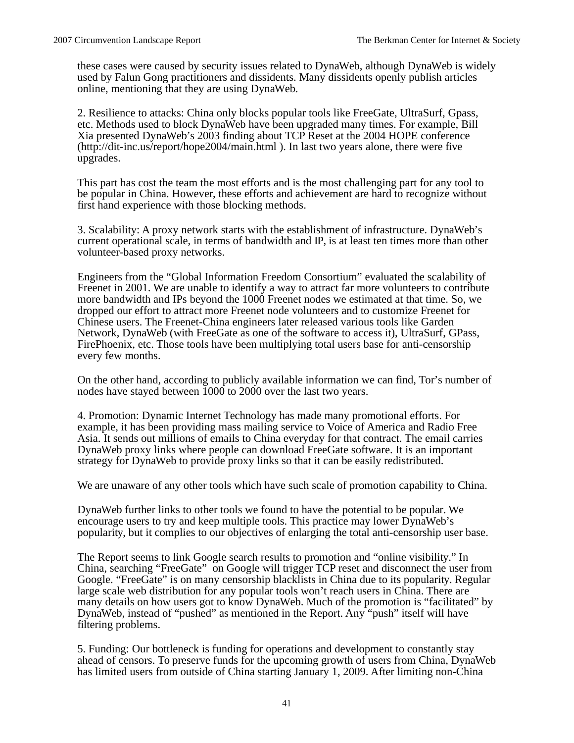these cases were caused by security issues related to DynaWeb, although DynaWeb is widely used by Falun Gong practitioners and dissidents. Many dissidents openly publish articles online, mentioning that they are using DynaWeb.

2. Resilience to attacks: China only blocks popular tools like FreeGate, UltraSurf, Gpass, etc. Methods used to block DynaWeb have been upgraded many times. For example, Bill Xia presented DynaWeb's 2003 finding about TCP Reset at the 2004 HOPE conference (http://dit-inc.us/report/hope2004/main.html ). In last two years alone, there were five upgrades.

This part has cost the team the most efforts and is the most challenging part for any tool to be popular in China. However, these efforts and achievement are hard to recognize without first hand experience with those blocking methods.

3. Scalability: A proxy network starts with the establishment of infrastructure. DynaWeb's current operational scale, in terms of bandwidth and IP, is at least ten times more than other volunteer-based proxy networks.

Engineers from the "Global Information Freedom Consortium" evaluated the scalability of Freenet in 2001. We are unable to identify a way to attract far more volunteers to contribute more bandwidth and IPs beyond the 1000 Freenet nodes we estimated at that time. So, we dropped our effort to attract more Freenet node volunteers and to customize Freenet for Chinese users. The Freenet-China engineers later released various tools like Garden Network, DynaWeb (with FreeGate as one of the software to access it), UltraSurf, GPass, FirePhoenix, etc. Those tools have been multiplying total users base for anti-censorship every few months.

On the other hand, according to publicly available information we can find, Tor's number of nodes have stayed between 1000 to 2000 over the last two years.

4. Promotion: Dynamic Internet Technology has made many promotional efforts. For example, it has been providing mass mailing service to Voice of America and Radio Free Asia. It sends out millions of emails to China everyday for that contract. The email carries DynaWeb proxy links where people can download FreeGate software. It is an important strategy for DynaWeb to provide proxy links so that it can be easily redistributed.

We are unaware of any other tools which have such scale of promotion capability to China.

DynaWeb further links to other tools we found to have the potential to be popular. We encourage users to try and keep multiple tools. This practice may lower DynaWeb's popularity, but it complies to our objectives of enlarging the total anti-censorship user base.

The Report seems to link Google search results to promotion and "online visibility." In China, searching "FreeGate" on Google will trigger TCP reset and disconnect the user from Google. "FreeGate" is on many censorship blacklists in China due to its popularity. Regular large scale web distribution for any popular tools won't reach users in China. There are many details on how users got to know DynaWeb. Much of the promotion is "facilitated" by DynaWeb, instead of "pushed" as mentioned in the Report. Any "push" itself will have filtering problems.

5. Funding: Our bottleneck is funding for operations and development to constantly stay ahead of censors. To preserve funds for the upcoming growth of users from China, DynaWeb has limited users from outside of China starting January 1, 2009. After limiting non-China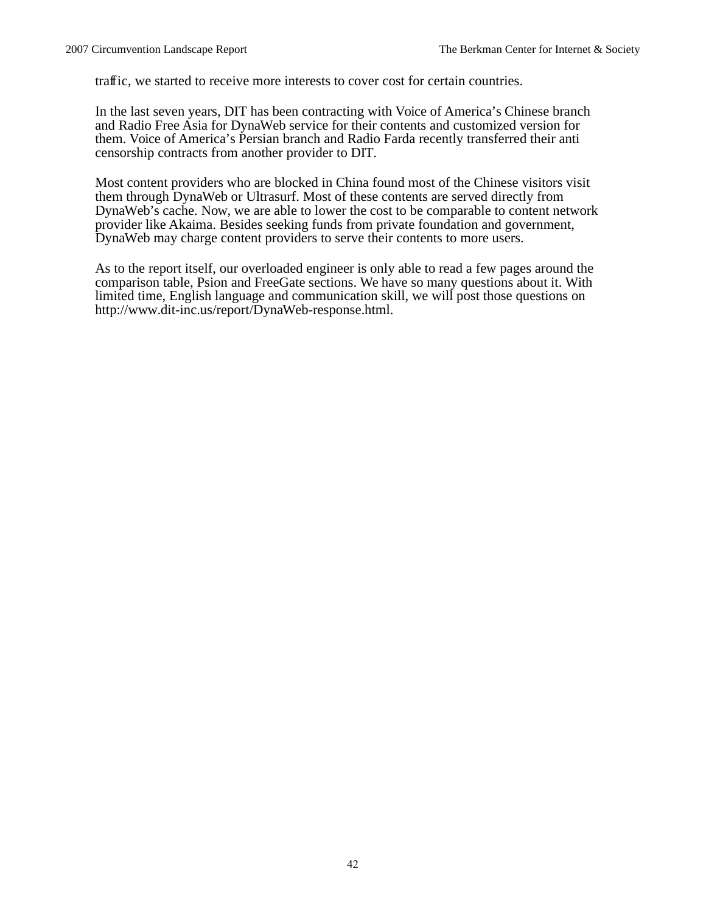traffic, we started to receive more interests to cover cost for certain countries.

In the last seven years, DIT has been contracting with Voice of America's Chinese branch and Radio Free Asia for DynaWeb service for their contents and customized version for them. Voice of America's Persian branch and Radio Farda recently transferred their anti censorship contracts from another provider to DIT.

Most content providers who are blocked in China found most of the Chinese visitors visit them through DynaWeb or Ultrasurf. Most of these contents are served directly from DynaWeb's cache. Now, we are able to lower the cost to be comparable to content network provider like Akaima. Besides seeking funds from private foundation and government, DynaWeb may charge content providers to serve their contents to more users.

As to the report itself, our overloaded engineer is only able to read a few pages around the comparison table, Psion and FreeGate sections. We have so many questions about it. With limited time, English language and communication skill, we will post those questions on http://www.dit-inc.us/report/DynaWeb-response.html.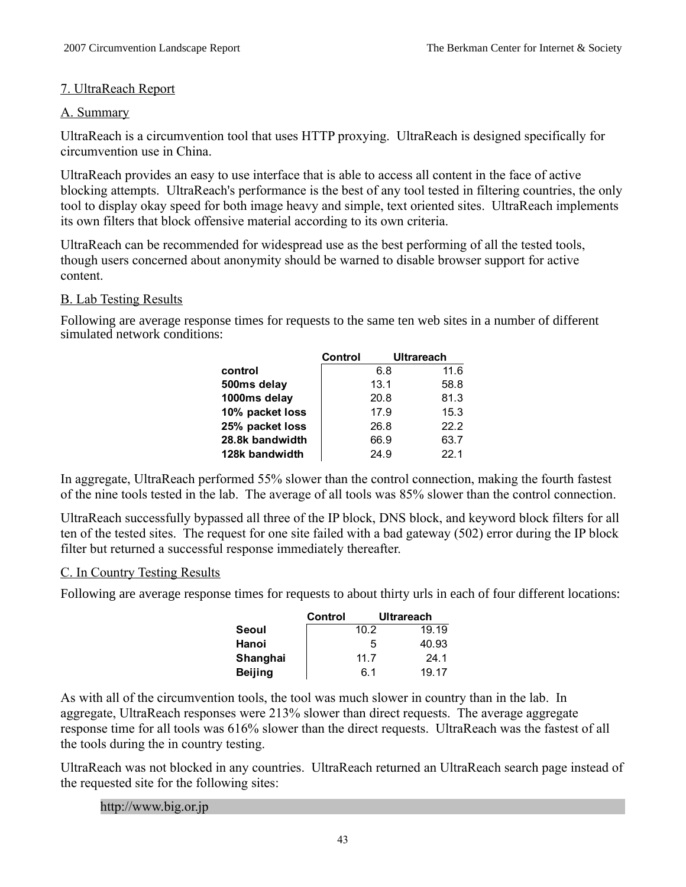## 7. UltraReach Report

### A. Summary

UltraReach is a circumvention tool that uses HTTP proxying. UltraReach is designed specifically for circumvention use in China.

UltraReach provides an easy to use interface that is able to access all content in the face of active blocking attempts. UltraReach's performance is the best of any tool tested in filtering countries, the only tool to display okay speed for both image heavy and simple, text oriented sites. UltraReach implements its own filters that block offensive material according to its own criteria.

UltraReach can be recommended for widespread use as the best performing of all the tested tools, though users concerned about anonymity should be warned to disable browser support for active content.

### B. Lab Testing Results

Following are average response times for requests to the same ten web sites in a number of different simulated network conditions:

| | Control | Ultrareach |
|---|---|---|
| **control** | 6.8 | 11.6 |
| **500ms delay** | 13.1 | 58.8 |
| **1000ms delay** | 20.8 | 81.3 |
| **10% packet loss** | 17.9 | 15.3 |
| **25% packet loss** | 26.8 | 22.2 |
| **28.8k bandwidth** | 66.9 | 63.7 |
| **128k bandwidth** | 24.9 | 22.1 |

In aggregate, UltraReach performed 55% slower than the control connection, making the fourth fastest of the nine tools tested in the lab. The average of all tools was 85% slower than the control connection.

UltraReach successfully bypassed all three of the IP block, DNS block, and keyword block filters for all ten of the tested sites. The request for one site failed with a bad gateway (502) error during the IP block filter but returned a successful response immediately thereafter.

### C. In Country Testing Results

Following are average response times for requests to about thirty urls in each of four different locations:

| | Control | Ultrareach |
|---|---|---|
| **Seoul** | 10.2 | 19.19 |
| **Hanoi** | 5 | 40.93 |
| **Shanghai** | 11.7 | 24.1 |
| **Beijing** | 6.1 | 19.17 |

As with all of the circumvention tools, the tool was much slower in country than in the lab. In aggregate, UltraReach responses were 213% slower than direct requests. The average aggregate response time for all tools was 616% slower than the direct requests. UltraReach was the fastest of all the tools during the in country testing.

UltraReach was not blocked in any countries. UltraReach returned an UltraReach search page instead of the requested site for the following sites:

| http://www.big.or.jp |
|---|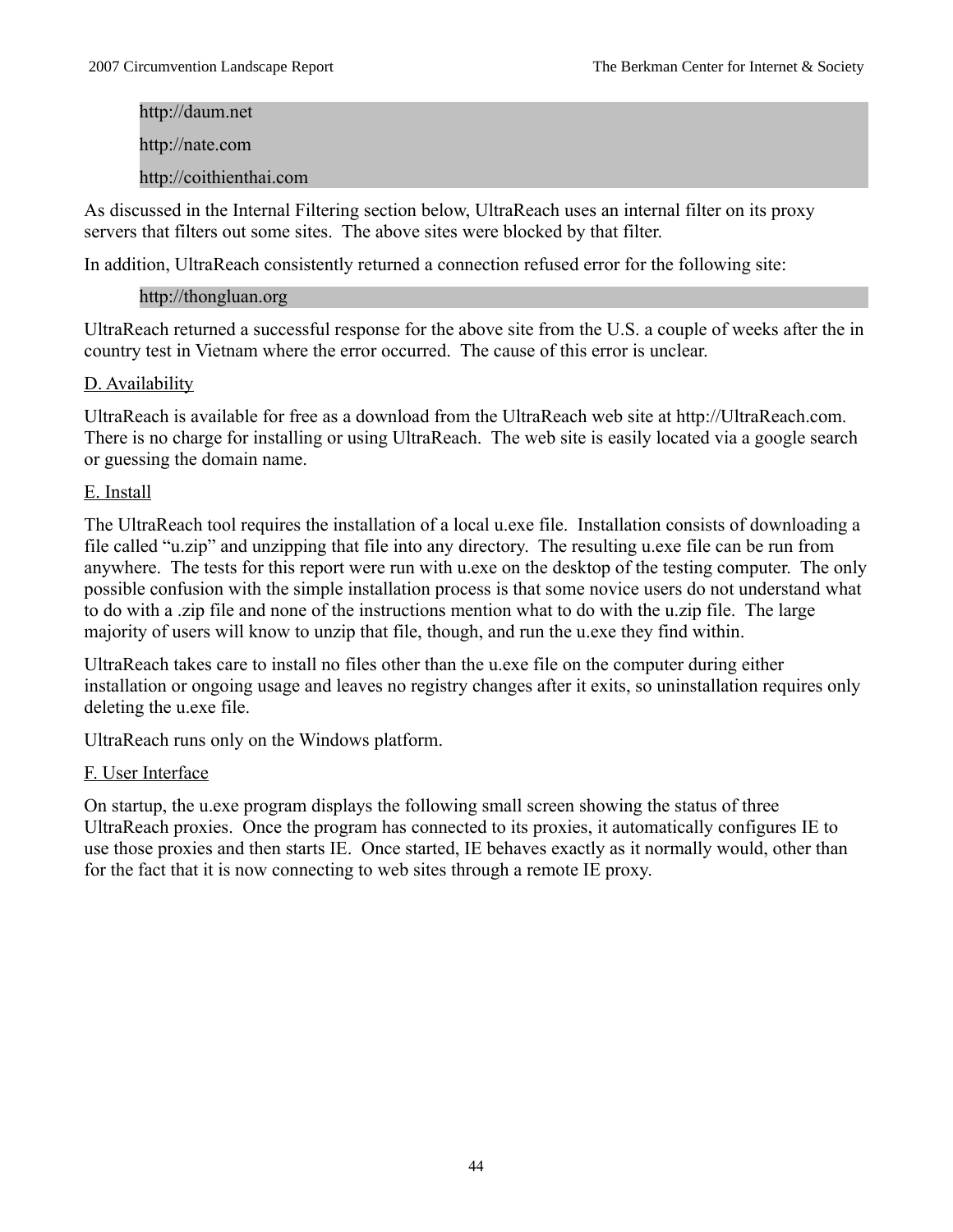http://daum.net

http://nate.com

http://coithienthai.com

As discussed in the Internal Filtering section below, UltraReach uses an internal filter on its proxy servers that filters out some sites. The above sites were blocked by that filter.

In addition, UltraReach consistently returned a connection refused error for the following site:

http://thongluan.org

UltraReach returned a successful response for the above site from the U.S. a couple of weeks after the in country test in Vietnam where the error occurred. The cause of this error is unclear.

D. Availability

UltraReach is available for free as a download from the UltraReach web site at http://UltraReach.com. There is no charge for installing or using UltraReach. The web site is easily located via a google search or guessing the domain name.

E. Install

The UltraReach tool requires the installation of a local u.exe file. Installation consists of downloading a file called "u.zip" and unzipping that file into any directory. The resulting u.exe file can be run from anywhere. The tests for this report were run with u.exe on the desktop of the testing computer. The only possible confusion with the simple installation process is that some novice users do not understand what to do with a .zip file and none of the instructions mention what to do with the u.zip file. The large majority of users will know to unzip that file, though, and run the u.exe they find within.

UltraReach takes care to install no files other than the u.exe file on the computer during either installation or ongoing usage and leaves no registry changes after it exits, so uninstallation requires only deleting the u.exe file.

UltraReach runs only on the Windows platform.

F. User Interface

On startup, the u.exe program displays the following small screen showing the status of three UltraReach proxies. Once the program has connected to its proxies, it automatically configures IE to use those proxies and then starts IE. Once started, IE behaves exactly as it normally would, other than for the fact that it is now connecting to web sites through a remote IE proxy.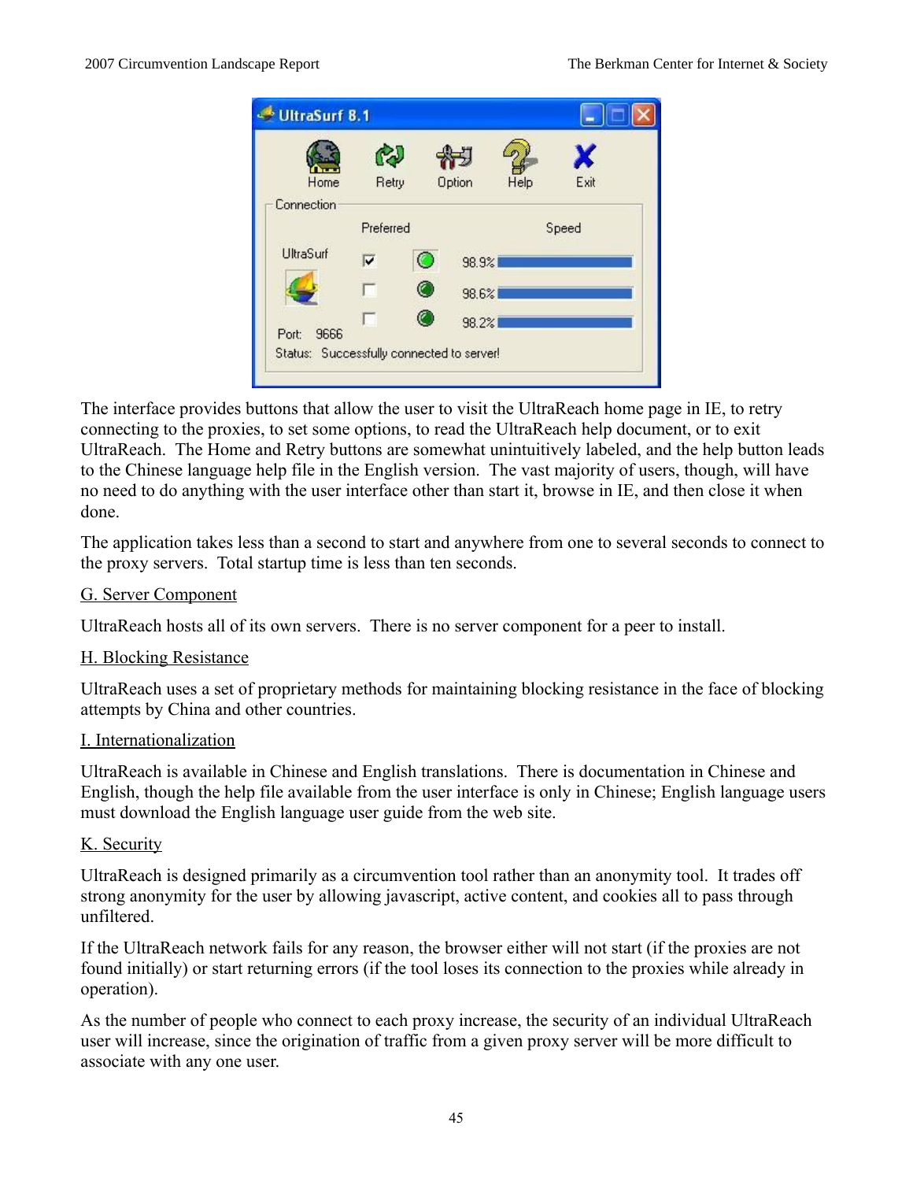The interface provides buttons that allow the user to visit the UltraReach home page in IE, to retry connecting to the proxies, to set some options, to read the UltraReach help document, or to exit UltraReach. The Home and Retry buttons are somewhat unintuitively labeled, and the help button leads to the Chinese language help file in the English version. The vast majority of users, though, will have no need to do anything with the user interface other than start it, browse in IE, and then close it when done.

The application takes less than a second to start and anywhere from one to several seconds to connect to the proxy servers. Total startup time is less than ten seconds.

G. Server Component

UltraReach hosts all of its own servers. There is no server component for a peer to install.

H. Blocking Resistance

UltraReach uses a set of proprietary methods for maintaining blocking resistance in the face of blocking attempts by China and other countries.

I. Internationalization

UltraReach is available in Chinese and English translations. There is documentation in Chinese and English, though the help file available from the user interface is only in Chinese; English language users must download the English language user guide from the web site.

K. Security

UltraReach is designed primarily as a circumvention tool rather than an anonymity tool. It trades off strong anonymity for the user by allowing javascript, active content, and cookies all to pass through unfiltered.

If the UltraReach network fails for any reason, the browser either will not start (if the proxies are not found initially) or start returning errors (if the tool loses its connection to the proxies while already in operation).

As the number of people who connect to each proxy increase, the security of an individual UltraReach user will increase, since the origination of traffic from a given proxy server will be more difficult to associate with any one user.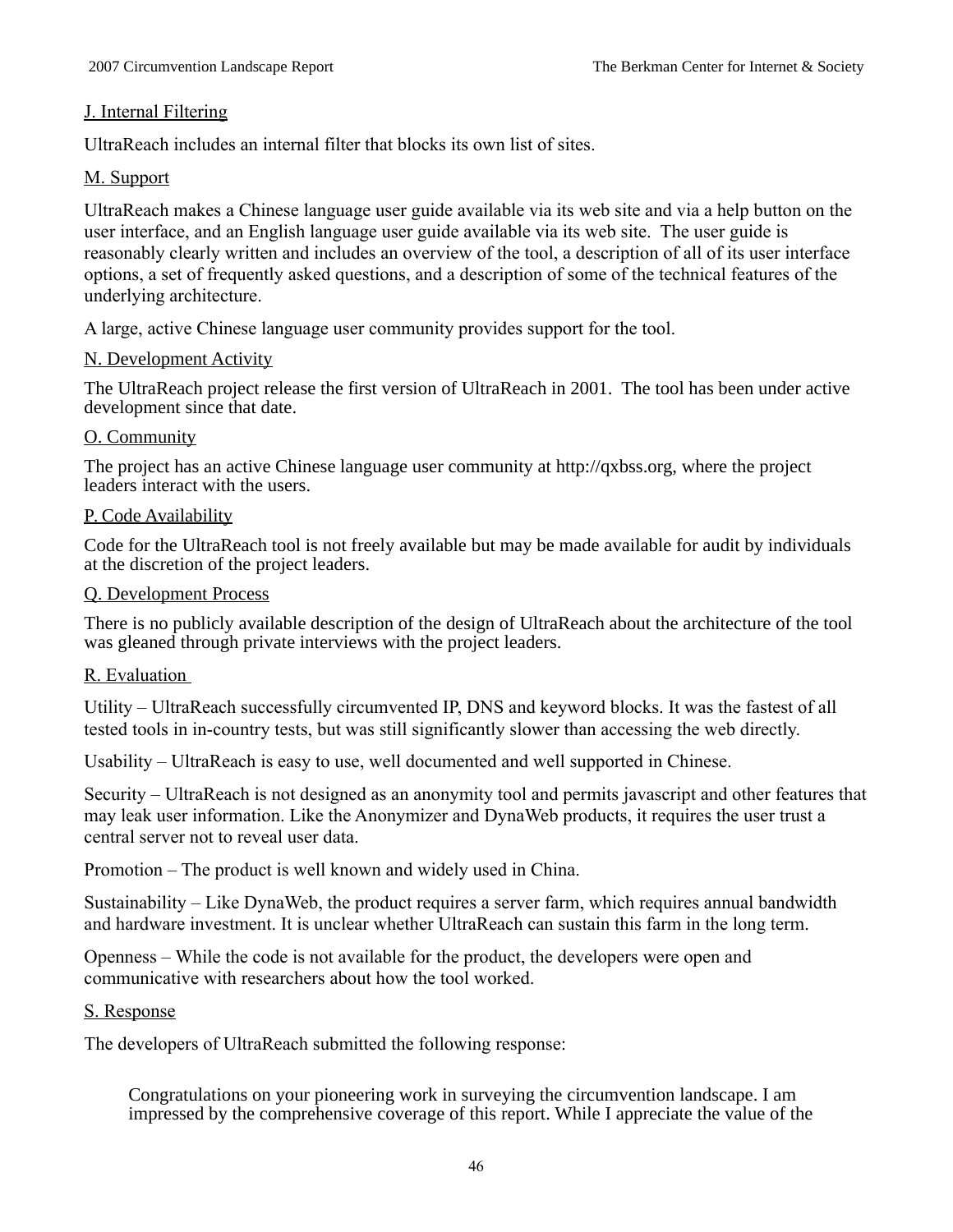J. Internal Filtering

UltraReach includes an internal filter that blocks its own list of sites.

M. Support

UltraReach makes a Chinese language user guide available via its web site and via a help button on the user interface, and an English language user guide available via its web site. The user guide is reasonably clearly written and includes an overview of the tool, a description of all of its user interface options, a set of frequently asked questions, and a description of some of the technical features of the underlying architecture.

A large, active Chinese language user community provides support for the tool.

N. Development Activity

The UltraReach project release the first version of UltraReach in 2001. The tool has been under active development since that date.

O. Community

The project has an active Chinese language user community at http://qxbss.org, where the project leaders interact with the users.

P. Code Availability

Code for the UltraReach tool is not freely available but may be made available for audit by individuals at the discretion of the project leaders.

Q. Development Process

There is no publicly available description of the design of UltraReach about the architecture of the tool was gleaned through private interviews with the project leaders.

R. Evaluation

Utility – UltraReach successfully circumvented IP, DNS and keyword blocks. It was the fastest of all tested tools in in-country tests, but was still significantly slower than accessing the web directly.

Usability – UltraReach is easy to use, well documented and well supported in Chinese.

Security – UltraReach is not designed as an anonymity tool and permits javascript and other features that may leak user information. Like the Anonymizer and DynaWeb products, it requires the user trust a central server not to reveal user data.

Promotion – The product is well known and widely used in China.

Sustainability – Like DynaWeb, the product requires a server farm, which requires annual bandwidth and hardware investment. It is unclear whether UltraReach can sustain this farm in the long term.

Openness – While the code is not available for the product, the developers were open and communicative with researchers about how the tool worked.

S. Response

The developers of UltraReach submitted the following response:

> Congratulations on your pioneering work in surveying the circumvention landscape. I am impressed by the comprehensive coverage of this report. While I appreciate the value of the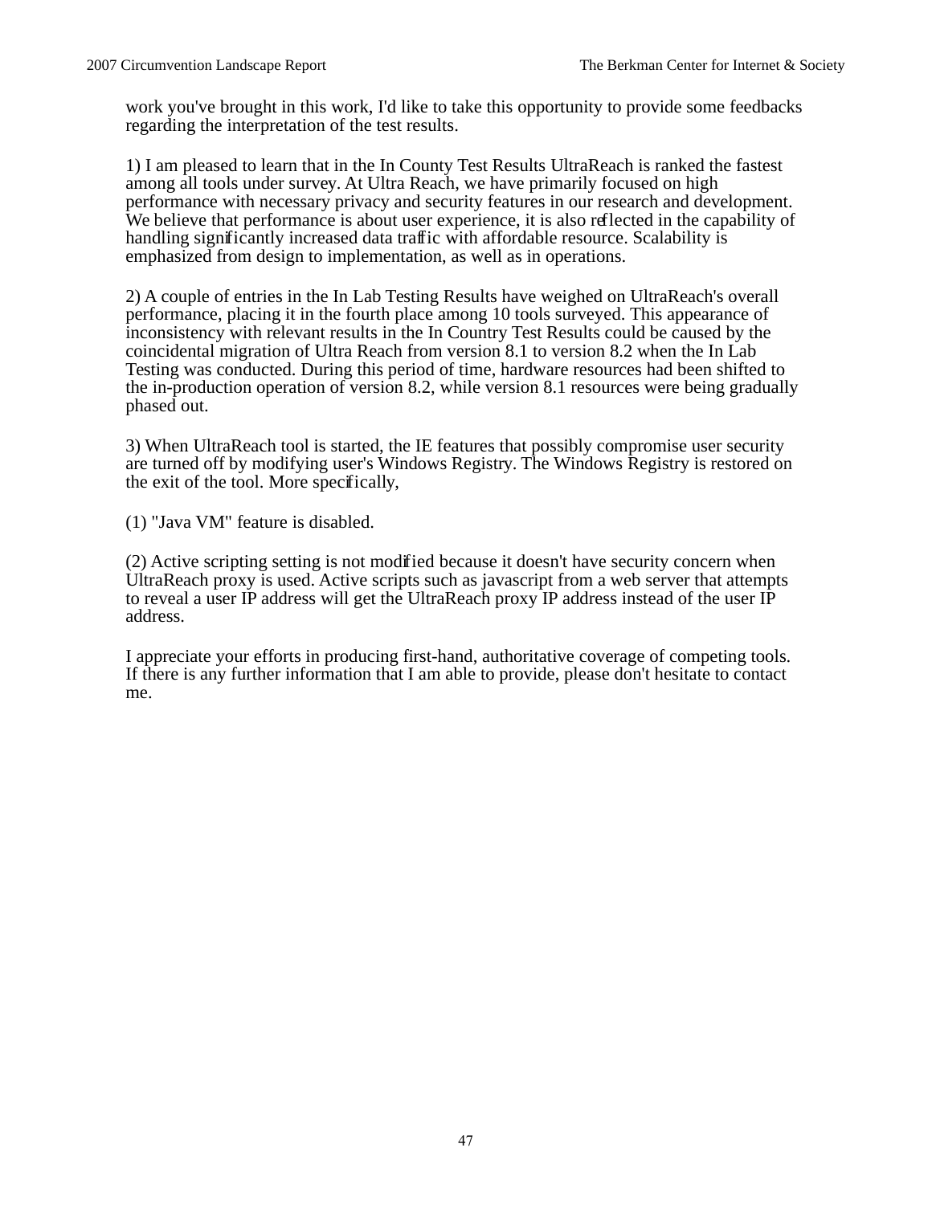work you've brought in this work, I'd like to take this opportunity to provide some feedbacks regarding the interpretation of the test results.

1) I am pleased to learn that in the In County Test Results UltraReach is ranked the fastest among all tools under survey. At Ultra Reach, we have primarily focused on high performance with necessary privacy and security features in our research and development. We believe that performance is about user experience, it is also reflected in the capability of handling significantly increased data traffic with affordable resource. Scalability is emphasized from design to implementation, as well as in operations.

2) A couple of entries in the In Lab Testing Results have weighed on UltraReach's overall performance, placing it in the fourth place among 10 tools surveyed. This appearance of inconsistency with relevant results in the In Country Test Results could be caused by the coincidental migration of Ultra Reach from version 8.1 to version 8.2 when the In Lab Testing was conducted. During this period of time, hardware resources had been shifted to the in-production operation of version 8.2, while version 8.1 resources were being gradually phased out.

3) When UltraReach tool is started, the IE features that possibly compromise user security are turned off by modifying user's Windows Registry. The Windows Registry is restored on the exit of the tool. More specifically,

(1) "Java VM" feature is disabled.

(2) Active scripting setting is not modified because it doesn't have security concern when UltraReach proxy is used. Active scripts such as javascript from a web server that attempts to reveal a user IP address will get the UltraReach proxy IP address instead of the user IP address.

I appreciate your efforts in producing first-hand, authoritative coverage of competing tools. If there is any further information that I am able to provide, please don't hesitate to contact me.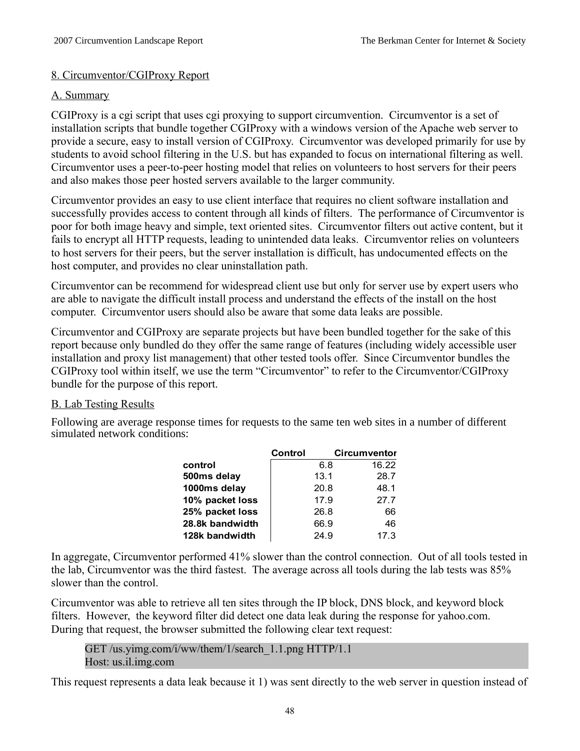## 8. Circumventor/CGIProxy Report

### A. Summary

CGIProxy is a cgi script that uses cgi proxying to support circumvention. Circumventor is a set of installation scripts that bundle together CGIProxy with a windows version of the Apache web server to provide a secure, easy to install version of CGIProxy. Circumventor was developed primarily for use by students to avoid school filtering in the U.S. but has expanded to focus on international filtering as well. Circumventor uses a peer-to-peer hosting model that relies on volunteers to host servers for their peers and also makes those peer hosted servers available to the larger community.

Circumventor provides an easy to use client interface that requires no client software installation and successfully provides access to content through all kinds of filters. The performance of Circumventor is poor for both image heavy and simple, text oriented sites. Circumventor filters out active content, but it fails to encrypt all HTTP requests, leading to unintended data leaks. Circumventor relies on volunteers to host servers for their peers, but the server installation is difficult, has undocumented effects on the host computer, and provides no clear uninstallation path.

Circumventor can be recommend for widespread client use but only for server use by expert users who are able to navigate the difficult install process and understand the effects of the install on the host computer. Circumventor users should also be aware that some data leaks are possible.

Circumventor and CGIProxy are separate projects but have been bundled together for the sake of this report because only bundled do they offer the same range of features (including widely accessible user installation and proxy list management) that other tested tools offer. Since Circumventor bundles the CGIProxy tool within itself, we use the term “Circumventor” to refer to the Circumventor/CGIProxy bundle for the purpose of this report.

### B. Lab Testing Results

Following are average response times for requests to the same ten web sites in a number of different simulated network conditions:

| | Control | Circumventor |
|---|---|---|
| **control** | 6.8 | 16.22 |
| **500ms delay** | 13.1 | 28.7 |
| **1000ms delay** | 20.8 | 48.1 |
| **10% packet loss** | 17.9 | 27.7 |
| **25% packet loss** | 26.8 | 66 |
| **28.8k bandwidth** | 66.9 | 46 |
| **128k bandwidth** | 24.9 | 17.3 |

In aggregate, Circumventor performed 41% slower than the control connection. Out of all tools tested in the lab, Circumventor was the third fastest. The average across all tools during the lab tests was 85% slower than the control.

Circumventor was able to retrieve all ten sites through the IP block, DNS block, and keyword block filters. However, the keyword filter did detect one data leak during the response for yahoo.com. During that request, the browser submitted the following clear text request:

```
GET /us.yimg.com/i/ww/them/1/search_1.1.png HTTP/1.1
Host: us.il.img.com
```

This request represents a data leak because it 1) was sent directly to the web server in question instead of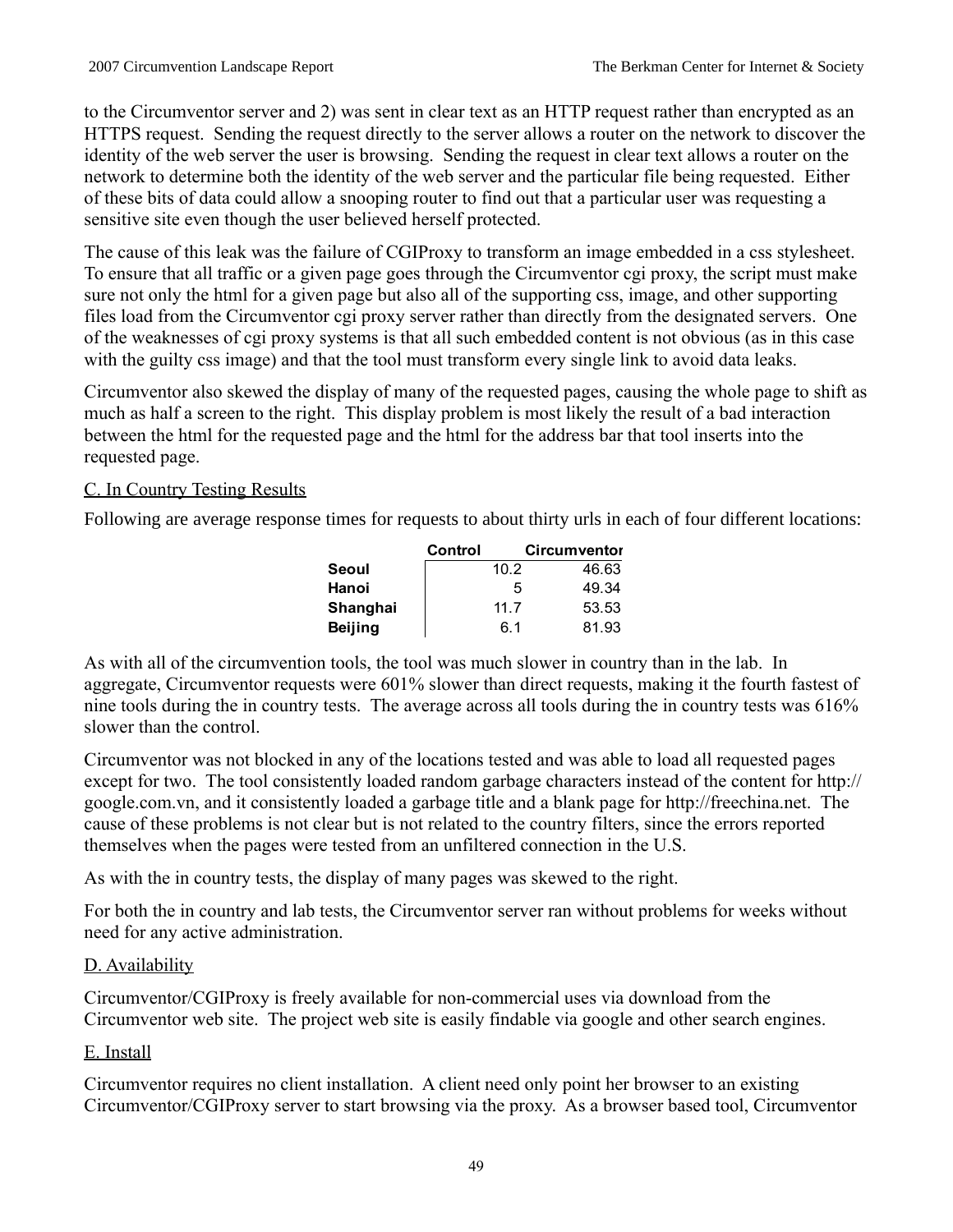to the Circumventor server and 2) was sent in clear text as an HTTP request rather than encrypted as an HTTPS request. Sending the request directly to the server allows a router on the network to discover the identity of the web server the user is browsing. Sending the request in clear text allows a router on the network to determine both the identity of the web server and the particular file being requested. Either of these bits of data could allow a snooping router to find out that a particular user was requesting a sensitive site even though the user believed herself protected.

The cause of this leak was the failure of CGIProxy to transform an image embedded in a css stylesheet. To ensure that all traffic or a given page goes through the Circumventor cgi proxy, the script must make sure not only the html for a given page but also all of the supporting css, image, and other supporting files load from the Circumventor cgi proxy server rather than directly from the designated servers. One of the weaknesses of cgi proxy systems is that all such embedded content is not obvious (as in this case with the guilty css image) and that the tool must transform every single link to avoid data leaks.

Circumventor also skewed the display of many of the requested pages, causing the whole page to shift as much as half a screen to the right. This display problem is most likely the result of a bad interaction between the html for the requested page and the html for the address bar that tool inserts into the requested page.

C. In Country Testing Results

Following are average response times for requests to about thirty urls in each of four different locations:

| | Control | Circumventor |
|---|---|---|
| **Seoul** | 10.2 | 46.63 |
| **Hanoi** | 5 | 49.34 |
| **Shanghai** | 11.7 | 53.53 |
| **Beijing** | 6.1 | 81.93 |

As with all of the circumvention tools, the tool was much slower in country than in the lab. In aggregate, Circumventor requests were 601% slower than direct requests, making it the fourth fastest of nine tools during the in country tests. The average across all tools during the in country tests was 616% slower than the control.

Circumventor was not blocked in any of the locations tested and was able to load all requested pages except for two. The tool consistently loaded random garbage characters instead of the content for http://google.com.vn, and it consistently loaded a garbage title and a blank page for http://freechina.net. The cause of these problems is not clear but is not related to the country filters, since the errors reported themselves when the pages were tested from an unfiltered connection in the U.S.

As with the in country tests, the display of many pages was skewed to the right.

For both the in country and lab tests, the Circumventor server ran without problems for weeks without need for any active administration.

D. Availability

Circumventor/CGIProxy is freely available for non-commercial uses via download from the Circumventor web site. The project web site is easily findable via google and other search engines.

E. Install

Circumventor requires no client installation. A client need only point her browser to an existing Circumventor/CGIProxy server to start browsing via the proxy. As a browser based tool, Circumventor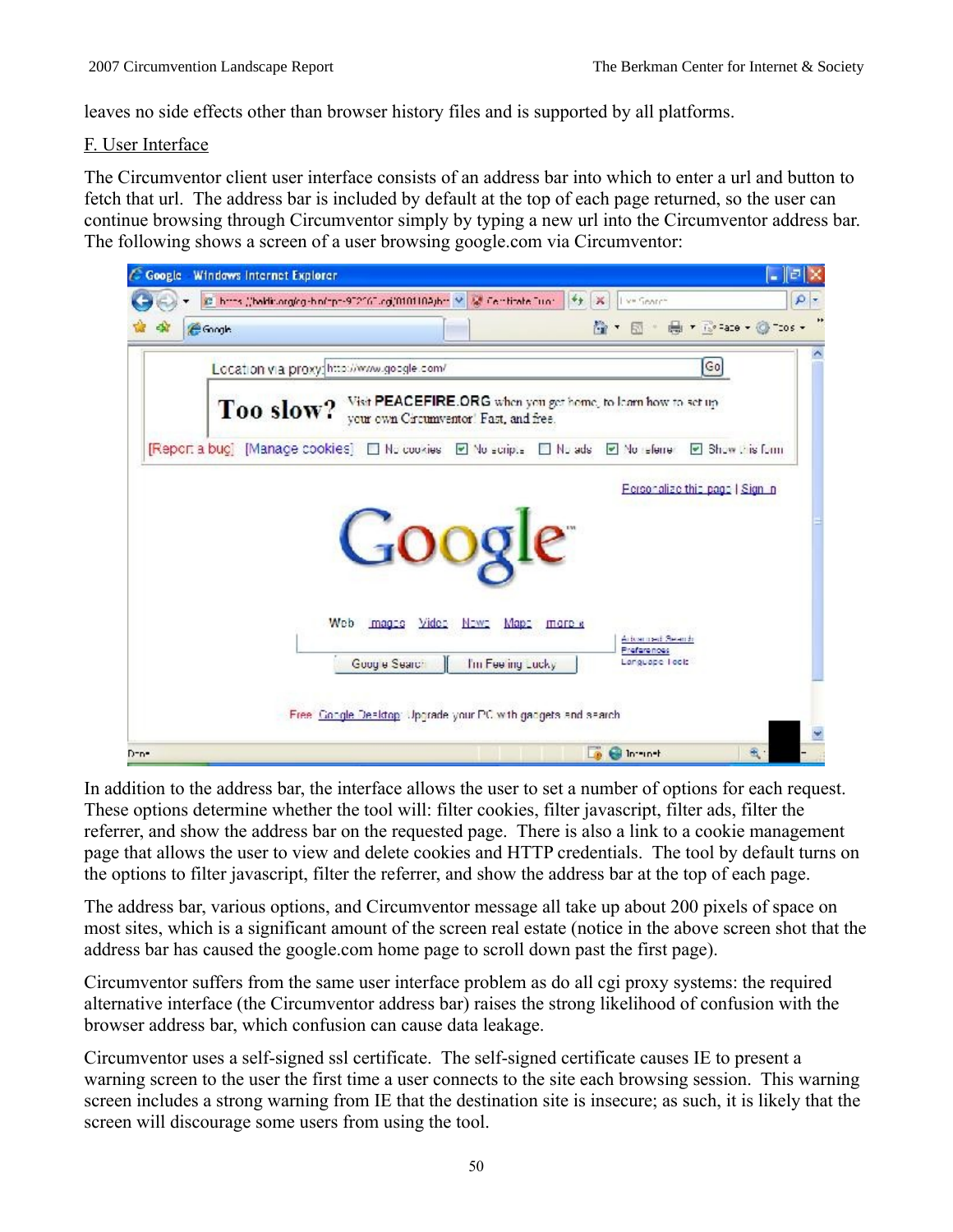leaves no side effects other than browser history files and is supported by all platforms.

F. User Interface

The Circumventor client user interface consists of an address bar into which to enter a url and button to fetch that url. The address bar is included by default at the top of each page returned, so the user can continue browsing through Circumventor simply by typing a new url into the Circumventor address bar. The following shows a screen of a user browsing google.com via Circumventor:

In addition to the address bar, the interface allows the user to set a number of options for each request. These options determine whether the tool will: filter cookies, filter javascript, filter ads, filter the referrer, and show the address bar on the requested page. There is also a link to a cookie management page that allows the user to view and delete cookies and HTTP credentials. The tool by default turns on the options to filter javascript, filter the referrer, and show the address bar at the top of each page.

The address bar, various options, and Circumventor message all take up about 200 pixels of space on most sites, which is a significant amount of the screen real estate (notice in the above screen shot that the address bar has caused the google.com home page to scroll down past the first page).

Circumventor suffers from the same user interface problem as do all cgi proxy systems: the required alternative interface (the Circumventor address bar) raises the strong likelihood of confusion with the browser address bar, which confusion can cause data leakage.

Circumventor uses a self-signed ssl certificate. The self-signed certificate causes IE to present a warning screen to the user the first time a user connects to the site each browsing session. This warning screen includes a strong warning from IE that the destination site is insecure; as such, it is likely that the screen will discourage some users from using the tool.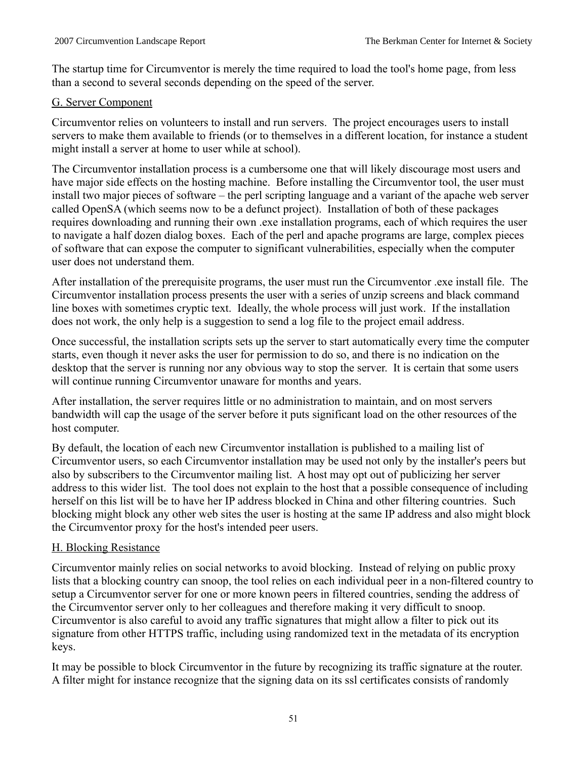The startup time for Circumventor is merely the time required to load the tool's home page, from less than a second to several seconds depending on the speed of the server.

### G. Server Component

Circumventor relies on volunteers to install and run servers. The project encourages users to install servers to make them available to friends (or to themselves in a different location, for instance a student might install a server at home to user while at school).

The Circumventor installation process is a cumbersome one that will likely discourage most users and have major side effects on the hosting machine. Before installing the Circumventor tool, the user must install two major pieces of software – the perl scripting language and a variant of the apache web server called OpenSA (which seems now to be a defunct project). Installation of both of these packages requires downloading and running their own .exe installation programs, each of which requires the user to navigate a half dozen dialog boxes. Each of the perl and apache programs are large, complex pieces of software that can expose the computer to significant vulnerabilities, especially when the computer user does not understand them.

After installation of the prerequisite programs, the user must run the Circumventor .exe install file. The Circumventor installation process presents the user with a series of unzip screens and black command line boxes with sometimes cryptic text. Ideally, the whole process will just work. If the installation does not work, the only help is a suggestion to send a log file to the project email address.

Once successful, the installation scripts sets up the server to start automatically every time the computer starts, even though it never asks the user for permission to do so, and there is no indication on the desktop that the server is running nor any obvious way to stop the server. It is certain that some users will continue running Circumventor unaware for months and years.

After installation, the server requires little or no administration to maintain, and on most servers bandwidth will cap the usage of the server before it puts significant load on the other resources of the host computer.

By default, the location of each new Circumventor installation is published to a mailing list of Circumventor users, so each Circumventor installation may be used not only by the installer's peers but also by subscribers to the Circumventor mailing list. A host may opt out of publicizing her server address to this wider list. The tool does not explain to the host that a possible consequence of including herself on this list will be to have her IP address blocked in China and other filtering countries. Such blocking might block any other web sites the user is hosting at the same IP address and also might block the Circumventor proxy for the host's intended peer users.

### H. Blocking Resistance

Circumventor mainly relies on social networks to avoid blocking. Instead of relying on public proxy lists that a blocking country can snoop, the tool relies on each individual peer in a non-filtered country to setup a Circumventor server for one or more known peers in filtered countries, sending the address of the Circumventor server only to her colleagues and therefore making it very difficult to snoop. Circumventor is also careful to avoid any traffic signatures that might allow a filter to pick out its signature from other HTTPS traffic, including using randomized text in the metadata of its encryption keys.

It may be possible to block Circumventor in the future by recognizing its traffic signature at the router. A filter might for instance recognize that the signing data on its ssl certificates consists of randomly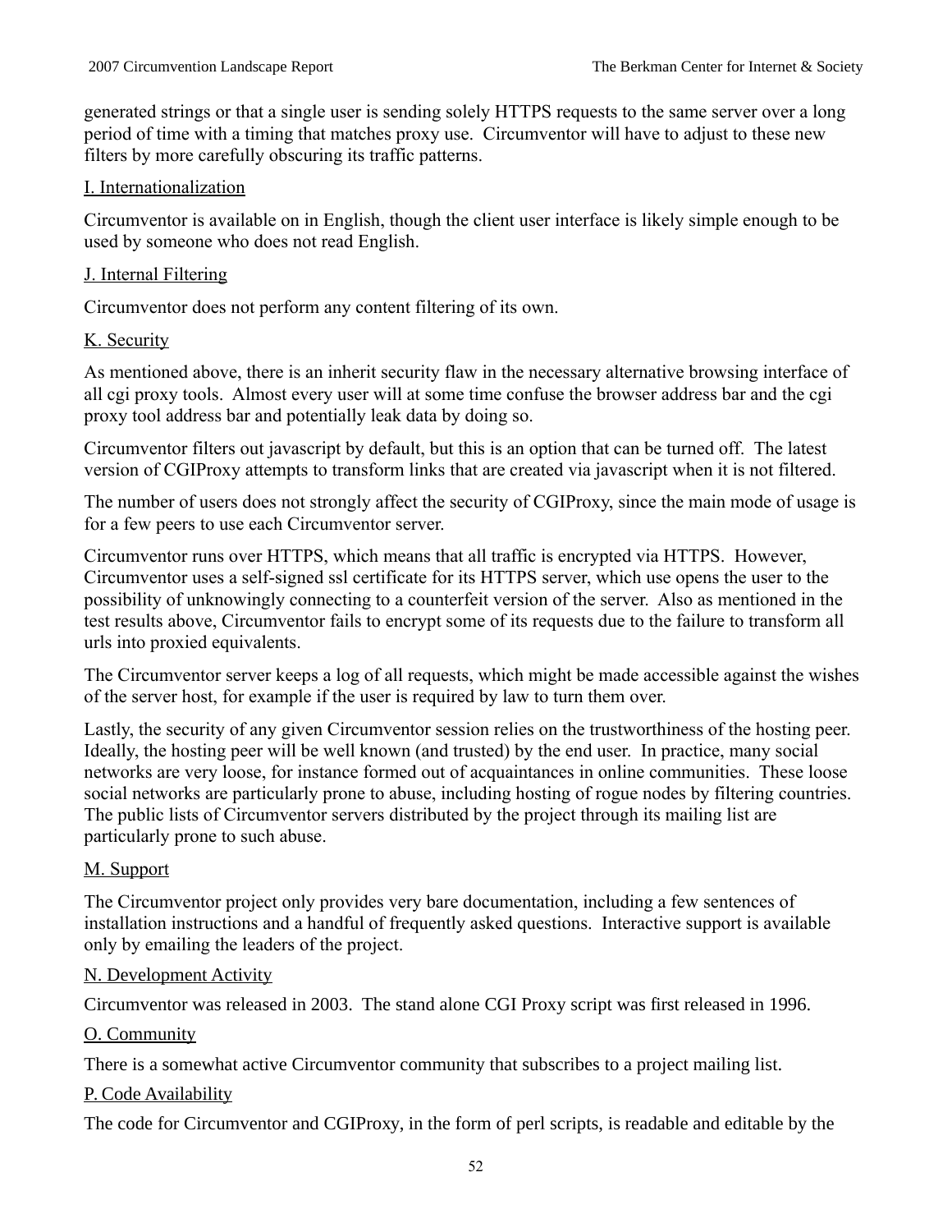generated strings or that a single user is sending solely HTTPS requests to the same server over a long period of time with a timing that matches proxy use. Circumventor will have to adjust to these new filters by more carefully obscuring its traffic patterns.

I. Internationalization

Circumventor is available on in English, though the client user interface is likely simple enough to be used by someone who does not read English.

J. Internal Filtering

Circumventor does not perform any content filtering of its own.

K. Security

As mentioned above, there is an inherit security flaw in the necessary alternative browsing interface of all cgi proxy tools. Almost every user will at some time confuse the browser address bar and the cgi proxy tool address bar and potentially leak data by doing so.

Circumventor filters out javascript by default, but this is an option that can be turned off. The latest version of CGIProxy attempts to transform links that are created via javascript when it is not filtered.

The number of users does not strongly affect the security of CGIProxy, since the main mode of usage is for a few peers to use each Circumventor server.

Circumventor runs over HTTPS, which means that all traffic is encrypted via HTTPS. However, Circumventor uses a self-signed ssl certificate for its HTTPS server, which use opens the user to the possibility of unknowingly connecting to a counterfeit version of the server. Also as mentioned in the test results above, Circumventor fails to encrypt some of its requests due to the failure to transform all urls into proxied equivalents.

The Circumventor server keeps a log of all requests, which might be made accessible against the wishes of the server host, for example if the user is required by law to turn them over.

Lastly, the security of any given Circumventor session relies on the trustworthiness of the hosting peer. Ideally, the hosting peer will be well known (and trusted) by the end user. In practice, many social networks are very loose, for instance formed out of acquaintances in online communities. These loose social networks are particularly prone to abuse, including hosting of rogue nodes by filtering countries. The public lists of Circumventor servers distributed by the project through its mailing list are particularly prone to such abuse.

M. Support

The Circumventor project only provides very bare documentation, including a few sentences of installation instructions and a handful of frequently asked questions. Interactive support is available only by emailing the leaders of the project.

N. Development Activity

Circumventor was released in 2003. The stand alone CGI Proxy script was first released in 1996.

O. Community

There is a somewhat active Circumventor community that subscribes to a project mailing list.

P. Code Availability

The code for Circumventor and CGIProxy, in the form of perl scripts, is readable and editable by the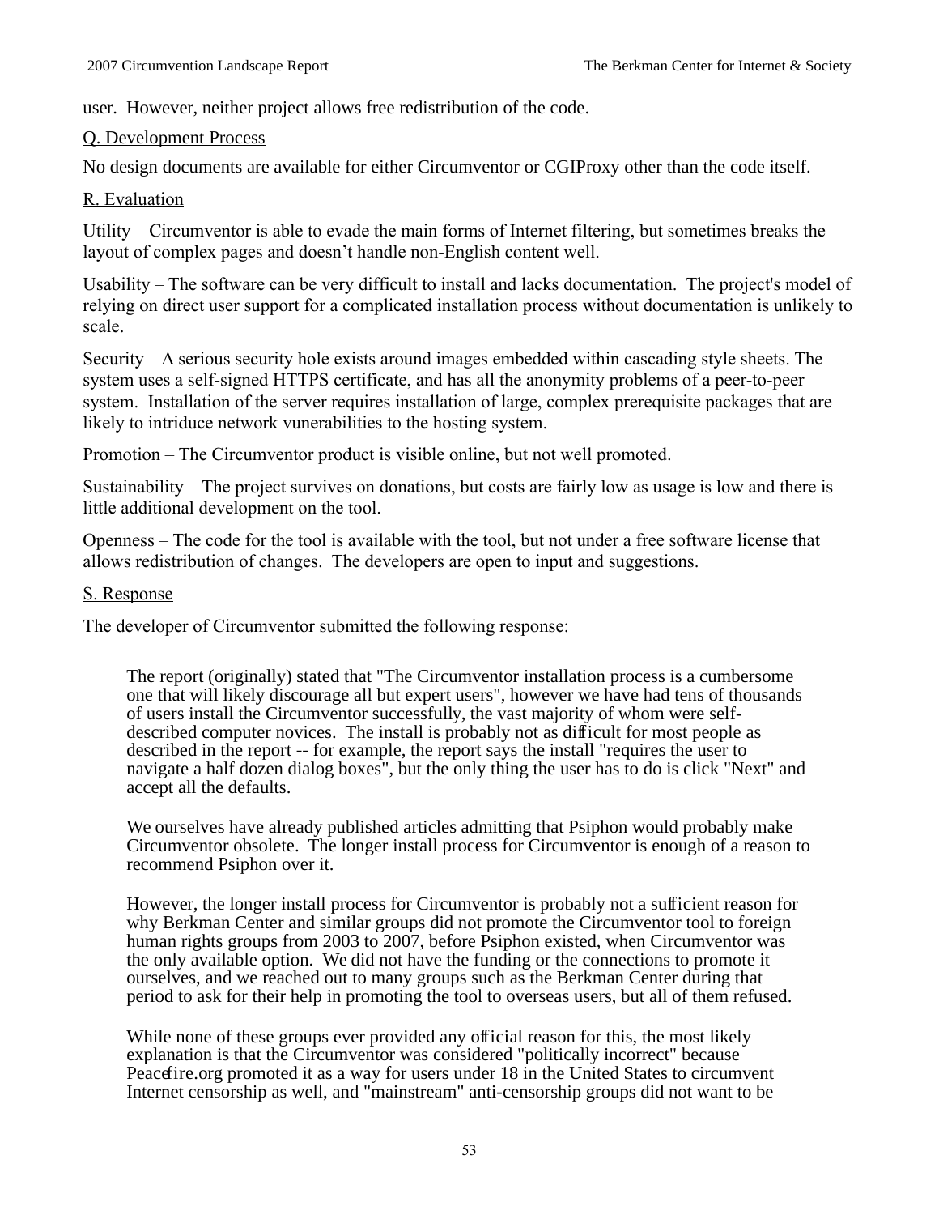user. However, neither project allows free redistribution of the code.

Q. Development Process

No design documents are available for either Circumventor or CGIProxy other than the code itself.

R. Evaluation

Utility – Circumventor is able to evade the main forms of Internet filtering, but sometimes breaks the layout of complex pages and doesn't handle non-English content well.

Usability – The software can be very difficult to install and lacks documentation. The project's model of relying on direct user support for a complicated installation process without documentation is unlikely to scale.

Security – A serious security hole exists around images embedded within cascading style sheets. The system uses a self-signed HTTPS certificate, and has all the anonymity problems of a peer-to-peer system. Installation of the server requires installation of large, complex prerequisite packages that are likely to intriduce network vunerabilities to the hosting system.

Promotion – The Circumventor product is visible online, but not well promoted.

Sustainability – The project survives on donations, but costs are fairly low as usage is low and there is little additional development on the tool.

Openness – The code for the tool is available with the tool, but not under a free software license that allows redistribution of changes. The developers are open to input and suggestions.

S. Response

The developer of Circumventor submitted the following response:

> The report (originally) stated that "The Circumventor installation process is a cumbersome one that will likely discourage all but expert users", however we have had tens of thousands of users install the Circumventor successfully, the vast majority of whom were self-described computer novices. The install is probably not as difficult for most people as described in the report -- for example, the report says the install "requires the user to navigate a half dozen dialog boxes", but the only thing the user has to do is click "Next" and accept all the defaults.
>
> We ourselves have already published articles admitting that Psiphon would probably make Circumventor obsolete. The longer install process for Circumventor is enough of a reason to recommend Psiphon over it.
>
> However, the longer install process for Circumventor is probably not a sufficient reason for why Berkman Center and similar groups did not promote the Circumventor tool to foreign human rights groups from 2003 to 2007, before Psiphon existed, when Circumventor was the only available option. We did not have the funding or the connections to promote it ourselves, and we reached out to many groups such as the Berkman Center during that period to ask for their help in promoting the tool to overseas users, but all of them refused.
>
> While none of these groups ever provided any official reason for this, the most likely explanation is that the Circumventor was considered "politically incorrect" because Peacefire.org promoted it as a way for users under 18 in the United States to circumvent Internet censorship as well, and "mainstream" anti-censorship groups did not want to be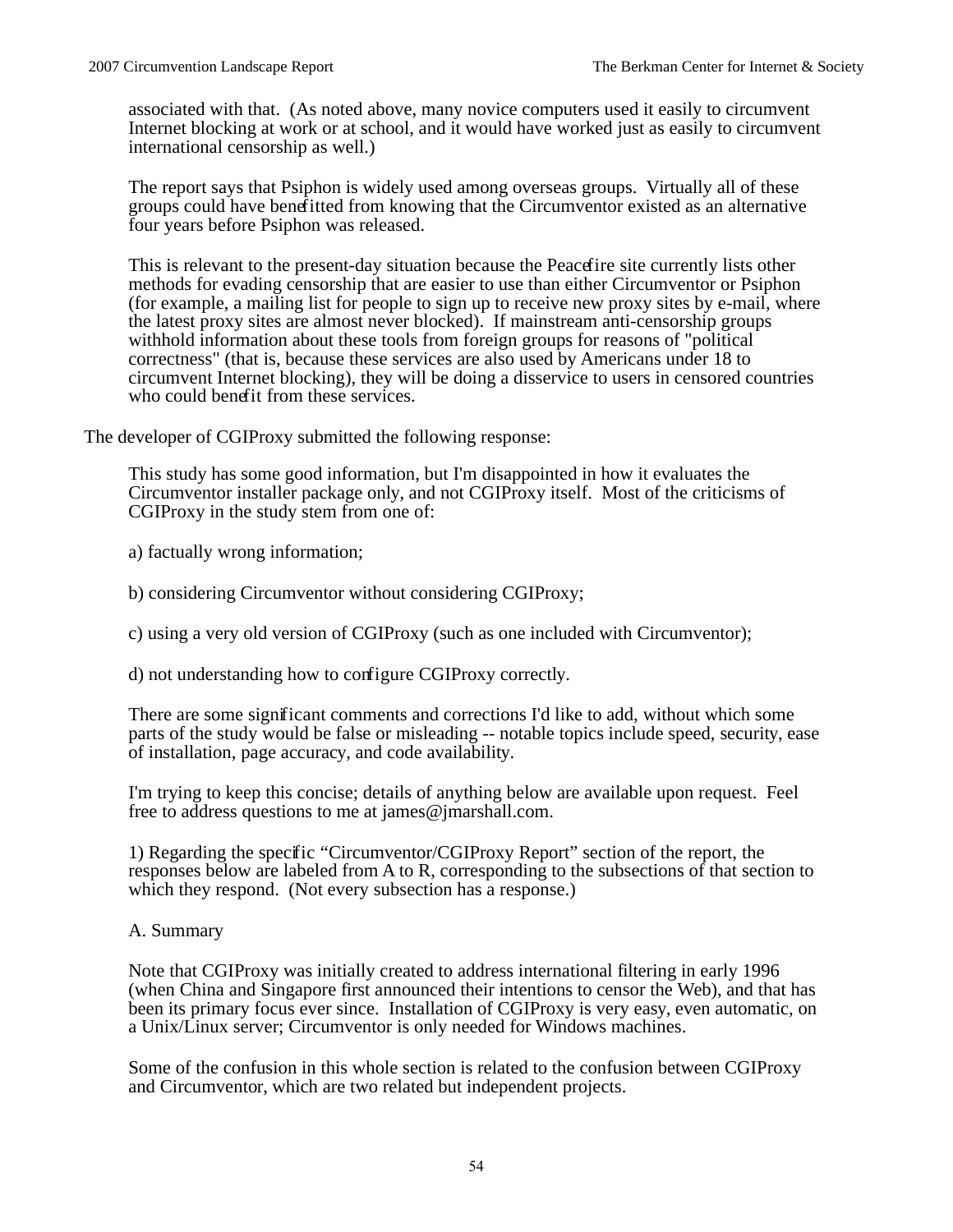> associated with that. (As noted above, many novice computers used it easily to circumvent Internet blocking at work or at school, and it would have worked just as easily to circumvent international censorship as well.)
>
> The report says that Psiphon is widely used among overseas groups. Virtually all of these groups could have benefitted from knowing that the Circumventor existed as an alternative four years before Psiphon was released.
>
> This is relevant to the present-day situation because the Peacefire site currently lists other methods for evading censorship that are easier to use than either Circumventor or Psiphon (for example, a mailing list for people to sign up to receive new proxy sites by e-mail, where the latest proxy sites are almost never blocked). If mainstream anti-censorship groups withhold information about these tools from foreign groups for reasons of "political correctness" (that is, because these services are also used by Americans under 18 to circumvent Internet blocking), they will be doing a disservice to users in censored countries who could benefit from these services.

The developer of CGIProxy submitted the following response:

> This study has some good information, but I'm disappointed in how it evaluates the Circumventor installer package only, and not CGIProxy itself. Most of the criticisms of CGIProxy in the study stem from one of:
>
> a) factually wrong information;
>
> b) considering Circumventor without considering CGIProxy;
>
> c) using a very old version of CGIProxy (such as one included with Circumventor);
>
> d) not understanding how to configure CGIProxy correctly.
>
> There are some significant comments and corrections I'd like to add, without which some parts of the study would be false or misleading -- notable topics include speed, security, ease of installation, page accuracy, and code availability.
>
> I'm trying to keep this concise; details of anything below are available upon request. Feel free to address questions to me at james@jmarshall.com.
>
> 1) Regarding the specific "Circumventor/CGIProxy Report" section of the report, the responses below are labeled from A to R, corresponding to the subsections of that section to which they respond. (Not every subsection has a response.)
>
> A. Summary
>
> Note that CGIProxy was initially created to address international filtering in early 1996 (when China and Singapore first announced their intentions to censor the Web), and that has been its primary focus ever since. Installation of CGIProxy is very easy, even automatic, on a Unix/Linux server; Circumventor is only needed for Windows machines.
>
> Some of the confusion in this whole section is related to the confusion between CGIProxy and Circumventor, which are two related but independent projects.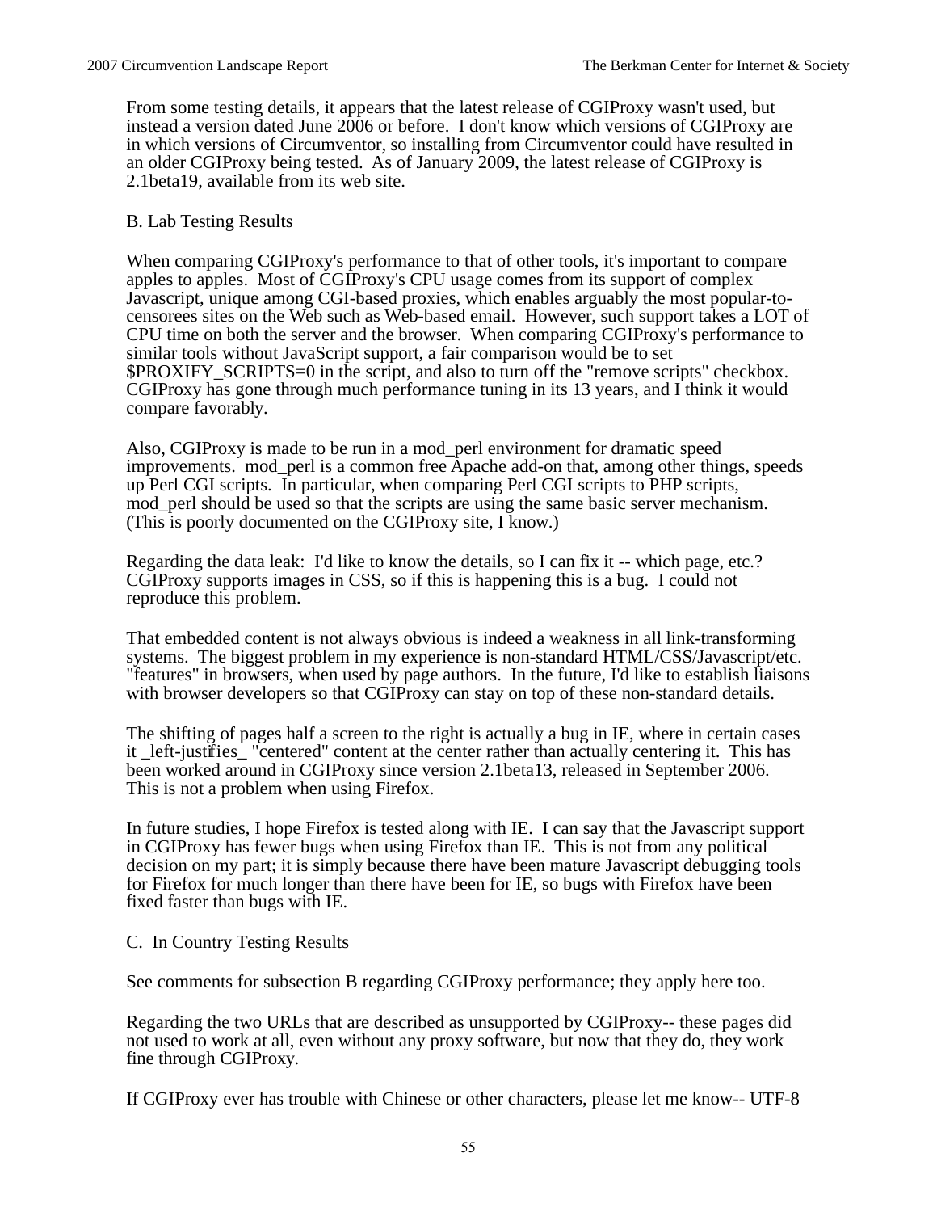From some testing details, it appears that the latest release of CGIProxy wasn't used, but instead a version dated June 2006 or before. I don't know which versions of CGIProxy are in which versions of Circumventor, so installing from Circumventor could have resulted in an older CGIProxy being tested. As of January 2009, the latest release of CGIProxy is 2.1beta19, available from its web site.

B. Lab Testing Results

When comparing CGIProxy's performance to that of other tools, it's important to compare apples to apples. Most of CGIProxy's CPU usage comes from its support of complex Javascript, unique among CGI-based proxies, which enables arguably the most popular-to-censorees sites on the Web such as Web-based email. However, such support takes a LOT of CPU time on both the server and the browser. When comparing CGIProxy's performance to similar tools without JavaScript support, a fair comparison would be to set $PROXIFY_SCRIPTS=0 in the script, and also to turn off the "remove scripts" checkbox. CGIProxy has gone through much performance tuning in its 13 years, and I think it would compare favorably.

Also, CGIProxy is made to be run in a mod_perl environment for dramatic speed improvements. mod_perl is a common free Apache add-on that, among other things, speeds up Perl CGI scripts. In particular, when comparing Perl CGI scripts to PHP scripts, mod_perl should be used so that the scripts are using the same basic server mechanism. (This is poorly documented on the CGIProxy site, I know.)

Regarding the data leak: I'd like to know the details, so I can fix it -- which page, etc.? CGIProxy supports images in CSS, so if this is happening this is a bug. I could not reproduce this problem.

That embedded content is not always obvious is indeed a weakness in all link-transforming systems. The biggest problem in my experience is non-standard HTML/CSS/Javascript/etc. "features" in browsers, when used by page authors. In the future, I'd like to establish liaisons with browser developers so that CGIProxy can stay on top of these non-standard details.

The shifting of pages half a screen to the right is actually a bug in IE, where in certain cases it _left-justifies_ "centered" content at the center rather than actually centering it. This has been worked around in CGIProxy since version 2.1beta13, released in September 2006. This is not a problem when using Firefox.

In future studies, I hope Firefox is tested along with IE. I can say that the Javascript support in CGIProxy has fewer bugs when using Firefox than IE. This is not from any political decision on my part; it is simply because there have been mature Javascript debugging tools for Firefox for much longer than there have been for IE, so bugs with Firefox have been fixed faster than bugs with IE.

C. In Country Testing Results

See comments for subsection B regarding CGIProxy performance; they apply here too.

Regarding the two URLs that are described as unsupported by CGIProxy-- these pages did not used to work at all, even without any proxy software, but now that they do, they work fine through CGIProxy.

If CGIProxy ever has trouble with Chinese or other characters, please let me know-- UTF-8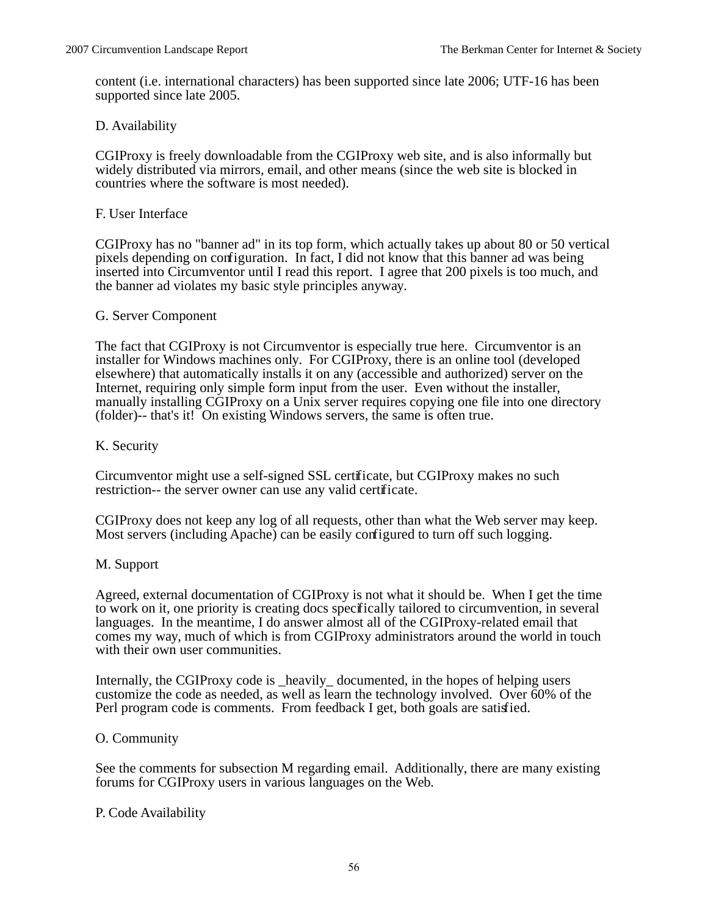content (i.e. international characters) has been supported since late 2006; UTF-16 has been supported since late 2005.

D. Availability

CGIProxy is freely downloadable from the CGIProxy web site, and is also informally but widely distributed via mirrors, email, and other means (since the web site is blocked in countries where the software is most needed).

F. User Interface

CGIProxy has no "banner ad" in its top form, which actually takes up about 80 or 50 vertical pixels depending on configuration. In fact, I did not know that this banner ad was being inserted into Circumventor until I read this report. I agree that 200 pixels is too much, and the banner ad violates my basic style principles anyway.

G. Server Component

The fact that CGIProxy is not Circumventor is especially true here. Circumventor is an installer for Windows machines only. For CGIProxy, there is an online tool (developed elsewhere) that automatically installs it on any (accessible and authorized) server on the Internet, requiring only simple form input from the user. Even without the installer, manually installing CGIProxy on a Unix server requires copying one file into one directory (folder)-- that's it! On existing Windows servers, the same is often true.

K. Security

Circumventor might use a self-signed SSL certificate, but CGIProxy makes no such restriction-- the server owner can use any valid certificate.

CGIProxy does not keep any log of all requests, other than what the Web server may keep. Most servers (including Apache) can be easily configured to turn off such logging.

M. Support

Agreed, external documentation of CGIProxy is not what it should be. When I get the time to work on it, one priority is creating docs specifically tailored to circumvention, in several languages. In the meantime, I do answer almost all of the CGIProxy-related email that comes my way, much of which is from CGIProxy administrators around the world in touch with their own user communities.

Internally, the CGIProxy code is _heavily_ documented, in the hopes of helping users customize the code as needed, as well as learn the technology involved. Over 60% of the Perl program code is comments. From feedback I get, both goals are satisfied.

O. Community

See the comments for subsection M regarding email. Additionally, there are many existing forums for CGIProxy users in various languages on the Web.

P. Code Availability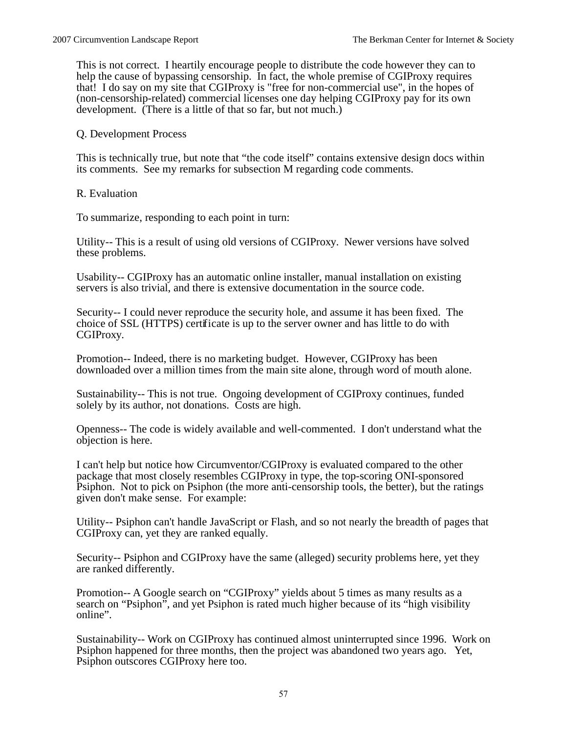This is not correct. I heartily encourage people to distribute the code however they can to help the cause of bypassing censorship. In fact, the whole premise of CGIProxy requires that! I do say on my site that CGIProxy is "free for non-commercial use", in the hopes of (non-censorship-related) commercial licenses one day helping CGIProxy pay for its own development. (There is a little of that so far, but not much.)

Q. Development Process

This is technically true, but note that "the code itself" contains extensive design docs within its comments. See my remarks for subsection M regarding code comments.

R. Evaluation

To summarize, responding to each point in turn:

Utility-- This is a result of using old versions of CGIProxy. Newer versions have solved these problems.

Usability-- CGIProxy has an automatic online installer, manual installation on existing servers is also trivial, and there is extensive documentation in the source code.

Security-- I could never reproduce the security hole, and assume it has been fixed. The choice of SSL (HTTPS) certificate is up to the server owner and has little to do with CGIProxy.

Promotion-- Indeed, there is no marketing budget. However, CGIProxy has been downloaded over a million times from the main site alone, through word of mouth alone.

Sustainability-- This is not true. Ongoing development of CGIProxy continues, funded solely by its author, not donations. Costs are high.

Openness-- The code is widely available and well-commented. I don't understand what the objection is here.

I can't help but notice how Circumventor/CGIProxy is evaluated compared to the other package that most closely resembles CGIProxy in type, the top-scoring ONI-sponsored Psiphon. Not to pick on Psiphon (the more anti-censorship tools, the better), but the ratings given don't make sense. For example:

Utility-- Psiphon can't handle JavaScript or Flash, and so not nearly the breadth of pages that CGIProxy can, yet they are ranked equally.

Security-- Psiphon and CGIProxy have the same (alleged) security problems here, yet they are ranked differently.

Promotion-- A Google search on "CGIProxy" yields about 5 times as many results as a search on "Psiphon", and yet Psiphon is rated much higher because of its "high visibility online".

Sustainability-- Work on CGIProxy has continued almost uninterrupted since 1996. Work on Psiphon happened for three months, then the project was abandoned two years ago. Yet, Psiphon outscores CGIProxy here too.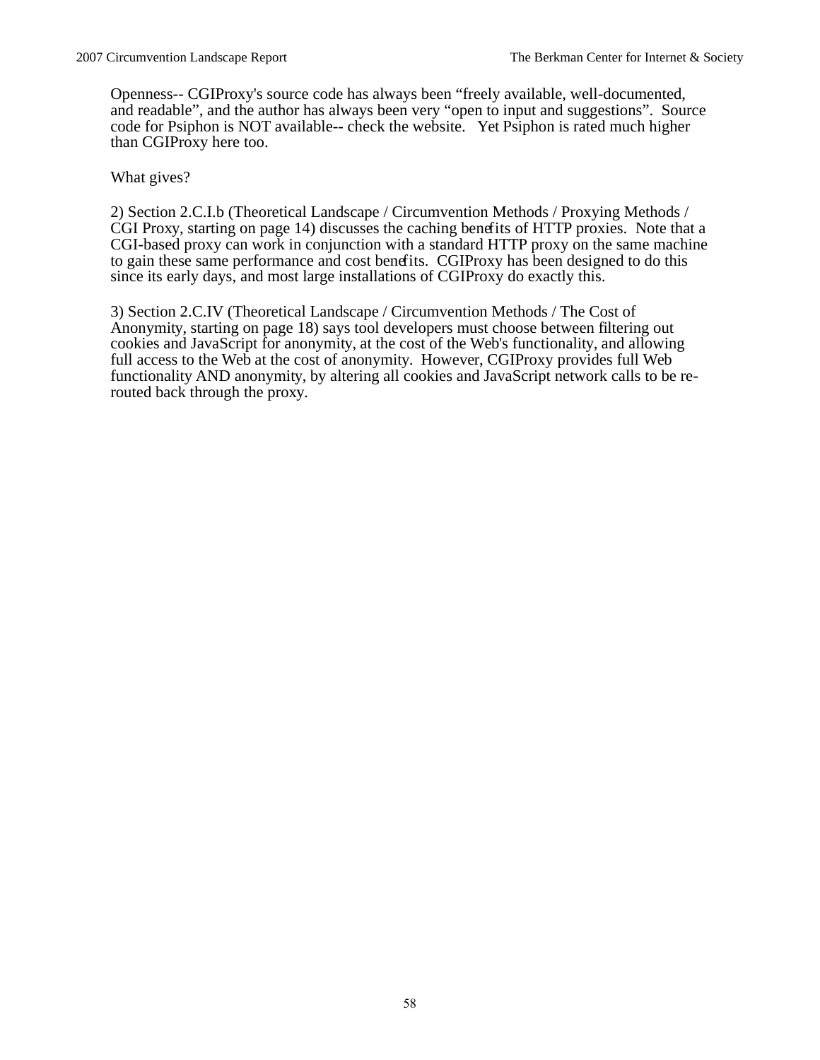Openness-- CGIProxy's source code has always been “freely available, well-documented, and readable”, and the author has always been very “open to input and suggestions”. Source code for Psiphon is NOT available-- check the website. Yet Psiphon is rated much higher than CGIProxy here too.

What gives?

2) Section 2.C.I.b (Theoretical Landscape / Circumvention Methods / Proxying Methods / CGI Proxy, starting on page 14) discusses the caching benefits of HTTP proxies. Note that a CGI-based proxy can work in conjunction with a standard HTTP proxy on the same machine to gain these same performance and cost benefits. CGIProxy has been designed to do this since its early days, and most large installations of CGIProxy do exactly this.

3) Section 2.C.IV (Theoretical Landscape / Circumvention Methods / The Cost of Anonymity, starting on page 18) says tool developers must choose between filtering out cookies and JavaScript for anonymity, at the cost of the Web's functionality, and allowing full access to the Web at the cost of anonymity. However, CGIProxy provides full Web functionality AND anonymity, by altering all cookies and JavaScript network calls to be re-routed back through the proxy.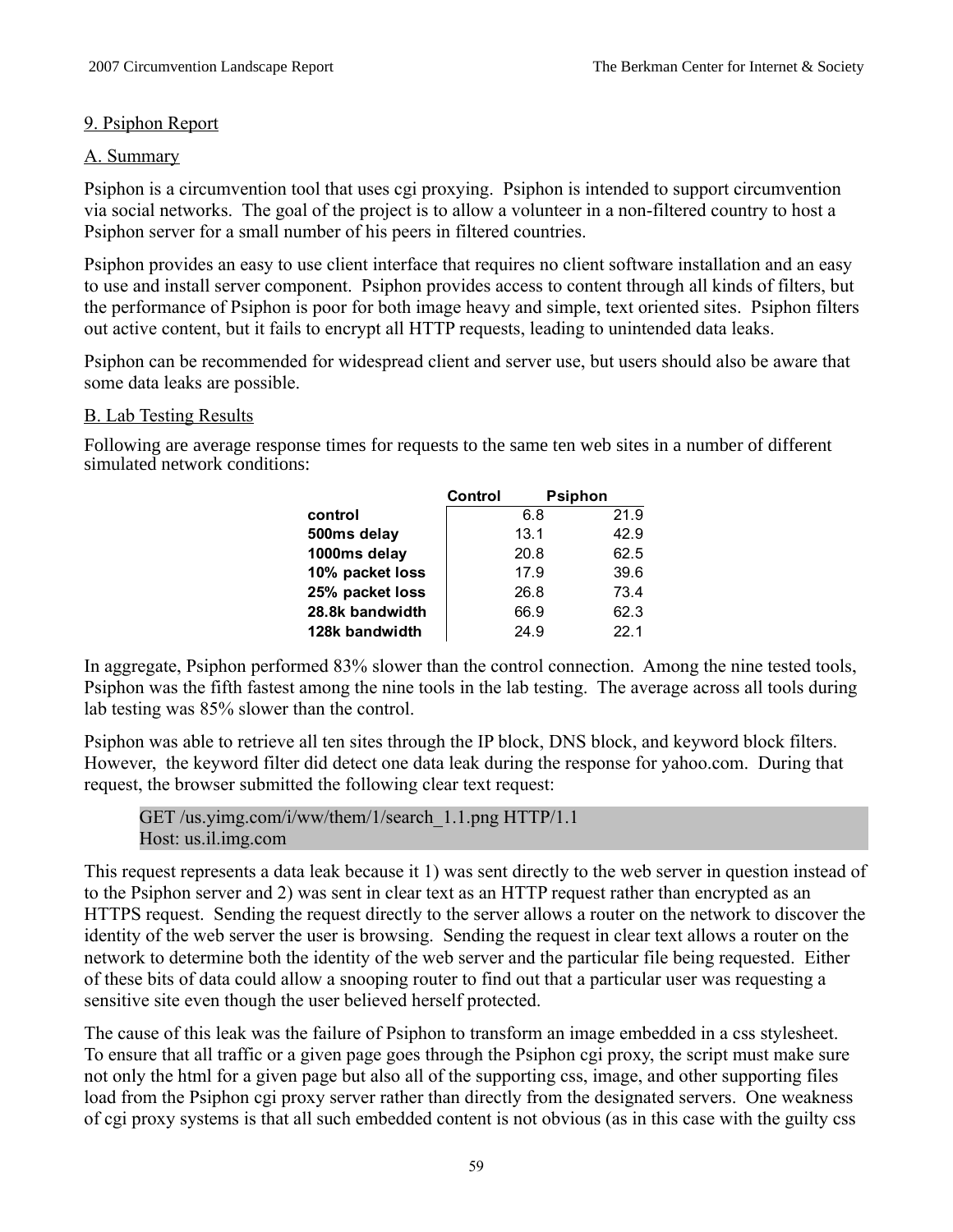## 9. Psiphon Report

### A. Summary

Psiphon is a circumvention tool that uses cgi proxying. Psiphon is intended to support circumvention via social networks. The goal of the project is to allow a volunteer in a non-filtered country to host a Psiphon server for a small number of his peers in filtered countries.

Psiphon provides an easy to use client interface that requires no client software installation and an easy to use and install server component. Psiphon provides access to content through all kinds of filters, but the performance of Psiphon is poor for both image heavy and simple, text oriented sites. Psiphon filters out active content, but it fails to encrypt all HTTP requests, leading to unintended data leaks.

Psiphon can be recommended for widespread client and server use, but users should also be aware that some data leaks are possible.

### B. Lab Testing Results

Following are average response times for requests to the same ten web sites in a number of different simulated network conditions:

| | Control | Psiphon |
|---|---|---|
| **control** | 6.8 | 21.9 |
| **500ms delay** | 13.1 | 42.9 |
| **1000ms delay** | 20.8 | 62.5 |
| **10% packet loss** | 17.9 | 39.6 |
| **25% packet loss** | 26.8 | 73.4 |
| **28.8k bandwidth** | 66.9 | 62.3 |
| **128k bandwidth** | 24.9 | 22.1 |

In aggregate, Psiphon performed 83% slower than the control connection. Among the nine tested tools, Psiphon was the fifth fastest among the nine tools in the lab testing. The average across all tools during lab testing was 85% slower than the control.

Psiphon was able to retrieve all ten sites through the IP block, DNS block, and keyword block filters. However, the keyword filter did detect one data leak during the response for yahoo.com. During that request, the browser submitted the following clear text request:

```
GET /us.yimg.com/i/ww/them/1/search_1.1.png HTTP/1.1
Host: us.il.img.com
```

This request represents a data leak because it 1) was sent directly to the web server in question instead of to the Psiphon server and 2) was sent in clear text as an HTTP request rather than encrypted as an HTTPS request. Sending the request directly to the server allows a router on the network to discover the identity of the web server the user is browsing. Sending the request in clear text allows a router on the network to determine both the identity of the web server and the particular file being requested. Either of these bits of data could allow a snooping router to find out that a particular user was requesting a sensitive site even though the user believed herself protected.

The cause of this leak was the failure of Psiphon to transform an image embedded in a css stylesheet. To ensure that all traffic or a given page goes through the Psiphon cgi proxy, the script must make sure not only the html for a given page but also all of the supporting css, image, and other supporting files load from the Psiphon cgi proxy server rather than directly from the designated servers. One weakness of cgi proxy systems is that all such embedded content is not obvious (as in this case with the guilty css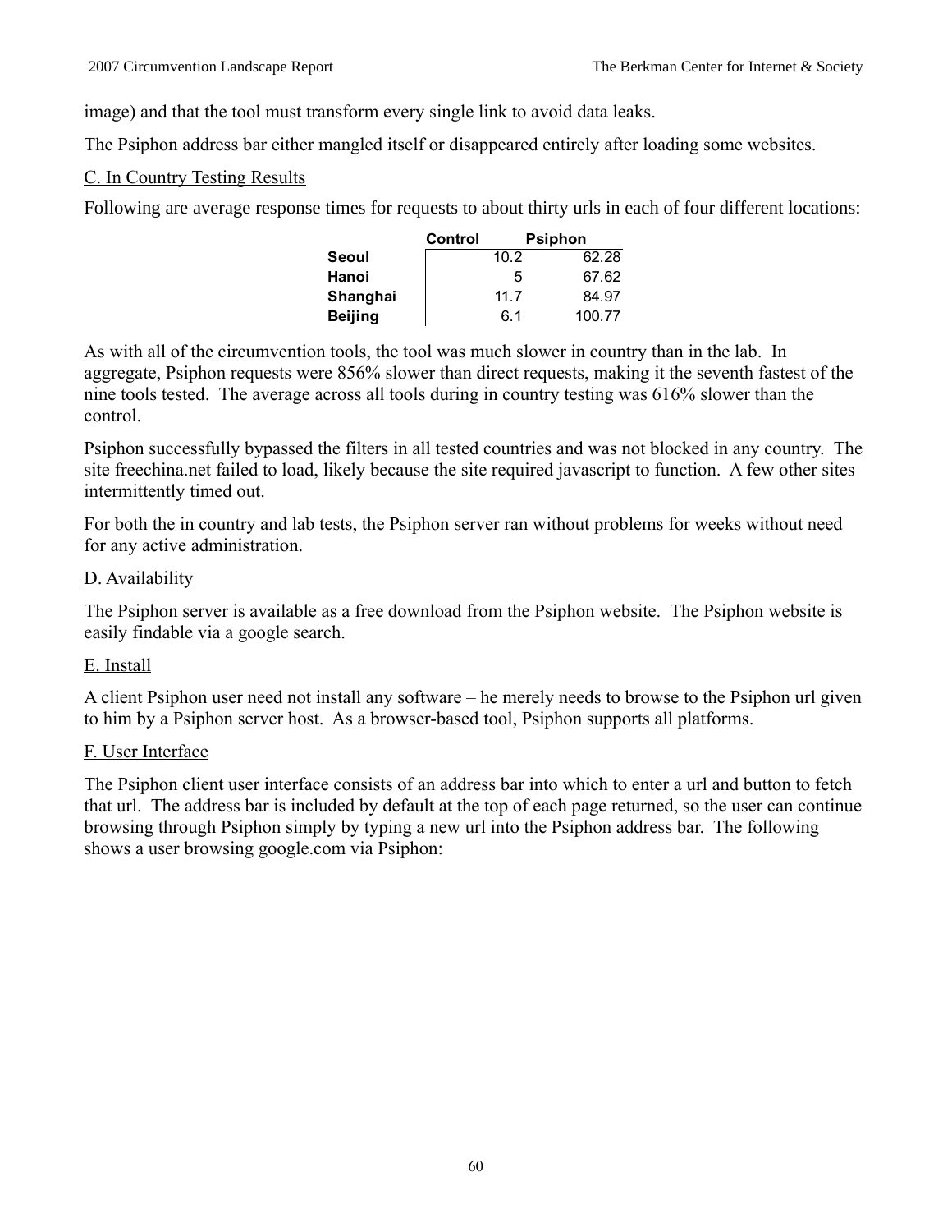image) and that the tool must transform every single link to avoid data leaks.

The Psiphon address bar either mangled itself or disappeared entirely after loading some websites.

C. In Country Testing Results

Following are average response times for requests to about thirty urls in each of four different locations:

| | Control | Psiphon |
|---|---|---|
| **Seoul** | 10.2 | 62.28 |
| **Hanoi** | 5 | 67.62 |
| **Shanghai** | 11.7 | 84.97 |
| **Beijing** | 6.1 | 100.77 |

As with all of the circumvention tools, the tool was much slower in country than in the lab. In aggregate, Psiphon requests were 856% slower than direct requests, making it the seventh fastest of the nine tools tested. The average across all tools during in country testing was 616% slower than the control.

Psiphon successfully bypassed the filters in all tested countries and was not blocked in any country. The site freechina.net failed to load, likely because the site required javascript to function. A few other sites intermittently timed out.

For both the in country and lab tests, the Psiphon server ran without problems for weeks without need for any active administration.

D. Availability

The Psiphon server is available as a free download from the Psiphon website. The Psiphon website is easily findable via a google search.

E. Install

A client Psiphon user need not install any software – he merely needs to browse to the Psiphon url given to him by a Psiphon server host. As a browser-based tool, Psiphon supports all platforms.

F. User Interface

The Psiphon client user interface consists of an address bar into which to enter a url and button to fetch that url. The address bar is included by default at the top of each page returned, so the user can continue browsing through Psiphon simply by typing a new url into the Psiphon address bar. The following shows a user browsing google.com via Psiphon: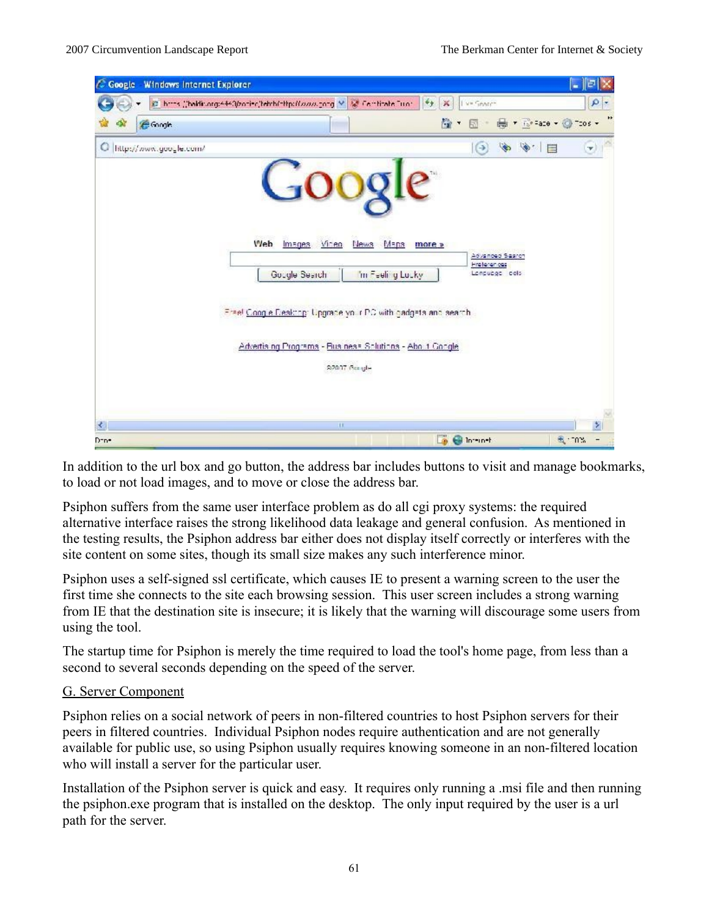In addition to the url box and go button, the address bar includes buttons to visit and manage bookmarks, to load or not load images, and to move or close the address bar.

Psiphon suffers from the same user interface problem as do all cgi proxy systems: the required alternative interface raises the strong likelihood data leakage and general confusion. As mentioned in the testing results, the Psiphon address bar either does not display itself correctly or interferes with the site content on some sites, though its small size makes any such interference minor.

Psiphon uses a self-signed ssl certificate, which causes IE to present a warning screen to the user the first time she connects to the site each browsing session. This user screen includes a strong warning from IE that the destination site is insecure; it is likely that the warning will discourage some users from using the tool.

The startup time for Psiphon is merely the time required to load the tool's home page, from less than a second to several seconds depending on the speed of the server.

G. Server Component

Psiphon relies on a social network of peers in non-filtered countries to host Psiphon servers for their peers in filtered countries. Individual Psiphon nodes require authentication and are not generally available for public use, so using Psiphon usually requires knowing someone in an non-filtered location who will install a server for the particular user.

Installation of the Psiphon server is quick and easy. It requires only running a .msi file and then running the psiphon.exe program that is installed on the desktop. The only input required by the user is a url path for the server.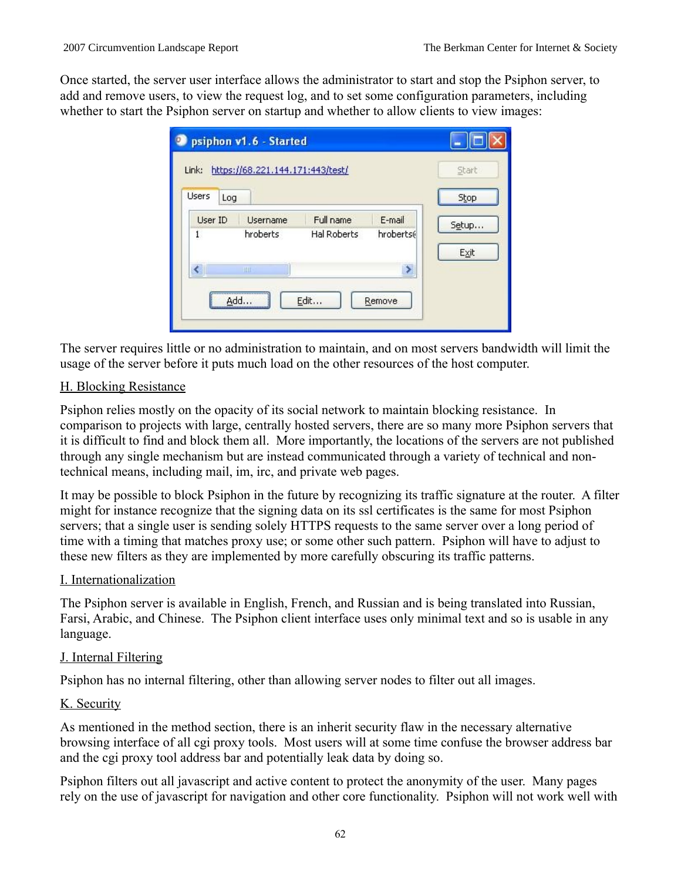Once started, the server user interface allows the administrator to start and stop the Psiphon server, to add and remove users, to view the request log, and to set some configuration parameters, including whether to start the Psiphon server on startup and whether to allow clients to view images:

The server requires little or no administration to maintain, and on most servers bandwidth will limit the usage of the server before it puts much load on the other resources of the host computer.

H. Blocking Resistance

Psiphon relies mostly on the opacity of its social network to maintain blocking resistance. In comparison to projects with large, centrally hosted servers, there are so many more Psiphon servers that it is difficult to find and block them all. More importantly, the locations of the servers are not published through any single mechanism but are instead communicated through a variety of technical and non-technical means, including mail, im, irc, and private web pages.

It may be possible to block Psiphon in the future by recognizing its traffic signature at the router. A filter might for instance recognize that the signing data on its ssl certificates is the same for most Psiphon servers; that a single user is sending solely HTTPS requests to the same server over a long period of time with a timing that matches proxy use; or some other such pattern. Psiphon will have to adjust to these new filters as they are implemented by more carefully obscuring its traffic patterns.

I. Internationalization

The Psiphon server is available in English, French, and Russian and is being translated into Russian, Farsi, Arabic, and Chinese. The Psiphon client interface uses only minimal text and so is usable in any language.

J. Internal Filtering

Psiphon has no internal filtering, other than allowing server nodes to filter out all images.

K. Security

As mentioned in the method section, there is an inherit security flaw in the necessary alternative browsing interface of all cgi proxy tools. Most users will at some time confuse the browser address bar and the cgi proxy tool address bar and potentially leak data by doing so.

Psiphon filters out all javascript and active content to protect the anonymity of the user. Many pages rely on the use of javascript for navigation and other core functionality. Psiphon will not work well with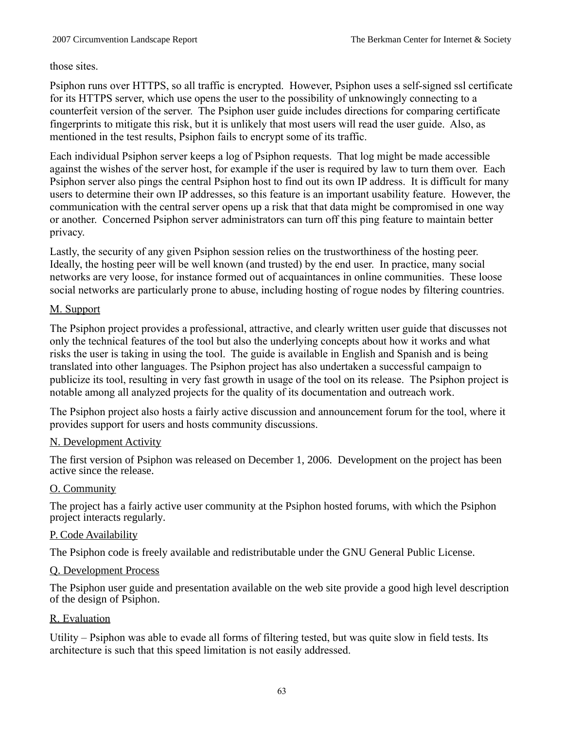those sites.

Psiphon runs over HTTPS, so all traffic is encrypted. However, Psiphon uses a self-signed ssl certificate for its HTTPS server, which use opens the user to the possibility of unknowingly connecting to a counterfeit version of the server. The Psiphon user guide includes directions for comparing certificate fingerprints to mitigate this risk, but it is unlikely that most users will read the user guide. Also, as mentioned in the test results, Psiphon fails to encrypt some of its traffic.

Each individual Psiphon server keeps a log of Psiphon requests. That log might be made accessible against the wishes of the server host, for example if the user is required by law to turn them over. Each Psiphon server also pings the central Psiphon host to find out its own IP address. It is difficult for many users to determine their own IP addresses, so this feature is an important usability feature. However, the communication with the central server opens up a risk that that data might be compromised in one way or another. Concerned Psiphon server administrators can turn off this ping feature to maintain better privacy.

Lastly, the security of any given Psiphon session relies on the trustworthiness of the hosting peer. Ideally, the hosting peer will be well known (and trusted) by the end user. In practice, many social networks are very loose, for instance formed out of acquaintances in online communities. These loose social networks are particularly prone to abuse, including hosting of rogue nodes by filtering countries.

M. Support

The Psiphon project provides a professional, attractive, and clearly written user guide that discusses not only the technical features of the tool but also the underlying concepts about how it works and what risks the user is taking in using the tool. The guide is available in English and Spanish and is being translated into other languages. The Psiphon project has also undertaken a successful campaign to publicize its tool, resulting in very fast growth in usage of the tool on its release. The Psiphon project is notable among all analyzed projects for the quality of its documentation and outreach work.

The Psiphon project also hosts a fairly active discussion and announcement forum for the tool, where it provides support for users and hosts community discussions.

N. Development Activity

The first version of Psiphon was released on December 1, 2006. Development on the project has been active since the release.

O. Community

The project has a fairly active user community at the Psiphon hosted forums, with which the Psiphon project interacts regularly.

P. Code Availability

The Psiphon code is freely available and redistributable under the GNU General Public License.

Q. Development Process

The Psiphon user guide and presentation available on the web site provide a good high level description of the design of Psiphon.

R. Evaluation

Utility – Psiphon was able to evade all forms of filtering tested, but was quite slow in field tests. Its architecture is such that this speed limitation is not easily addressed.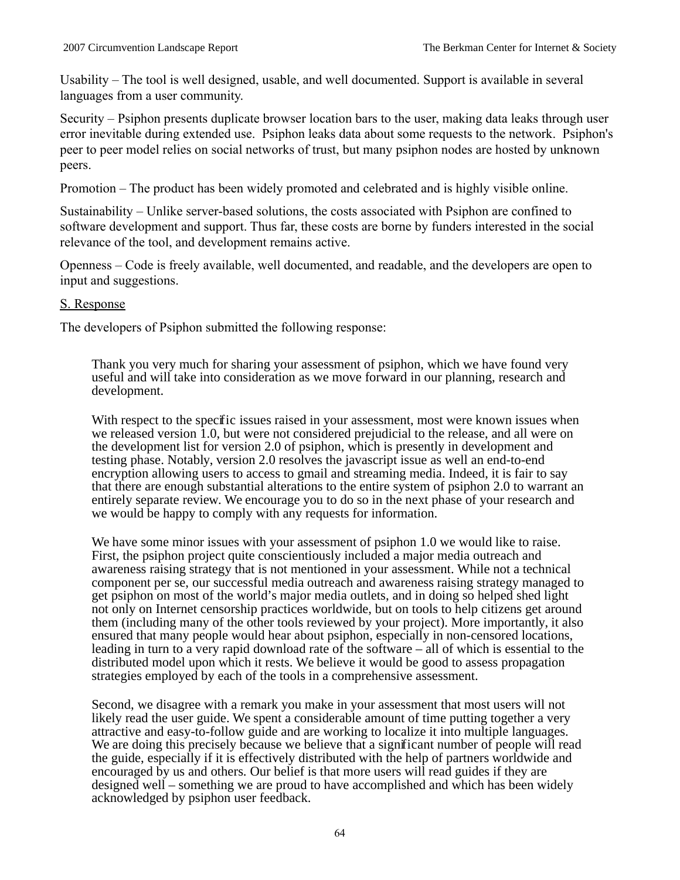Usability – The tool is well designed, usable, and well documented. Support is available in several languages from a user community.

Security – Psiphon presents duplicate browser location bars to the user, making data leaks through user error inevitable during extended use.  Psiphon leaks data about some requests to the network.  Psiphon's peer to peer model relies on social networks of trust, but many psiphon nodes are hosted by unknown peers.

Promotion – The product has been widely promoted and celebrated and is highly visible online.

Sustainability – Unlike server-based solutions, the costs associated with Psiphon are confined to software development and support. Thus far, these costs are borne by funders interested in the social relevance of the tool, and development remains active.

Openness – Code is freely available, well documented, and readable, and the developers are open to input and suggestions.

<u>S. Response</u>

The developers of Psiphon submitted the following response:

> Thank you very much for sharing your assessment of psiphon, which we have found very useful and will take into consideration as we move forward in our planning, research and development.
>
> With respect to the specific issues raised in your assessment, most were known issues when we released version 1.0, but were not considered prejudicial to the release, and all were on the development list for version 2.0 of psiphon, which is presently in development and testing phase. Notably, version 2.0 resolves the javascript issue as well an end-to-end encryption allowing users to access to gmail and streaming media. Indeed, it is fair to say that there are enough substantial alterations to the entire system of psiphon 2.0 to warrant an entirely separate review. We encourage you to do so in the next phase of your research and we would be happy to comply with any requests for information.
>
> We have some minor issues with your assessment of psiphon 1.0 we would like to raise. First, the psiphon project quite conscientiously included a major media outreach and awareness raising strategy that is not mentioned in your assessment. While not a technical component per se, our successful media outreach and awareness raising strategy managed to get psiphon on most of the world's major media outlets, and in doing so helped shed light not only on Internet censorship practices worldwide, but on tools to help citizens get around them (including many of the other tools reviewed by your project). More importantly, it also ensured that many people would hear about psiphon, especially in non-censored locations, leading in turn to a very rapid download rate of the software – all of which is essential to the distributed model upon which it rests. We believe it would be good to assess propagation strategies employed by each of the tools in a comprehensive assessment.
>
> Second, we disagree with a remark you make in your assessment that most users will not likely read the user guide. We spent a considerable amount of time putting together a very attractive and easy-to-follow guide and are working to localize it into multiple languages. We are doing this precisely because we believe that a significant number of people will read the guide, especially if it is effectively distributed with the help of partners worldwide and encouraged by us and others. Our belief is that more users will read guides if they are designed well – something we are proud to have accomplished and which has been widely acknowledged by psiphon user feedback.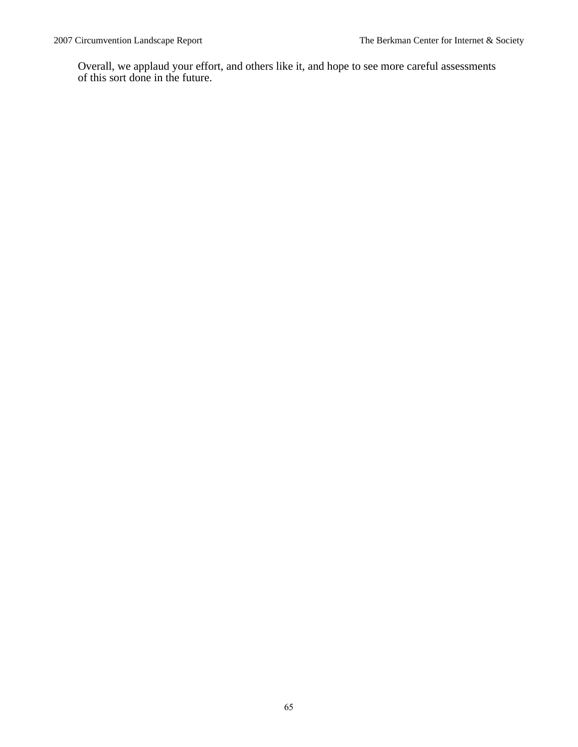Overall, we applaud your effort, and others like it, and hope to see more careful assessments of this sort done in the future.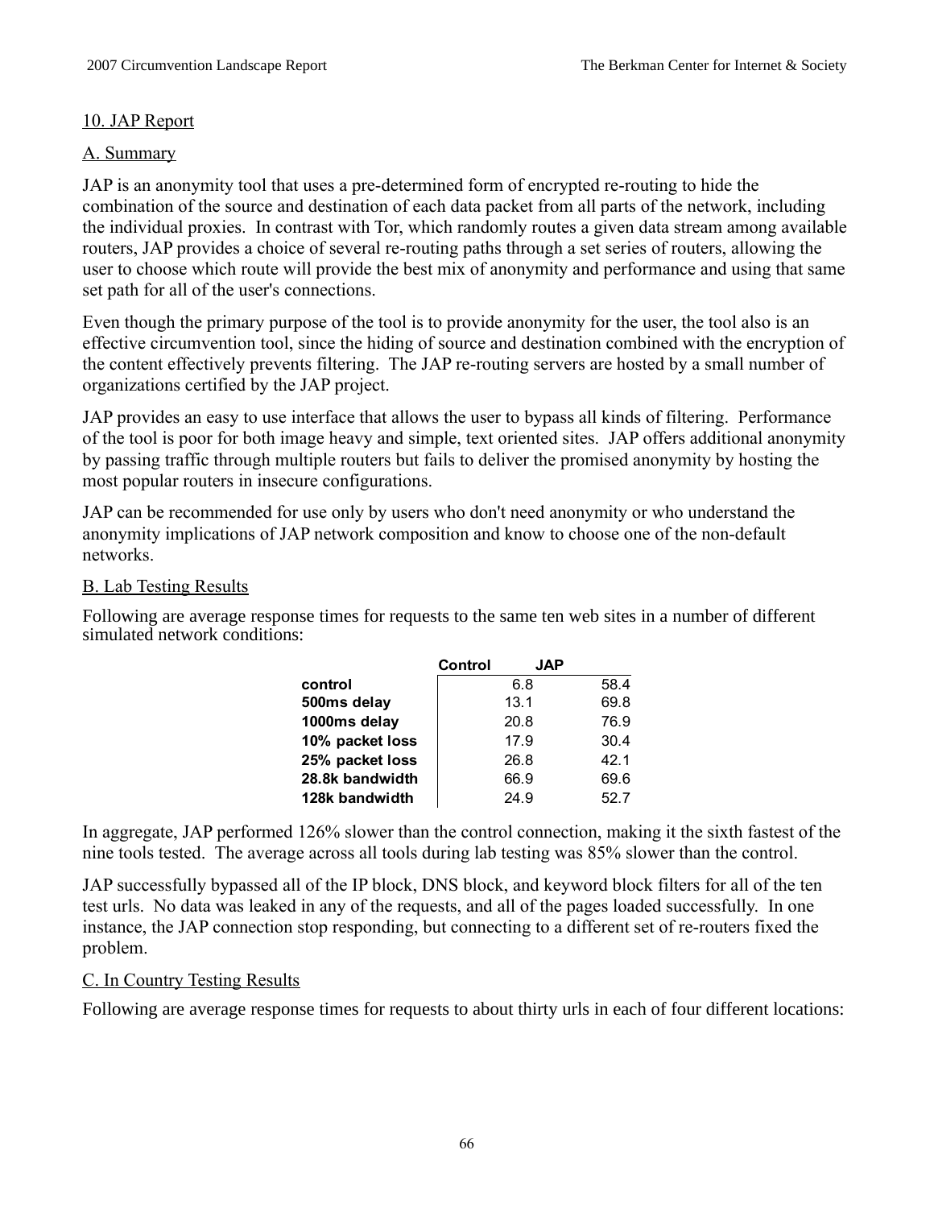## 10. JAP Report

### A. Summary

JAP is an anonymity tool that uses a pre-determined form of encrypted re-routing to hide the combination of the source and destination of each data packet from all parts of the network, including the individual proxies. In contrast with Tor, which randomly routes a given data stream among available routers, JAP provides a choice of several re-routing paths through a set series of routers, allowing the user to choose which route will provide the best mix of anonymity and performance and using that same set path for all of the user's connections.

Even though the primary purpose of the tool is to provide anonymity for the user, the tool also is an effective circumvention tool, since the hiding of source and destination combined with the encryption of the content effectively prevents filtering. The JAP re-routing servers are hosted by a small number of organizations certified by the JAP project.

JAP provides an easy to use interface that allows the user to bypass all kinds of filtering. Performance of the tool is poor for both image heavy and simple, text oriented sites. JAP offers additional anonymity by passing traffic through multiple routers but fails to deliver the promised anonymity by hosting the most popular routers in insecure configurations.

JAP can be recommended for use only by users who don't need anonymity or who understand the anonymity implications of JAP network composition and know to choose one of the non-default networks.

### B. Lab Testing Results

Following are average response times for requests to the same ten web sites in a number of different simulated network conditions:

| | Control | JAP |
|---|---|---|
| **control** | 6.8 | 58.4 |
| **500ms delay** | 13.1 | 69.8 |
| **1000ms delay** | 20.8 | 76.9 |
| **10% packet loss** | 17.9 | 30.4 |
| **25% packet loss** | 26.8 | 42.1 |
| **28.8k bandwidth** | 66.9 | 69.6 |
| **128k bandwidth** | 24.9 | 52.7 |

In aggregate, JAP performed 126% slower than the control connection, making it the sixth fastest of the nine tools tested. The average across all tools during lab testing was 85% slower than the control.

JAP successfully bypassed all of the IP block, DNS block, and keyword block filters for all of the ten test urls. No data was leaked in any of the requests, and all of the pages loaded successfully. In one instance, the JAP connection stop responding, but connecting to a different set of re-routers fixed the problem.

### C. In Country Testing Results

Following are average response times for requests to about thirty urls in each of four different locations: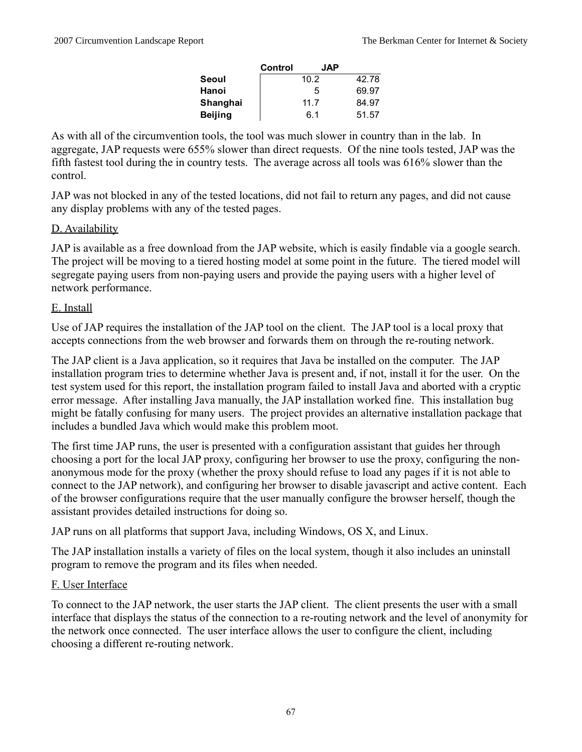| | Control | JAP |
|---|---|---|
| **Seoul** | 10.2 | 42.78 |
| **Hanoi** | 5 | 69.97 |
| **Shanghai** | 11.7 | 84.97 |
| **Beijing** | 6.1 | 51.57 |

As with all of the circumvention tools, the tool was much slower in country than in the lab. In aggregate, JAP requests were 655% slower than direct requests. Of the nine tools tested, JAP was the fifth fastest tool during the in country tests. The average across all tools was 616% slower than the control.

JAP was not blocked in any of the tested locations, did not fail to return any pages, and did not cause any display problems with any of the tested pages.

D. Availability

JAP is available as a free download from the JAP website, which is easily findable via a google search. The project will be moving to a tiered hosting model at some point in the future. The tiered model will segregate paying users from non-paying users and provide the paying users with a higher level of network performance.

E. Install

Use of JAP requires the installation of the JAP tool on the client. The JAP tool is a local proxy that accepts connections from the web browser and forwards them on through the re-routing network.

The JAP client is a Java application, so it requires that Java be installed on the computer. The JAP installation program tries to determine whether Java is present and, if not, install it for the user. On the test system used for this report, the installation program failed to install Java and aborted with a cryptic error message. After installing Java manually, the JAP installation worked fine. This installation bug might be fatally confusing for many users. The project provides an alternative installation package that includes a bundled Java which would make this problem moot.

The first time JAP runs, the user is presented with a configuration assistant that guides her through choosing a port for the local JAP proxy, configuring her browser to use the proxy, configuring the non-anonymous mode for the proxy (whether the proxy should refuse to load any pages if it is not able to connect to the JAP network), and configuring her browser to disable javascript and active content. Each of the browser configurations require that the user manually configure the browser herself, though the assistant provides detailed instructions for doing so.

JAP runs on all platforms that support Java, including Windows, OS X, and Linux.

The JAP installation installs a variety of files on the local system, though it also includes an uninstall program to remove the program and its files when needed.

F. User Interface

To connect to the JAP network, the user starts the JAP client. The client presents the user with a small interface that displays the status of the connection to a re-routing network and the level of anonymity for the network once connected. The user interface allows the user to configure the client, including choosing a different re-routing network.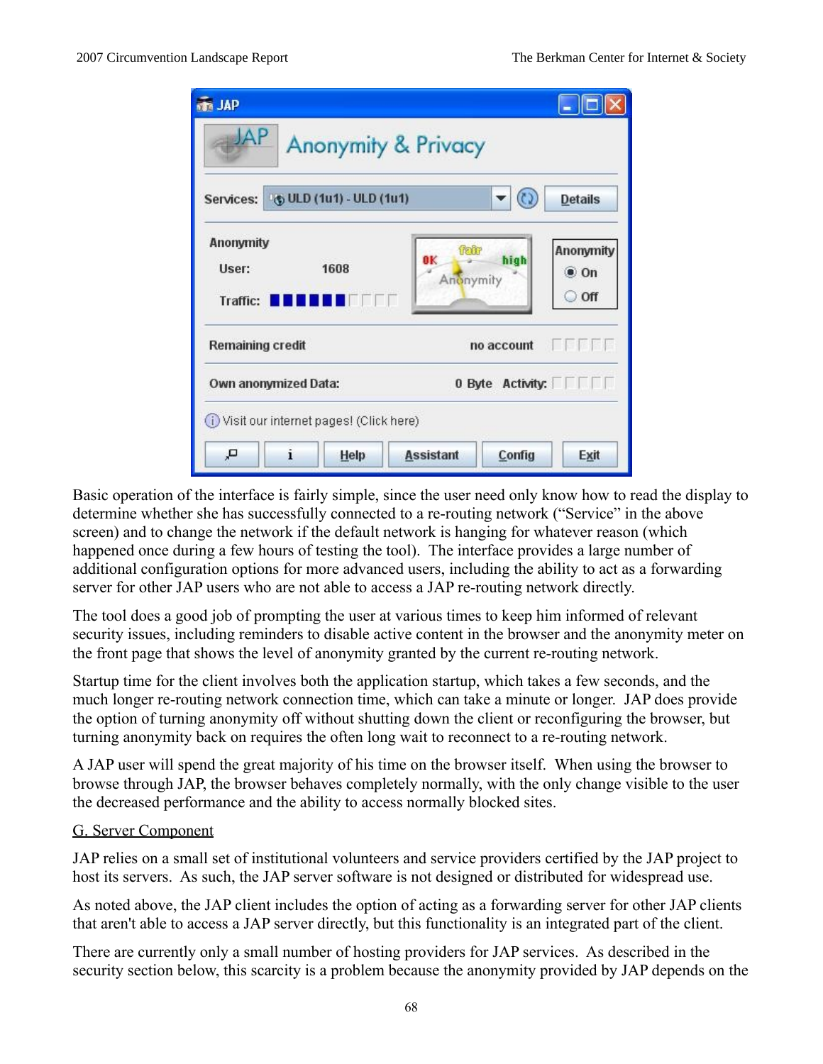Basic operation of the interface is fairly simple, since the user need only know how to read the display to determine whether she has successfully connected to a re-routing network ("Service" in the above screen) and to change the network if the default network is hanging for whatever reason (which happened once during a few hours of testing the tool). The interface provides a large number of additional configuration options for more advanced users, including the ability to act as a forwarding server for other JAP users who are not able to access a JAP re-routing network directly.

The tool does a good job of prompting the user at various times to keep him informed of relevant security issues, including reminders to disable active content in the browser and the anonymity meter on the front page that shows the level of anonymity granted by the current re-routing network.

Startup time for the client involves both the application startup, which takes a few seconds, and the much longer re-routing network connection time, which can take a minute or longer. JAP does provide the option of turning anonymity off without shutting down the client or reconfiguring the browser, but turning anonymity back on requires the often long wait to reconnect to a re-routing network.

A JAP user will spend the great majority of his time on the browser itself. When using the browser to browse through JAP, the browser behaves completely normally, with the only change visible to the user the decreased performance and the ability to access normally blocked sites.

### G. Server Component

JAP relies on a small set of institutional volunteers and service providers certified by the JAP project to host its servers. As such, the JAP server software is not designed or distributed for widespread use.

As noted above, the JAP client includes the option of acting as a forwarding server for other JAP clients that aren't able to access a JAP server directly, but this functionality is an integrated part of the client.

There are currently only a small number of hosting providers for JAP services. As described in the security section below, this scarcity is a problem because the anonymity provided by JAP depends on the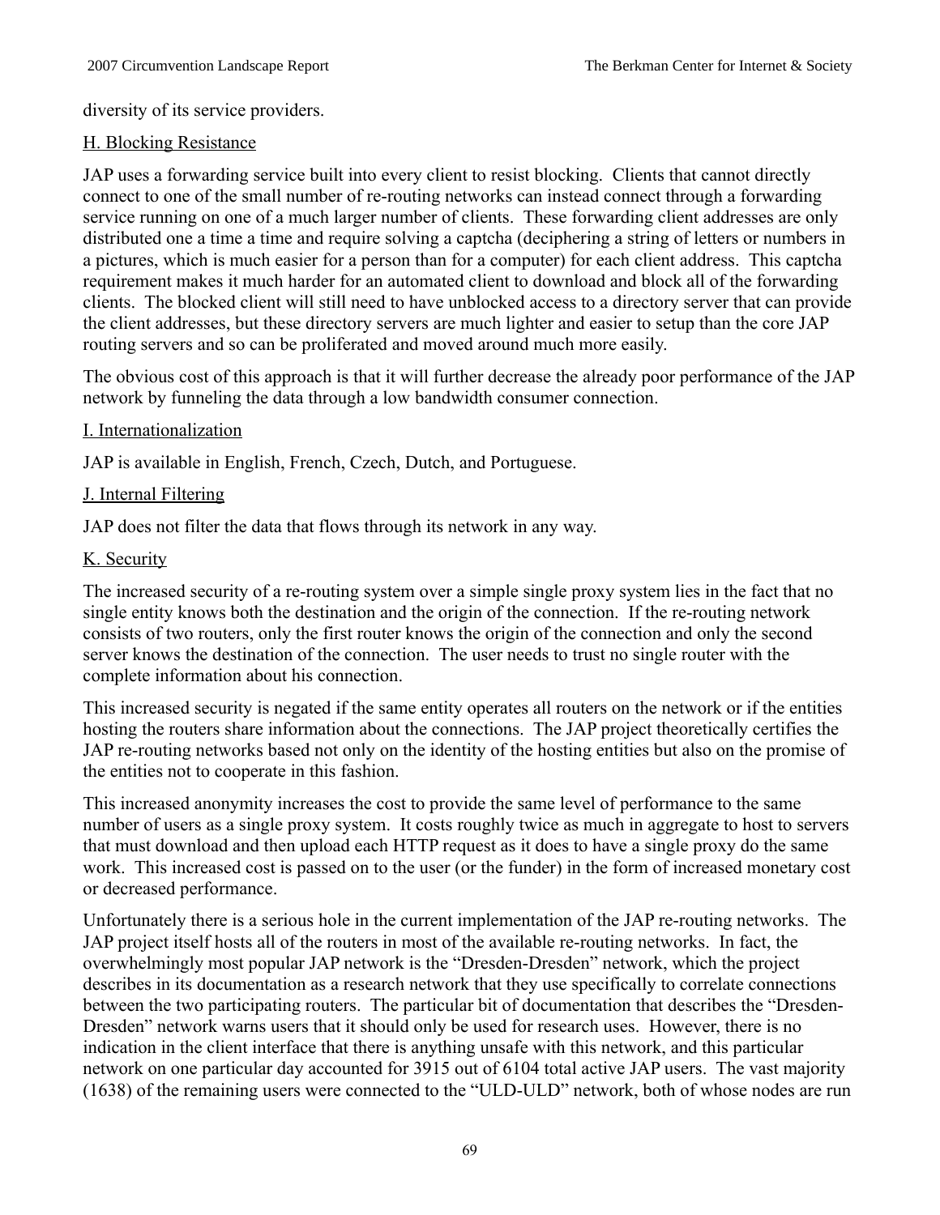diversity of its service providers.

H. Blocking Resistance

JAP uses a forwarding service built into every client to resist blocking. Clients that cannot directly connect to one of the small number of re-routing networks can instead connect through a forwarding service running on one of a much larger number of clients. These forwarding client addresses are only distributed one a time a time and require solving a captcha (deciphering a string of letters or numbers in a pictures, which is much easier for a person than for a computer) for each client address. This captcha requirement makes it much harder for an automated client to download and block all of the forwarding clients. The blocked client will still need to have unblocked access to a directory server that can provide the client addresses, but these directory servers are much lighter and easier to setup than the core JAP routing servers and so can be proliferated and moved around much more easily.

The obvious cost of this approach is that it will further decrease the already poor performance of the JAP network by funneling the data through a low bandwidth consumer connection.

I. Internationalization

JAP is available in English, French, Czech, Dutch, and Portuguese.

J. Internal Filtering

JAP does not filter the data that flows through its network in any way.

K. Security

The increased security of a re-routing system over a simple single proxy system lies in the fact that no single entity knows both the destination and the origin of the connection. If the re-routing network consists of two routers, only the first router knows the origin of the connection and only the second server knows the destination of the connection. The user needs to trust no single router with the complete information about his connection.

This increased security is negated if the same entity operates all routers on the network or if the entities hosting the routers share information about the connections. The JAP project theoretically certifies the JAP re-routing networks based not only on the identity of the hosting entities but also on the promise of the entities not to cooperate in this fashion.

This increased anonymity increases the cost to provide the same level of performance to the same number of users as a single proxy system. It costs roughly twice as much in aggregate to host to servers that must download and then upload each HTTP request as it does to have a single proxy do the same work. This increased cost is passed on to the user (or the funder) in the form of increased monetary cost or decreased performance.

Unfortunately there is a serious hole in the current implementation of the JAP re-routing networks. The JAP project itself hosts all of the routers in most of the available re-routing networks. In fact, the overwhelmingly most popular JAP network is the "Dresden-Dresden" network, which the project describes in its documentation as a research network that they use specifically to correlate connections between the two participating routers. The particular bit of documentation that describes the "Dresden-Dresden" network warns users that it should only be used for research uses. However, there is no indication in the client interface that there is anything unsafe with this network, and this particular network on one particular day accounted for 3915 out of 6104 total active JAP users. The vast majority (1638) of the remaining users were connected to the "ULD-ULD" network, both of whose nodes are run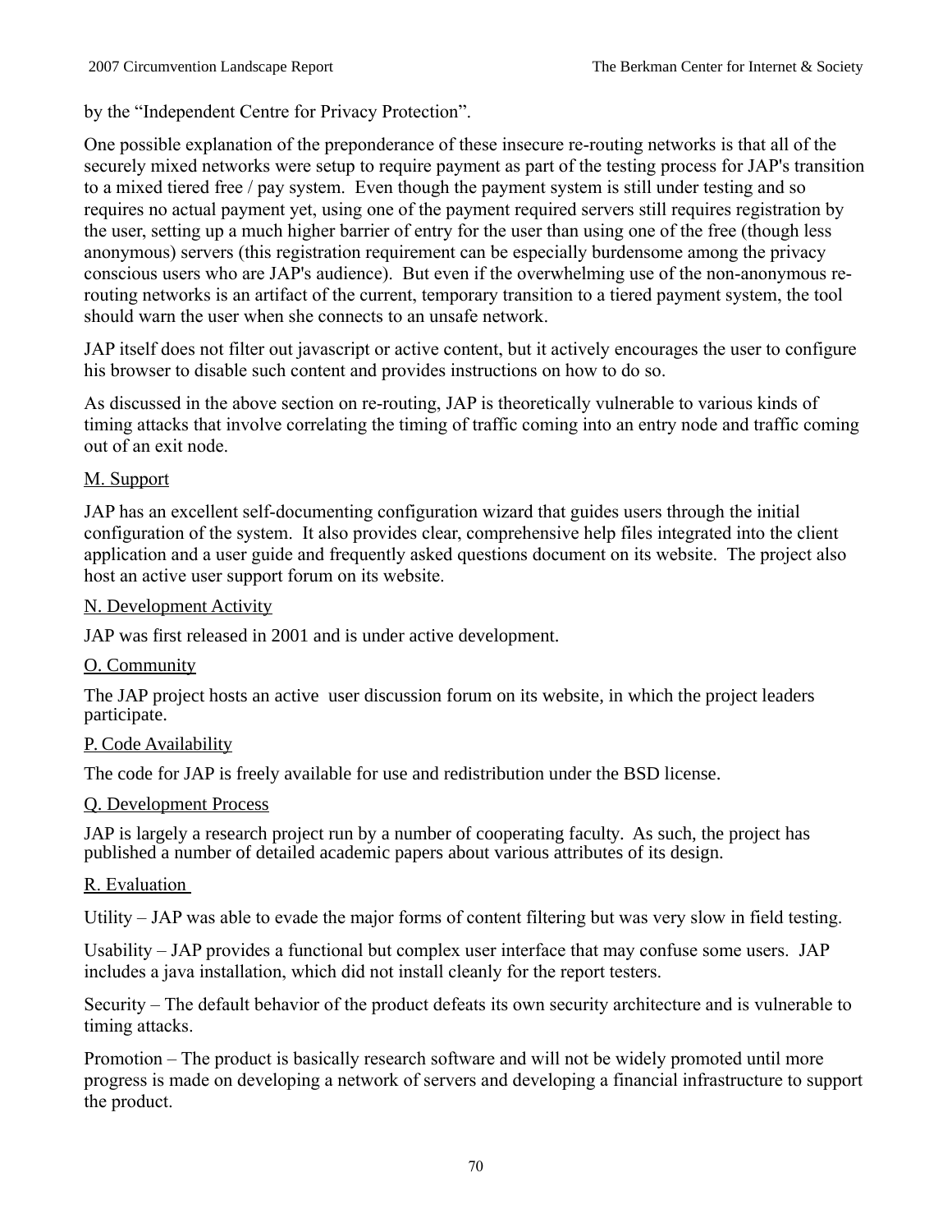by the “Independent Centre for Privacy Protection”.

One possible explanation of the preponderance of these insecure re-routing networks is that all of the securely mixed networks were setup to require payment as part of the testing process for JAP's transition to a mixed tiered free / pay system. Even though the payment system is still under testing and so requires no actual payment yet, using one of the payment required servers still requires registration by the user, setting up a much higher barrier of entry for the user than using one of the free (though less anonymous) servers (this registration requirement can be especially burdensome among the privacy conscious users who are JAP's audience). But even if the overwhelming use of the non-anonymous re-routing networks is an artifact of the current, temporary transition to a tiered payment system, the tool should warn the user when she connects to an unsafe network.

JAP itself does not filter out javascript or active content, but it actively encourages the user to configure his browser to disable such content and provides instructions on how to do so.

As discussed in the above section on re-routing, JAP is theoretically vulnerable to various kinds of timing attacks that involve correlating the timing of traffic coming into an entry node and traffic coming out of an exit node.

## M. Support

JAP has an excellent self-documenting configuration wizard that guides users through the initial configuration of the system. It also provides clear, comprehensive help files integrated into the client application and a user guide and frequently asked questions document on its website. The project also host an active user support forum on its website.

## N. Development Activity

JAP was first released in 2001 and is under active development.

## O. Community

The JAP project hosts an active user discussion forum on its website, in which the project leaders participate.

## P. Code Availability

The code for JAP is freely available for use and redistribution under the BSD license.

## Q. Development Process

JAP is largely a research project run by a number of cooperating faculty. As such, the project has published a number of detailed academic papers about various attributes of its design.

## R. Evaluation

Utility – JAP was able to evade the major forms of content filtering but was very slow in field testing.

Usability – JAP provides a functional but complex user interface that may confuse some users. JAP includes a java installation, which did not install cleanly for the report testers.

Security – The default behavior of the product defeats its own security architecture and is vulnerable to timing attacks.

Promotion – The product is basically research software and will not be widely promoted until more progress is made on developing a network of servers and developing a financial infrastructure to support the product.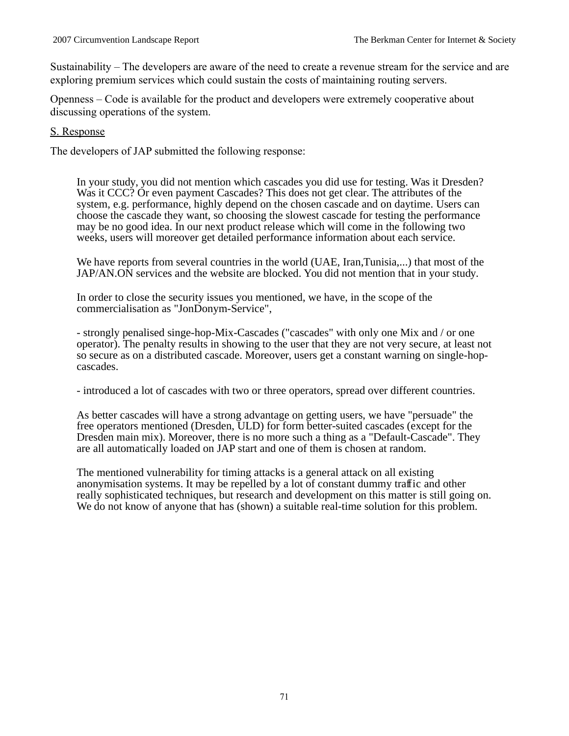Sustainability – The developers are aware of the need to create a revenue stream for the service and are exploring premium services which could sustain the costs of maintaining routing servers.

Openness – Code is available for the product and developers were extremely cooperative about discussing operations of the system.

<u>S. Response</u>

The developers of JAP submitted the following response:

> In your study, you did not mention which cascades you did use for testing. Was it Dresden? Was it CCC? Or even payment Cascades? This does not get clear. The attributes of the system, e.g. performance, highly depend on the chosen cascade and on daytime. Users can choose the cascade they want, so choosing the slowest cascade for testing the performance may be no good idea. In our next product release which will come in the following two weeks, users will moreover get detailed performance information about each service.
>
> We have reports from several countries in the world (UAE, Iran,Tunisia,...) that most of the JAP/AN.ON services and the website are blocked. You did not mention that in your study.
>
> In order to close the security issues you mentioned, we have, in the scope of the commercialisation as "JonDonym-Service",
>
> - strongly penalised singe-hop-Mix-Cascades ("cascades" with only one Mix and / or one operator). The penalty results in showing to the user that they are not very secure, at least not so secure as on a distributed cascade. Moreover, users get a constant warning on single-hop-cascades.
>
> - introduced a lot of cascades with two or three operators, spread over different countries.
>
> As better cascades will have a strong advantage on getting users, we have "persuade" the free operators mentioned (Dresden, ULD) for form better-suited cascades (except for the Dresden main mix). Moreover, there is no more such a thing as a "Default-Cascade". They are all automatically loaded on JAP start and one of them is chosen at random.
>
> The mentioned vulnerability for timing attacks is a general attack on all existing anonymisation systems. It may be repelled by a lot of constant dummy traffic and other really sophisticated techniques, but research and development on this matter is still going on. We do not know of anyone that has (shown) a suitable real-time solution for this problem.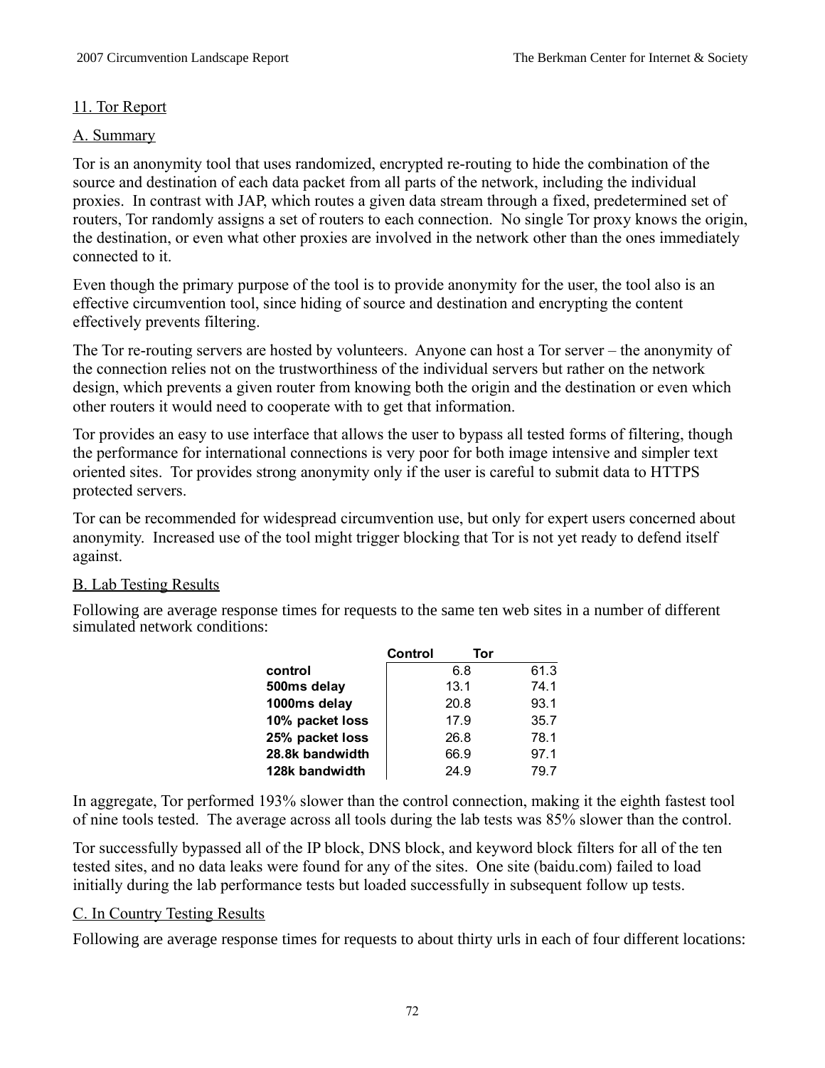## 11. Tor Report

### A. Summary

Tor is an anonymity tool that uses randomized, encrypted re-routing to hide the combination of the source and destination of each data packet from all parts of the network, including the individual proxies. In contrast with JAP, which routes a given data stream through a fixed, predetermined set of routers, Tor randomly assigns a set of routers to each connection. No single Tor proxy knows the origin, the destination, or even what other proxies are involved in the network other than the ones immediately connected to it.

Even though the primary purpose of the tool is to provide anonymity for the user, the tool also is an effective circumvention tool, since hiding of source and destination and encrypting the content effectively prevents filtering.

The Tor re-routing servers are hosted by volunteers. Anyone can host a Tor server – the anonymity of the connection relies not on the trustworthiness of the individual servers but rather on the network design, which prevents a given router from knowing both the origin and the destination or even which other routers it would need to cooperate with to get that information.

Tor provides an easy to use interface that allows the user to bypass all tested forms of filtering, though the performance for international connections is very poor for both image intensive and simpler text oriented sites. Tor provides strong anonymity only if the user is careful to submit data to HTTPS protected servers.

Tor can be recommended for widespread circumvention use, but only for expert users concerned about anonymity. Increased use of the tool might trigger blocking that Tor is not yet ready to defend itself against.

### B. Lab Testing Results

Following are average response times for requests to the same ten web sites in a number of different simulated network conditions:

| | Control | Tor |
|---|---|---|
| **control** | 6.8 | 61.3 |
| **500ms delay** | 13.1 | 74.1 |
| **1000ms delay** | 20.8 | 93.1 |
| **10% packet loss** | 17.9 | 35.7 |
| **25% packet loss** | 26.8 | 78.1 |
| **28.8k bandwidth** | 66.9 | 97.1 |
| **128k bandwidth** | 24.9 | 79.7 |

In aggregate, Tor performed 193% slower than the control connection, making it the eighth fastest tool of nine tools tested. The average across all tools during the lab tests was 85% slower than the control.

Tor successfully bypassed all of the IP block, DNS block, and keyword block filters for all of the ten tested sites, and no data leaks were found for any of the sites. One site (baidu.com) failed to load initially during the lab performance tests but loaded successfully in subsequent follow up tests.

### C. In Country Testing Results

Following are average response times for requests to about thirty urls in each of four different locations: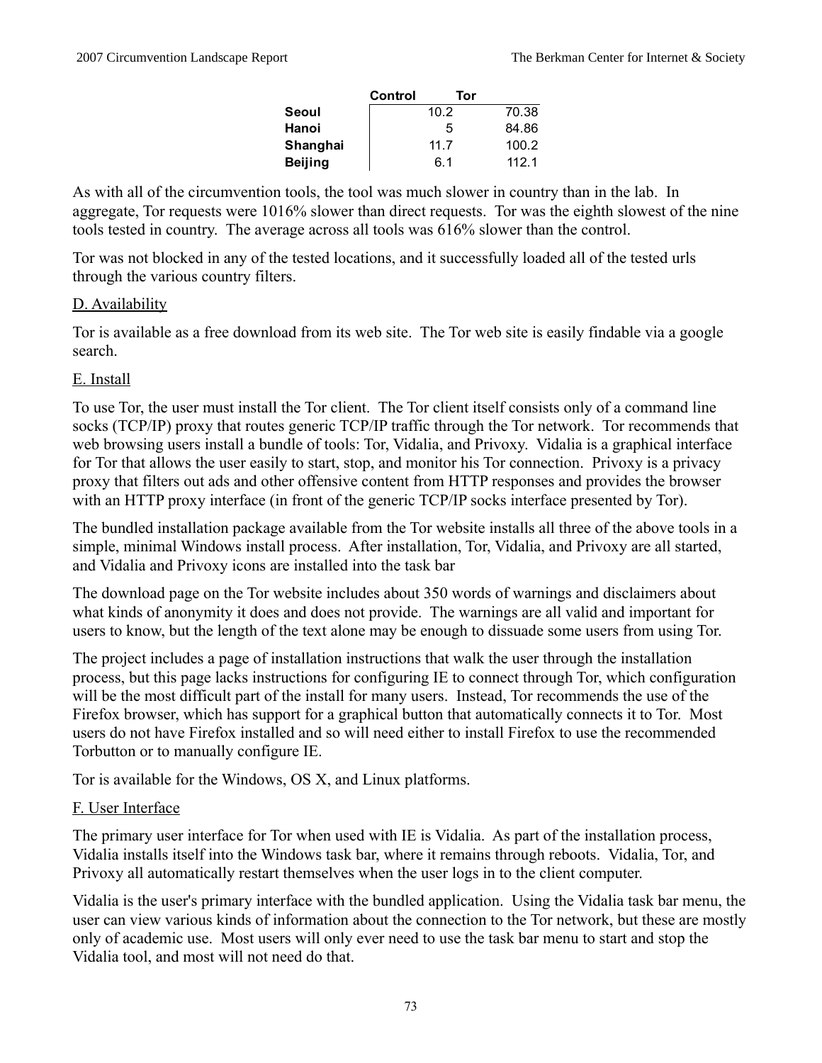| | Control | Tor |
|---|---|---|
| **Seoul** | 10.2 | 70.38 |
| **Hanoi** | 5 | 84.86 |
| **Shanghai** | 11.7 | 100.2 |
| **Beijing** | 6.1 | 112.1 |

As with all of the circumvention tools, the tool was much slower in country than in the lab. In aggregate, Tor requests were 1016% slower than direct requests. Tor was the eighth slowest of the nine tools tested in country. The average across all tools was 616% slower than the control.

Tor was not blocked in any of the tested locations, and it successfully loaded all of the tested urls through the various country filters.

D. Availability

Tor is available as a free download from its web site. The Tor web site is easily findable via a google search.

E. Install

To use Tor, the user must install the Tor client. The Tor client itself consists only of a command line socks (TCP/IP) proxy that routes generic TCP/IP traffic through the Tor network. Tor recommends that web browsing users install a bundle of tools: Tor, Vidalia, and Privoxy. Vidalia is a graphical interface for Tor that allows the user easily to start, stop, and monitor his Tor connection. Privoxy is a privacy proxy that filters out ads and other offensive content from HTTP responses and provides the browser with an HTTP proxy interface (in front of the generic TCP/IP socks interface presented by Tor).

The bundled installation package available from the Tor website installs all three of the above tools in a simple, minimal Windows install process. After installation, Tor, Vidalia, and Privoxy are all started, and Vidalia and Privoxy icons are installed into the task bar

The download page on the Tor website includes about 350 words of warnings and disclaimers about what kinds of anonymity it does and does not provide. The warnings are all valid and important for users to know, but the length of the text alone may be enough to dissuade some users from using Tor.

The project includes a page of installation instructions that walk the user through the installation process, but this page lacks instructions for configuring IE to connect through Tor, which configuration will be the most difficult part of the install for many users. Instead, Tor recommends the use of the Firefox browser, which has support for a graphical button that automatically connects it to Tor. Most users do not have Firefox installed and so will need either to install Firefox to use the recommended Torbutton or to manually configure IE.

Tor is available for the Windows, OS X, and Linux platforms.

F. User Interface

The primary user interface for Tor when used with IE is Vidalia. As part of the installation process, Vidalia installs itself into the Windows task bar, where it remains through reboots. Vidalia, Tor, and Privoxy all automatically restart themselves when the user logs in to the client computer.

Vidalia is the user's primary interface with the bundled application. Using the Vidalia task bar menu, the user can view various kinds of information about the connection to the Tor network, but these are mostly only of academic use. Most users will only ever need to use the task bar menu to start and stop the Vidalia tool, and most will not need do that.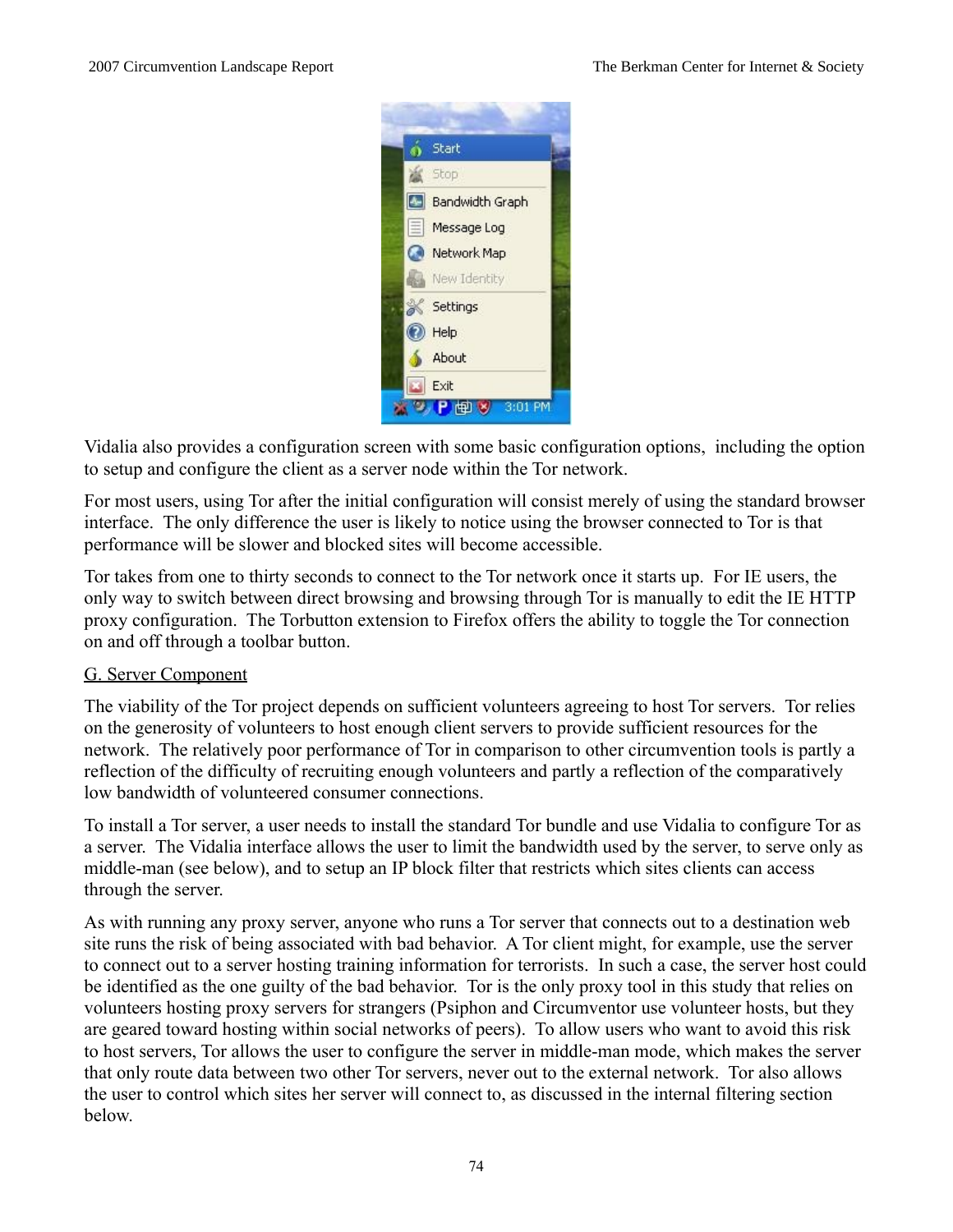Vidalia also provides a configuration screen with some basic configuration options, including the option to setup and configure the client as a server node within the Tor network.

For most users, using Tor after the initial configuration will consist merely of using the standard browser interface. The only difference the user is likely to notice using the browser connected to Tor is that performance will be slower and blocked sites will become accessible.

Tor takes from one to thirty seconds to connect to the Tor network once it starts up. For IE users, the only way to switch between direct browsing and browsing through Tor is manually to edit the IE HTTP proxy configuration. The Torbutton extension to Firefox offers the ability to toggle the Tor connection on and off through a toolbar button.

G. Server Component

The viability of the Tor project depends on sufficient volunteers agreeing to host Tor servers. Tor relies on the generosity of volunteers to host enough client servers to provide sufficient resources for the network. The relatively poor performance of Tor in comparison to other circumvention tools is partly a reflection of the difficulty of recruiting enough volunteers and partly a reflection of the comparatively low bandwidth of volunteered consumer connections.

To install a Tor server, a user needs to install the standard Tor bundle and use Vidalia to configure Tor as a server. The Vidalia interface allows the user to limit the bandwidth used by the server, to serve only as middle-man (see below), and to setup an IP block filter that restricts which sites clients can access through the server.

As with running any proxy server, anyone who runs a Tor server that connects out to a destination web site runs the risk of being associated with bad behavior. A Tor client might, for example, use the server to connect out to a server hosting training information for terrorists. In such a case, the server host could be identified as the one guilty of the bad behavior. Tor is the only proxy tool in this study that relies on volunteers hosting proxy servers for strangers (Psiphon and Circumventor use volunteer hosts, but they are geared toward hosting within social networks of peers). To allow users who want to avoid this risk to host servers, Tor allows the user to configure the server in middle-man mode, which makes the server that only route data between two other Tor servers, never out to the external network. Tor also allows the user to control which sites her server will connect to, as discussed in the internal filtering section below.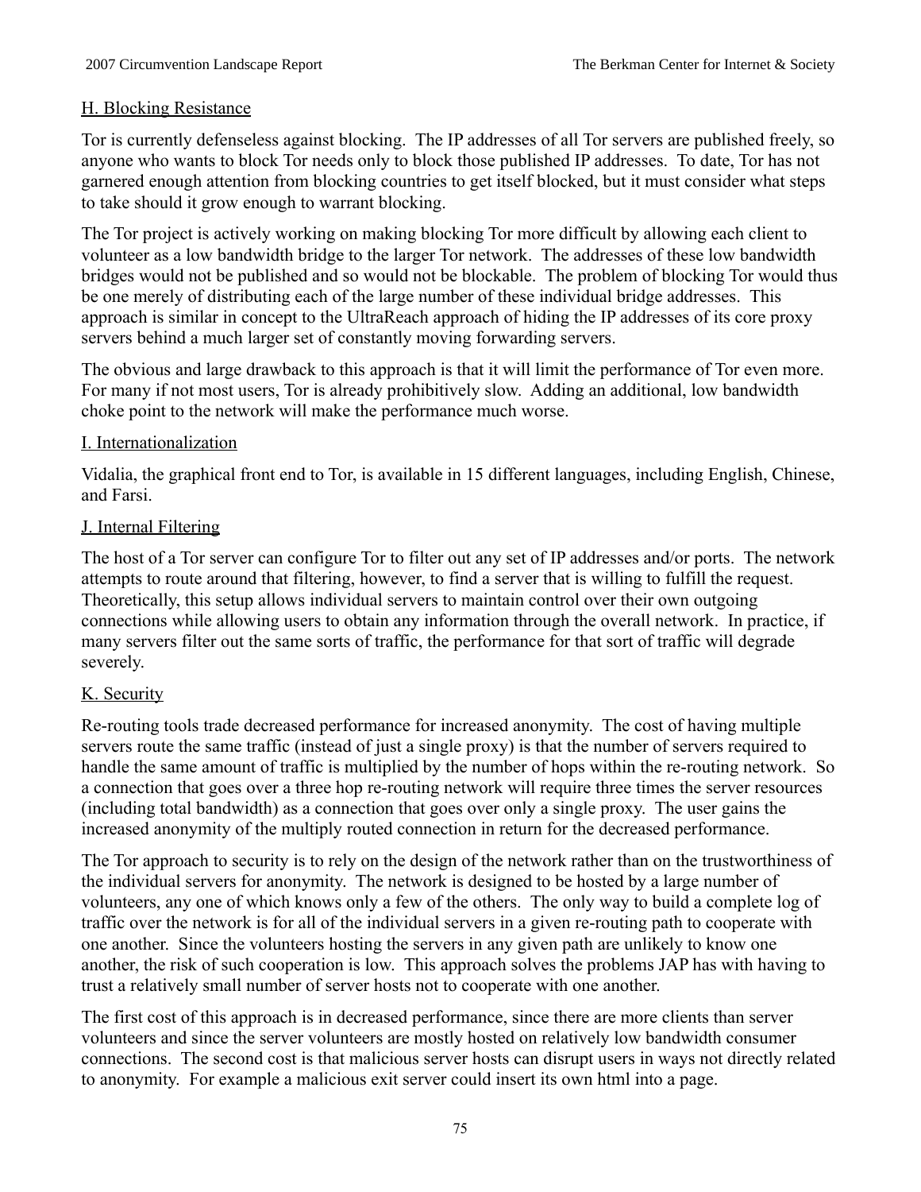### H. Blocking Resistance

Tor is currently defenseless against blocking. The IP addresses of all Tor servers are published freely, so anyone who wants to block Tor needs only to block those published IP addresses. To date, Tor has not garnered enough attention from blocking countries to get itself blocked, but it must consider what steps to take should it grow enough to warrant blocking.

The Tor project is actively working on making blocking Tor more difficult by allowing each client to volunteer as a low bandwidth bridge to the larger Tor network. The addresses of these low bandwidth bridges would not be published and so would not be blockable. The problem of blocking Tor would thus be one merely of distributing each of the large number of these individual bridge addresses. This approach is similar in concept to the UltraReach approach of hiding the IP addresses of its core proxy servers behind a much larger set of constantly moving forwarding servers.

The obvious and large drawback to this approach is that it will limit the performance of Tor even more. For many if not most users, Tor is already prohibitively slow. Adding an additional, low bandwidth choke point to the network will make the performance much worse.

### I. Internationalization

Vidalia, the graphical front end to Tor, is available in 15 different languages, including English, Chinese, and Farsi.

### J. Internal Filtering

The host of a Tor server can configure Tor to filter out any set of IP addresses and/or ports. The network attempts to route around that filtering, however, to find a server that is willing to fulfill the request. Theoretically, this setup allows individual servers to maintain control over their own outgoing connections while allowing users to obtain any information through the overall network. In practice, if many servers filter out the same sorts of traffic, the performance for that sort of traffic will degrade severely.

### K. Security

Re-routing tools trade decreased performance for increased anonymity. The cost of having multiple servers route the same traffic (instead of just a single proxy) is that the number of servers required to handle the same amount of traffic is multiplied by the number of hops within the re-routing network. So a connection that goes over a three hop re-routing network will require three times the server resources (including total bandwidth) as a connection that goes over only a single proxy. The user gains the increased anonymity of the multiply routed connection in return for the decreased performance.

The Tor approach to security is to rely on the design of the network rather than on the trustworthiness of the individual servers for anonymity. The network is designed to be hosted by a large number of volunteers, any one of which knows only a few of the others. The only way to build a complete log of traffic over the network is for all of the individual servers in a given re-routing path to cooperate with one another. Since the volunteers hosting the servers in any given path are unlikely to know one another, the risk of such cooperation is low. This approach solves the problems JAP has with having to trust a relatively small number of server hosts not to cooperate with one another.

The first cost of this approach is in decreased performance, since there are more clients than server volunteers and since the server volunteers are mostly hosted on relatively low bandwidth consumer connections. The second cost is that malicious server hosts can disrupt users in ways not directly related to anonymity. For example a malicious exit server could insert its own html into a page.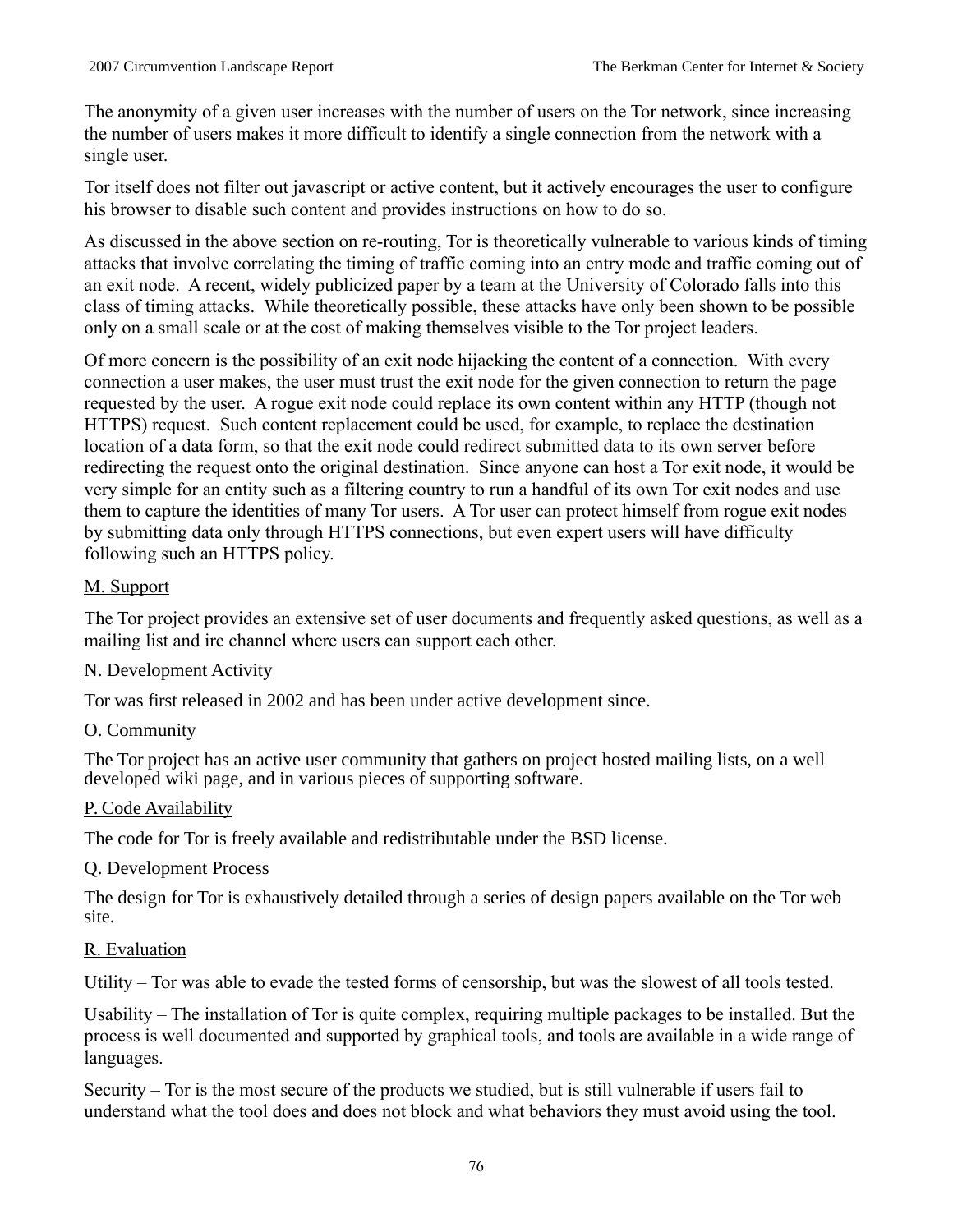The anonymity of a given user increases with the number of users on the Tor network, since increasing the number of users makes it more difficult to identify a single connection from the network with a single user.

Tor itself does not filter out javascript or active content, but it actively encourages the user to configure his browser to disable such content and provides instructions on how to do so.

As discussed in the above section on re-routing, Tor is theoretically vulnerable to various kinds of timing attacks that involve correlating the timing of traffic coming into an entry mode and traffic coming out of an exit node. A recent, widely publicized paper by a team at the University of Colorado falls into this class of timing attacks. While theoretically possible, these attacks have only been shown to be possible only on a small scale or at the cost of making themselves visible to the Tor project leaders.

Of more concern is the possibility of an exit node hijacking the content of a connection. With every connection a user makes, the user must trust the exit node for the given connection to return the page requested by the user. A rogue exit node could replace its own content within any HTTP (though not HTTPS) request. Such content replacement could be used, for example, to replace the destination location of a data form, so that the exit node could redirect submitted data to its own server before redirecting the request onto the original destination. Since anyone can host a Tor exit node, it would be very simple for an entity such as a filtering country to run a handful of its own Tor exit nodes and use them to capture the identities of many Tor users. A Tor user can protect himself from rogue exit nodes by submitting data only through HTTPS connections, but even expert users will have difficulty following such an HTTPS policy.

M. Support

The Tor project provides an extensive set of user documents and frequently asked questions, as well as a mailing list and irc channel where users can support each other.

N. Development Activity

Tor was first released in 2002 and has been under active development since.

O. Community

The Tor project has an active user community that gathers on project hosted mailing lists, on a well developed wiki page, and in various pieces of supporting software.

P. Code Availability

The code for Tor is freely available and redistributable under the BSD license.

Q. Development Process

The design for Tor is exhaustively detailed through a series of design papers available on the Tor web site.

R. Evaluation

Utility – Tor was able to evade the tested forms of censorship, but was the slowest of all tools tested.

Usability – The installation of Tor is quite complex, requiring multiple packages to be installed. But the process is well documented and supported by graphical tools, and tools are available in a wide range of languages.

Security – Tor is the most secure of the products we studied, but is still vulnerable if users fail to understand what the tool does and does not block and what behaviors they must avoid using the tool.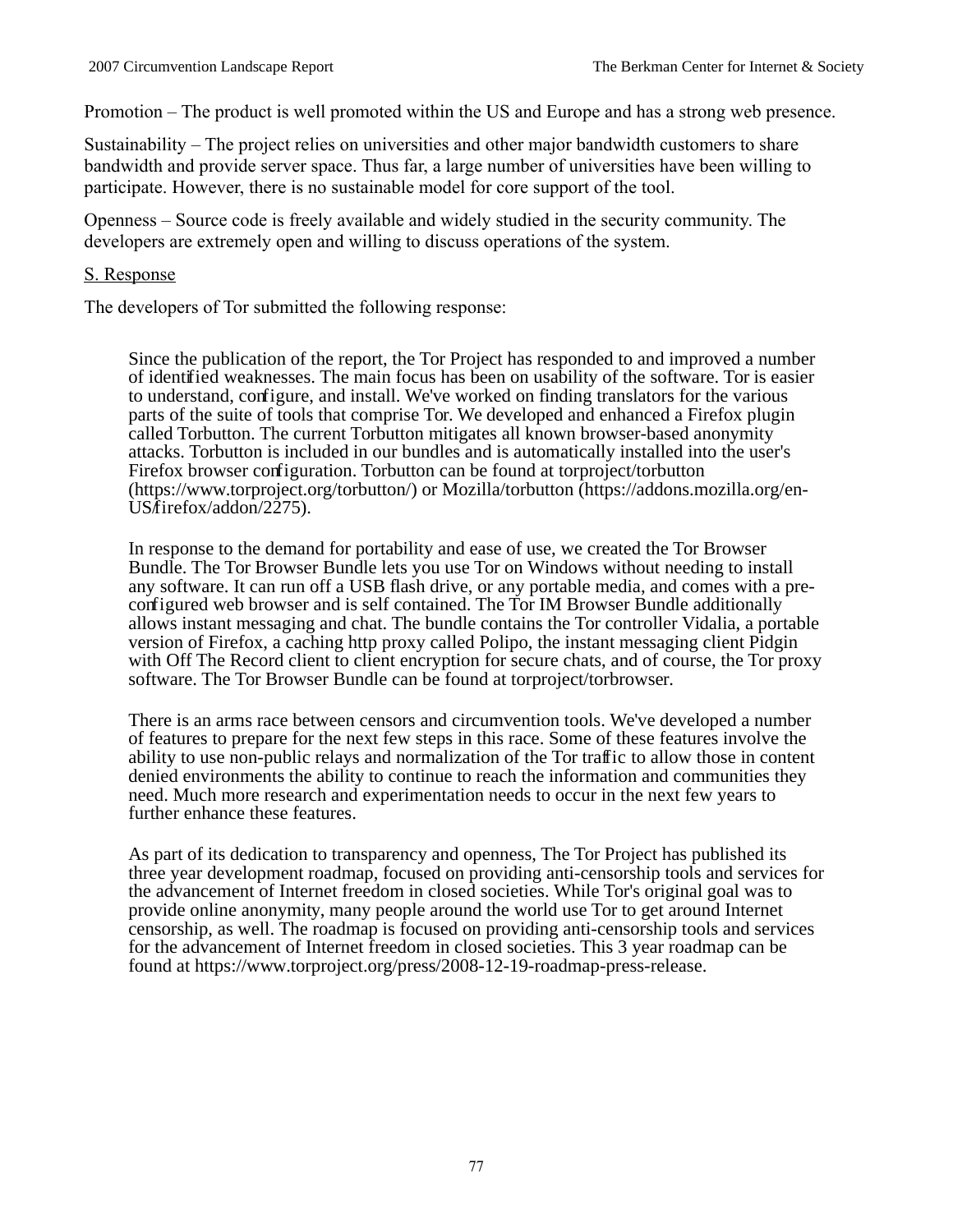Promotion – The product is well promoted within the US and Europe and has a strong web presence.

Sustainability – The project relies on universities and other major bandwidth customers to share bandwidth and provide server space. Thus far, a large number of universities have been willing to participate. However, there is no sustainable model for core support of the tool.

Openness – Source code is freely available and widely studied in the security community. The developers are extremely open and willing to discuss operations of the system.

S. Response

The developers of Tor submitted the following response:

> Since the publication of the report, the Tor Project has responded to and improved a number of identified weaknesses. The main focus has been on usability of the software. Tor is easier to understand, configure, and install. We've worked on finding translators for the various parts of the suite of tools that comprise Tor. We developed and enhanced a Firefox plugin called Torbutton. The current Torbutton mitigates all known browser-based anonymity attacks. Torbutton is included in our bundles and is automatically installed into the user's Firefox browser configuration. Torbutton can be found at torproject/torbutton (https://www.torproject.org/torbutton/) or Mozilla/torbutton (https://addons.mozilla.org/en-US/firefox/addon/2275).
>
> In response to the demand for portability and ease of use, we created the Tor Browser Bundle. The Tor Browser Bundle lets you use Tor on Windows without needing to install any software. It can run off a USB flash drive, or any portable media, and comes with a pre-configured web browser and is self contained. The Tor IM Browser Bundle additionally allows instant messaging and chat. The bundle contains the Tor controller Vidalia, a portable version of Firefox, a caching http proxy called Polipo, the instant messaging client Pidgin with Off The Record client to client encryption for secure chats, and of course, the Tor proxy software. The Tor Browser Bundle can be found at torproject/torbrowser.
>
> There is an arms race between censors and circumvention tools. We've developed a number of features to prepare for the next few steps in this race. Some of these features involve the ability to use non-public relays and normalization of the Tor traffic to allow those in content denied environments the ability to continue to reach the information and communities they need. Much more research and experimentation needs to occur in the next few years to further enhance these features.
>
> As part of its dedication to transparency and openness, The Tor Project has published its three year development roadmap, focused on providing anti-censorship tools and services for the advancement of Internet freedom in closed societies. While Tor's original goal was to provide online anonymity, many people around the world use Tor to get around Internet censorship, as well. The roadmap is focused on providing anti-censorship tools and services for the advancement of Internet freedom in closed societies. This 3 year roadmap can be found at https://www.torproject.org/press/2008-12-19-roadmap-press-release.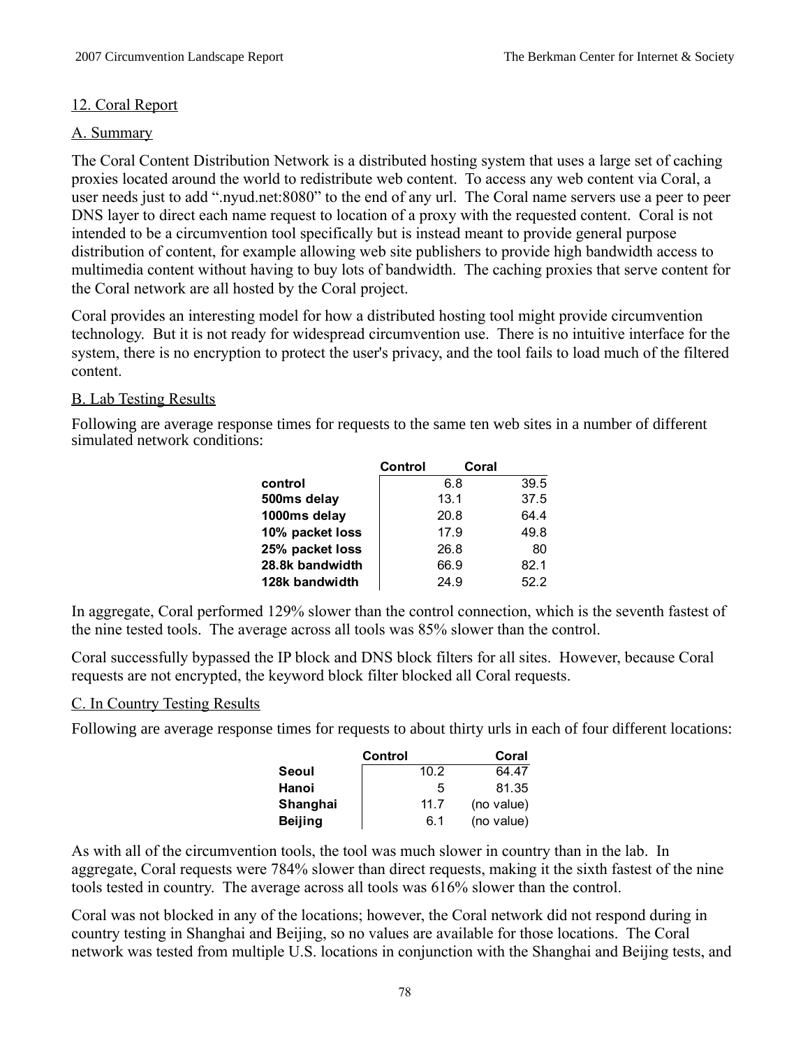12. Coral Report

A. Summary

The Coral Content Distribution Network is a distributed hosting system that uses a large set of caching proxies located around the world to redistribute web content. To access any web content via Coral, a user needs just to add ".nyud.net:8080" to the end of any url. The Coral name servers use a peer to peer DNS layer to direct each name request to location of a proxy with the requested content. Coral is not intended to be a circumvention tool specifically but is instead meant to provide general purpose distribution of content, for example allowing web site publishers to provide high bandwidth access to multimedia content without having to buy lots of bandwidth. The caching proxies that serve content for the Coral network are all hosted by the Coral project.

Coral provides an interesting model for how a distributed hosting tool might provide circumvention technology. But it is not ready for widespread circumvention use. There is no intuitive interface for the system, there is no encryption to protect the user's privacy, and the tool fails to load much of the filtered content.

B. Lab Testing Results

Following are average response times for requests to the same ten web sites in a number of different simulated network conditions:

| | Control | Coral |
|---|---|---|
| **control** | 6.8 | 39.5 |
| **500ms delay** | 13.1 | 37.5 |
| **1000ms delay** | 20.8 | 64.4 |
| **10% packet loss** | 17.9 | 49.8 |
| **25% packet loss** | 26.8 | 80 |
| **28.8k bandwidth** | 66.9 | 82.1 |
| **128k bandwidth** | 24.9 | 52.2 |

In aggregate, Coral performed 129% slower than the control connection, which is the seventh fastest of the nine tested tools. The average across all tools was 85% slower than the control.

Coral successfully bypassed the IP block and DNS block filters for all sites. However, because Coral requests are not encrypted, the keyword block filter blocked all Coral requests.

C. In Country Testing Results

Following are average response times for requests to about thirty urls in each of four different locations:

| | Control | Coral |
|---|---|---|
| **Seoul** | 10.2 | 64.47 |
| **Hanoi** | 5 | 81.35 |
| **Shanghai** | 11.7 | (no value) |
| **Beijing** | 6.1 | (no value) |

As with all of the circumvention tools, the tool was much slower in country than in the lab. In aggregate, Coral requests were 784% slower than direct requests, making it the sixth fastest of the nine tools tested in country. The average across all tools was 616% slower than the control.

Coral was not blocked in any of the locations; however, the Coral network did not respond during in country testing in Shanghai and Beijing, so no values are available for those locations. The Coral network was tested from multiple U.S. locations in conjunction with the Shanghai and Beijing tests, and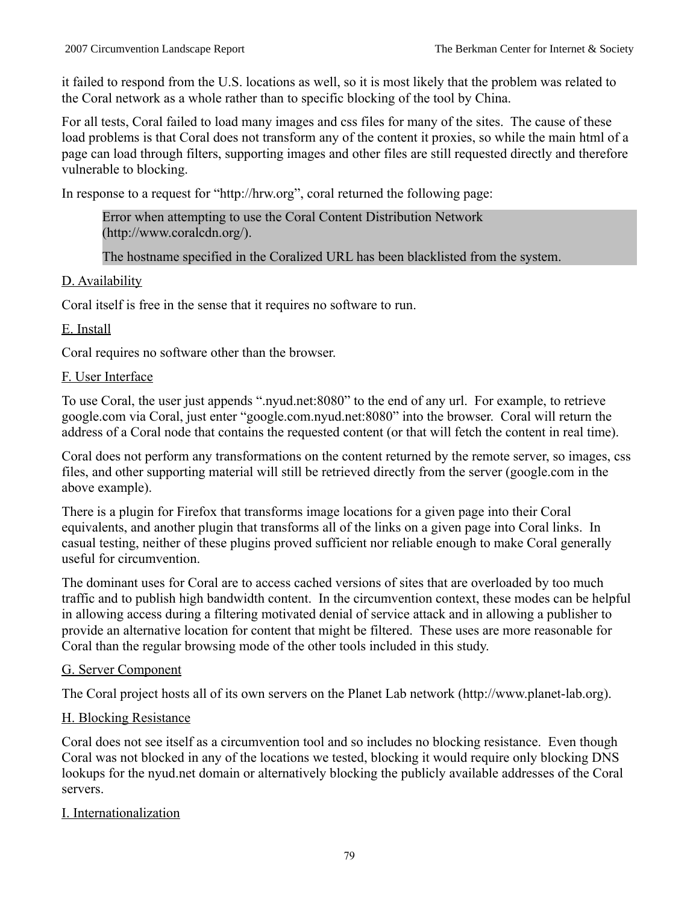it failed to respond from the U.S. locations as well, so it is most likely that the problem was related to the Coral network as a whole rather than to specific blocking of the tool by China.

For all tests, Coral failed to load many images and css files for many of the sites. The cause of these load problems is that Coral does not transform any of the content it proxies, so while the main html of a page can load through filters, supporting images and other files are still requested directly and therefore vulnerable to blocking.

In response to a request for "http://hrw.org", coral returned the following page:

> Error when attempting to use the Coral Content Distribution Network (http://www.coralcdn.org/).
>
> The hostname specified in the Coralized URL has been blacklisted from the system.

D. Availability

Coral itself is free in the sense that it requires no software to run.

E. Install

Coral requires no software other than the browser.

F. User Interface

To use Coral, the user just appends ".nyud.net:8080" to the end of any url. For example, to retrieve google.com via Coral, just enter "google.com.nyud.net:8080" into the browser. Coral will return the address of a Coral node that contains the requested content (or that will fetch the content in real time).

Coral does not perform any transformations on the content returned by the remote server, so images, css files, and other supporting material will still be retrieved directly from the server (google.com in the above example).

There is a plugin for Firefox that transforms image locations for a given page into their Coral equivalents, and another plugin that transforms all of the links on a given page into Coral links. In casual testing, neither of these plugins proved sufficient nor reliable enough to make Coral generally useful for circumvention.

The dominant uses for Coral are to access cached versions of sites that are overloaded by too much traffic and to publish high bandwidth content. In the circumvention context, these modes can be helpful in allowing access during a filtering motivated denial of service attack and in allowing a publisher to provide an alternative location for content that might be filtered. These uses are more reasonable for Coral than the regular browsing mode of the other tools included in this study.

G. Server Component

The Coral project hosts all of its own servers on the Planet Lab network (http://www.planet-lab.org).

H. Blocking Resistance

Coral does not see itself as a circumvention tool and so includes no blocking resistance. Even though Coral was not blocked in any of the locations we tested, blocking it would require only blocking DNS lookups for the nyud.net domain or alternatively blocking the publicly available addresses of the Coral servers.

I. Internationalization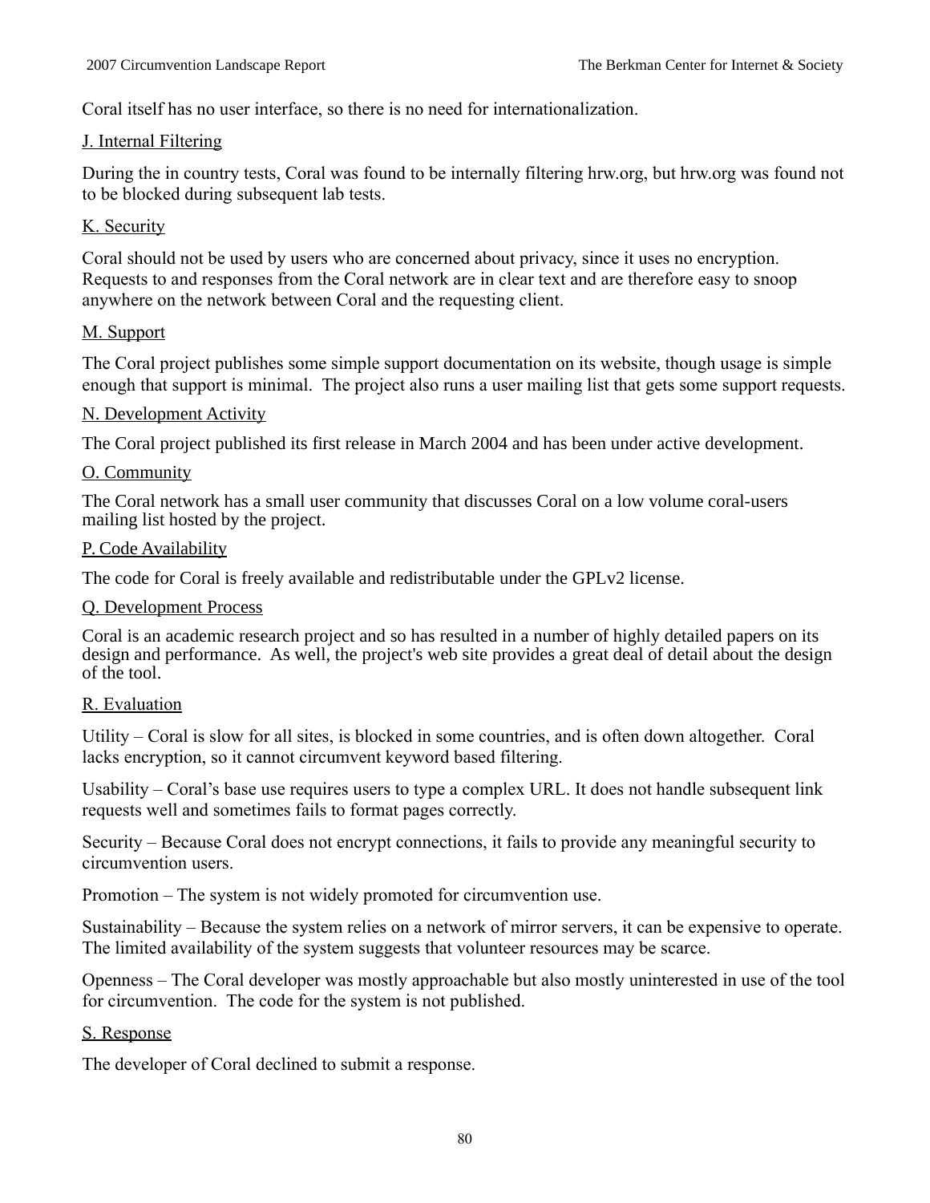Coral itself has no user interface, so there is no need for internationalization.

J. Internal Filtering

During the in country tests, Coral was found to be internally filtering hrw.org, but hrw.org was found not to be blocked during subsequent lab tests.

K. Security

Coral should not be used by users who are concerned about privacy, since it uses no encryption. Requests to and responses from the Coral network are in clear text and are therefore easy to snoop anywhere on the network between Coral and the requesting client.

M. Support

The Coral project publishes some simple support documentation on its website, though usage is simple enough that support is minimal. The project also runs a user mailing list that gets some support requests.

N. Development Activity

The Coral project published its first release in March 2004 and has been under active development.

O. Community

The Coral network has a small user community that discusses Coral on a low volume coral-users mailing list hosted by the project.

P. Code Availability

The code for Coral is freely available and redistributable under the GPLv2 license.

Q. Development Process

Coral is an academic research project and so has resulted in a number of highly detailed papers on its design and performance. As well, the project's web site provides a great deal of detail about the design of the tool.

R. Evaluation

Utility – Coral is slow for all sites, is blocked in some countries, and is often down altogether. Coral lacks encryption, so it cannot circumvent keyword based filtering.

Usability – Coral's base use requires users to type a complex URL. It does not handle subsequent link requests well and sometimes fails to format pages correctly.

Security – Because Coral does not encrypt connections, it fails to provide any meaningful security to circumvention users.

Promotion – The system is not widely promoted for circumvention use.

Sustainability – Because the system relies on a network of mirror servers, it can be expensive to operate. The limited availability of the system suggests that volunteer resources may be scarce.

Openness – The Coral developer was mostly approachable but also mostly uninterested in use of the tool for circumvention. The code for the system is not published.

S. Response

The developer of Coral declined to submit a response.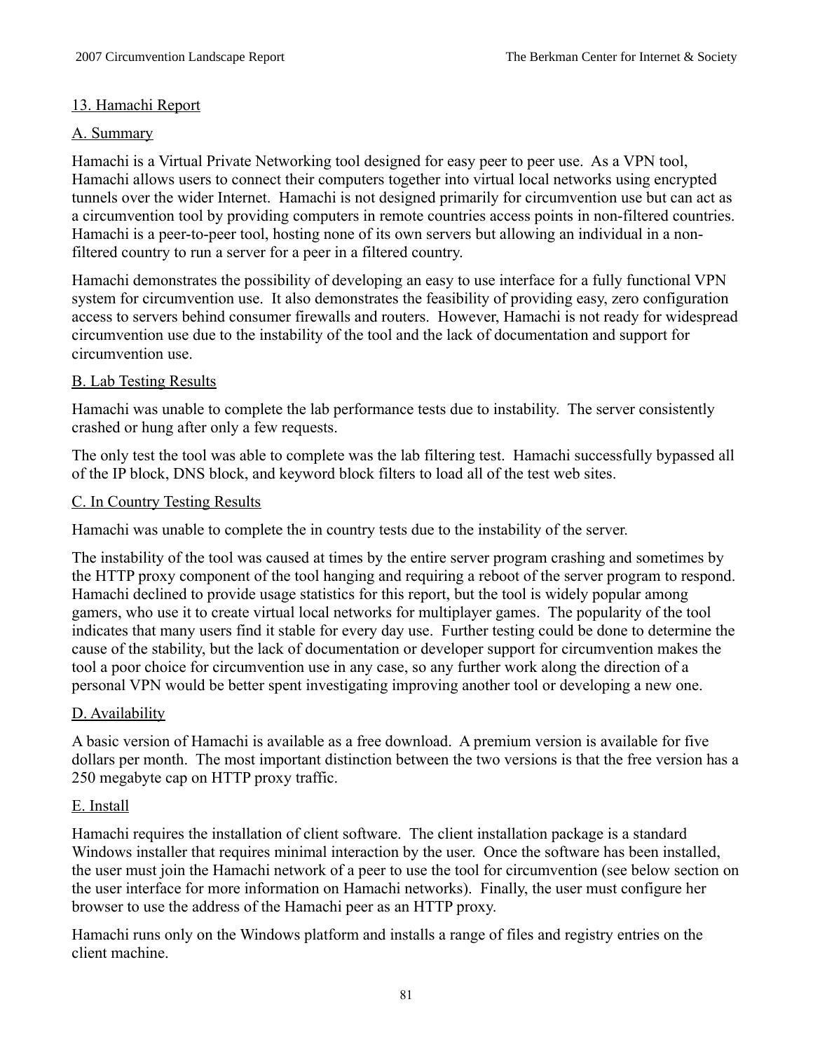## 13. Hamachi Report

### A. Summary

Hamachi is a Virtual Private Networking tool designed for easy peer to peer use. As a VPN tool, Hamachi allows users to connect their computers together into virtual local networks using encrypted tunnels over the wider Internet. Hamachi is not designed primarily for circumvention use but can act as a circumvention tool by providing computers in remote countries access points in non-filtered countries. Hamachi is a peer-to-peer tool, hosting none of its own servers but allowing an individual in a non-filtered country to run a server for a peer in a filtered country.

Hamachi demonstrates the possibility of developing an easy to use interface for a fully functional VPN system for circumvention use. It also demonstrates the feasibility of providing easy, zero configuration access to servers behind consumer firewalls and routers. However, Hamachi is not ready for widespread circumvention use due to the instability of the tool and the lack of documentation and support for circumvention use.

### B. Lab Testing Results

Hamachi was unable to complete the lab performance tests due to instability. The server consistently crashed or hung after only a few requests.

The only test the tool was able to complete was the lab filtering test. Hamachi successfully bypassed all of the IP block, DNS block, and keyword block filters to load all of the test web sites.

### C. In Country Testing Results

Hamachi was unable to complete the in country tests due to the instability of the server.

The instability of the tool was caused at times by the entire server program crashing and sometimes by the HTTP proxy component of the tool hanging and requiring a reboot of the server program to respond. Hamachi declined to provide usage statistics for this report, but the tool is widely popular among gamers, who use it to create virtual local networks for multiplayer games. The popularity of the tool indicates that many users find it stable for every day use. Further testing could be done to determine the cause of the stability, but the lack of documentation or developer support for circumvention makes the tool a poor choice for circumvention use in any case, so any further work along the direction of a personal VPN would be better spent investigating improving another tool or developing a new one.

### D. Availability

A basic version of Hamachi is available as a free download. A premium version is available for five dollars per month. The most important distinction between the two versions is that the free version has a 250 megabyte cap on HTTP proxy traffic.

### E. Install

Hamachi requires the installation of client software. The client installation package is a standard Windows installer that requires minimal interaction by the user. Once the software has been installed, the user must join the Hamachi network of a peer to use the tool for circumvention (see below section on the user interface for more information on Hamachi networks). Finally, the user must configure her browser to use the address of the Hamachi peer as an HTTP proxy.

Hamachi runs only on the Windows platform and installs a range of files and registry entries on the client machine.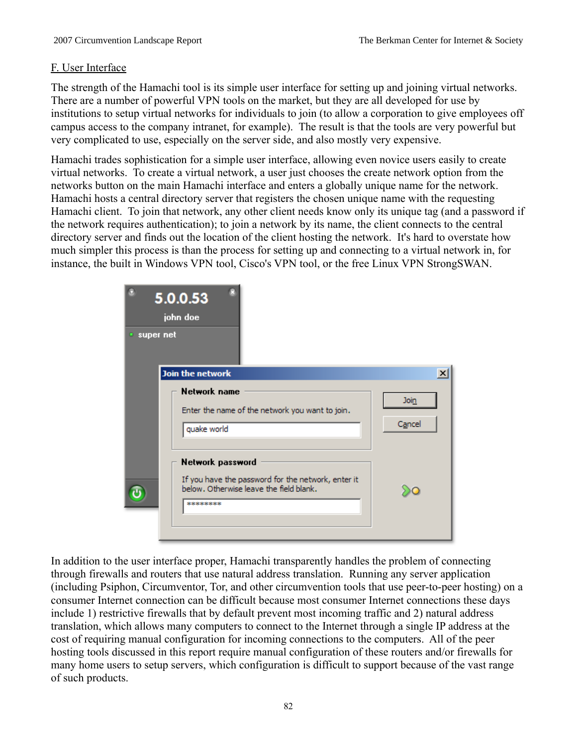## F. User Interface

The strength of the Hamachi tool is its simple user interface for setting up and joining virtual networks. There are a number of powerful VPN tools on the market, but they are all developed for use by institutions to setup virtual networks for individuals to join (to allow a corporation to give employees off campus access to the company intranet, for example). The result is that the tools are very powerful but very complicated to use, especially on the server side, and also mostly very expensive.

Hamachi trades sophistication for a simple user interface, allowing even novice users easily to create virtual networks. To create a virtual network, a user just chooses the create network option from the networks button on the main Hamachi interface and enters a globally unique name for the network. Hamachi hosts a central directory server that registers the chosen unique name with the requesting Hamachi client. To join that network, any other client needs know only its unique tag (and a password if the network requires authentication); to join a network by its name, the client connects to the central directory server and finds out the location of the client hosting the network. It's hard to overstate how much simpler this process is than the process for setting up and connecting to a virtual network in, for instance, the built in Windows VPN tool, Cisco's VPN tool, or the free Linux VPN StrongSWAN.

In addition to the user interface proper, Hamachi transparently handles the problem of connecting through firewalls and routers that use natural address translation. Running any server application (including Psiphon, Circumventor, Tor, and other circumvention tools that use peer-to-peer hosting) on a consumer Internet connection can be difficult because most consumer Internet connections these days include 1) restrictive firewalls that by default prevent most incoming traffic and 2) natural address translation, which allows many computers to connect to the Internet through a single IP address at the cost of requiring manual configuration for incoming connections to the computers. All of the peer hosting tools discussed in this report require manual configuration of these routers and/or firewalls for many home users to setup servers, which configuration is difficult to support because of the vast range of such products.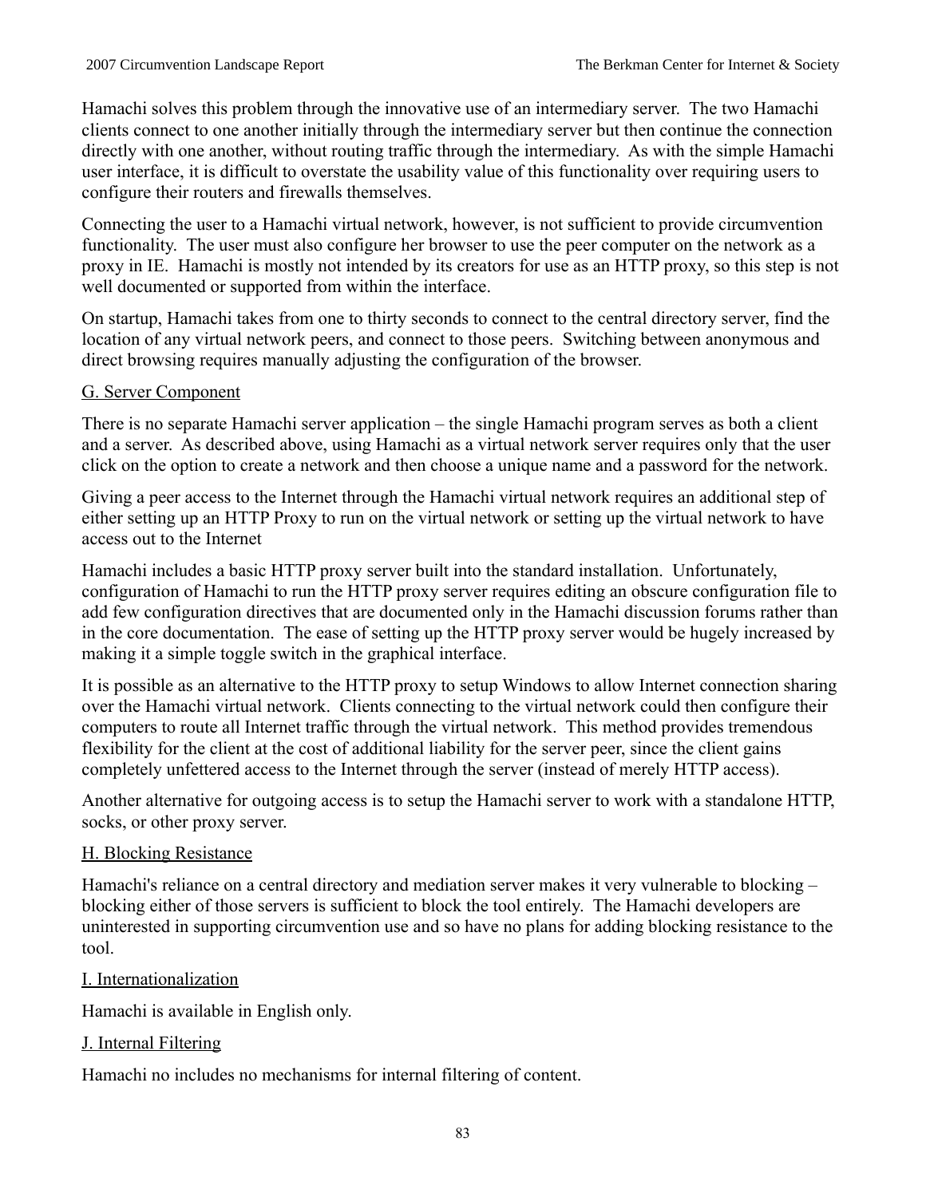Hamachi solves this problem through the innovative use of an intermediary server. The two Hamachi clients connect to one another initially through the intermediary server but then continue the connection directly with one another, without routing traffic through the intermediary. As with the simple Hamachi user interface, it is difficult to overstate the usability value of this functionality over requiring users to configure their routers and firewalls themselves.

Connecting the user to a Hamachi virtual network, however, is not sufficient to provide circumvention functionality. The user must also configure her browser to use the peer computer on the network as a proxy in IE. Hamachi is mostly not intended by its creators for use as an HTTP proxy, so this step is not well documented or supported from within the interface.

On startup, Hamachi takes from one to thirty seconds to connect to the central directory server, find the location of any virtual network peers, and connect to those peers. Switching between anonymous and direct browsing requires manually adjusting the configuration of the browser.

### G. Server Component

There is no separate Hamachi server application – the single Hamachi program serves as both a client and a server. As described above, using Hamachi as a virtual network server requires only that the user click on the option to create a network and then choose a unique name and a password for the network.

Giving a peer access to the Internet through the Hamachi virtual network requires an additional step of either setting up an HTTP Proxy to run on the virtual network or setting up the virtual network to have access out to the Internet

Hamachi includes a basic HTTP proxy server built into the standard installation. Unfortunately, configuration of Hamachi to run the HTTP proxy server requires editing an obscure configuration file to add few configuration directives that are documented only in the Hamachi discussion forums rather than in the core documentation. The ease of setting up the HTTP proxy server would be hugely increased by making it a simple toggle switch in the graphical interface.

It is possible as an alternative to the HTTP proxy to setup Windows to allow Internet connection sharing over the Hamachi virtual network. Clients connecting to the virtual network could then configure their computers to route all Internet traffic through the virtual network. This method provides tremendous flexibility for the client at the cost of additional liability for the server peer, since the client gains completely unfettered access to the Internet through the server (instead of merely HTTP access).

Another alternative for outgoing access is to setup the Hamachi server to work with a standalone HTTP, socks, or other proxy server.

### H. Blocking Resistance

Hamachi's reliance on a central directory and mediation server makes it very vulnerable to blocking – blocking either of those servers is sufficient to block the tool entirely. The Hamachi developers are uninterested in supporting circumvention use and so have no plans for adding blocking resistance to the tool.

### I. Internationalization

Hamachi is available in English only.

### J. Internal Filtering

Hamachi no includes no mechanisms for internal filtering of content.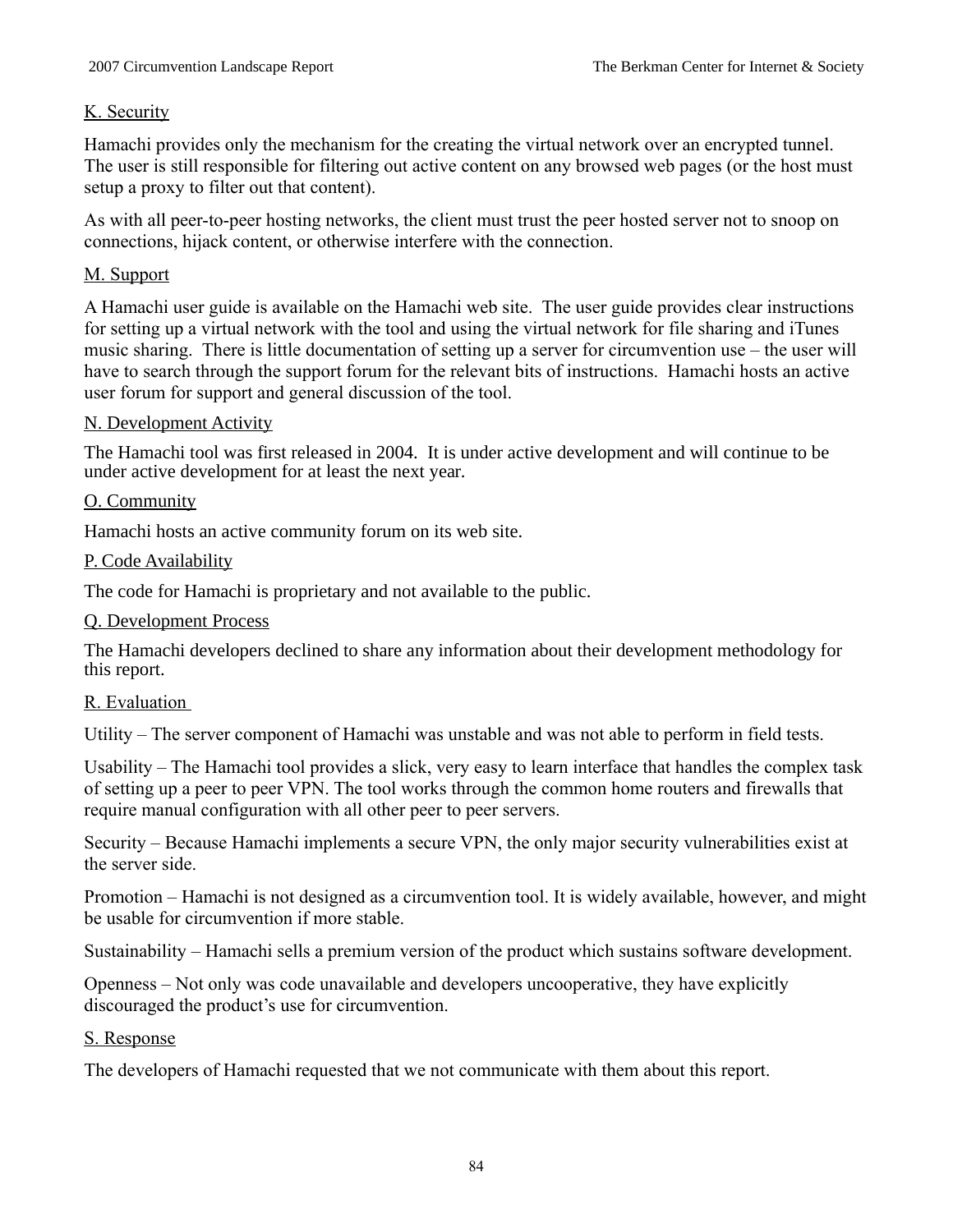### K. Security

Hamachi provides only the mechanism for the creating the virtual network over an encrypted tunnel. The user is still responsible for filtering out active content on any browsed web pages (or the host must setup a proxy to filter out that content).

As with all peer-to-peer hosting networks, the client must trust the peer hosted server not to snoop on connections, hijack content, or otherwise interfere with the connection.

### M. Support

A Hamachi user guide is available on the Hamachi web site. The user guide provides clear instructions for setting up a virtual network with the tool and using the virtual network for file sharing and iTunes music sharing. There is little documentation of setting up a server for circumvention use – the user will have to search through the support forum for the relevant bits of instructions. Hamachi hosts an active user forum for support and general discussion of the tool.

### N. Development Activity

The Hamachi tool was first released in 2004. It is under active development and will continue to be under active development for at least the next year.

### O. Community

Hamachi hosts an active community forum on its web site.

### P. Code Availability

The code for Hamachi is proprietary and not available to the public.

### Q. Development Process

The Hamachi developers declined to share any information about their development methodology for this report.

### R. Evaluation

Utility – The server component of Hamachi was unstable and was not able to perform in field tests.

Usability – The Hamachi tool provides a slick, very easy to learn interface that handles the complex task of setting up a peer to peer VPN. The tool works through the common home routers and firewalls that require manual configuration with all other peer to peer servers.

Security – Because Hamachi implements a secure VPN, the only major security vulnerabilities exist at the server side.

Promotion – Hamachi is not designed as a circumvention tool. It is widely available, however, and might be usable for circumvention if more stable.

Sustainability – Hamachi sells a premium version of the product which sustains software development.

Openness – Not only was code unavailable and developers uncooperative, they have explicitly discouraged the product's use for circumvention.

### S. Response

The developers of Hamachi requested that we not communicate with them about this report.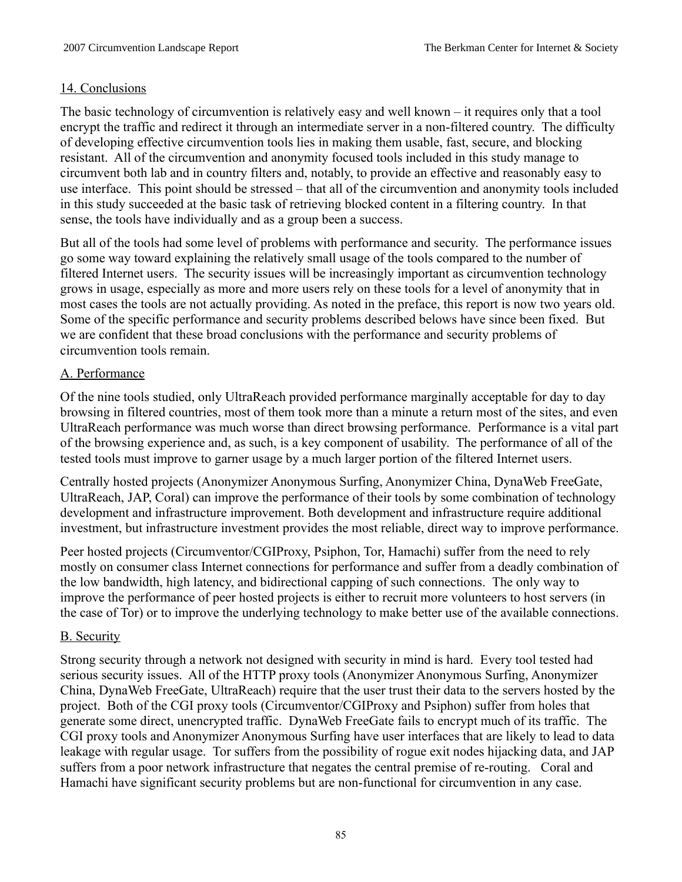## 14. Conclusions

The basic technology of circumvention is relatively easy and well known – it requires only that a tool encrypt the traffic and redirect it through an intermediate server in a non-filtered country. The difficulty of developing effective circumvention tools lies in making them usable, fast, secure, and blocking resistant. All of the circumvention and anonymity focused tools included in this study manage to circumvent both lab and in country filters and, notably, to provide an effective and reasonably easy to use interface. This point should be stressed – that all of the circumvention and anonymity tools included in this study succeeded at the basic task of retrieving blocked content in a filtering country. In that sense, the tools have individually and as a group been a success.

But all of the tools had some level of problems with performance and security. The performance issues go some way toward explaining the relatively small usage of the tools compared to the number of filtered Internet users. The security issues will be increasingly important as circumvention technology grows in usage, especially as more and more users rely on these tools for a level of anonymity that in most cases the tools are not actually providing. As noted in the preface, this report is now two years old. Some of the specific performance and security problems described belows have since been fixed. But we are confident that these broad conclusions with the performance and security problems of circumvention tools remain.

### A. Performance

Of the nine tools studied, only UltraReach provided performance marginally acceptable for day to day browsing in filtered countries, most of them took more than a minute a return most of the sites, and even UltraReach performance was much worse than direct browsing performance. Performance is a vital part of the browsing experience and, as such, is a key component of usability. The performance of all of the tested tools must improve to garner usage by a much larger portion of the filtered Internet users.

Centrally hosted projects (Anonymizer Anonymous Surfing, Anonymizer China, DynaWeb FreeGate, UltraReach, JAP, Coral) can improve the performance of their tools by some combination of technology development and infrastructure improvement. Both development and infrastructure require additional investment, but infrastructure investment provides the most reliable, direct way to improve performance.

Peer hosted projects (Circumventor/CGIProxy, Psiphon, Tor, Hamachi) suffer from the need to rely mostly on consumer class Internet connections for performance and suffer from a deadly combination of the low bandwidth, high latency, and bidirectional capping of such connections. The only way to improve the performance of peer hosted projects is either to recruit more volunteers to host servers (in the case of Tor) or to improve the underlying technology to make better use of the available connections.

### B. Security

Strong security through a network not designed with security in mind is hard. Every tool tested had serious security issues. All of the HTTP proxy tools (Anonymizer Anonymous Surfing, Anonymizer China, DynaWeb FreeGate, UltraReach) require that the user trust their data to the servers hosted by the project. Both of the CGI proxy tools (Circumventor/CGIProxy and Psiphon) suffer from holes that generate some direct, unencrypted traffic. DynaWeb FreeGate fails to encrypt much of its traffic. The CGI proxy tools and Anonymizer Anonymous Surfing have user interfaces that are likely to lead to data leakage with regular usage. Tor suffers from the possibility of rogue exit nodes hijacking data, and JAP suffers from a poor network infrastructure that negates the central premise of re-routing. Coral and Hamachi have significant security problems but are non-functional for circumvention in any case.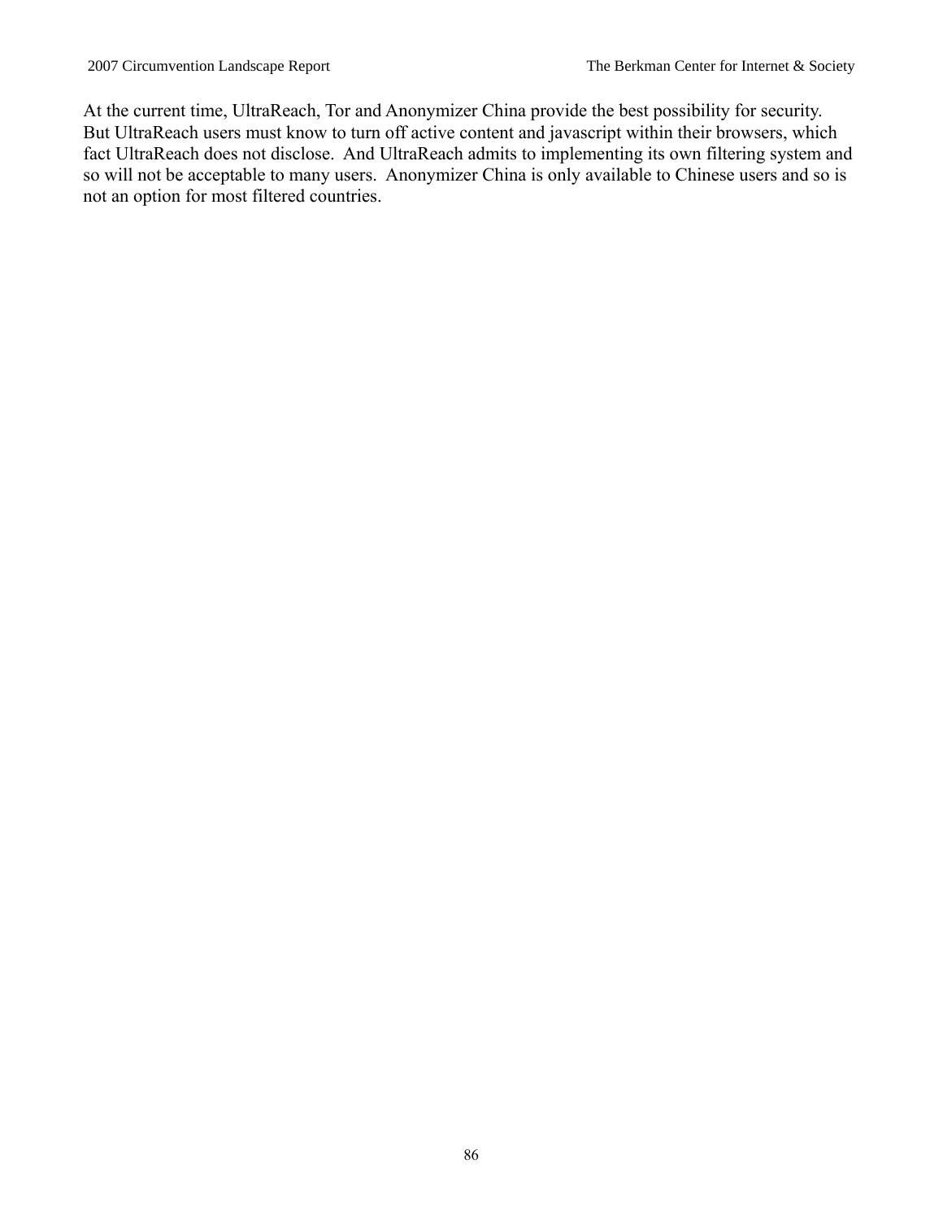At the current time, UltraReach, Tor and Anonymizer China provide the best possibility for security. But UltraReach users must know to turn off active content and javascript within their browsers, which fact UltraReach does not disclose. And UltraReach admits to implementing its own filtering system and so will not be acceptable to many users. Anonymizer China is only available to Chinese users and so is not an option for most filtered countries.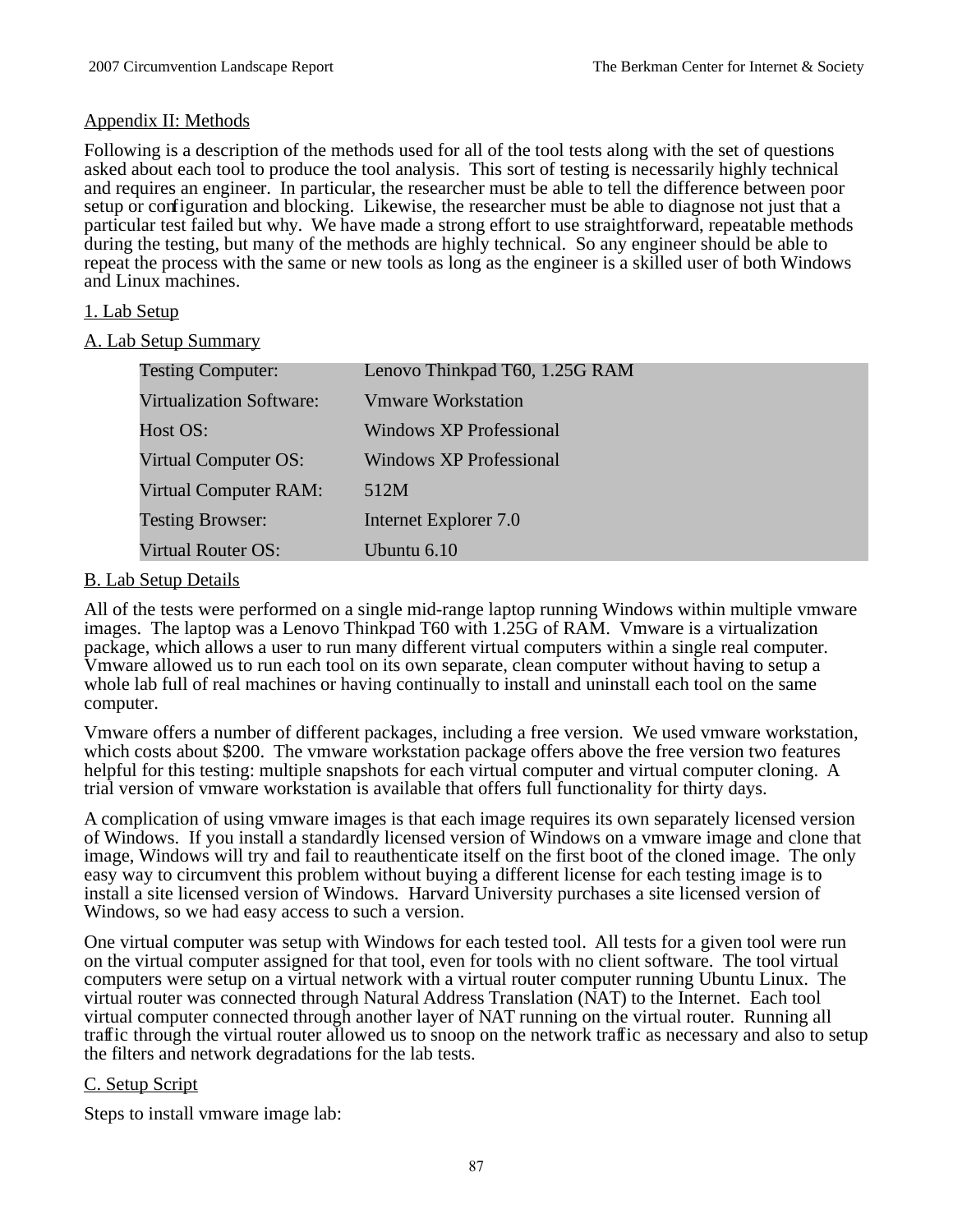## Appendix II: Methods

Following is a description of the methods used for all of the tool tests along with the set of questions asked about each tool to produce the tool analysis. This sort of testing is necessarily highly technical and requires an engineer. In particular, the researcher must be able to tell the difference between poor setup or configuration and blocking. Likewise, the researcher must be able to diagnose not just that a particular test failed but why. We have made a strong effort to use straightforward, repeatable methods during the testing, but many of the methods are highly technical. So any engineer should be able to repeat the process with the same or new tools as long as the engineer is a skilled user of both Windows and Linux machines.

### 1. Lab Setup

#### A. Lab Setup Summary

| | |
|---|---|
| Testing Computer: | Lenovo Thinkpad T60, 1.25G RAM |
| Virtualization Software: | Vmware Workstation |
| Host OS: | Windows XP Professional |
| Virtual Computer OS: | Windows XP Professional |
| Virtual Computer RAM: | 512M |
| Testing Browser: | Internet Explorer 7.0 |
| Virtual Router OS: | Ubuntu 6.10 |

#### B. Lab Setup Details

All of the tests were performed on a single mid-range laptop running Windows within multiple vmware images. The laptop was a Lenovo Thinkpad T60 with 1.25G of RAM. Vmware is a virtualization package, which allows a user to run many different virtual computers within a single real computer. Vmware allowed us to run each tool on its own separate, clean computer without having to setup a whole lab full of real machines or having continually to install and uninstall each tool on the same computer.

Vmware offers a number of different packages, including a free version. We used vmware workstation, which costs about $200. The vmware workstation package offers above the free version two features helpful for this testing: multiple snapshots for each virtual computer and virtual computer cloning. A trial version of vmware workstation is available that offers full functionality for thirty days.

A complication of using vmware images is that each image requires its own separately licensed version of Windows. If you install a standardly licensed version of Windows on a vmware image and clone that image, Windows will try and fail to reauthenticate itself on the first boot of the cloned image. The only easy way to circumvent this problem without buying a different license for each testing image is to install a site licensed version of Windows. Harvard University purchases a site licensed version of Windows, so we had easy access to such a version.

One virtual computer was setup with Windows for each tested tool. All tests for a given tool were run on the virtual computer assigned for that tool, even for tools with no client software. The tool virtual computers were setup on a virtual network with a virtual router computer running Ubuntu Linux. The virtual router was connected through Natural Address Translation (NAT) to the Internet. Each tool virtual computer connected through another layer of NAT running on the virtual router. Running all traffic through the virtual router allowed us to snoop on the network traffic as necessary and also to setup the filters and network degradations for the lab tests.

#### C. Setup Script

Steps to install vmware image lab: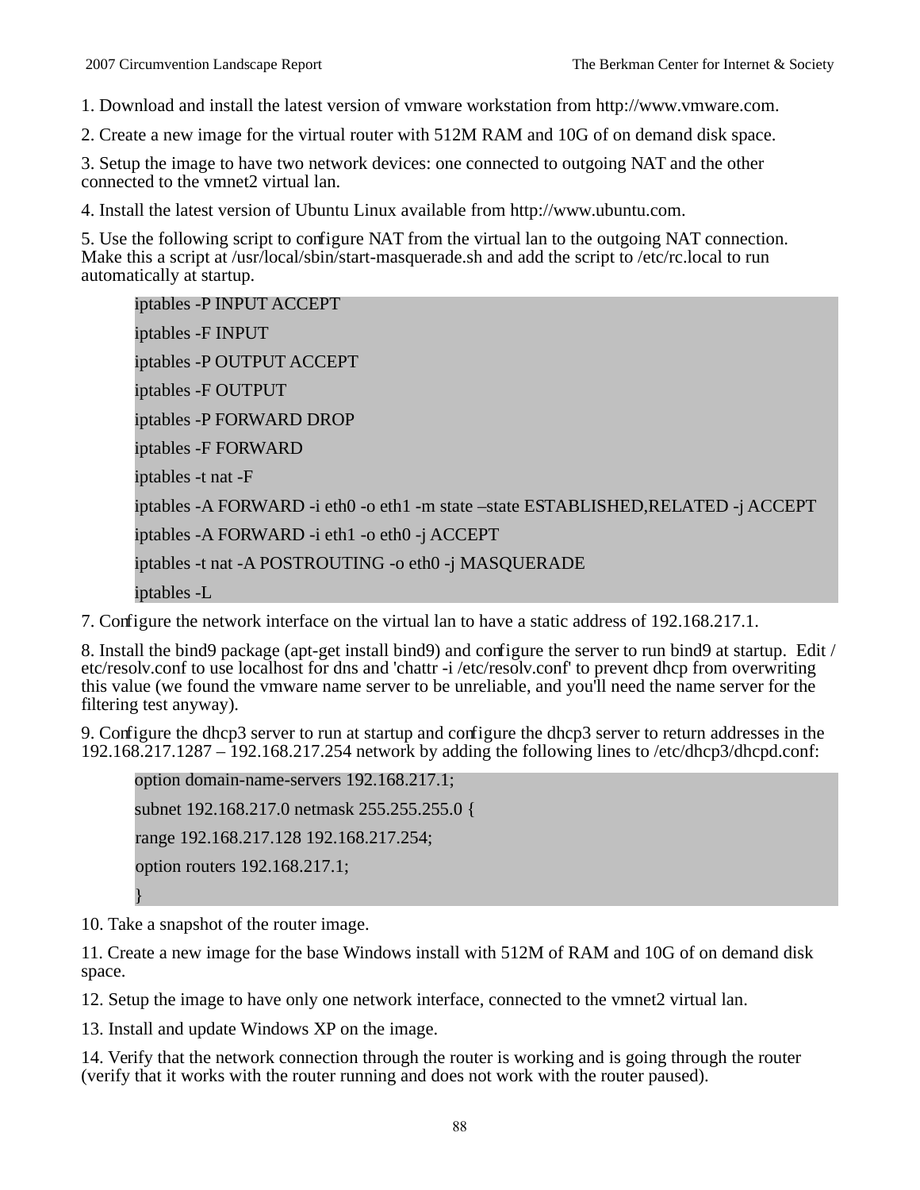1. Download and install the latest version of vmware workstation from http://www.vmware.com.

2. Create a new image for the virtual router with 512M RAM and 10G of on demand disk space.

3. Setup the image to have two network devices: one connected to outgoing NAT and the other connected to the vmnet2 virtual lan.

4. Install the latest version of Ubuntu Linux available from http://www.ubuntu.com.

5. Use the following script to configure NAT from the virtual lan to the outgoing NAT connection. Make this a script at /usr/local/sbin/start-masquerade.sh and add the script to /etc/rc.local to run automatically at startup.

```
iptables -P INPUT ACCEPT
iptables -F INPUT
iptables -P OUTPUT ACCEPT
iptables -F OUTPUT
iptables -P FORWARD DROP
iptables -F FORWARD
iptables -t nat -F
iptables -A FORWARD -i eth0 -o eth1 -m state –state ESTABLISHED,RELATED -j ACCEPT
iptables -A FORWARD -i eth1 -o eth0 -j ACCEPT
iptables -t nat -A POSTROUTING -o eth0 -j MASQUERADE
iptables -L
```

7. Configure the network interface on the virtual lan to have a static address of 192.168.217.1.

8. Install the bind9 package (apt-get install bind9) and configure the server to run bind9 at startup. Edit /etc/resolv.conf to use localhost for dns and 'chattr -i /etc/resolv.conf' to prevent dhcp from overwriting this value (we found the vmware name server to be unreliable, and you'll need the name server for the filtering test anyway).

9. Configure the dhcp3 server to run at startup and configure the dhcp3 server to return addresses in the 192.168.217.1287 – 192.168.217.254 network by adding the following lines to /etc/dhcp3/dhcpd.conf:

```
option domain-name-servers 192.168.217.1;
subnet 192.168.217.0 netmask 255.255.255.0 {
range 192.168.217.128 192.168.217.254;
option routers 192.168.217.1;
}
```

10. Take a snapshot of the router image.

11. Create a new image for the base Windows install with 512M of RAM and 10G of on demand disk space.

12. Setup the image to have only one network interface, connected to the vmnet2 virtual lan.

13. Install and update Windows XP on the image.

14. Verify that the network connection through the router is working and is going through the router (verify that it works with the router running and does not work with the router paused).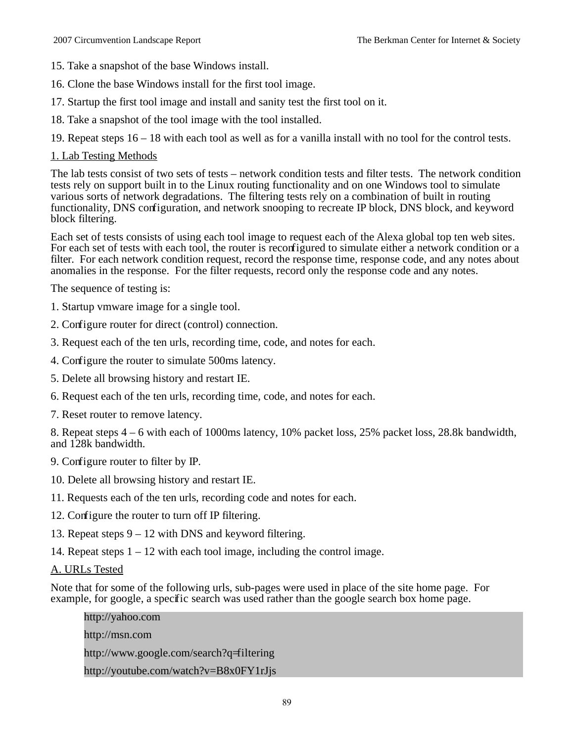15. Take a snapshot of the base Windows install.

16. Clone the base Windows install for the first tool image.

17. Startup the first tool image and install and sanity test the first tool on it.

18. Take a snapshot of the tool image with the tool installed.

19. Repeat steps 16 – 18 with each tool as well as for a vanilla install with no tool for the control tests.

<u>1. Lab Testing Methods</u>

The lab tests consist of two sets of tests – network condition tests and filter tests. The network condition tests rely on support built in to the Linux routing functionality and on one Windows tool to simulate various sorts of network degradations. The filtering tests rely on a combination of built in routing functionality, DNS configuration, and network snooping to recreate IP block, DNS block, and keyword block filtering.

Each set of tests consists of using each tool image to request each of the Alexa global top ten web sites. For each set of tests with each tool, the router is reconfigured to simulate either a network condition or a filter. For each network condition request, record the response time, response code, and any notes about anomalies in the response. For the filter requests, record only the response code and any notes.

The sequence of testing is:

1. Startup vmware image for a single tool.

2. Configure router for direct (control) connection.

3. Request each of the ten urls, recording time, code, and notes for each.

4. Configure the router to simulate 500ms latency.

5. Delete all browsing history and restart IE.

6. Request each of the ten urls, recording time, code, and notes for each.

7. Reset router to remove latency.

8. Repeat steps 4 – 6 with each of 1000ms latency, 10% packet loss, 25% packet loss, 28.8k bandwidth, and 128k bandwidth.

9. Configure router to filter by IP.

10. Delete all browsing history and restart IE.

11. Requests each of the ten urls, recording code and notes for each.

12. Configure the router to turn off IP filtering.

13. Repeat steps 9 – 12 with DNS and keyword filtering.

14. Repeat steps 1 – 12 with each tool image, including the control image.

<u>A. URLs Tested</u>

Note that for some of the following urls, sub-pages were used in place of the site home page. For example, for google, a specific search was used rather than the google search box home page.

http://yahoo.com

http://msn.com

http://www.google.com/search?q=filtering

http://youtube.com/watch?v=B8x0FY1rJjs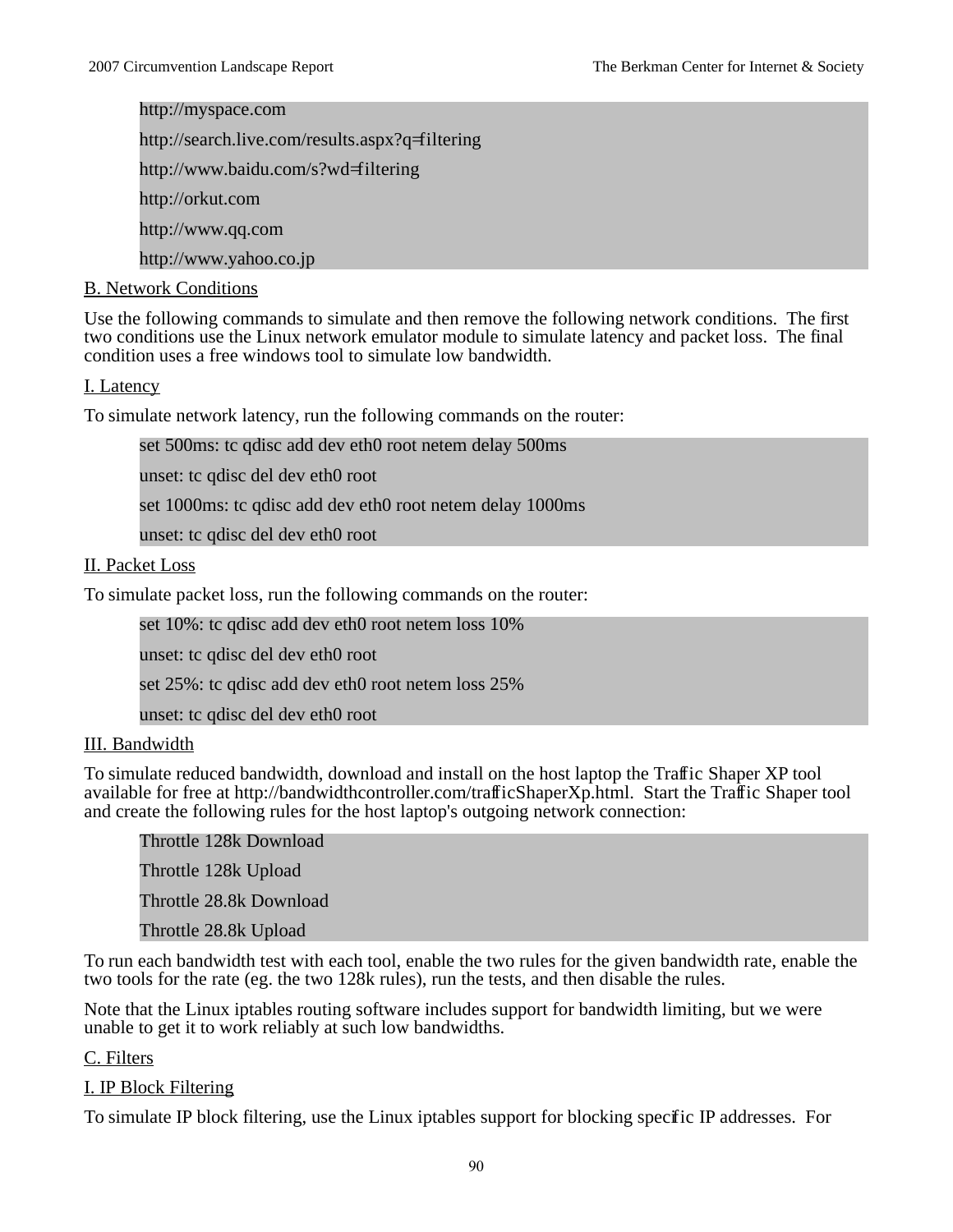```
http://myspace.com
http://search.live.com/results.aspx?q=filtering
http://www.baidu.com/s?wd=filtering
http://orkut.com
http://www.qq.com
http://www.yahoo.co.jp
```

B. Network Conditions

Use the following commands to simulate and then remove the following network conditions. The first two conditions use the Linux network emulator module to simulate latency and packet loss. The final condition uses a free windows tool to simulate low bandwidth.

I. Latency

To simulate network latency, run the following commands on the router:

```
set 500ms: tc qdisc add dev eth0 root netem delay 500ms
unset: tc qdisc del dev eth0 root
set 1000ms: tc qdisc add dev eth0 root netem delay 1000ms
unset: tc qdisc del dev eth0 root
```

II. Packet Loss

To simulate packet loss, run the following commands on the router:

```
set 10%: tc qdisc add dev eth0 root netem loss 10%
unset: tc qdisc del dev eth0 root
set 25%: tc qdisc add dev eth0 root netem loss 25%
unset: tc qdisc del dev eth0 root
```

III. Bandwidth

To simulate reduced bandwidth, download and install on the host laptop the Traffic Shaper XP tool available for free at http://bandwidthcontroller.com/trafficShaperXp.html. Start the Traffic Shaper tool and create the following rules for the host laptop's outgoing network connection:

```
Throttle 128k Download
Throttle 128k Upload
Throttle 28.8k Download
Throttle 28.8k Upload
```

To run each bandwidth test with each tool, enable the two rules for the given bandwidth rate, enable the two tools for the rate (eg. the two 128k rules), run the tests, and then disable the rules.

Note that the Linux iptables routing software includes support for bandwidth limiting, but we were unable to get it to work reliably at such low bandwidths.

C. Filters

I. IP Block Filtering

To simulate IP block filtering, use the Linux iptables support for blocking specific IP addresses. For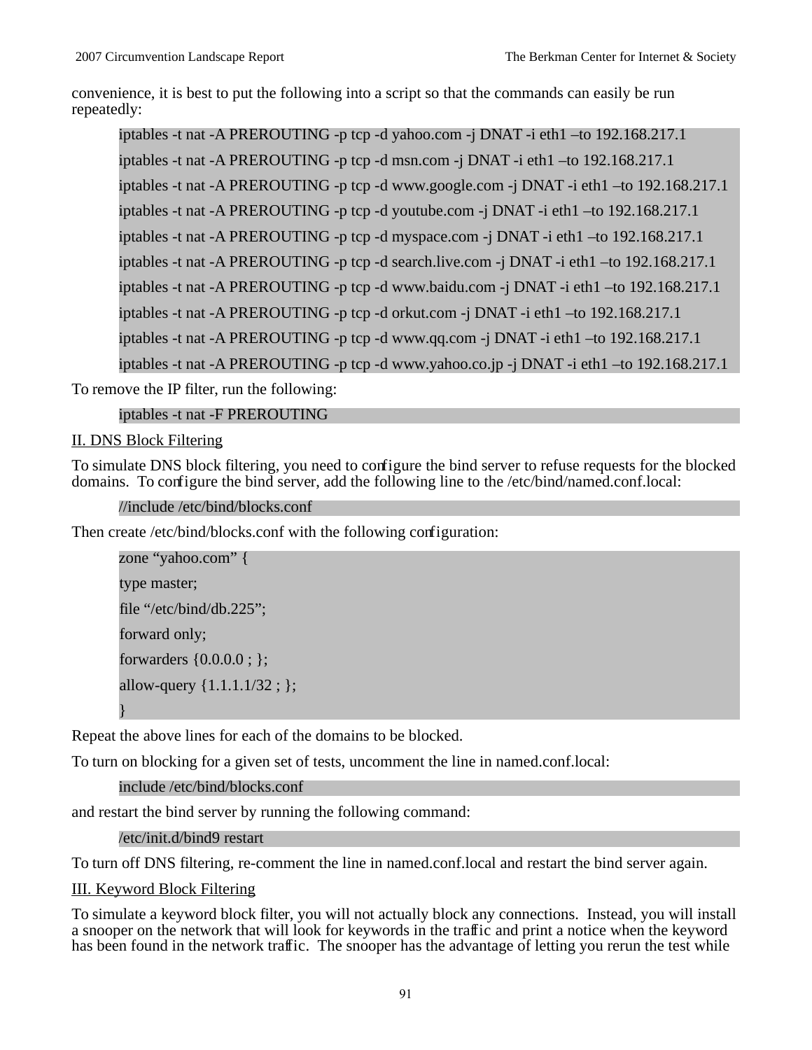convenience, it is best to put the following into a script so that the commands can easily be run repeatedly:

```
iptables -t nat -A PREROUTING -p tcp -d yahoo.com -j DNAT -i eth1 –to 192.168.217.1
iptables -t nat -A PREROUTING -p tcp -d msn.com -j DNAT -i eth1 –to 192.168.217.1
iptables -t nat -A PREROUTING -p tcp -d www.google.com -j DNAT -i eth1 –to 192.168.217.1
iptables -t nat -A PREROUTING -p tcp -d youtube.com -j DNAT -i eth1 –to 192.168.217.1
iptables -t nat -A PREROUTING -p tcp -d myspace.com -j DNAT -i eth1 –to 192.168.217.1
iptables -t nat -A PREROUTING -p tcp -d search.live.com -j DNAT -i eth1 –to 192.168.217.1
iptables -t nat -A PREROUTING -p tcp -d www.baidu.com -j DNAT -i eth1 –to 192.168.217.1
iptables -t nat -A PREROUTING -p tcp -d orkut.com -j DNAT -i eth1 –to 192.168.217.1
iptables -t nat -A PREROUTING -p tcp -d www.qq.com -j DNAT -i eth1 –to 192.168.217.1
iptables -t nat -A PREROUTING -p tcp -d www.yahoo.co.jp -j DNAT -i eth1 –to 192.168.217.1
```

To remove the IP filter, run the following:

```
iptables -t nat -F PREROUTING
```

II. DNS Block Filtering

To simulate DNS block filtering, you need to configure the bind server to refuse requests for the blocked domains. To configure the bind server, add the following line to the /etc/bind/named.conf.local:

```
//include /etc/bind/blocks.conf
```

Then create /etc/bind/blocks.conf with the following configuration:

```
zone “yahoo.com” {
type master;
file “/etc/bind/db.225”;
forward only;
forwarders {0.0.0.0 ; };
allow-query {1.1.1.1/32 ; };
}
```

Repeat the above lines for each of the domains to be blocked.

To turn on blocking for a given set of tests, uncomment the line in named.conf.local:

```
include /etc/bind/blocks.conf
```

and restart the bind server by running the following command:

```
/etc/init.d/bind9 restart
```

To turn off DNS filtering, re-comment the line in named.conf.local and restart the bind server again.

III. Keyword Block Filtering

To simulate a keyword block filter, you will not actually block any connections. Instead, you will install a snooper on the network that will look for keywords in the traffic and print a notice when the keyword has been found in the network traffic. The snooper has the advantage of letting you rerun the test while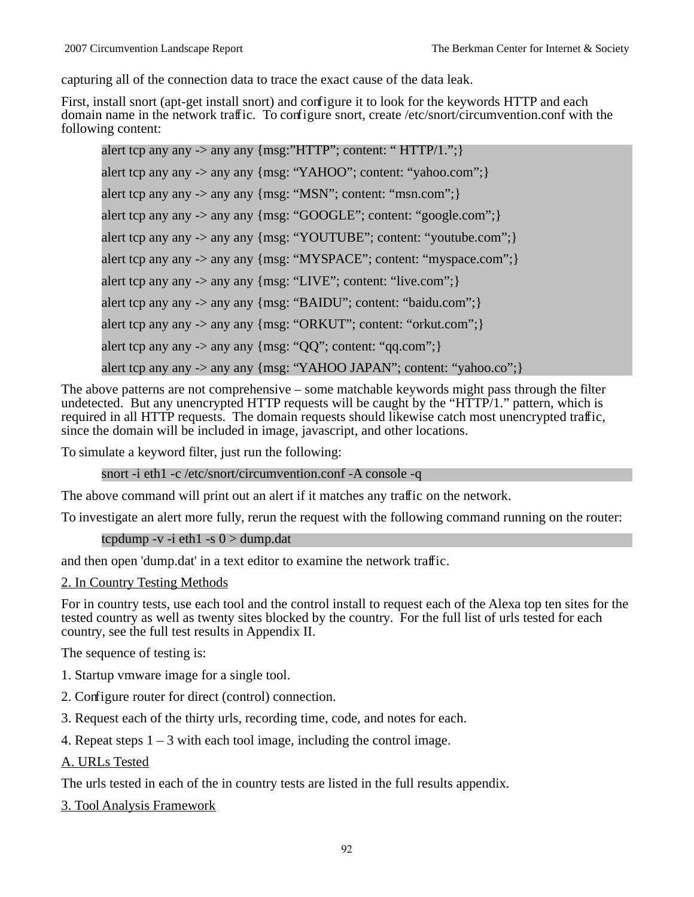capturing all of the connection data to trace the exact cause of the data leak.

First, install snort (apt-get install snort) and configure it to look for the keywords HTTP and each domain name in the network traffic.  To configure snort, create /etc/snort/circumvention.conf with the following content:

```
alert tcp any any -> any any {msg:"HTTP"; content: " HTTP/1.";}
alert tcp any any -> any any {msg: "YAHOO"; content: "yahoo.com";}
alert tcp any any -> any any {msg: "MSN"; content: "msn.com";}
alert tcp any any -> any any {msg: "GOOGLE"; content: "google.com";}
alert tcp any any -> any any {msg: "YOUTUBE"; content: "youtube.com";}
alert tcp any any -> any any {msg: "MYSPACE"; content: "myspace.com";}
alert tcp any any -> any any {msg: "LIVE"; content: "live.com";}
alert tcp any any -> any any {msg: "BAIDU"; content: "baidu.com";}
alert tcp any any -> any any {msg: "ORKUT"; content: "orkut.com";}
alert tcp any any -> any any {msg: "QQ"; content: "qq.com";}
alert tcp any any -> any any {msg: "YAHOO JAPAN"; content: "yahoo.co";}
```

The above patterns are not comprehensive – some matchable keywords might pass through the filter undetected.  But any unencrypted HTTP requests will be caught by the "HTTP/1." pattern, which is required in all HTTP requests.  The domain requests should likewise catch most unencrypted traffic, since the domain will be included in image, javascript, and other locations.

To simulate a keyword filter, just run the following:

```
snort -i eth1 -c /etc/snort/circumvention.conf -A console -q
```

The above command will print out an alert if it matches any traffic on the network.

To investigate an alert more fully, rerun the request with the following command running on the router:

```
tcpdump -v -i eth1 -s 0 > dump.dat
```

and then open 'dump.dat' in a text editor to examine the network traffic.

2. In Country Testing Methods

For in country tests, use each tool and the control install to request each of the Alexa top ten sites for the tested country as well as twenty sites blocked by the country.  For the full list of urls tested for each country, see the full test results in Appendix II.

The sequence of testing is:

1. Startup vmware image for a single tool.
2. Configure router for direct (control) connection.
3. Request each of the thirty urls, recording time, code, and notes for each.
4. Repeat steps 1 – 3 with each tool image, including the control image.

A. URLs Tested

The urls tested in each of the in country tests are listed in the full results appendix.

3. Tool Analysis Framework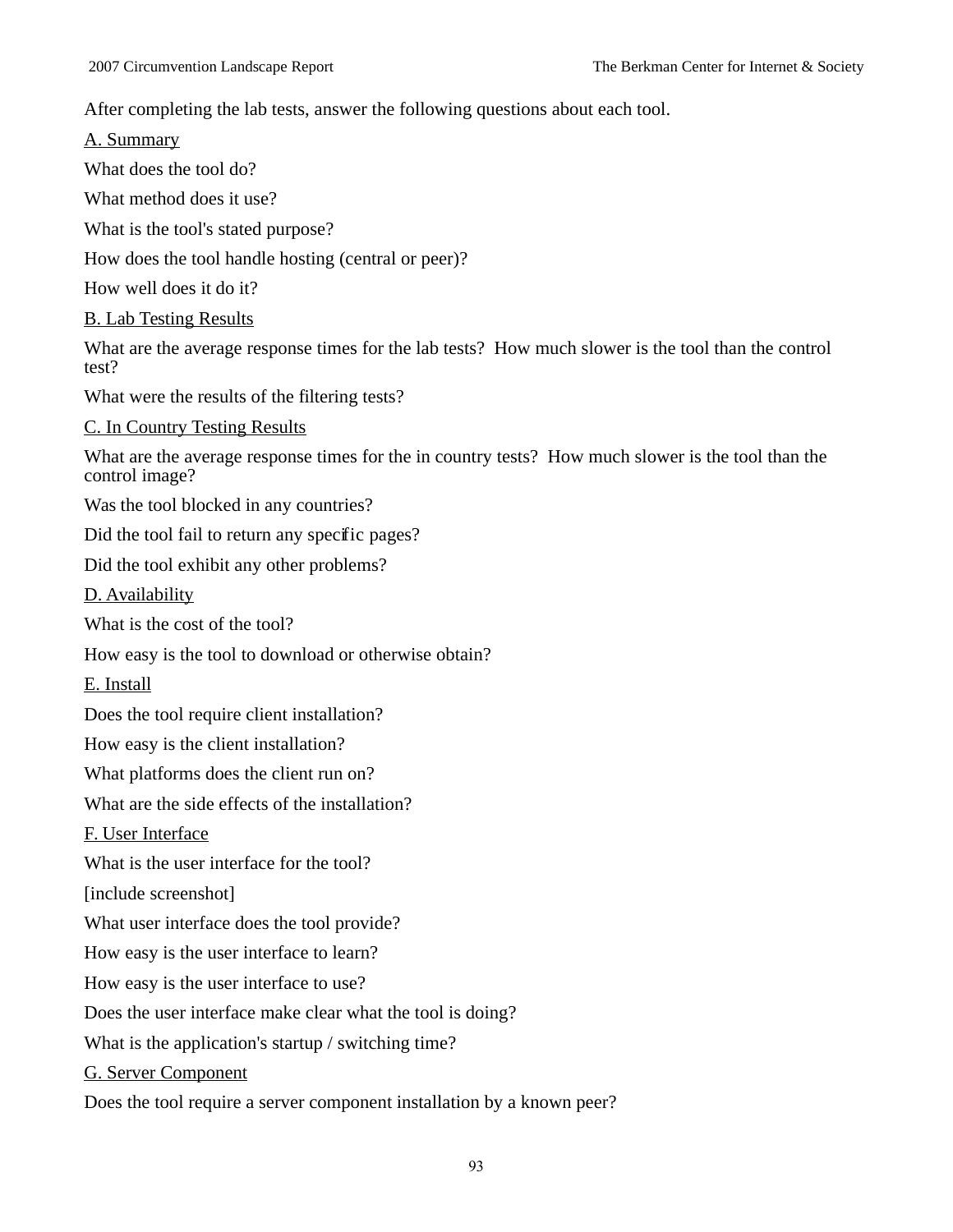After completing the lab tests, answer the following questions about each tool.

<u>A. Summary</u>

What does the tool do?

What method does it use?

What is the tool's stated purpose?

How does the tool handle hosting (central or peer)?

How well does it do it?

<u>B. Lab Testing Results</u>

What are the average response times for the lab tests? How much slower is the tool than the control test?

What were the results of the filtering tests?

<u>C. In Country Testing Results</u>

What are the average response times for the in country tests? How much slower is the tool than the control image?

Was the tool blocked in any countries?

Did the tool fail to return any specific pages?

Did the tool exhibit any other problems?

<u>D. Availability</u>

What is the cost of the tool?

How easy is the tool to download or otherwise obtain?

<u>E. Install</u>

Does the tool require client installation?

How easy is the client installation?

What platforms does the client run on?

What are the side effects of the installation?

<u>F. User Interface</u>

What is the user interface for the tool?

[include screenshot]

What user interface does the tool provide?

How easy is the user interface to learn?

How easy is the user interface to use?

Does the user interface make clear what the tool is doing?

What is the application's startup / switching time?

<u>G. Server Component</u>

Does the tool require a server component installation by a known peer?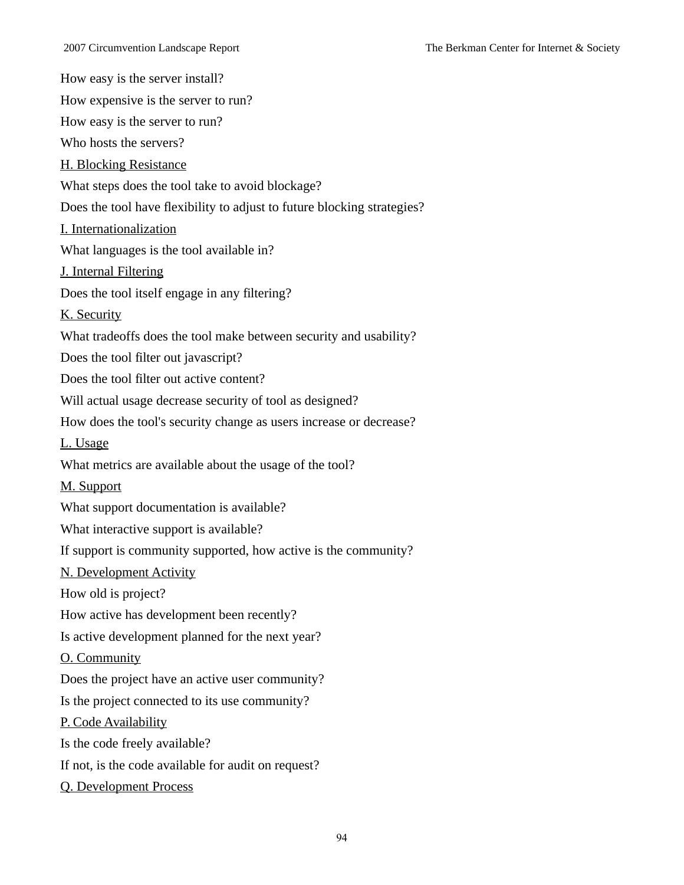How easy is the server install?

How expensive is the server to run?

How easy is the server to run?

Who hosts the servers?

<u>H. Blocking Resistance</u>

What steps does the tool take to avoid blockage?

Does the tool have flexibility to adjust to future blocking strategies?

<u>I. Internationalization</u>

What languages is the tool available in?

<u>J. Internal Filtering</u>

Does the tool itself engage in any filtering?

<u>K. Security</u>

What tradeoffs does the tool make between security and usability?

Does the tool filter out javascript?

Does the tool filter out active content?

Will actual usage decrease security of tool as designed?

How does the tool's security change as users increase or decrease?

<u>L. Usage</u>

What metrics are available about the usage of the tool?

<u>M. Support</u>

What support documentation is available?

What interactive support is available?

If support is community supported, how active is the community?

<u>N. Development Activity</u>

How old is project?

How active has development been recently?

Is active development planned for the next year?

<u>O. Community</u>

Does the project have an active user community?

Is the project connected to its use community?

<u>P. Code Availability</u>

Is the code freely available?

If not, is the code available for audit on request?

<u>Q. Development Process</u>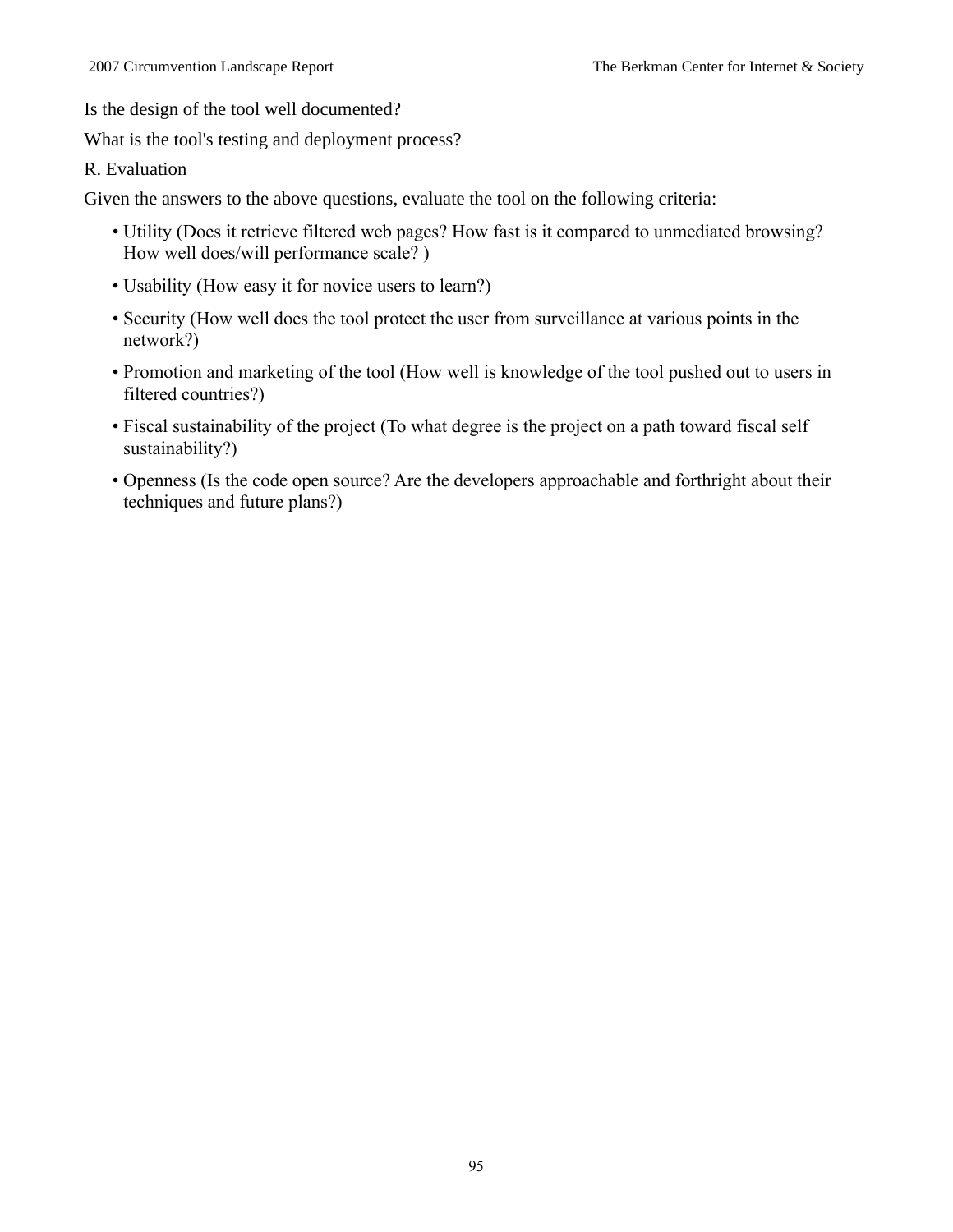Is the design of the tool well documented?

What is the tool's testing and deployment process?

R. Evaluation

Given the answers to the above questions, evaluate the tool on the following criteria:

- Utility (Does it retrieve filtered web pages? How fast is it compared to unmediated browsing? How well does/will performance scale? )
- Usability (How easy it for novice users to learn?)
- Security (How well does the tool protect the user from surveillance at various points in the network?)
- Promotion and marketing of the tool (How well is knowledge of the tool pushed out to users in filtered countries?)
- Fiscal sustainability of the project (To what degree is the project on a path toward fiscal self sustainability?)
- Openness (Is the code open source? Are the developers approachable and forthright about their techniques and future plans?)